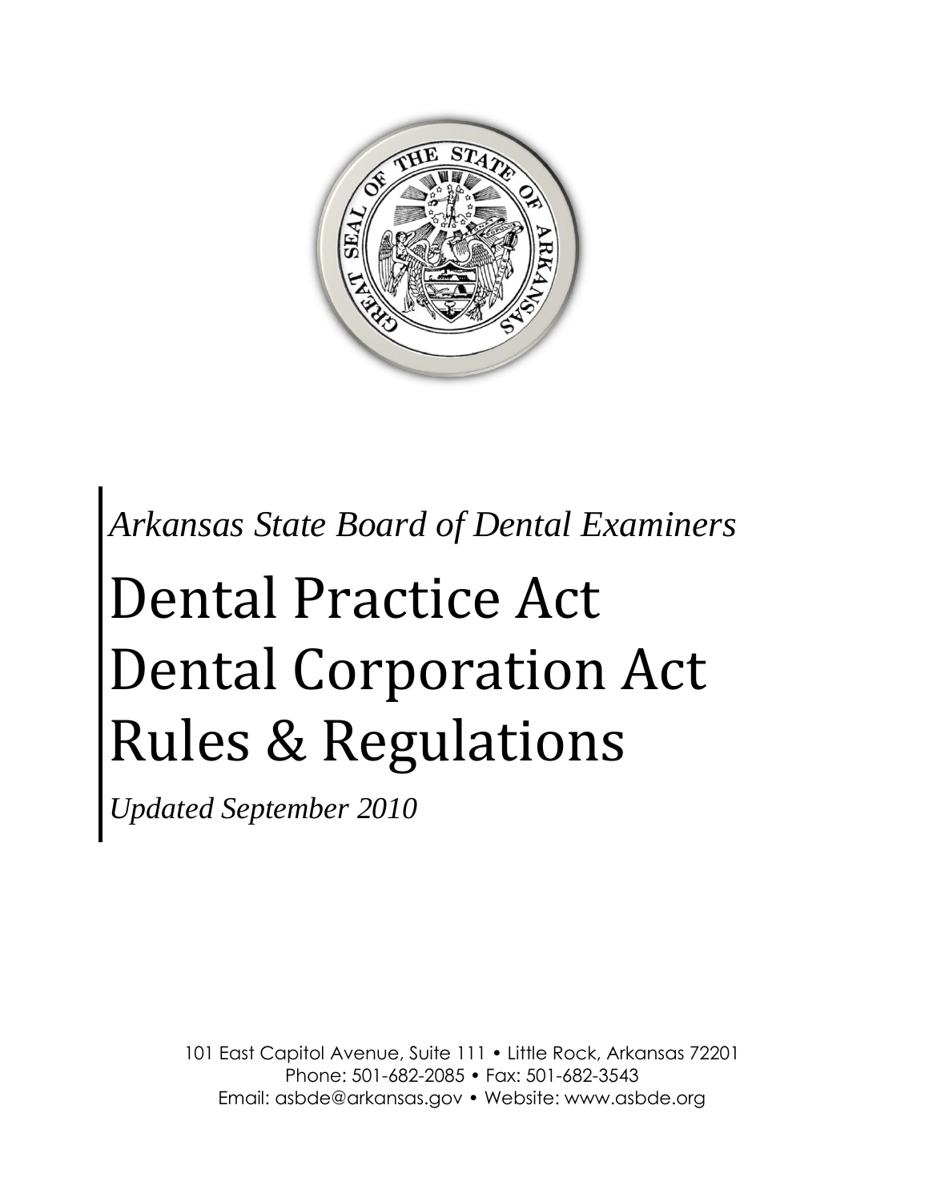*Arkansas State Board of Dental Examiners*

# Dental Practice Act
# Dental Corporation Act
# Rules & Regulations

*Updated September 2010*

101 East Capitol Avenue, Suite 111 • Little Rock, Arkansas 72201
Phone: 501-682-2085 • Fax: 501-682-3543
Email: asbde@arkansas.gov • Website: www.asbde.org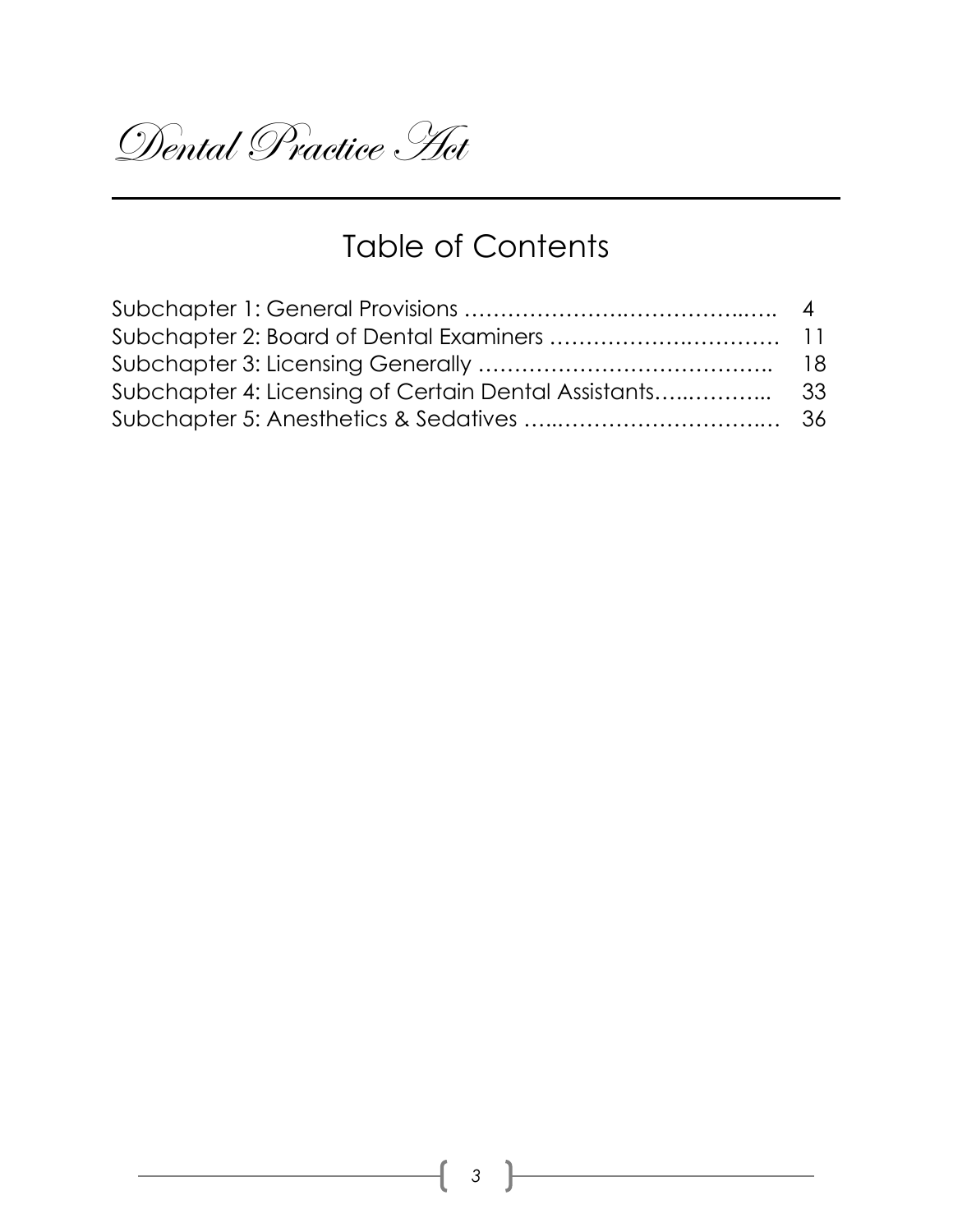*Dental Practice Act*

---

## Table of Contents

| | |
|---|---|
| Subchapter 1: General Provisions | 4 |
| Subchapter 2: Board of Dental Examiners | 11 |
| Subchapter 3: Licensing Generally | 18 |
| Subchapter 4: Licensing of Certain Dental Assistants | 33 |
| Subchapter 5: Anesthetics & Sedatives | 36 |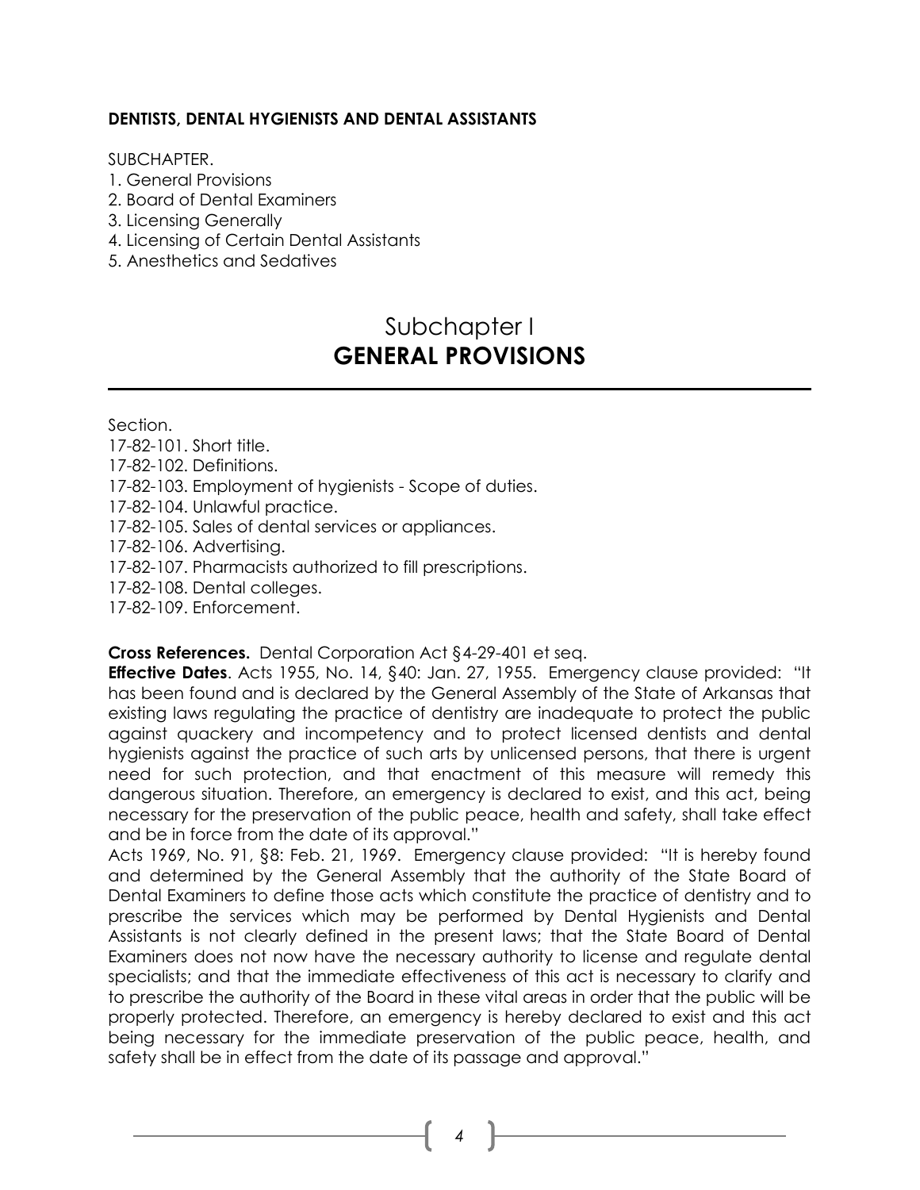**DENTISTS, DENTAL HYGIENISTS AND DENTAL ASSISTANTS**

SUBCHAPTER.

1. General Provisions
2. Board of Dental Examiners
3. Licensing Generally
4. Licensing of Certain Dental Assistants
5. Anesthetics and Sedatives

# Subchapter I
# GENERAL PROVISIONS

Section.

17-82-101. Short title.
17-82-102. Definitions.
17-82-103. Employment of hygienists - Scope of duties.
17-82-104. Unlawful practice.
17-82-105. Sales of dental services or appliances.
17-82-106. Advertising.
17-82-107. Pharmacists authorized to fill prescriptions.
17-82-108. Dental colleges.
17-82-109. Enforcement.

**Cross References.** Dental Corporation Act §4-29-401 et seq.

**Effective Dates**. Acts 1955, No. 14, §40: Jan. 27, 1955. Emergency clause provided: "It has been found and is declared by the General Assembly of the State of Arkansas that existing laws regulating the practice of dentistry are inadequate to protect the public against quackery and incompetency and to protect licensed dentists and dental hygienists against the practice of such arts by unlicensed persons, that there is urgent need for such protection, and that enactment of this measure will remedy this dangerous situation. Therefore, an emergency is declared to exist, and this act, being necessary for the preservation of the public peace, health and safety, shall take effect and be in force from the date of its approval."

Acts 1969, No. 91, §8: Feb. 21, 1969. Emergency clause provided: "It is hereby found and determined by the General Assembly that the authority of the State Board of Dental Examiners to define those acts which constitute the practice of dentistry and to prescribe the services which may be performed by Dental Hygienists and Dental Assistants is not clearly defined in the present laws; that the State Board of Dental Examiners does not now have the necessary authority to license and regulate dental specialists; and that the immediate effectiveness of this act is necessary to clarify and to prescribe the authority of the Board in these vital areas in order that the public will be properly protected. Therefore, an emergency is hereby declared to exist and this act being necessary for the immediate preservation of the public peace, health, and safety shall be in effect from the date of its passage and approval."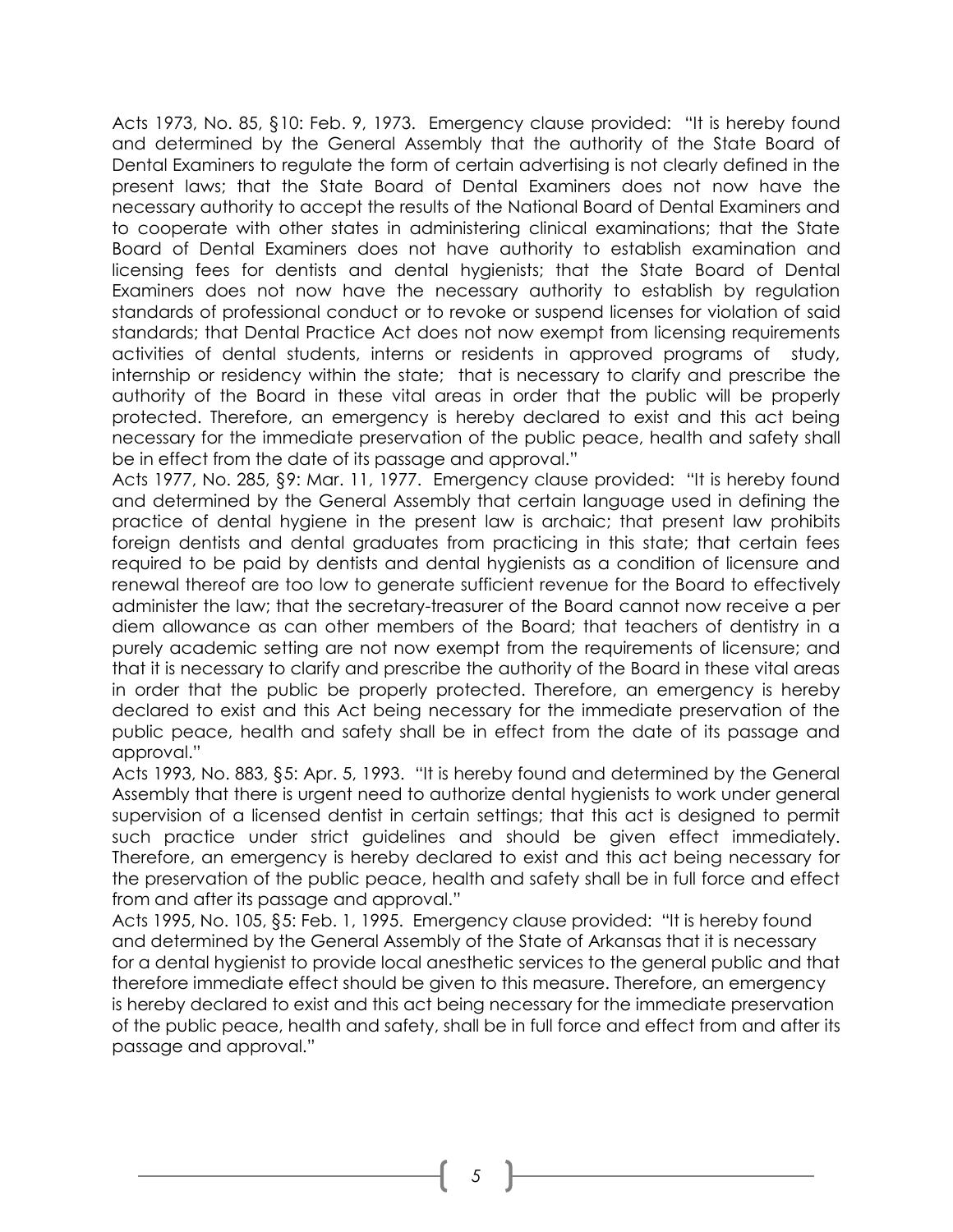Acts 1973, No. 85, §10: Feb. 9, 1973. Emergency clause provided: "It is hereby found and determined by the General Assembly that the authority of the State Board of Dental Examiners to regulate the form of certain advertising is not clearly defined in the present laws; that the State Board of Dental Examiners does not now have the necessary authority to accept the results of the National Board of Dental Examiners and to cooperate with other states in administering clinical examinations; that the State Board of Dental Examiners does not have authority to establish examination and licensing fees for dentists and dental hygienists; that the State Board of Dental Examiners does not now have the necessary authority to establish by regulation standards of professional conduct or to revoke or suspend licenses for violation of said standards; that Dental Practice Act does not now exempt from licensing requirements activities of dental students, interns or residents in approved programs of study, internship or residency within the state; that is necessary to clarify and prescribe the authority of the Board in these vital areas in order that the public will be properly protected. Therefore, an emergency is hereby declared to exist and this act being necessary for the immediate preservation of the public peace, health and safety shall be in effect from the date of its passage and approval."

Acts 1977, No. 285, §9: Mar. 11, 1977. Emergency clause provided: "It is hereby found and determined by the General Assembly that certain language used in defining the practice of dental hygiene in the present law is archaic; that present law prohibits foreign dentists and dental graduates from practicing in this state; that certain fees required to be paid by dentists and dental hygienists as a condition of licensure and renewal thereof are too low to generate sufficient revenue for the Board to effectively administer the law; that the secretary-treasurer of the Board cannot now receive a per diem allowance as can other members of the Board; that teachers of dentistry in a purely academic setting are not now exempt from the requirements of licensure; and that it is necessary to clarify and prescribe the authority of the Board in these vital areas in order that the public be properly protected. Therefore, an emergency is hereby declared to exist and this Act being necessary for the immediate preservation of the public peace, health and safety shall be in effect from the date of its passage and approval."

Acts 1993, No. 883, §5: Apr. 5, 1993. "It is hereby found and determined by the General Assembly that there is urgent need to authorize dental hygienists to work under general supervision of a licensed dentist in certain settings; that this act is designed to permit such practice under strict guidelines and should be given effect immediately. Therefore, an emergency is hereby declared to exist and this act being necessary for the preservation of the public peace, health and safety shall be in full force and effect from and after its passage and approval."

Acts 1995, No. 105, §5: Feb. 1, 1995. Emergency clause provided: "It is hereby found and determined by the General Assembly of the State of Arkansas that it is necessary for a dental hygienist to provide local anesthetic services to the general public and that therefore immediate effect should be given to this measure. Therefore, an emergency is hereby declared to exist and this act being necessary for the immediate preservation of the public peace, health and safety, shall be in full force and effect from and after its passage and approval."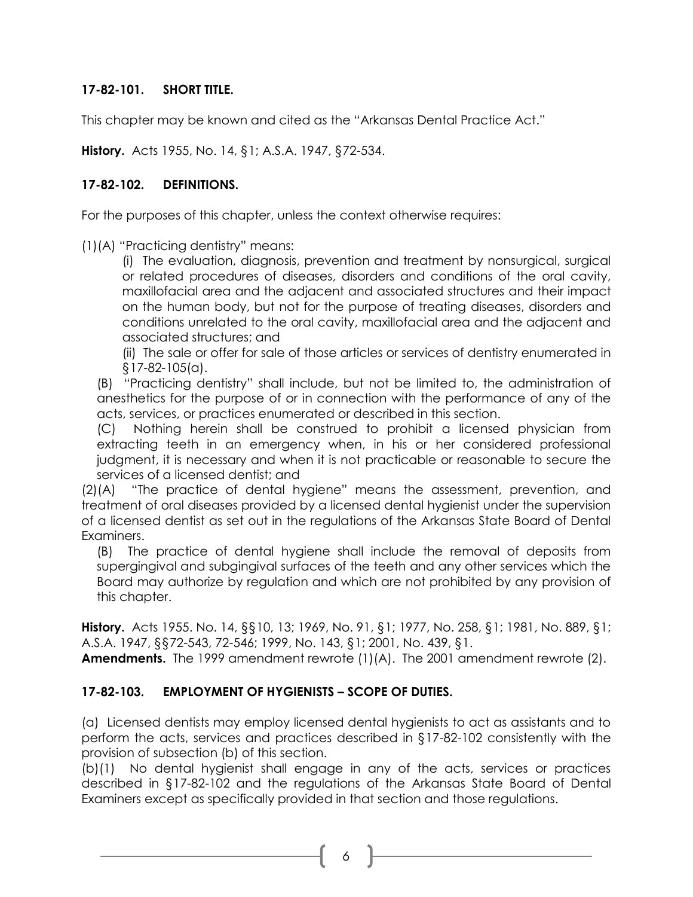### 17-82-101. SHORT TITLE.

This chapter may be known and cited as the "Arkansas Dental Practice Act."

**History.** Acts 1955, No. 14, §1; A.S.A. 1947, §72-534.

### 17-82-102. DEFINITIONS.

For the purposes of this chapter, unless the context otherwise requires:

(1)(A) "Practicing dentistry" means:

(i) The evaluation, diagnosis, prevention and treatment by nonsurgical, surgical or related procedures of diseases, disorders and conditions of the oral cavity, maxillofacial area and the adjacent and associated structures and their impact on the human body, but not for the purpose of treating diseases, disorders and conditions unrelated to the oral cavity, maxillofacial area and the adjacent and associated structures; and

(ii) The sale or offer for sale of those articles or services of dentistry enumerated in §17-82-105(a).

(B) "Practicing dentistry" shall include, but not be limited to, the administration of anesthetics for the purpose of or in connection with the performance of any of the acts, services, or practices enumerated or described in this section.

(C) Nothing herein shall be construed to prohibit a licensed physician from extracting teeth in an emergency when, in his or her considered professional judgment, it is necessary and when it is not practicable or reasonable to secure the services of a licensed dentist; and

(2)(A) "The practice of dental hygiene" means the assessment, prevention, and treatment of oral diseases provided by a licensed dental hygienist under the supervision of a licensed dentist as set out in the regulations of the Arkansas State Board of Dental Examiners.

(B) The practice of dental hygiene shall include the removal of deposits from supergingival and subgingival surfaces of the teeth and any other services which the Board may authorize by regulation and which are not prohibited by any provision of this chapter.

**History.** Acts 1955. No. 14, §§10, 13; 1969, No. 91, §1; 1977, No. 258, §1; 1981, No. 889, §1; A.S.A. 1947, §§72-543, 72-546; 1999, No. 143, §1; 2001, No. 439, §1.

**Amendments.** The 1999 amendment rewrote (1)(A). The 2001 amendment rewrote (2).

### 17-82-103. EMPLOYMENT OF HYGIENISTS – SCOPE OF DUTIES.

(a) Licensed dentists may employ licensed dental hygienists to act as assistants and to perform the acts, services and practices described in §17-82-102 consistently with the provision of subsection (b) of this section.

(b)(1) No dental hygienist shall engage in any of the acts, services or practices described in §17-82-102 and the regulations of the Arkansas State Board of Dental Examiners except as specifically provided in that section and those regulations.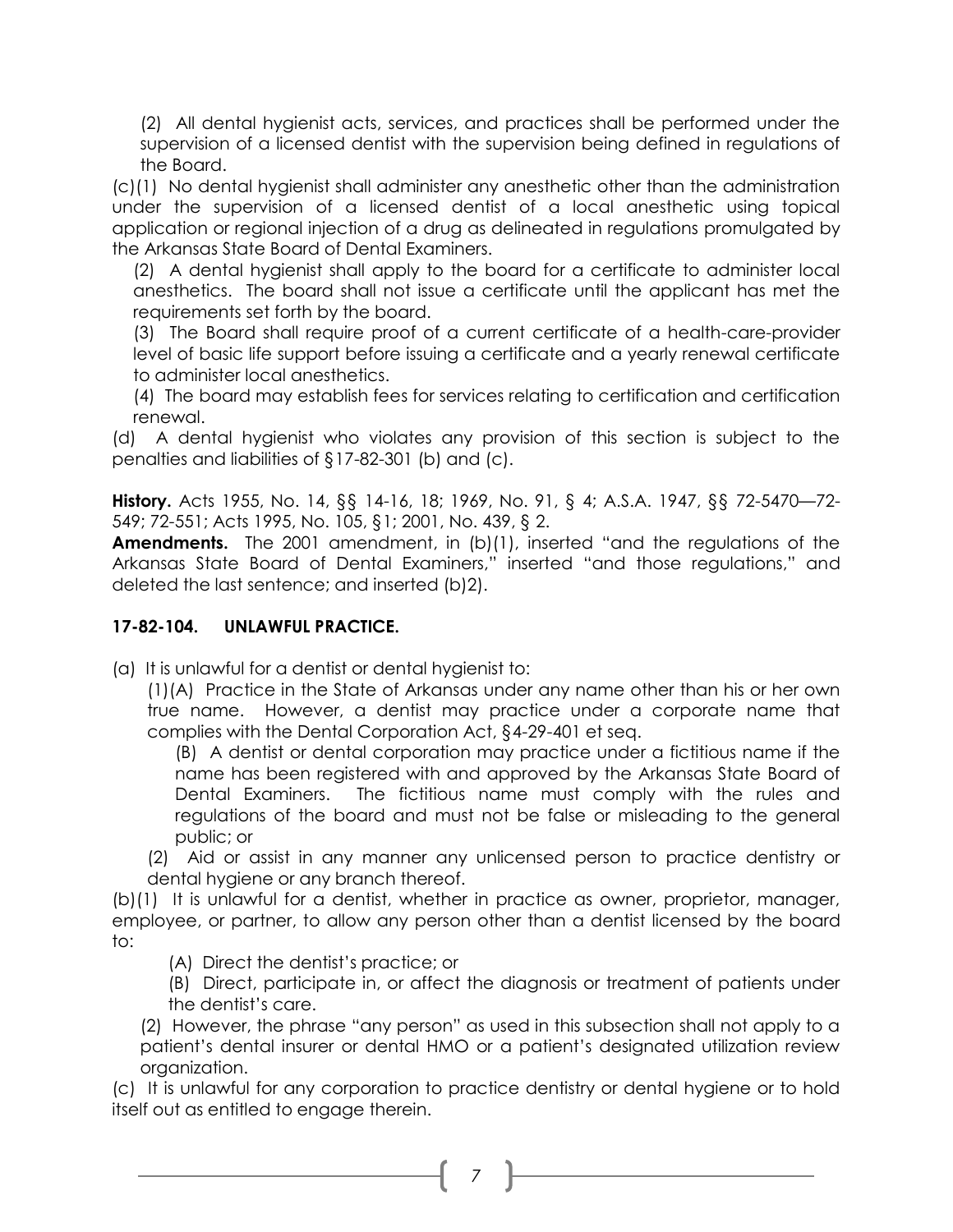(2) All dental hygienist acts, services, and practices shall be performed under the supervision of a licensed dentist with the supervision being defined in regulations of the Board.

(c)(1) No dental hygienist shall administer any anesthetic other than the administration under the supervision of a licensed dentist of a local anesthetic using topical application or regional injection of a drug as delineated in regulations promulgated by the Arkansas State Board of Dental Examiners.

(2) A dental hygienist shall apply to the board for a certificate to administer local anesthetics. The board shall not issue a certificate until the applicant has met the requirements set forth by the board.

(3) The Board shall require proof of a current certificate of a health-care-provider level of basic life support before issuing a certificate and a yearly renewal certificate to administer local anesthetics.

(4) The board may establish fees for services relating to certification and certification renewal.

(d) A dental hygienist who violates any provision of this section is subject to the penalties and liabilities of §17-82-301 (b) and (c).

**History.** Acts 1955, No. 14, §§ 14-16, 18; 1969, No. 91, § 4; A.S.A. 1947, §§ 72-5470—72-549; 72-551; Acts 1995, No. 105, §1; 2001, No. 439, § 2.

**Amendments.** The 2001 amendment, in (b)(1), inserted "and the regulations of the Arkansas State Board of Dental Examiners," inserted "and those regulations," and deleted the last sentence; and inserted (b)2).

## 17-82-104. UNLAWFUL PRACTICE.

(a) It is unlawful for a dentist or dental hygienist to:

(1)(A) Practice in the State of Arkansas under any name other than his or her own true name. However, a dentist may practice under a corporate name that complies with the Dental Corporation Act, §4-29-401 et seq.

(B) A dentist or dental corporation may practice under a fictitious name if the name has been registered with and approved by the Arkansas State Board of Dental Examiners. The fictitious name must comply with the rules and regulations of the board and must not be false or misleading to the general public; or

(2) Aid or assist in any manner any unlicensed person to practice dentistry or dental hygiene or any branch thereof.

(b)(1) It is unlawful for a dentist, whether in practice as owner, proprietor, manager, employee, or partner, to allow any person other than a dentist licensed by the board to:

(A) Direct the dentist's practice; or

(B) Direct, participate in, or affect the diagnosis or treatment of patients under the dentist's care.

(2) However, the phrase "any person" as used in this subsection shall not apply to a patient's dental insurer or dental HMO or a patient's designated utilization review organization.

(c) It is unlawful for any corporation to practice dentistry or dental hygiene or to hold itself out as entitled to engage therein.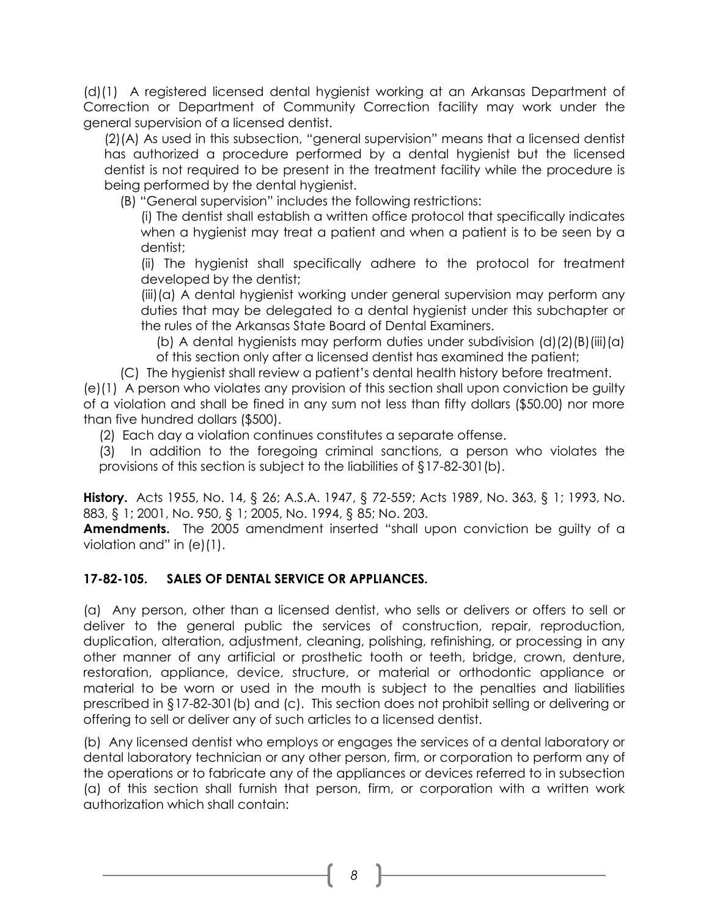(d)(1) A registered licensed dental hygienist working at an Arkansas Department of Correction or Department of Community Correction facility may work under the general supervision of a licensed dentist.

(2)(A) As used in this subsection, "general supervision" means that a licensed dentist has authorized a procedure performed by a dental hygienist but the licensed dentist is not required to be present in the treatment facility while the procedure is being performed by the dental hygienist.

(B) "General supervision" includes the following restrictions:

(i) The dentist shall establish a written office protocol that specifically indicates when a hygienist may treat a patient and when a patient is to be seen by a dentist;

(ii) The hygienist shall specifically adhere to the protocol for treatment developed by the dentist;

(iii)(a) A dental hygienist working under general supervision may perform any duties that may be delegated to a dental hygienist under this subchapter or the rules of the Arkansas State Board of Dental Examiners.

(b) A dental hygienists may perform duties under subdivision (d)(2)(B)(iii)(a) of this section only after a licensed dentist has examined the patient;

(C) The hygienist shall review a patient's dental health history before treatment.

(e)(1) A person who violates any provision of this section shall upon conviction be guilty of a violation and shall be fined in any sum not less than fifty dollars ($50.00) nor more than five hundred dollars ($500).

(2) Each day a violation continues constitutes a separate offense.

(3) In addition to the foregoing criminal sanctions, a person who violates the provisions of this section is subject to the liabilities of §17-82-301(b).

**History.** Acts 1955, No. 14, § 26; A.S.A. 1947, § 72-559; Acts 1989, No. 363, § 1; 1993, No. 883, § 1; 2001, No. 950, § 1; 2005, No. 1994, § 85; No. 203.

**Amendments.** The 2005 amendment inserted "shall upon conviction be guilty of a violation and" in (e)(1).

### 17-82-105. SALES OF DENTAL SERVICE OR APPLIANCES.

(a) Any person, other than a licensed dentist, who sells or delivers or offers to sell or deliver to the general public the services of construction, repair, reproduction, duplication, alteration, adjustment, cleaning, polishing, refinishing, or processing in any other manner of any artificial or prosthetic tooth or teeth, bridge, crown, denture, restoration, appliance, device, structure, or material or orthodontic appliance or material to be worn or used in the mouth is subject to the penalties and liabilities prescribed in §17-82-301(b) and (c). This section does not prohibit selling or delivering or offering to sell or deliver any of such articles to a licensed dentist.

(b) Any licensed dentist who employs or engages the services of a dental laboratory or dental laboratory technician or any other person, firm, or corporation to perform any of the operations or to fabricate any of the appliances or devices referred to in subsection (a) of this section shall furnish that person, firm, or corporation with a written work authorization which shall contain: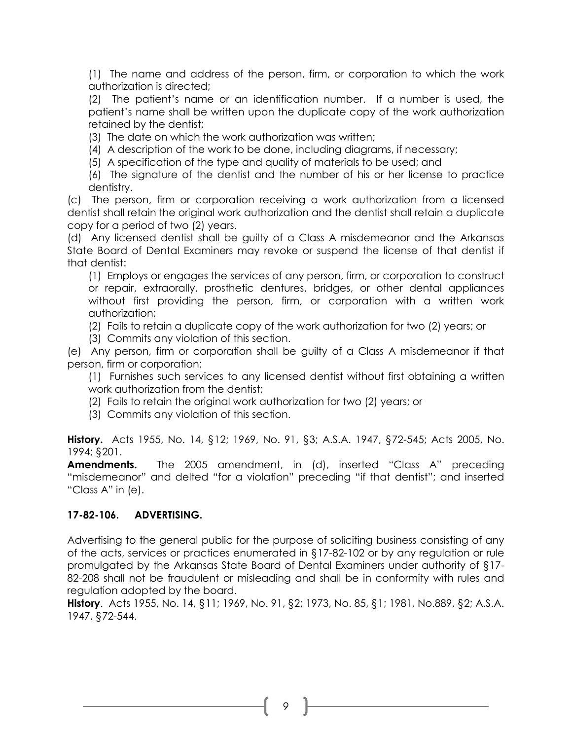(1) The name and address of the person, firm, or corporation to which the work authorization is directed;

(2) The patient's name or an identification number. If a number is used, the patient's name shall be written upon the duplicate copy of the work authorization retained by the dentist;

(3) The date on which the work authorization was written;

(4) A description of the work to be done, including diagrams, if necessary;

(5) A specification of the type and quality of materials to be used; and

(6) The signature of the dentist and the number of his or her license to practice dentistry.

(c) The person, firm or corporation receiving a work authorization from a licensed dentist shall retain the original work authorization and the dentist shall retain a duplicate copy for a period of two (2) years.

(d) Any licensed dentist shall be guilty of a Class A misdemeanor and the Arkansas State Board of Dental Examiners may revoke or suspend the license of that dentist if that dentist:

(1) Employs or engages the services of any person, firm, or corporation to construct or repair, extraorally, prosthetic dentures, bridges, or other dental appliances without first providing the person, firm, or corporation with a written work authorization;

(2) Fails to retain a duplicate copy of the work authorization for two (2) years; or

(3) Commits any violation of this section.

(e) Any person, firm or corporation shall be guilty of a Class A misdemeanor if that person, firm or corporation:

(1) Furnishes such services to any licensed dentist without first obtaining a written work authorization from the dentist;

(2) Fails to retain the original work authorization for two (2) years; or

(3) Commits any violation of this section.

**History.** Acts 1955, No. 14, §12; 1969, No. 91, §3; A.S.A. 1947, §72-545; Acts 2005, No. 1994; §201.

**Amendments.** The 2005 amendment, in (d), inserted "Class A" preceding "misdemeanor" and delted "for a violation" preceding "if that dentist"; and inserted "Class A" in (e).

### 17-82-106. ADVERTISING.

Advertising to the general public for the purpose of soliciting business consisting of any of the acts, services or practices enumerated in §17-82-102 or by any regulation or rule promulgated by the Arkansas State Board of Dental Examiners under authority of §17-82-208 shall not be fraudulent or misleading and shall be in conformity with rules and regulation adopted by the board.

**History**. Acts 1955, No. 14, §11; 1969, No. 91, §2; 1973, No. 85, §1; 1981, No.889, §2; A.S.A. 1947, §72-544.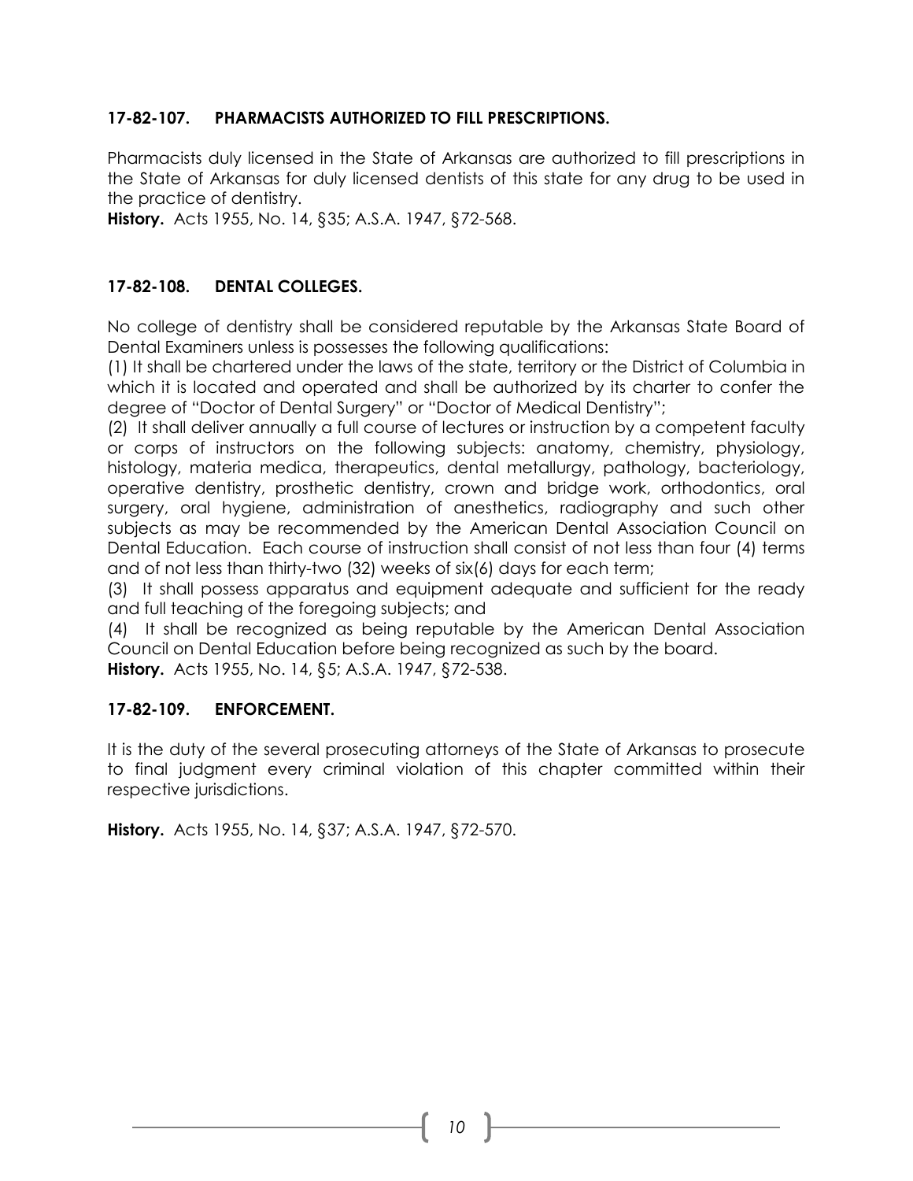### 17-82-107. PHARMACISTS AUTHORIZED TO FILL PRESCRIPTIONS.

Pharmacists duly licensed in the State of Arkansas are authorized to fill prescriptions in the State of Arkansas for duly licensed dentists of this state for any drug to be used in the practice of dentistry.

**History.** Acts 1955, No. 14, §35; A.S.A. 1947, §72-568.

### 17-82-108. DENTAL COLLEGES.

No college of dentistry shall be considered reputable by the Arkansas State Board of Dental Examiners unless is possesses the following qualifications:

(1) It shall be chartered under the laws of the state, territory or the District of Columbia in which it is located and operated and shall be authorized by its charter to confer the degree of "Doctor of Dental Surgery" or "Doctor of Medical Dentistry";

(2) It shall deliver annually a full course of lectures or instruction by a competent faculty or corps of instructors on the following subjects: anatomy, chemistry, physiology, histology, materia medica, therapeutics, dental metallurgy, pathology, bacteriology, operative dentistry, prosthetic dentistry, crown and bridge work, orthodontics, oral surgery, oral hygiene, administration of anesthetics, radiography and such other subjects as may be recommended by the American Dental Association Council on Dental Education. Each course of instruction shall consist of not less than four (4) terms and of not less than thirty-two (32) weeks of six(6) days for each term;

(3) It shall possess apparatus and equipment adequate and sufficient for the ready and full teaching of the foregoing subjects; and

(4) It shall be recognized as being reputable by the American Dental Association Council on Dental Education before being recognized as such by the board.

**History.** Acts 1955, No. 14, §5; A.S.A. 1947, §72-538.

### 17-82-109. ENFORCEMENT.

It is the duty of the several prosecuting attorneys of the State of Arkansas to prosecute to final judgment every criminal violation of this chapter committed within their respective jurisdictions.

**History.** Acts 1955, No. 14, §37; A.S.A. 1947, §72-570.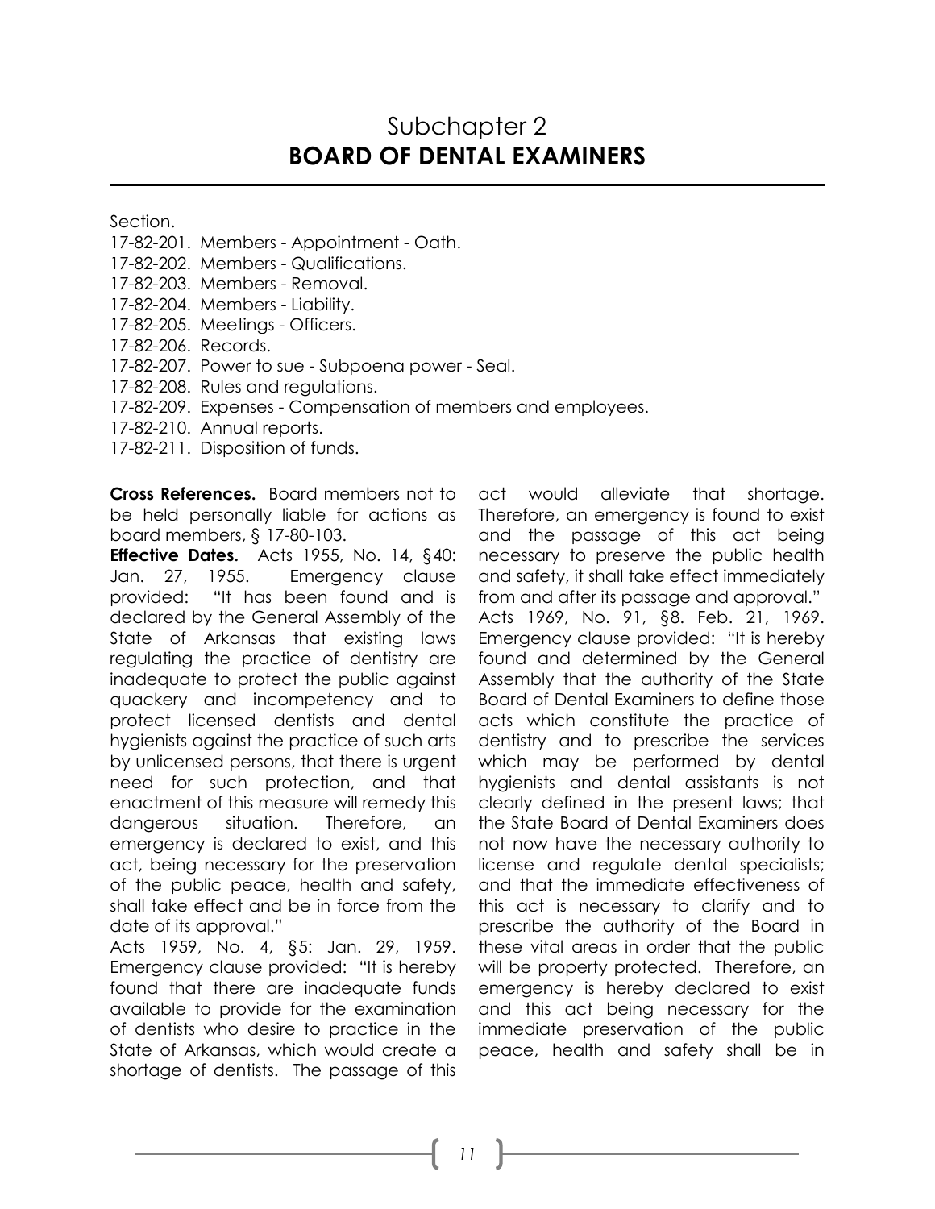# Subchapter 2
## BOARD OF DENTAL EXAMINERS

Section.
17-82-201. Members - Appointment - Oath.
17-82-202. Members - Qualifications.
17-82-203. Members - Removal.
17-82-204. Members - Liability.
17-82-205. Meetings - Officers.
17-82-206. Records.
17-82-207. Power to sue - Subpoena power - Seal.
17-82-208. Rules and regulations.
17-82-209. Expenses - Compensation of members and employees.
17-82-210. Annual reports.
17-82-211. Disposition of funds.

**Cross References.** Board members not to be held personally liable for actions as board members, § 17-80-103.

**Effective Dates.** Acts 1955, No. 14, §40: Jan. 27, 1955. Emergency clause provided: "It has been found and is declared by the General Assembly of the State of Arkansas that existing laws regulating the practice of dentistry are inadequate to protect the public against quackery and incompetency and to protect licensed dentists and dental hygienists against the practice of such arts by unlicensed persons, that there is urgent need for such protection, and that enactment of this measure will remedy this dangerous situation. Therefore, an emergency is declared to exist, and this act, being necessary for the preservation of the public peace, health and safety, shall take effect and be in force from the date of its approval."

Acts 1959, No. 4, §5: Jan. 29, 1959. Emergency clause provided: "It is hereby found that there are inadequate funds available to provide for the examination of dentists who desire to practice in the State of Arkansas, which would create a shortage of dentists. The passage of this act would alleviate that shortage. Therefore, an emergency is found to exist and the passage of this act being necessary to preserve the public health and safety, it shall take effect immediately from and after its passage and approval."

Acts 1969, No. 91, §8. Feb. 21, 1969. Emergency clause provided: "It is hereby found and determined by the General Assembly that the authority of the State Board of Dental Examiners to define those acts which constitute the practice of dentistry and to prescribe the services which may be performed by dental hygienists and dental assistants is not clearly defined in the present laws; that the State Board of Dental Examiners does not now have the necessary authority to license and regulate dental specialists; and that the immediate effectiveness of this act is necessary to clarify and to prescribe the authority of the Board in these vital areas in order that the public will be property protected. Therefore, an emergency is hereby declared to exist and this act being necessary for the immediate preservation of the public peace, health and safety shall be in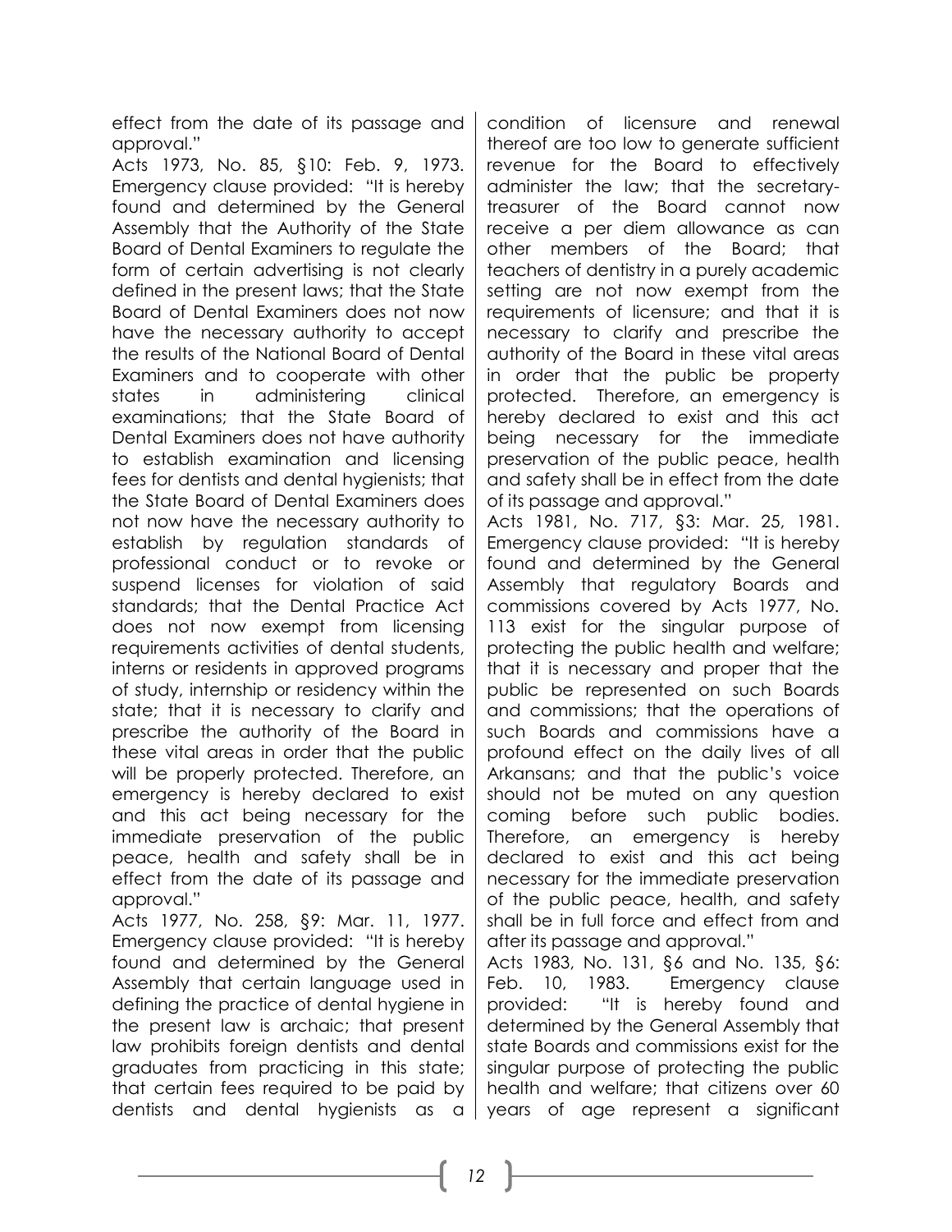effect from the date of its passage and approval."

Acts 1973, No. 85, §10: Feb. 9, 1973. Emergency clause provided: "It is hereby found and determined by the General Assembly that the Authority of the State Board of Dental Examiners to regulate the form of certain advertising is not clearly defined in the present laws; that the State Board of Dental Examiners does not now have the necessary authority to accept the results of the National Board of Dental Examiners and to cooperate with other states in administering clinical examinations; that the State Board of Dental Examiners does not have authority to establish examination and licensing fees for dentists and dental hygienists; that the State Board of Dental Examiners does not now have the necessary authority to establish by regulation standards of professional conduct or to revoke or suspend licenses for violation of said standards; that the Dental Practice Act does not now exempt from licensing requirements activities of dental students, interns or residents in approved programs of study, internship or residency within the state; that it is necessary to clarify and prescribe the authority of the Board in these vital areas in order that the public will be properly protected. Therefore, an emergency is hereby declared to exist and this act being necessary for the immediate preservation of the public peace, health and safety shall be in effect from the date of its passage and approval."

Acts 1977, No. 258, §9: Mar. 11, 1977. Emergency clause provided: "It is hereby found and determined by the General Assembly that certain language used in defining the practice of dental hygiene in the present law is archaic; that present law prohibits foreign dentists and dental graduates from practicing in this state; that certain fees required to be paid by dentists and dental hygienists as a condition of licensure and renewal thereof are too low to generate sufficient revenue for the Board to effectively administer the law; that the secretary-treasurer of the Board cannot now receive a per diem allowance as can other members of the Board; that teachers of dentistry in a purely academic setting are not now exempt from the requirements of licensure; and that it is necessary to clarify and prescribe the authority of the Board in these vital areas in order that the public be property protected. Therefore, an emergency is hereby declared to exist and this act being necessary for the immediate preservation of the public peace, health and safety shall be in effect from the date of its passage and approval."

Acts 1981, No. 717, §3: Mar. 25, 1981. Emergency clause provided: "It is hereby found and determined by the General Assembly that regulatory Boards and commissions covered by Acts 1977, No. 113 exist for the singular purpose of protecting the public health and welfare; that it is necessary and proper that the public be represented on such Boards and commissions; that the operations of such Boards and commissions have a profound effect on the daily lives of all Arkansans; and that the public's voice should not be muted on any question coming before such public bodies. Therefore, an emergency is hereby declared to exist and this act being necessary for the immediate preservation of the public peace, health, and safety shall be in full force and effect from and after its passage and approval."

Acts 1983, No. 131, §6 and No. 135, §6: Feb. 10, 1983. Emergency clause provided: "It is hereby found and determined by the General Assembly that state Boards and commissions exist for the singular purpose of protecting the public health and welfare; that citizens over 60 years of age represent a significant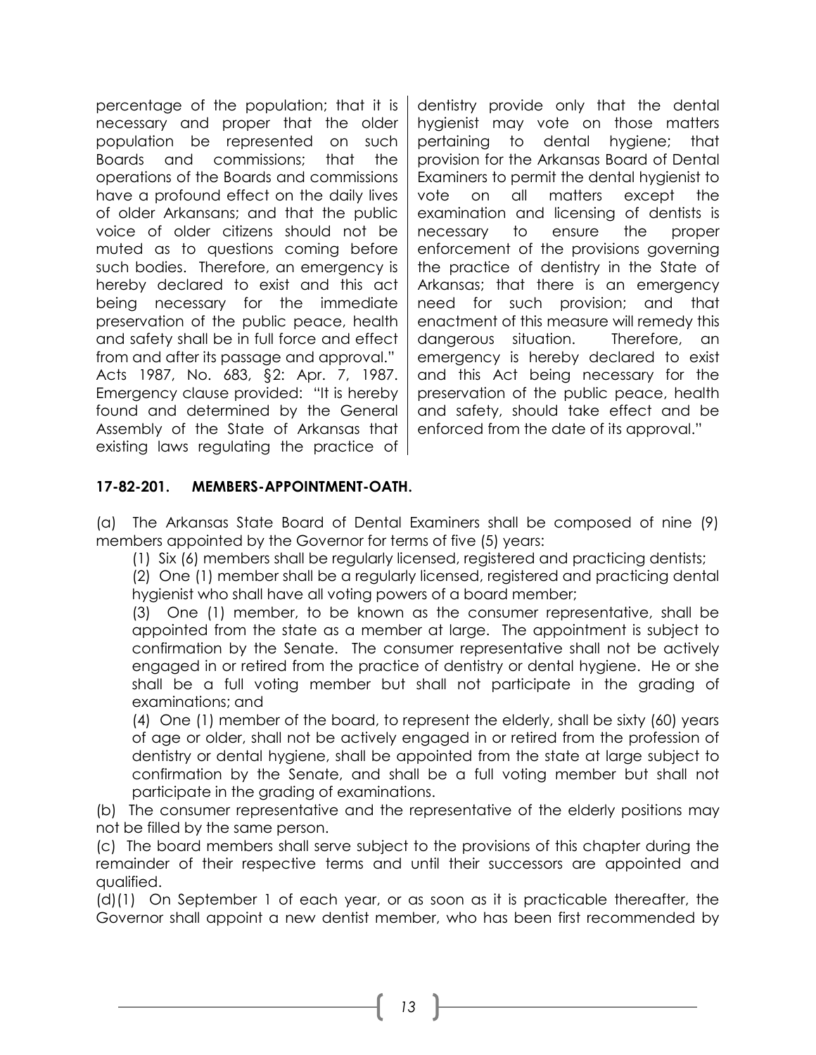percentage of the population; that it is necessary and proper that the older population be represented on such Boards and commissions; that the operations of the Boards and commissions have a profound effect on the daily lives of older Arkansans; and that the public voice of older citizens should not be muted as to questions coming before such bodies. Therefore, an emergency is hereby declared to exist and this act being necessary for the immediate preservation of the public peace, health and safety shall be in full force and effect from and after its passage and approval." Acts 1987, No. 683, §2: Apr. 7, 1987. Emergency clause provided: "It is hereby found and determined by the General Assembly of the State of Arkansas that existing laws regulating the practice of dentistry provide only that the dental hygienist may vote on those matters pertaining to dental hygiene; that provision for the Arkansas Board of Dental Examiners to permit the dental hygienist to vote on all matters except the examination and licensing of dentists is necessary to ensure the proper enforcement of the provisions governing the practice of dentistry in the State of Arkansas; that there is an emergency need for such provision; and that enactment of this measure will remedy this dangerous situation. Therefore, an emergency is hereby declared to exist and this Act being necessary for the preservation of the public peace, health and safety, should take effect and be enforced from the date of its approval."

**17-82-201. MEMBERS-APPOINTMENT-OATH.**

(a) The Arkansas State Board of Dental Examiners shall be composed of nine (9) members appointed by the Governor for terms of five (5) years:

(1) Six (6) members shall be regularly licensed, registered and practicing dentists;

(2) One (1) member shall be a regularly licensed, registered and practicing dental hygienist who shall have all voting powers of a board member;

(3) One (1) member, to be known as the consumer representative, shall be appointed from the state as a member at large. The appointment is subject to confirmation by the Senate. The consumer representative shall not be actively engaged in or retired from the practice of dentistry or dental hygiene. He or she shall be a full voting member but shall not participate in the grading of examinations; and

(4) One (1) member of the board, to represent the elderly, shall be sixty (60) years of age or older, shall not be actively engaged in or retired from the profession of dentistry or dental hygiene, shall be appointed from the state at large subject to confirmation by the Senate, and shall be a full voting member but shall not participate in the grading of examinations.

(b) The consumer representative and the representative of the elderly positions may not be filled by the same person.

(c) The board members shall serve subject to the provisions of this chapter during the remainder of their respective terms and until their successors are appointed and qualified.

(d)(1) On September 1 of each year, or as soon as it is practicable thereafter, the Governor shall appoint a new dentist member, who has been first recommended by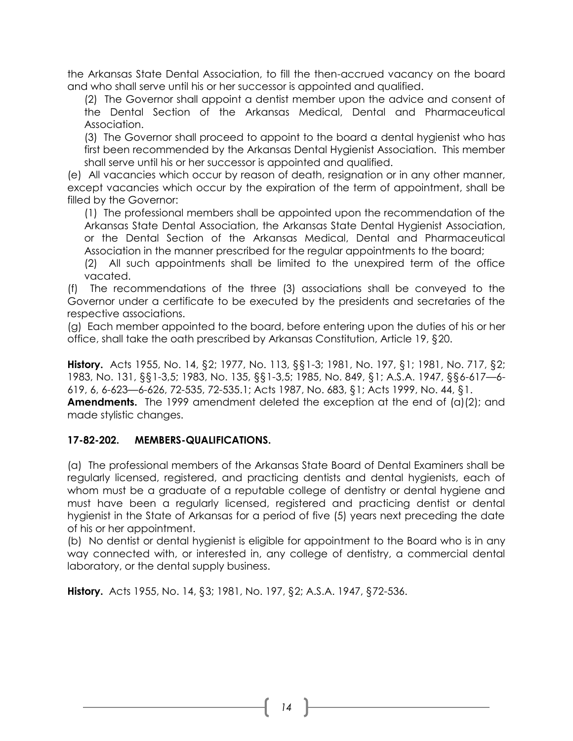the Arkansas State Dental Association, to fill the then-accrued vacancy on the board and who shall serve until his or her successor is appointed and qualified.

(2) The Governor shall appoint a dentist member upon the advice and consent of the Dental Section of the Arkansas Medical, Dental and Pharmaceutical Association.

(3) The Governor shall proceed to appoint to the board a dental hygienist who has first been recommended by the Arkansas Dental Hygienist Association. This member shall serve until his or her successor is appointed and qualified.

(e) All vacancies which occur by reason of death, resignation or in any other manner, except vacancies which occur by the expiration of the term of appointment, shall be filled by the Governor:

(1) The professional members shall be appointed upon the recommendation of the Arkansas State Dental Association, the Arkansas State Dental Hygienist Association, or the Dental Section of the Arkansas Medical, Dental and Pharmaceutical Association in the manner prescribed for the regular appointments to the board;

(2) All such appointments shall be limited to the unexpired term of the office vacated.

(f) The recommendations of the three (3) associations shall be conveyed to the Governor under a certificate to be executed by the presidents and secretaries of the respective associations.

(g) Each member appointed to the board, before entering upon the duties of his or her office, shall take the oath prescribed by Arkansas Constitution, Article 19, §20.

**History.** Acts 1955, No. 14, §2; 1977, No. 113, §§1-3; 1981, No. 197, §1; 1981, No. 717, §2; 1983, No. 131, §§1-3,5; 1983, No. 135, §§1-3,5; 1985, No. 849, §1; A.S.A. 1947, §§6-617—6-619, 6, 6-623—6-626, 72-535, 72-535.1; Acts 1987, No. 683, §1; Acts 1999, No. 44, §1.

**Amendments.** The 1999 amendment deleted the exception at the end of (a)(2); and made stylistic changes.

### 17-82-202. MEMBERS-QUALIFICATIONS.

(a) The professional members of the Arkansas State Board of Dental Examiners shall be regularly licensed, registered, and practicing dentists and dental hygienists, each of whom must be a graduate of a reputable college of dentistry or dental hygiene and must have been a regularly licensed, registered and practicing dentist or dental hygienist in the State of Arkansas for a period of five (5) years next preceding the date of his or her appointment.

(b) No dentist or dental hygienist is eligible for appointment to the Board who is in any way connected with, or interested in, any college of dentistry, a commercial dental laboratory, or the dental supply business.

**History.** Acts 1955, No. 14, §3; 1981, No. 197, §2; A.S.A. 1947, §72-536.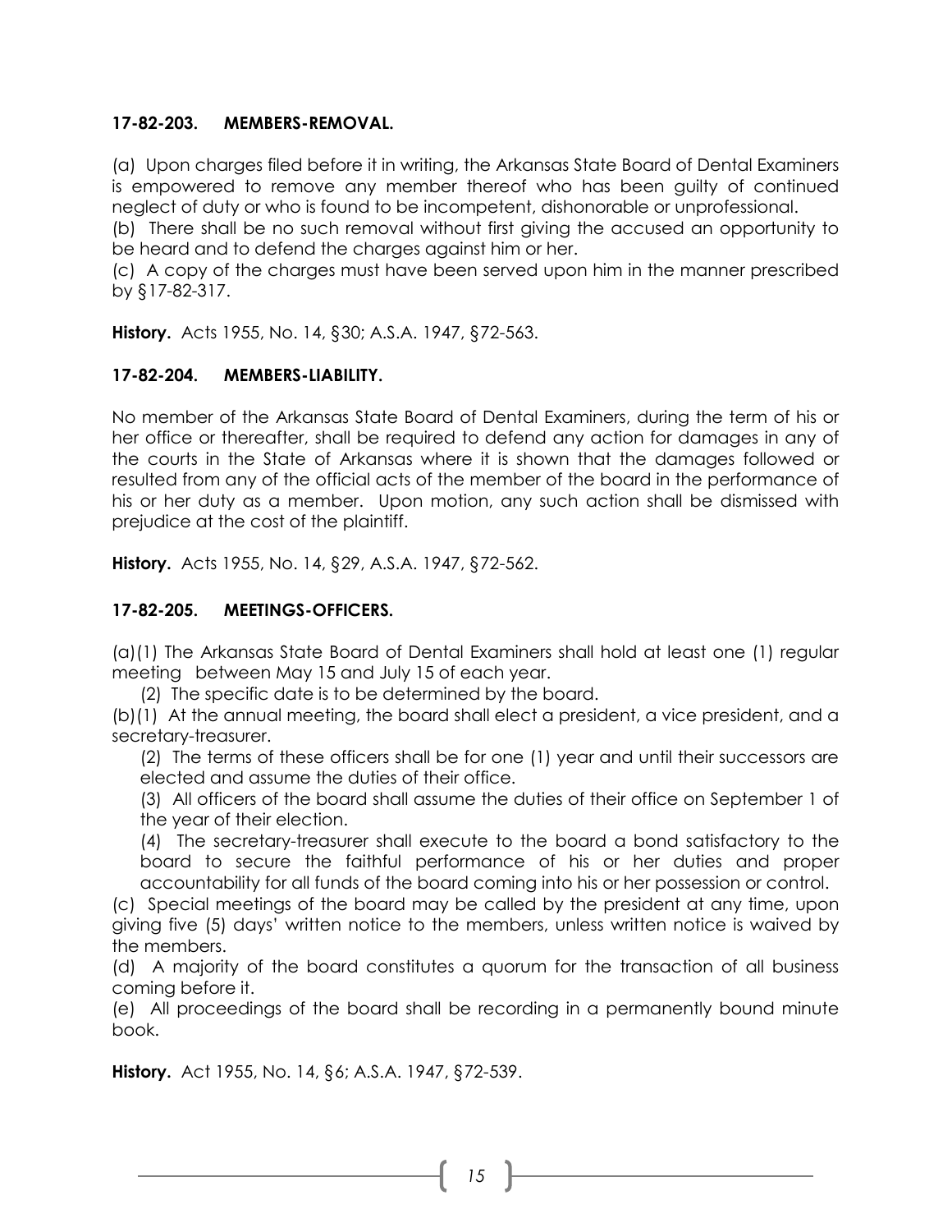**17-82-203. MEMBERS-REMOVAL.**

(a) Upon charges filed before it in writing, the Arkansas State Board of Dental Examiners is empowered to remove any member thereof who has been guilty of continued neglect of duty or who is found to be incompetent, dishonorable or unprofessional.
(b) There shall be no such removal without first giving the accused an opportunity to be heard and to defend the charges against him or her.
(c) A copy of the charges must have been served upon him in the manner prescribed by §17-82-317.

**History.** Acts 1955, No. 14, §30; A.S.A. 1947, §72-563.

**17-82-204. MEMBERS-LIABILITY.**

No member of the Arkansas State Board of Dental Examiners, during the term of his or her office or thereafter, shall be required to defend any action for damages in any of the courts in the State of Arkansas where it is shown that the damages followed or resulted from any of the official acts of the member of the board in the performance of his or her duty as a member. Upon motion, any such action shall be dismissed with prejudice at the cost of the plaintiff.

**History.** Acts 1955, No. 14, §29, A.S.A. 1947, §72-562.

**17-82-205. MEETINGS-OFFICERS.**

(a)(1) The Arkansas State Board of Dental Examiners shall hold at least one (1) regular meeting between May 15 and July 15 of each year.
 (2) The specific date is to be determined by the board.
(b)(1) At the annual meeting, the board shall elect a president, a vice president, and a secretary-treasurer.
 (2) The terms of these officers shall be for one (1) year and until their successors are elected and assume the duties of their office.
 (3) All officers of the board shall assume the duties of their office on September 1 of the year of their election.
 (4) The secretary-treasurer shall execute to the board a bond satisfactory to the board to secure the faithful performance of his or her duties and proper accountability for all funds of the board coming into his or her possession or control.
(c) Special meetings of the board may be called by the president at any time, upon giving five (5) days' written notice to the members, unless written notice is waived by the members.
(d) A majority of the board constitutes a quorum for the transaction of all business coming before it.
(e) All proceedings of the board shall be recording in a permanently bound minute book.

**History.** Act 1955, No. 14, §6; A.S.A. 1947, §72-539.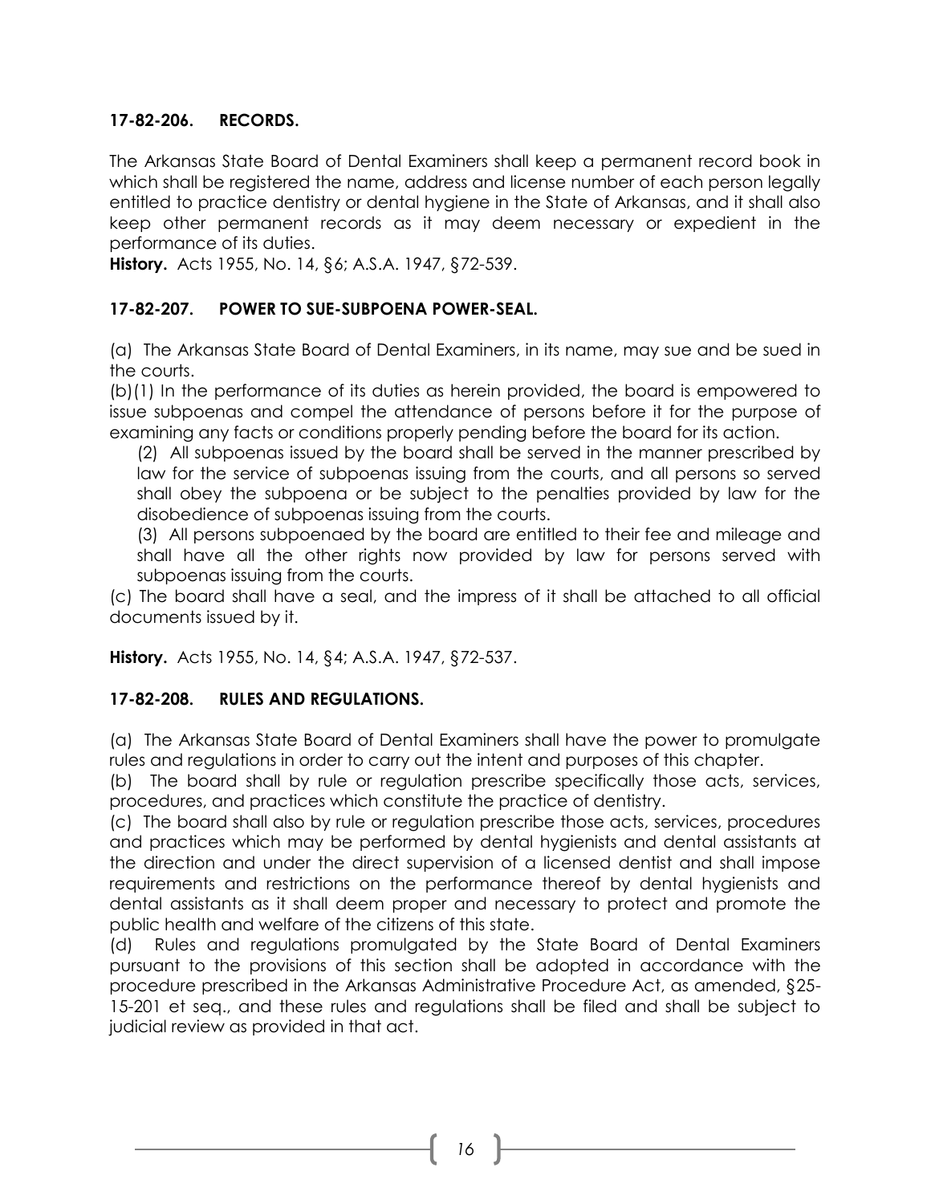### 17-82-206. RECORDS.

The Arkansas State Board of Dental Examiners shall keep a permanent record book in which shall be registered the name, address and license number of each person legally entitled to practice dentistry or dental hygiene in the State of Arkansas, and it shall also keep other permanent records as it may deem necessary or expedient in the performance of its duties.

**History.** Acts 1955, No. 14, §6; A.S.A. 1947, §72-539.

### 17-82-207. POWER TO SUE-SUBPOENA POWER-SEAL.

(a) The Arkansas State Board of Dental Examiners, in its name, may sue and be sued in the courts.

(b)(1) In the performance of its duties as herein provided, the board is empowered to issue subpoenas and compel the attendance of persons before it for the purpose of examining any facts or conditions properly pending before the board for its action.

(2) All subpoenas issued by the board shall be served in the manner prescribed by law for the service of subpoenas issuing from the courts, and all persons so served shall obey the subpoena or be subject to the penalties provided by law for the disobedience of subpoenas issuing from the courts.

(3) All persons subpoenaed by the board are entitled to their fee and mileage and shall have all the other rights now provided by law for persons served with subpoenas issuing from the courts.

(c) The board shall have a seal, and the impress of it shall be attached to all official documents issued by it.

**History.** Acts 1955, No. 14, §4; A.S.A. 1947, §72-537.

### 17-82-208. RULES AND REGULATIONS.

(a) The Arkansas State Board of Dental Examiners shall have the power to promulgate rules and regulations in order to carry out the intent and purposes of this chapter.

(b) The board shall by rule or regulation prescribe specifically those acts, services, procedures, and practices which constitute the practice of dentistry.

(c) The board shall also by rule or regulation prescribe those acts, services, procedures and practices which may be performed by dental hygienists and dental assistants at the direction and under the direct supervision of a licensed dentist and shall impose requirements and restrictions on the performance thereof by dental hygienists and dental assistants as it shall deem proper and necessary to protect and promote the public health and welfare of the citizens of this state.

(d) Rules and regulations promulgated by the State Board of Dental Examiners pursuant to the provisions of this section shall be adopted in accordance with the procedure prescribed in the Arkansas Administrative Procedure Act, as amended, §25-15-201 et seq., and these rules and regulations shall be filed and shall be subject to judicial review as provided in that act.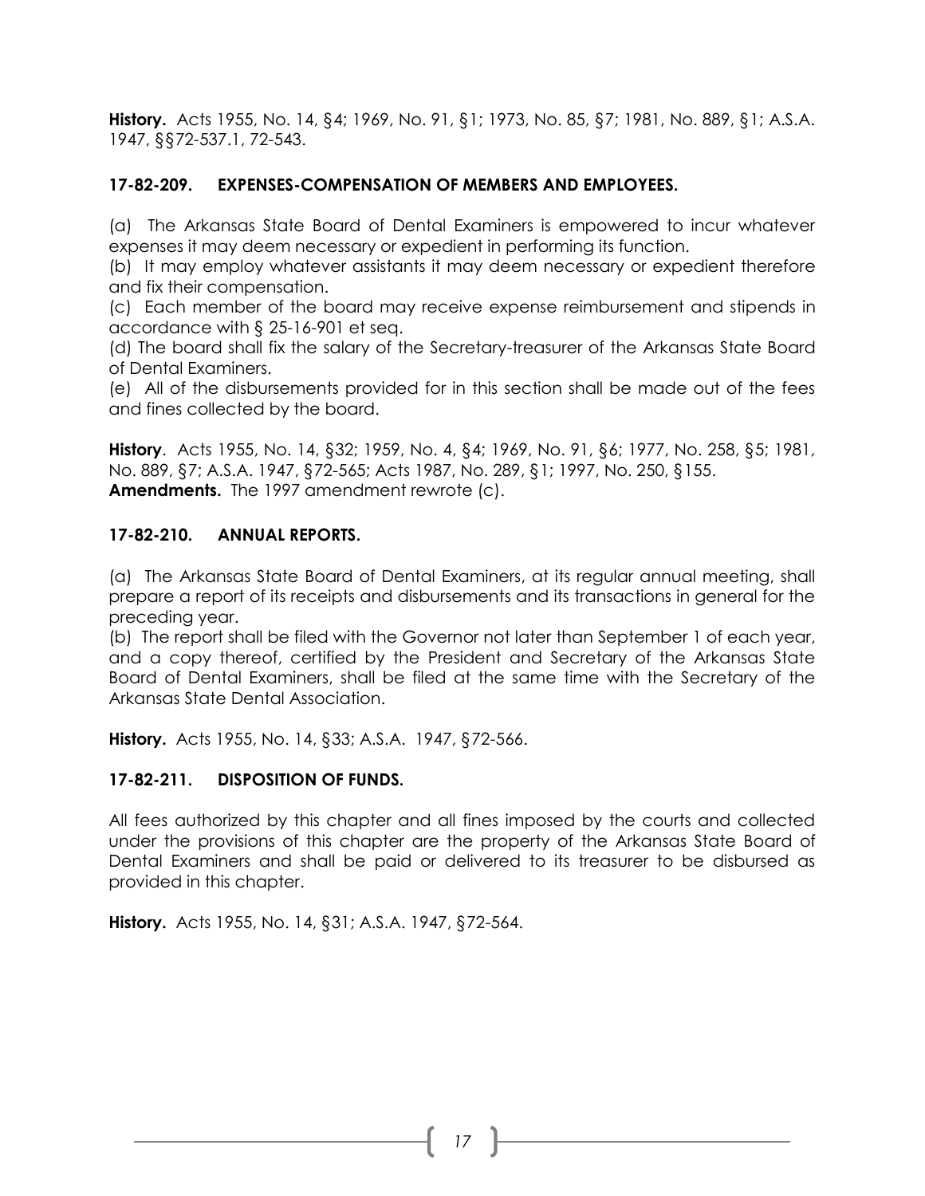**History.** Acts 1955, No. 14, §4; 1969, No. 91, §1; 1973, No. 85, §7; 1981, No. 889, §1; A.S.A. 1947, §§72-537.1, 72-543.

### 17-82-209. EXPENSES-COMPENSATION OF MEMBERS AND EMPLOYEES.

(a) The Arkansas State Board of Dental Examiners is empowered to incur whatever expenses it may deem necessary or expedient in performing its function.
(b) It may employ whatever assistants it may deem necessary or expedient therefore and fix their compensation.
(c) Each member of the board may receive expense reimbursement and stipends in accordance with § 25-16-901 et seq.
(d) The board shall fix the salary of the Secretary-treasurer of the Arkansas State Board of Dental Examiners.
(e) All of the disbursements provided for in this section shall be made out of the fees and fines collected by the board.

**History**. Acts 1955, No. 14, §32; 1959, No. 4, §4; 1969, No. 91, §6; 1977, No. 258, §5; 1981, No. 889, §7; A.S.A. 1947, §72-565; Acts 1987, No. 289, §1; 1997, No. 250, §155.
**Amendments.** The 1997 amendment rewrote (c).

### 17-82-210. ANNUAL REPORTS.

(a) The Arkansas State Board of Dental Examiners, at its regular annual meeting, shall prepare a report of its receipts and disbursements and its transactions in general for the preceding year.
(b) The report shall be filed with the Governor not later than September 1 of each year, and a copy thereof, certified by the President and Secretary of the Arkansas State Board of Dental Examiners, shall be filed at the same time with the Secretary of the Arkansas State Dental Association.

**History.** Acts 1955, No. 14, §33; A.S.A. 1947, §72-566.

### 17-82-211. DISPOSITION OF FUNDS.

All fees authorized by this chapter and all fines imposed by the courts and collected under the provisions of this chapter are the property of the Arkansas State Board of Dental Examiners and shall be paid or delivered to its treasurer to be disbursed as provided in this chapter.

**History.** Acts 1955, No. 14, §31; A.S.A. 1947, §72-564.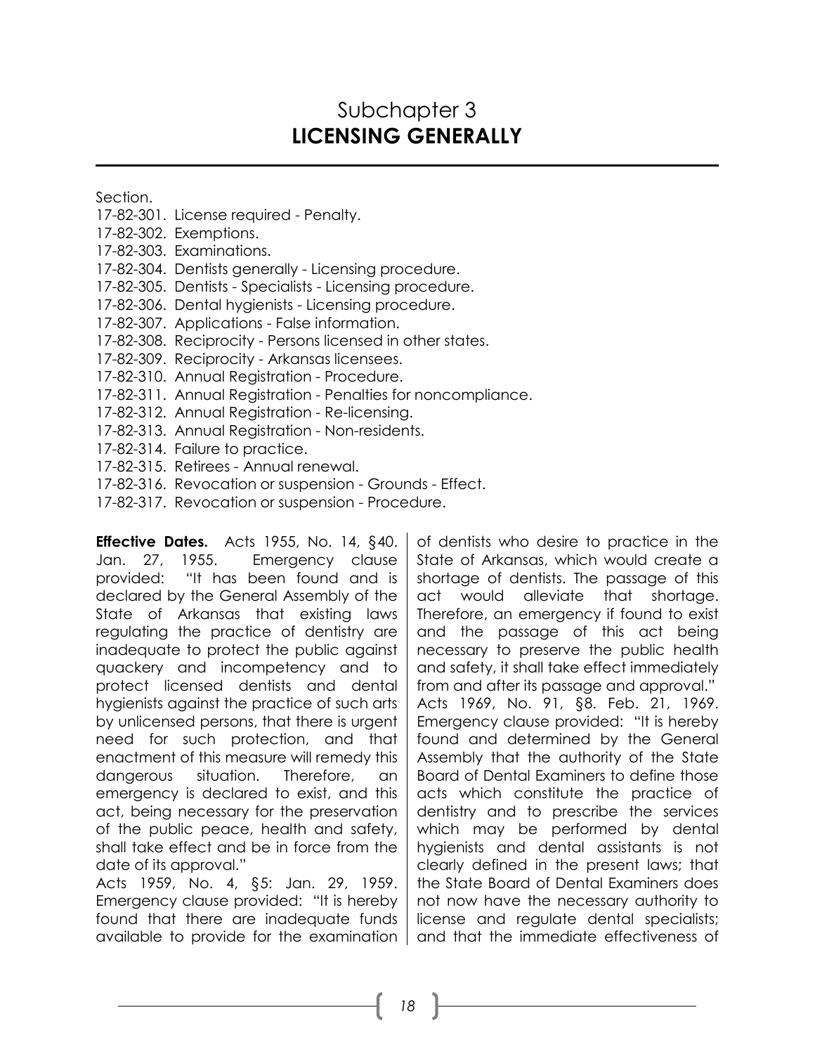# Subchapter 3
## **LICENSING GENERALLY**

Section.
17-82-301. License required - Penalty.
17-82-302. Exemptions.
17-82-303. Examinations.
17-82-304. Dentists generally - Licensing procedure.
17-82-305. Dentists - Specialists - Licensing procedure.
17-82-306. Dental hygienists - Licensing procedure.
17-82-307. Applications - False information.
17-82-308. Reciprocity - Persons licensed in other states.
17-82-309. Reciprocity - Arkansas licensees.
17-82-310. Annual Registration - Procedure.
17-82-311. Annual Registration - Penalties for noncompliance.
17-82-312. Annual Registration - Re-licensing.
17-82-313. Annual Registration - Non-residents.
17-82-314. Failure to practice.
17-82-315. Retirees - Annual renewal.
17-82-316. Revocation or suspension - Grounds - Effect.
17-82-317. Revocation or suspension - Procedure.

**Effective Dates.** Acts 1955, No. 14, §40. Jan. 27, 1955. Emergency clause provided: "It has been found and is declared by the General Assembly of the State of Arkansas that existing laws regulating the practice of dentistry are inadequate to protect the public against quackery and incompetency and to protect licensed dentists and dental hygienists against the practice of such arts by unlicensed persons, that there is urgent need for such protection, and that enactment of this measure will remedy this dangerous situation. Therefore, an emergency is declared to exist, and this act, being necessary for the preservation of the public peace, health and safety, shall take effect and be in force from the date of its approval."

Acts 1959, No. 4, §5: Jan. 29, 1959. Emergency clause provided: "It is hereby found that there are inadequate funds available to provide for the examination of dentists who desire to practice in the State of Arkansas, which would create a shortage of dentists. The passage of this act would alleviate that shortage. Therefore, an emergency if found to exist and the passage of this act being necessary to preserve the public health and safety, it shall take effect immediately from and after its passage and approval."

Acts 1969, No. 91, §8. Feb. 21, 1969. Emergency clause provided: "It is hereby found and determined by the General Assembly that the authority of the State Board of Dental Examiners to define those acts which constitute the practice of dentistry and to prescribe the services which may be performed by dental hygienists and dental assistants is not clearly defined in the present laws; that the State Board of Dental Examiners does not now have the necessary authority to license and regulate dental specialists; and that the immediate effectiveness of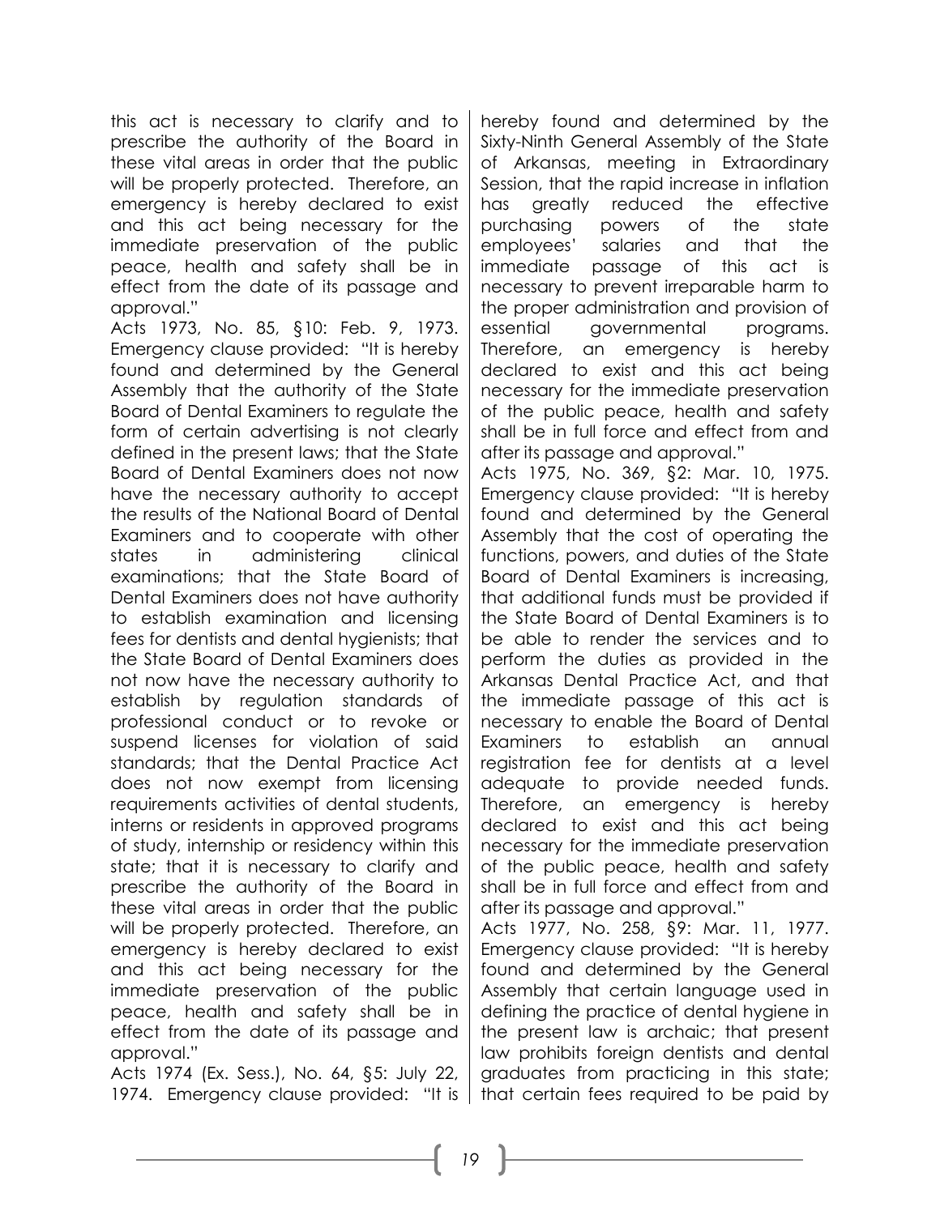this act is necessary to clarify and to prescribe the authority of the Board in these vital areas in order that the public will be properly protected. Therefore, an emergency is hereby declared to exist and this act being necessary for the immediate preservation of the public peace, health and safety shall be in effect from the date of its passage and approval."

Acts 1973, No. 85, §10: Feb. 9, 1973. Emergency clause provided: "It is hereby found and determined by the General Assembly that the authority of the State Board of Dental Examiners to regulate the form of certain advertising is not clearly defined in the present laws; that the State Board of Dental Examiners does not now have the necessary authority to accept the results of the National Board of Dental Examiners and to cooperate with other states in administering clinical examinations; that the State Board of Dental Examiners does not have authority to establish examination and licensing fees for dentists and dental hygienists; that the State Board of Dental Examiners does not now have the necessary authority to establish by regulation standards of professional conduct or to revoke or suspend licenses for violation of said standards; that the Dental Practice Act does not now exempt from licensing requirements activities of dental students, interns or residents in approved programs of study, internship or residency within this state; that it is necessary to clarify and prescribe the authority of the Board in these vital areas in order that the public will be properly protected. Therefore, an emergency is hereby declared to exist and this act being necessary for the immediate preservation of the public peace, health and safety shall be in effect from the date of its passage and approval."

Acts 1974 (Ex. Sess.), No. 64, §5: July 22, 1974. Emergency clause provided: "It is hereby found and determined by the Sixty-Ninth General Assembly of the State of Arkansas, meeting in Extraordinary Session, that the rapid increase in inflation has greatly reduced the effective purchasing powers of the state employees' salaries and that the immediate passage of this act is necessary to prevent irreparable harm to the proper administration and provision of essential governmental programs. Therefore, an emergency is hereby declared to exist and this act being necessary for the immediate preservation of the public peace, health and safety shall be in full force and effect from and after its passage and approval."

Acts 1975, No. 369, §2: Mar. 10, 1975. Emergency clause provided: "It is hereby found and determined by the General Assembly that the cost of operating the functions, powers, and duties of the State Board of Dental Examiners is increasing, that additional funds must be provided if the State Board of Dental Examiners is to be able to render the services and to perform the duties as provided in the Arkansas Dental Practice Act, and that the immediate passage of this act is necessary to enable the Board of Dental Examiners to establish an annual registration fee for dentists at a level adequate to provide needed funds. Therefore, an emergency is hereby declared to exist and this act being necessary for the immediate preservation of the public peace, health and safety shall be in full force and effect from and after its passage and approval."

Acts 1977, No. 258, §9: Mar. 11, 1977. Emergency clause provided: "It is hereby found and determined by the General Assembly that certain language used in defining the practice of dental hygiene in the present law is archaic; that present law prohibits foreign dentists and dental graduates from practicing in this state; that certain fees required to be paid by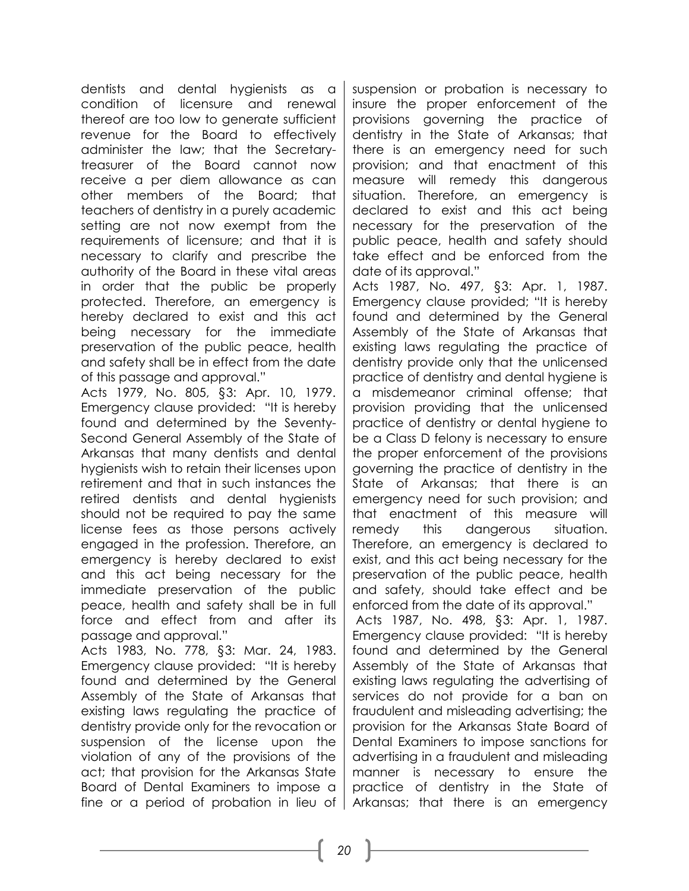dentists and dental hygienists as a condition of licensure and renewal thereof are too low to generate sufficient revenue for the Board to effectively administer the law; that the Secretary-treasurer of the Board cannot now receive a per diem allowance as can other members of the Board; that teachers of dentistry in a purely academic setting are not now exempt from the requirements of licensure; and that it is necessary to clarify and prescribe the authority of the Board in these vital areas in order that the public be properly protected. Therefore, an emergency is hereby declared to exist and this act being necessary for the immediate preservation of the public peace, health and safety shall be in effect from the date of this passage and approval."

Acts 1979, No. 805, §3: Apr. 10, 1979. Emergency clause provided: "It is hereby found and determined by the Seventy-Second General Assembly of the State of Arkansas that many dentists and dental hygienists wish to retain their licenses upon retirement and that in such instances the retired dentists and dental hygienists should not be required to pay the same license fees as those persons actively engaged in the profession. Therefore, an emergency is hereby declared to exist and this act being necessary for the immediate preservation of the public peace, health and safety shall be in full force and effect from and after its passage and approval."

Acts 1983, No. 778, §3: Mar. 24, 1983. Emergency clause provided: "It is hereby found and determined by the General Assembly of the State of Arkansas that existing laws regulating the practice of dentistry provide only for the revocation or suspension of the license upon the violation of any of the provisions of the act; that provision for the Arkansas State Board of Dental Examiners to impose a fine or a period of probation in lieu of suspension or probation is necessary to insure the proper enforcement of the provisions governing the practice of dentistry in the State of Arkansas; that there is an emergency need for such provision; and that enactment of this measure will remedy this dangerous situation. Therefore, an emergency is declared to exist and this act being necessary for the preservation of the public peace, health and safety should take effect and be enforced from the date of its approval."

Acts 1987, No. 497, §3: Apr. 1, 1987. Emergency clause provided; "It is hereby found and determined by the General Assembly of the State of Arkansas that existing laws regulating the practice of dentistry provide only that the unlicensed practice of dentistry and dental hygiene is a misdemeanor criminal offense; that provision providing that the unlicensed practice of dentistry or dental hygiene to be a Class D felony is necessary to ensure the proper enforcement of the provisions governing the practice of dentistry in the State of Arkansas; that there is an emergency need for such provision; and that enactment of this measure will remedy this dangerous situation. Therefore, an emergency is declared to exist, and this act being necessary for the preservation of the public peace, health and safety, should take effect and be enforced from the date of its approval."

Acts 1987, No. 498, §3: Apr. 1, 1987. Emergency clause provided: "It is hereby found and determined by the General Assembly of the State of Arkansas that existing laws regulating the advertising of services do not provide for a ban on fraudulent and misleading advertising; the provision for the Arkansas State Board of Dental Examiners to impose sanctions for advertising in a fraudulent and misleading manner is necessary to ensure the practice of dentistry in the State of Arkansas; that there is an emergency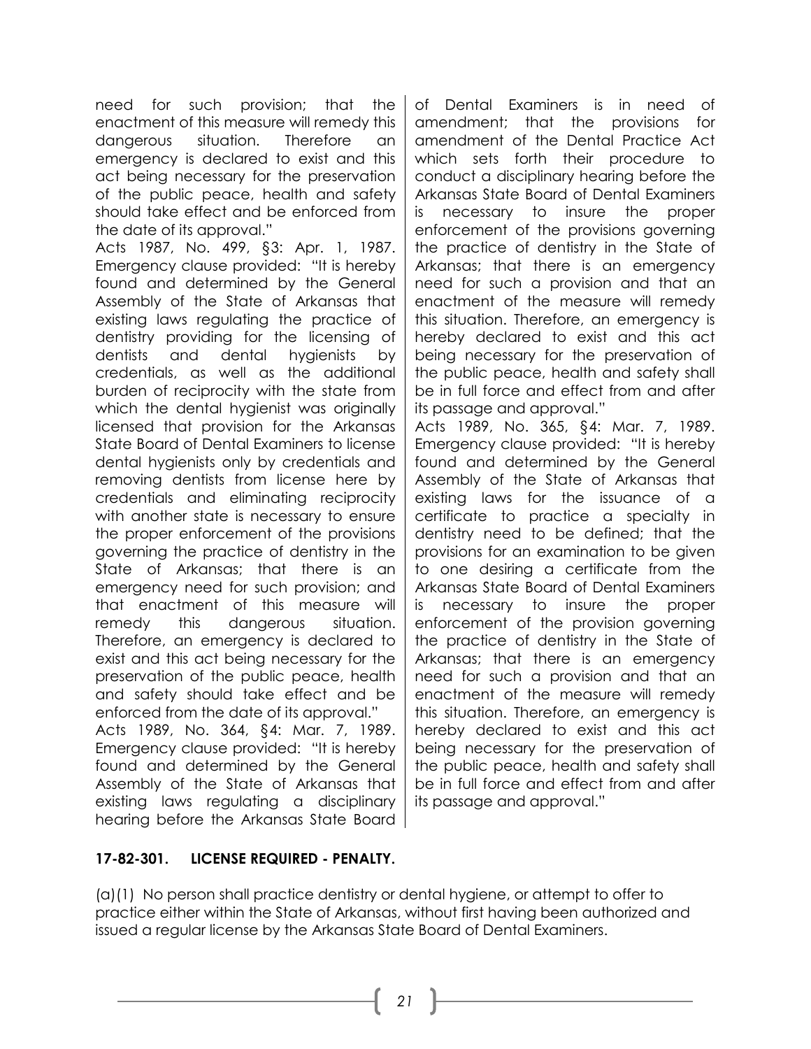need for such provision; that the enactment of this measure will remedy this dangerous situation. Therefore an emergency is declared to exist and this act being necessary for the preservation of the public peace, health and safety should take effect and be enforced from the date of its approval."

Acts 1987, No. 499, §3: Apr. 1, 1987. Emergency clause provided: "It is hereby found and determined by the General Assembly of the State of Arkansas that existing laws regulating the practice of dentistry providing for the licensing of dentists and dental hygienists by credentials, as well as the additional burden of reciprocity with the state from which the dental hygienist was originally licensed that provision for the Arkansas State Board of Dental Examiners to license dental hygienists only by credentials and removing dentists from license here by credentials and eliminating reciprocity with another state is necessary to ensure the proper enforcement of the provisions governing the practice of dentistry in the State of Arkansas; that there is an emergency need for such provision; and that enactment of this measure will remedy this dangerous situation. Therefore, an emergency is declared to exist and this act being necessary for the preservation of the public peace, health and safety should take effect and be enforced from the date of its approval."

Acts 1989, No. 364, §4: Mar. 7, 1989. Emergency clause provided: "It is hereby found and determined by the General Assembly of the State of Arkansas that existing laws regulating a disciplinary hearing before the Arkansas State Board of Dental Examiners is in need of amendment; that the provisions for amendment of the Dental Practice Act which sets forth their procedure to conduct a disciplinary hearing before the Arkansas State Board of Dental Examiners is necessary to insure the proper enforcement of the provisions governing the practice of dentistry in the State of Arkansas; that there is an emergency need for such a provision and that an enactment of the measure will remedy this situation. Therefore, an emergency is hereby declared to exist and this act being necessary for the preservation of the public peace, health and safety shall be in full force and effect from and after its passage and approval."

Acts 1989, No. 365, §4: Mar. 7, 1989. Emergency clause provided: "It is hereby found and determined by the General Assembly of the State of Arkansas that existing laws for the issuance of a certificate to practice a specialty in dentistry need to be defined; that the provisions for an examination to be given to one desiring a certificate from the Arkansas State Board of Dental Examiners is necessary to insure the proper enforcement of the provision governing the practice of dentistry in the State of Arkansas; that there is an emergency need for such a provision and that an enactment of the measure will remedy this situation. Therefore, an emergency is hereby declared to exist and this act being necessary for the preservation of the public peace, health and safety shall be in full force and effect from and after its passage and approval."

**17-82-301. LICENSE REQUIRED - PENALTY.**

(a)(1) No person shall practice dentistry or dental hygiene, or attempt to offer to practice either within the State of Arkansas, without first having been authorized and issued a regular license by the Arkansas State Board of Dental Examiners.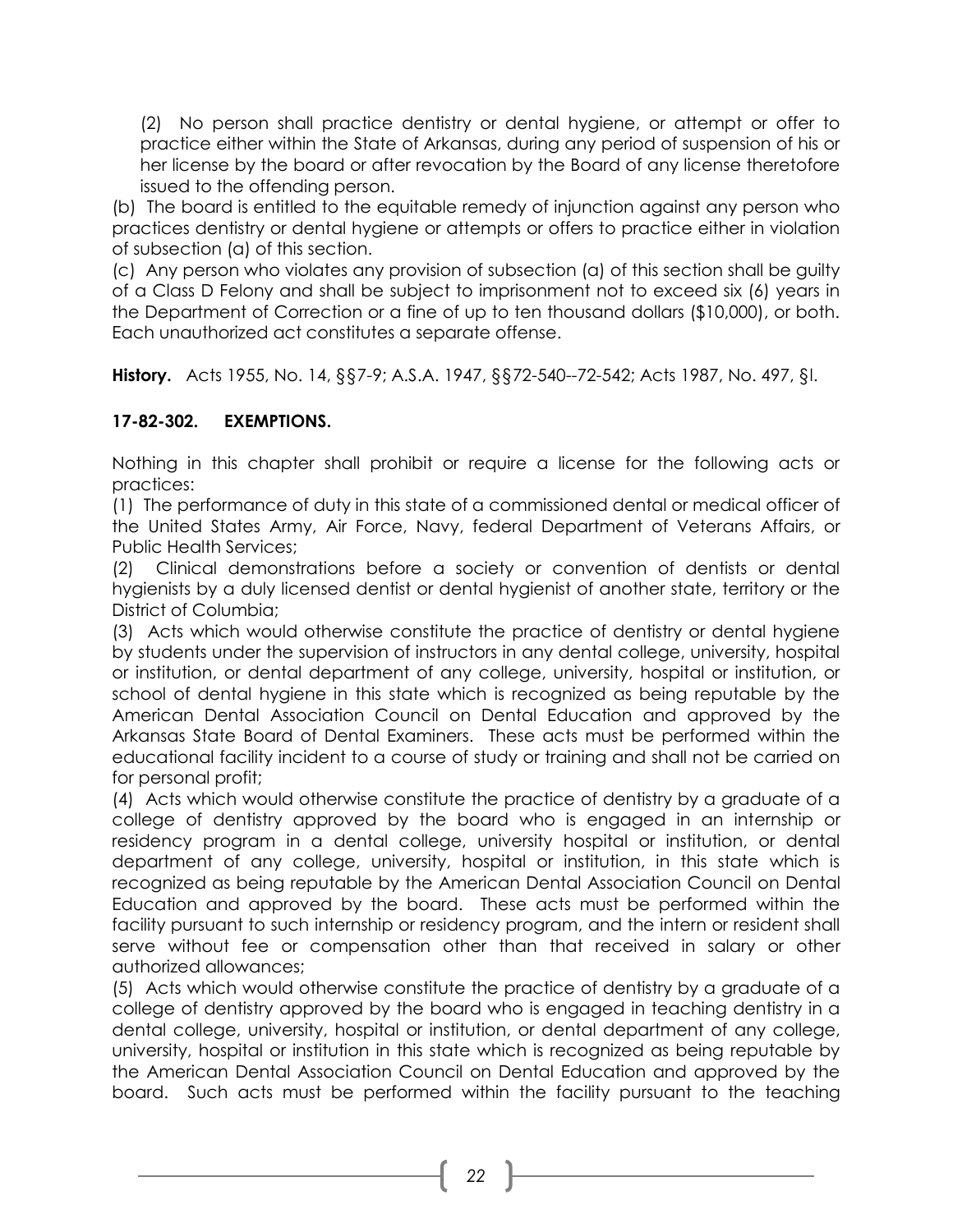(2) No person shall practice dentistry or dental hygiene, or attempt or offer to practice either within the State of Arkansas, during any period of suspension of his or her license by the board or after revocation by the Board of any license theretofore issued to the offending person.

(b) The board is entitled to the equitable remedy of injunction against any person who practices dentistry or dental hygiene or attempts or offers to practice either in violation of subsection (a) of this section.

(c) Any person who violates any provision of subsection (a) of this section shall be guilty of a Class D Felony and shall be subject to imprisonment not to exceed six (6) years in the Department of Correction or a fine of up to ten thousand dollars ($10,000), or both. Each unauthorized act constitutes a separate offense.

**History.** Acts 1955, No. 14, §§7-9; A.S.A. 1947, §§72-540--72-542; Acts 1987, No. 497, §l.

**17-82-302. EXEMPTIONS.**

Nothing in this chapter shall prohibit or require a license for the following acts or practices:

(1) The performance of duty in this state of a commissioned dental or medical officer of the United States Army, Air Force, Navy, federal Department of Veterans Affairs, or Public Health Services;

(2) Clinical demonstrations before a society or convention of dentists or dental hygienists by a duly licensed dentist or dental hygienist of another state, territory or the District of Columbia;

(3) Acts which would otherwise constitute the practice of dentistry or dental hygiene by students under the supervision of instructors in any dental college, university, hospital or institution, or dental department of any college, university, hospital or institution, or school of dental hygiene in this state which is recognized as being reputable by the American Dental Association Council on Dental Education and approved by the Arkansas State Board of Dental Examiners. These acts must be performed within the educational facility incident to a course of study or training and shall not be carried on for personal profit;

(4) Acts which would otherwise constitute the practice of dentistry by a graduate of a college of dentistry approved by the board who is engaged in an internship or residency program in a dental college, university hospital or institution, or dental department of any college, university, hospital or institution, in this state which is recognized as being reputable by the American Dental Association Council on Dental Education and approved by the board. These acts must be performed within the facility pursuant to such internship or residency program, and the intern or resident shall serve without fee or compensation other than that received in salary or other authorized allowances;

(5) Acts which would otherwise constitute the practice of dentistry by a graduate of a college of dentistry approved by the board who is engaged in teaching dentistry in a dental college, university, hospital or institution, or dental department of any college, university, hospital or institution in this state which is recognized as being reputable by the American Dental Association Council on Dental Education and approved by the board. Such acts must be performed within the facility pursuant to the teaching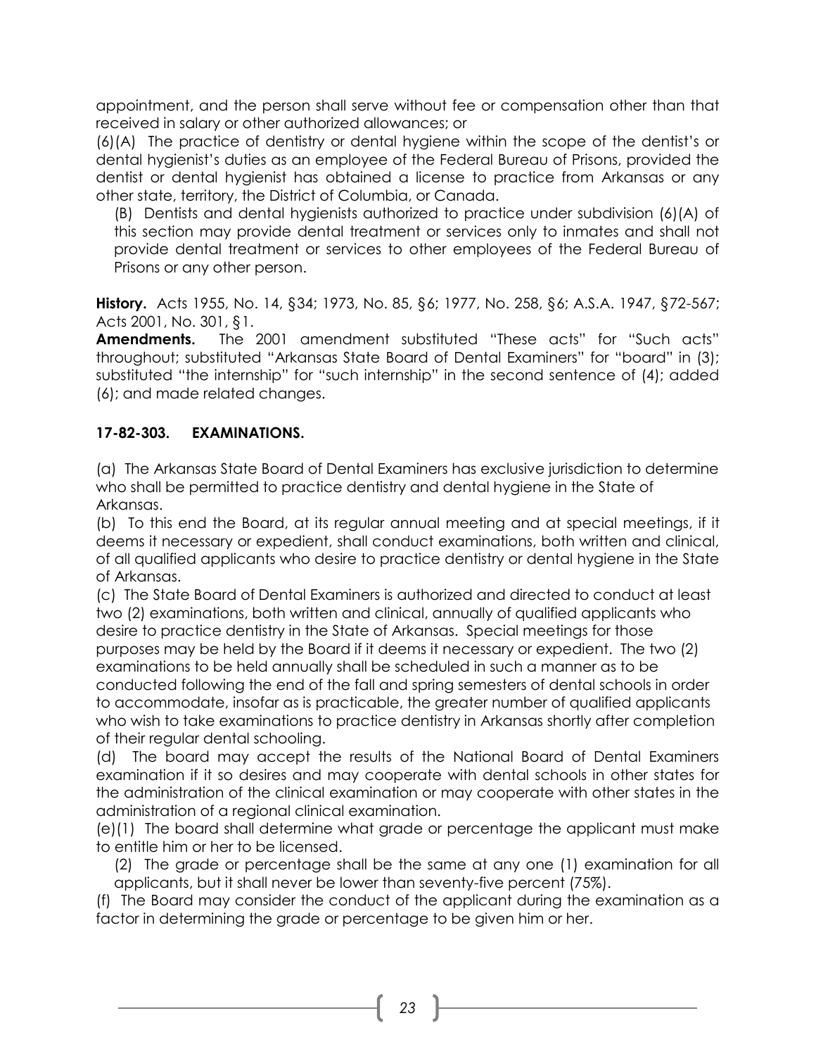appointment, and the person shall serve without fee or compensation other than that received in salary or other authorized allowances; or

(6)(A) The practice of dentistry or dental hygiene within the scope of the dentist's or dental hygienist's duties as an employee of the Federal Bureau of Prisons, provided the dentist or dental hygienist has obtained a license to practice from Arkansas or any other state, territory, the District of Columbia, or Canada.

(B) Dentists and dental hygienists authorized to practice under subdivision (6)(A) of this section may provide dental treatment or services only to inmates and shall not provide dental treatment or services to other employees of the Federal Bureau of Prisons or any other person.

**History.** Acts 1955, No. 14, §34; 1973, No. 85, §6; 1977, No. 258, §6; A.S.A. 1947, §72-567; Acts 2001, No. 301, §1.

**Amendments.** The 2001 amendment substituted "These acts" for "Such acts" throughout; substituted "Arkansas State Board of Dental Examiners" for "board" in (3); substituted "the internship" for "such internship" in the second sentence of (4); added (6); and made related changes.

### 17-82-303. EXAMINATIONS.

(a) The Arkansas State Board of Dental Examiners has exclusive jurisdiction to determine who shall be permitted to practice dentistry and dental hygiene in the State of Arkansas.

(b) To this end the Board, at its regular annual meeting and at special meetings, if it deems it necessary or expedient, shall conduct examinations, both written and clinical, of all qualified applicants who desire to practice dentistry or dental hygiene in the State of Arkansas.

(c) The State Board of Dental Examiners is authorized and directed to conduct at least two (2) examinations, both written and clinical, annually of qualified applicants who desire to practice dentistry in the State of Arkansas. Special meetings for those purposes may be held by the Board if it deems it necessary or expedient. The two (2) examinations to be held annually shall be scheduled in such a manner as to be conducted following the end of the fall and spring semesters of dental schools in order to accommodate, insofar as is practicable, the greater number of qualified applicants who wish to take examinations to practice dentistry in Arkansas shortly after completion of their regular dental schooling.

(d) The board may accept the results of the National Board of Dental Examiners examination if it so desires and may cooperate with dental schools in other states for the administration of the clinical examination or may cooperate with other states in the administration of a regional clinical examination.

(e)(1) The board shall determine what grade or percentage the applicant must make to entitle him or her to be licensed.

(2) The grade or percentage shall be the same at any one (1) examination for all applicants, but it shall never be lower than seventy-five percent (75%).

(f) The Board may consider the conduct of the applicant during the examination as a factor in determining the grade or percentage to be given him or her.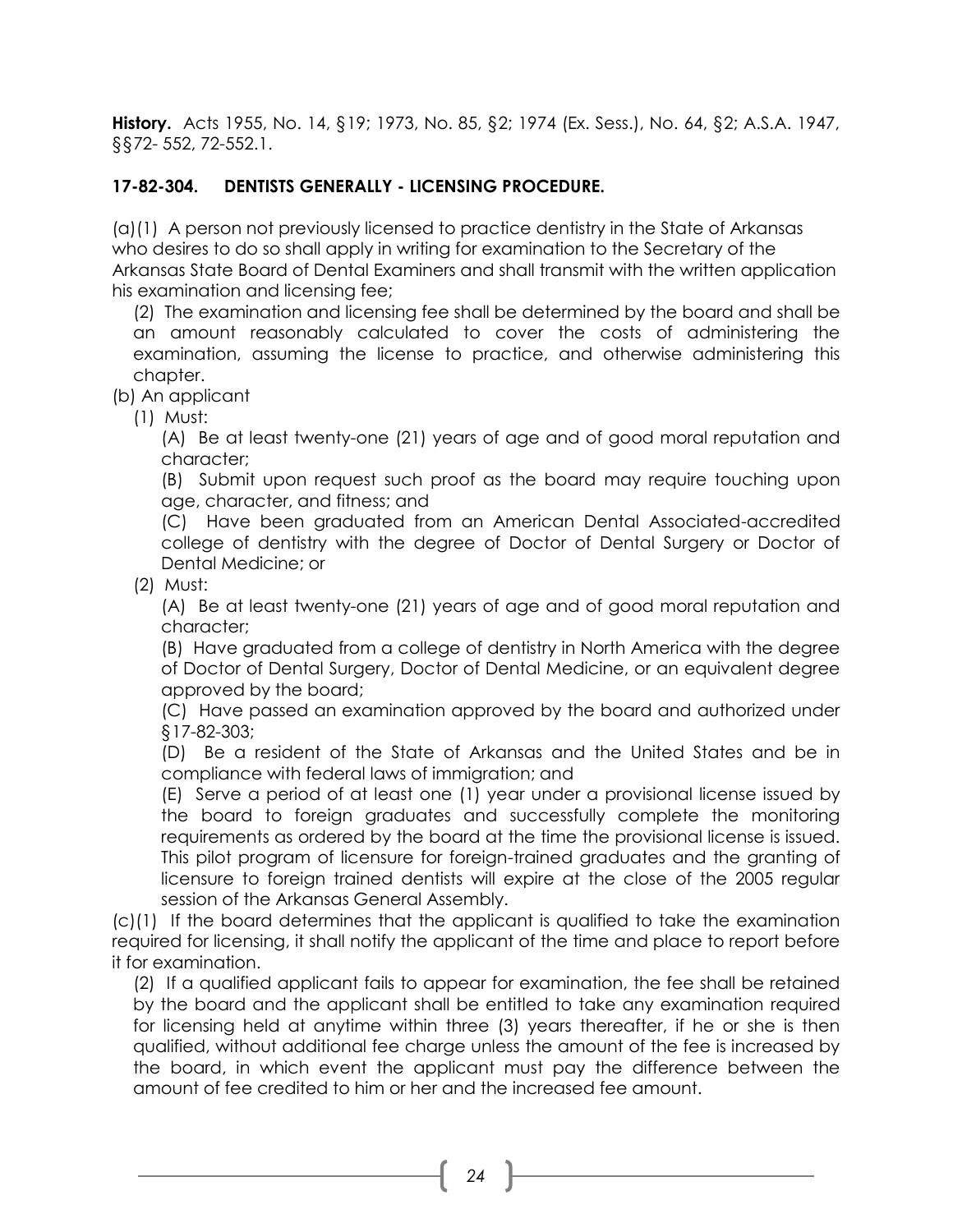**History.** Acts 1955, No. 14, §19; 1973, No. 85, §2; 1974 (Ex. Sess.), No. 64, §2; A.S.A. 1947, §§72- 552, 72-552.1.

**17-82-304. DENTISTS GENERALLY - LICENSING PROCEDURE.**

(a)(1) A person not previously licensed to practice dentistry in the State of Arkansas who desires to do so shall apply in writing for examination to the Secretary of the Arkansas State Board of Dental Examiners and shall transmit with the written application his examination and licensing fee;

(2) The examination and licensing fee shall be determined by the board and shall be an amount reasonably calculated to cover the costs of administering the examination, assuming the license to practice, and otherwise administering this chapter.

(b) An applicant

(1) Must:

(A) Be at least twenty-one (21) years of age and of good moral reputation and character;

(B) Submit upon request such proof as the board may require touching upon age, character, and fitness; and

(C) Have been graduated from an American Dental Associated-accredited college of dentistry with the degree of Doctor of Dental Surgery or Doctor of Dental Medicine; or

(2) Must:

(A) Be at least twenty-one (21) years of age and of good moral reputation and character;

(B) Have graduated from a college of dentistry in North America with the degree of Doctor of Dental Surgery, Doctor of Dental Medicine, or an equivalent degree approved by the board;

(C) Have passed an examination approved by the board and authorized under §17-82-303;

(D) Be a resident of the State of Arkansas and the United States and be in compliance with federal laws of immigration; and

(E) Serve a period of at least one (1) year under a provisional license issued by the board to foreign graduates and successfully complete the monitoring requirements as ordered by the board at the time the provisional license is issued. This pilot program of licensure for foreign-trained graduates and the granting of licensure to foreign trained dentists will expire at the close of the 2005 regular session of the Arkansas General Assembly.

(c)(1) If the board determines that the applicant is qualified to take the examination required for licensing, it shall notify the applicant of the time and place to report before it for examination.

(2) If a qualified applicant fails to appear for examination, the fee shall be retained by the board and the applicant shall be entitled to take any examination required for licensing held at anytime within three (3) years thereafter, if he or she is then qualified, without additional fee charge unless the amount of the fee is increased by the board, in which event the applicant must pay the difference between the amount of fee credited to him or her and the increased fee amount.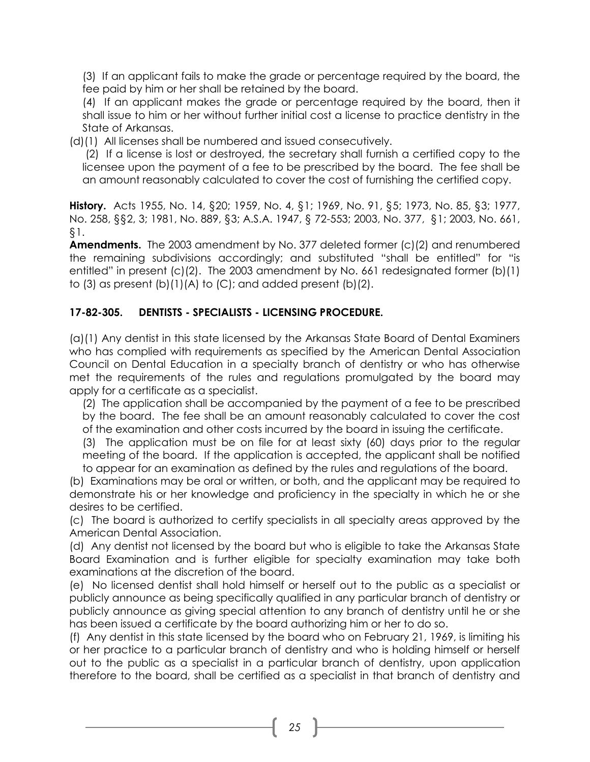(3) If an applicant fails to make the grade or percentage required by the board, the fee paid by him or her shall be retained by the board.

(4) If an applicant makes the grade or percentage required by the board, then it shall issue to him or her without further initial cost a license to practice dentistry in the State of Arkansas.

(d)(1) All licenses shall be numbered and issued consecutively.

(2) If a license is lost or destroyed, the secretary shall furnish a certified copy to the licensee upon the payment of a fee to be prescribed by the board. The fee shall be an amount reasonably calculated to cover the cost of furnishing the certified copy.

**History.** Acts 1955, No. 14, §20; 1959, No. 4, §1; 1969, No. 91, §5; 1973, No. 85, §3; 1977, No. 258, §§2, 3; 1981, No. 889, §3; A.S.A. 1947, § 72-553; 2003, No. 377, §1; 2003, No. 661, §1.

**Amendments.** The 2003 amendment by No. 377 deleted former (c)(2) and renumbered the remaining subdivisions accordingly; and substituted "shall be entitled" for "is entitled" in present (c)(2). The 2003 amendment by No. 661 redesignated former (b)(1) to (3) as present (b)(1)(A) to (C); and added present (b)(2).

### 17-82-305. DENTISTS - SPECIALISTS - LICENSING PROCEDURE.

(a)(1) Any dentist in this state licensed by the Arkansas State Board of Dental Examiners who has complied with requirements as specified by the American Dental Association Council on Dental Education in a specialty branch of dentistry or who has otherwise met the requirements of the rules and regulations promulgated by the board may apply for a certificate as a specialist.

(2) The application shall be accompanied by the payment of a fee to be prescribed by the board. The fee shall be an amount reasonably calculated to cover the cost of the examination and other costs incurred by the board in issuing the certificate.

(3) The application must be on file for at least sixty (60) days prior to the regular meeting of the board. If the application is accepted, the applicant shall be notified to appear for an examination as defined by the rules and regulations of the board.

(b) Examinations may be oral or written, or both, and the applicant may be required to demonstrate his or her knowledge and proficiency in the specialty in which he or she desires to be certified.

(c) The board is authorized to certify specialists in all specialty areas approved by the American Dental Association.

(d) Any dentist not licensed by the board but who is eligible to take the Arkansas State Board Examination and is further eligible for specialty examination may take both examinations at the discretion of the board.

(e) No licensed dentist shall hold himself or herself out to the public as a specialist or publicly announce as being specifically qualified in any particular branch of dentistry or publicly announce as giving special attention to any branch of dentistry until he or she has been issued a certificate by the board authorizing him or her to do so.

(f) Any dentist in this state licensed by the board who on February 21, 1969, is limiting his or her practice to a particular branch of dentistry and who is holding himself or herself out to the public as a specialist in a particular branch of dentistry, upon application therefore to the board, shall be certified as a specialist in that branch of dentistry and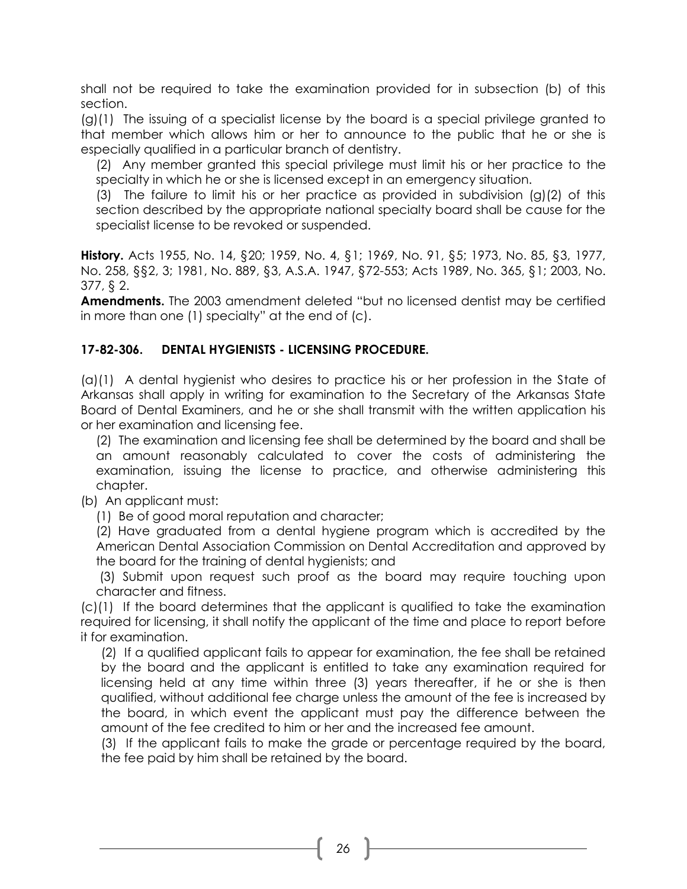shall not be required to take the examination provided for in subsection (b) of this section.

(g)(1) The issuing of a specialist license by the board is a special privilege granted to that member which allows him or her to announce to the public that he or she is especially qualified in a particular branch of dentistry.

(2) Any member granted this special privilege must limit his or her practice to the specialty in which he or she is licensed except in an emergency situation.

(3) The failure to limit his or her practice as provided in subdivision (g)(2) of this section described by the appropriate national specialty board shall be cause for the specialist license to be revoked or suspended.

**History.** Acts 1955, No. 14, §20; 1959, No. 4, §1; 1969, No. 91, §5; 1973, No. 85, §3, 1977, No. 258, §§2, 3; 1981, No. 889, §3, A.S.A. 1947, §72-553; Acts 1989, No. 365, §1; 2003, No. 377, § 2.

**Amendments.** The 2003 amendment deleted "but no licensed dentist may be certified in more than one (1) specialty" at the end of (c).

### 17-82-306. DENTAL HYGIENISTS - LICENSING PROCEDURE.

(a)(1) A dental hygienist who desires to practice his or her profession in the State of Arkansas shall apply in writing for examination to the Secretary of the Arkansas State Board of Dental Examiners, and he or she shall transmit with the written application his or her examination and licensing fee.

(2) The examination and licensing fee shall be determined by the board and shall be an amount reasonably calculated to cover the costs of administering the examination, issuing the license to practice, and otherwise administering this chapter.

(b) An applicant must:

(1) Be of good moral reputation and character;

(2) Have graduated from a dental hygiene program which is accredited by the American Dental Association Commission on Dental Accreditation and approved by the board for the training of dental hygienists; and

(3) Submit upon request such proof as the board may require touching upon character and fitness.

(c)(1) If the board determines that the applicant is qualified to take the examination required for licensing, it shall notify the applicant of the time and place to report before it for examination.

(2) If a qualified applicant fails to appear for examination, the fee shall be retained by the board and the applicant is entitled to take any examination required for licensing held at any time within three (3) years thereafter, if he or she is then qualified, without additional fee charge unless the amount of the fee is increased by the board, in which event the applicant must pay the difference between the amount of the fee credited to him or her and the increased fee amount.

(3) If the applicant fails to make the grade or percentage required by the board, the fee paid by him shall be retained by the board.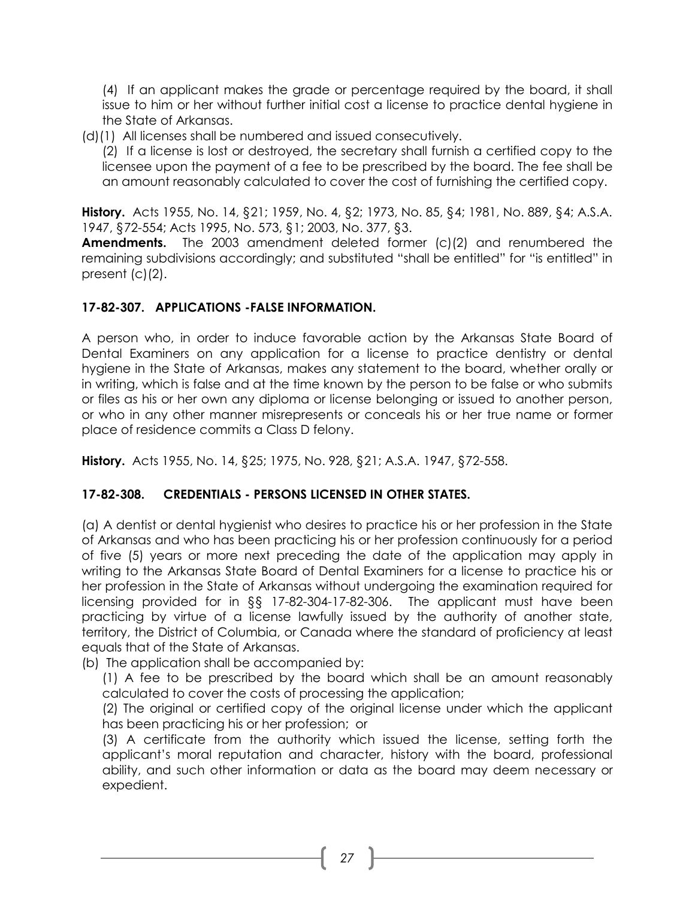(4) If an applicant makes the grade or percentage required by the board, it shall issue to him or her without further initial cost a license to practice dental hygiene in the State of Arkansas.

(d)(1) All licenses shall be numbered and issued consecutively.

(2) If a license is lost or destroyed, the secretary shall furnish a certified copy to the licensee upon the payment of a fee to be prescribed by the board. The fee shall be an amount reasonably calculated to cover the cost of furnishing the certified copy.

**History.** Acts 1955, No. 14, §21; 1959, No. 4, §2; 1973, No. 85, §4; 1981, No. 889, §4; A.S.A. 1947, §72-554; Acts 1995, No. 573, §1; 2003, No. 377, §3.

**Amendments.** The 2003 amendment deleted former (c)(2) and renumbered the remaining subdivisions accordingly; and substituted "shall be entitled" for "is entitled" in present (c)(2).

### 17-82-307. APPLICATIONS -FALSE INFORMATION.

A person who, in order to induce favorable action by the Arkansas State Board of Dental Examiners on any application for a license to practice dentistry or dental hygiene in the State of Arkansas, makes any statement to the board, whether orally or in writing, which is false and at the time known by the person to be false or who submits or files as his or her own any diploma or license belonging or issued to another person, or who in any other manner misrepresents or conceals his or her true name or former place of residence commits a Class D felony.

**History.** Acts 1955, No. 14, §25; 1975, No. 928, §21; A.S.A. 1947, §72-558.

### 17-82-308. CREDENTIALS - PERSONS LICENSED IN OTHER STATES.

(a) A dentist or dental hygienist who desires to practice his or her profession in the State of Arkansas and who has been practicing his or her profession continuously for a period of five (5) years or more next preceding the date of the application may apply in writing to the Arkansas State Board of Dental Examiners for a license to practice his or her profession in the State of Arkansas without undergoing the examination required for licensing provided for in §§ 17-82-304-17-82-306. The applicant must have been practicing by virtue of a license lawfully issued by the authority of another state, territory, the District of Columbia, or Canada where the standard of proficiency at least equals that of the State of Arkansas.

(b) The application shall be accompanied by:

(1) A fee to be prescribed by the board which shall be an amount reasonably calculated to cover the costs of processing the application;

(2) The original or certified copy of the original license under which the applicant has been practicing his or her profession; or

(3) A certificate from the authority which issued the license, setting forth the applicant's moral reputation and character, history with the board, professional ability, and such other information or data as the board may deem necessary or expedient.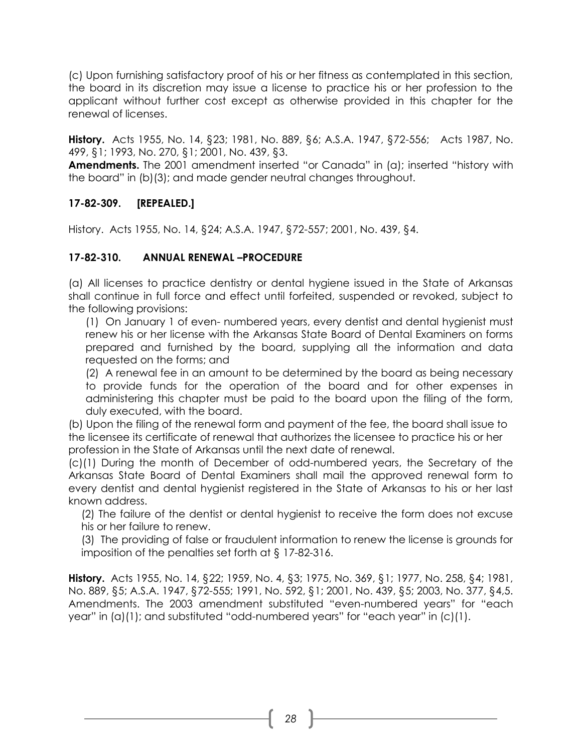(c) Upon furnishing satisfactory proof of his or her fitness as contemplated in this section, the board in its discretion may issue a license to practice his or her profession to the applicant without further cost except as otherwise provided in this chapter for the renewal of licenses.

**History.** Acts 1955, No. 14, §23; 1981, No. 889, §6; A.S.A. 1947, §72-556; Acts 1987, No. 499, §1; 1993, No. 270, §1; 2001, No. 439, §3.

**Amendments.** The 2001 amendment inserted "or Canada" in (a); inserted "history with the board" in (b)(3); and made gender neutral changes throughout.

### 17-82-309. [REPEALED.]

History. Acts 1955, No. 14, §24; A.S.A. 1947, §72-557; 2001, No. 439, §4.

### 17-82-310. ANNUAL RENEWAL –PROCEDURE

(a) All licenses to practice dentistry or dental hygiene issued in the State of Arkansas shall continue in full force and effect until forfeited, suspended or revoked, subject to the following provisions:

(1) On January 1 of even- numbered years, every dentist and dental hygienist must renew his or her license with the Arkansas State Board of Dental Examiners on forms prepared and furnished by the board, supplying all the information and data requested on the forms; and

(2) A renewal fee in an amount to be determined by the board as being necessary to provide funds for the operation of the board and for other expenses in administering this chapter must be paid to the board upon the filing of the form, duly executed, with the board.

(b) Upon the filing of the renewal form and payment of the fee, the board shall issue to the licensee its certificate of renewal that authorizes the licensee to practice his or her profession in the State of Arkansas until the next date of renewal.

(c)(1) During the month of December of odd-numbered years, the Secretary of the Arkansas State Board of Dental Examiners shall mail the approved renewal form to every dentist and dental hygienist registered in the State of Arkansas to his or her last known address.

(2) The failure of the dentist or dental hygienist to receive the form does not excuse his or her failure to renew.

(3) The providing of false or fraudulent information to renew the license is grounds for imposition of the penalties set forth at § 17-82-316.

**History.** Acts 1955, No. 14, §22; 1959, No. 4, §3; 1975, No. 369, §1; 1977, No. 258, §4; 1981, No. 889, §5; A.S.A. 1947, §72-555; 1991, No. 592, §1; 2001, No. 439, §5; 2003, No. 377, §4,5. Amendments. The 2003 amendment substituted "even-numbered years" for "each year" in (a)(1); and substituted "odd-numbered years" for "each year" in (c)(1).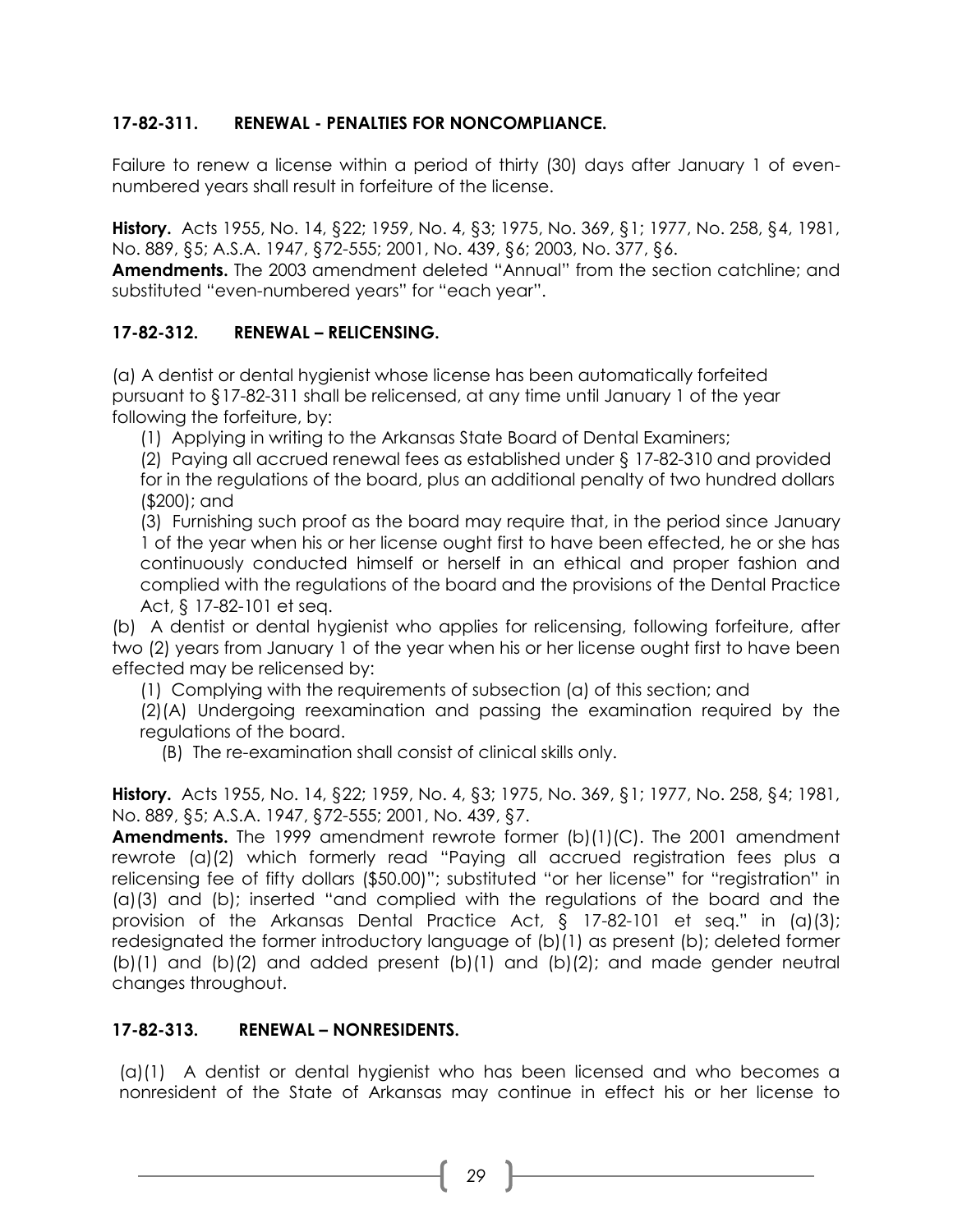### 17-82-311. RENEWAL - PENALTIES FOR NONCOMPLIANCE.

Failure to renew a license within a period of thirty (30) days after January 1 of even-numbered years shall result in forfeiture of the license.

**History.** Acts 1955, No. 14, §22; 1959, No. 4, §3; 1975, No. 369, §1; 1977, No. 258, §4, 1981, No. 889, §5; A.S.A. 1947, §72-555; 2001, No. 439, §6; 2003, No. 377, §6.
**Amendments.** The 2003 amendment deleted "Annual" from the section catchline; and substituted "even-numbered years" for "each year".

### 17-82-312. RENEWAL – RELICENSING.

(a) A dentist or dental hygienist whose license has been automatically forfeited pursuant to §17-82-311 shall be relicensed, at any time until January 1 of the year following the forfeiture, by:

(1) Applying in writing to the Arkansas State Board of Dental Examiners;

(2) Paying all accrued renewal fees as established under § 17-82-310 and provided for in the regulations of the board, plus an additional penalty of two hundred dollars ($200); and

(3) Furnishing such proof as the board may require that, in the period since January 1 of the year when his or her license ought first to have been effected, he or she has continuously conducted himself or herself in an ethical and proper fashion and complied with the regulations of the board and the provisions of the Dental Practice Act, § 17-82-101 et seq.

(b) A dentist or dental hygienist who applies for relicensing, following forfeiture, after two (2) years from January 1 of the year when his or her license ought first to have been effected may be relicensed by:

(1) Complying with the requirements of subsection (a) of this section; and

(2)(A) Undergoing reexamination and passing the examination required by the regulations of the board.

(B) The re-examination shall consist of clinical skills only.

**History.** Acts 1955, No. 14, §22; 1959, No. 4, §3; 1975, No. 369, §1; 1977, No. 258, §4; 1981, No. 889, §5; A.S.A. 1947, §72-555; 2001, No. 439, §7.
**Amendments.** The 1999 amendment rewrote former (b)(1)(C). The 2001 amendment rewrote (a)(2) which formerly read "Paying all accrued registration fees plus a relicensing fee of fifty dollars ($50.00)"; substituted "or her license" for "registration" in (a)(3) and (b); inserted "and complied with the regulations of the board and the provision of the Arkansas Dental Practice Act, § 17-82-101 et seq." in (a)(3); redesignated the former introductory language of (b)(1) as present (b); deleted former (b)(1) and (b)(2) and added present (b)(1) and (b)(2); and made gender neutral changes throughout.

### 17-82-313. RENEWAL – NONRESIDENTS.

(a)(1) A dentist or dental hygienist who has been licensed and who becomes a nonresident of the State of Arkansas may continue in effect his or her license to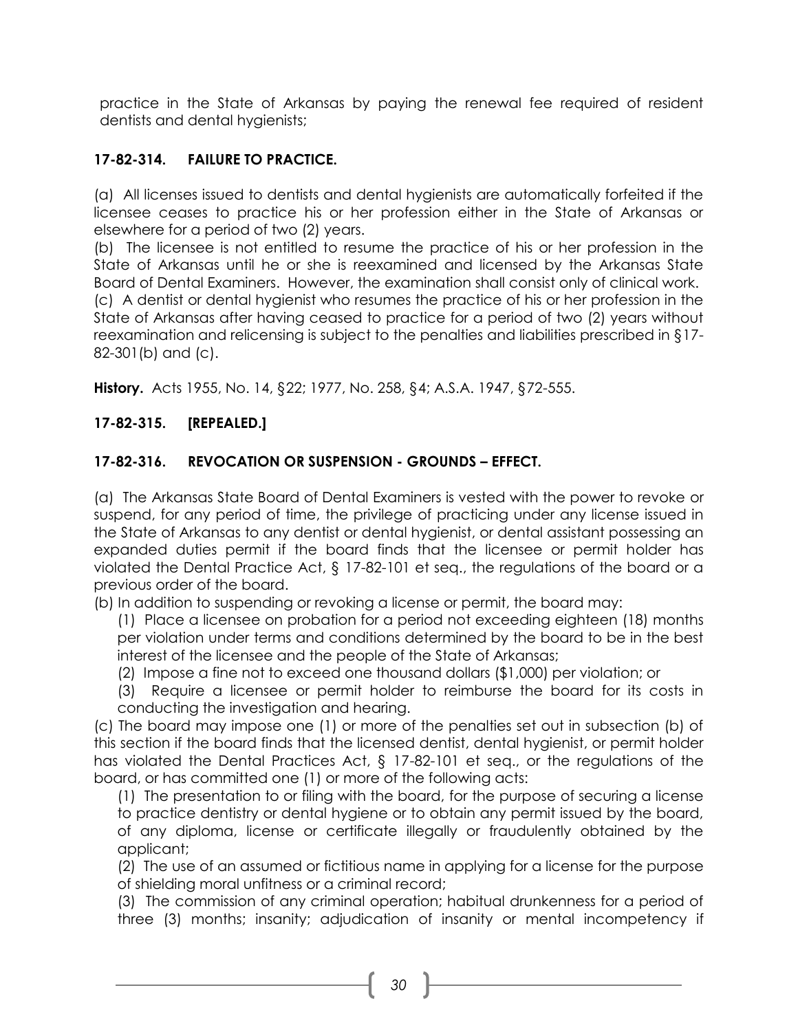practice in the State of Arkansas by paying the renewal fee required of resident dentists and dental hygienists;

### 17-82-314. FAILURE TO PRACTICE.

(a) All licenses issued to dentists and dental hygienists are automatically forfeited if the licensee ceases to practice his or her profession either in the State of Arkansas or elsewhere for a period of two (2) years.

(b) The licensee is not entitled to resume the practice of his or her profession in the State of Arkansas until he or she is reexamined and licensed by the Arkansas State Board of Dental Examiners. However, the examination shall consist only of clinical work.

(c) A dentist or dental hygienist who resumes the practice of his or her profession in the State of Arkansas after having ceased to practice for a period of two (2) years without reexamination and relicensing is subject to the penalties and liabilities prescribed in §17-82-301(b) and (c).

**History.** Acts 1955, No. 14, §22; 1977, No. 258, §4; A.S.A. 1947, §72-555.

### 17-82-315. [REPEALED.]

### 17-82-316. REVOCATION OR SUSPENSION - GROUNDS – EFFECT.

(a) The Arkansas State Board of Dental Examiners is vested with the power to revoke or suspend, for any period of time, the privilege of practicing under any license issued in the State of Arkansas to any dentist or dental hygienist, or dental assistant possessing an expanded duties permit if the board finds that the licensee or permit holder has violated the Dental Practice Act, § 17-82-101 et seq., the regulations of the board or a previous order of the board.

(b) In addition to suspending or revoking a license or permit, the board may:

(1) Place a licensee on probation for a period not exceeding eighteen (18) months per violation under terms and conditions determined by the board to be in the best interest of the licensee and the people of the State of Arkansas;

(2) Impose a fine not to exceed one thousand dollars ($1,000) per violation; or

(3) Require a licensee or permit holder to reimburse the board for its costs in conducting the investigation and hearing.

(c) The board may impose one (1) or more of the penalties set out in subsection (b) of this section if the board finds that the licensed dentist, dental hygienist, or permit holder has violated the Dental Practices Act, § 17-82-101 et seq., or the regulations of the board, or has committed one (1) or more of the following acts:

(1) The presentation to or filing with the board, for the purpose of securing a license to practice dentistry or dental hygiene or to obtain any permit issued by the board, of any diploma, license or certificate illegally or fraudulently obtained by the applicant;

(2) The use of an assumed or fictitious name in applying for a license for the purpose of shielding moral unfitness or a criminal record;

(3) The commission of any criminal operation; habitual drunkenness for a period of three (3) months; insanity; adjudication of insanity or mental incompetency if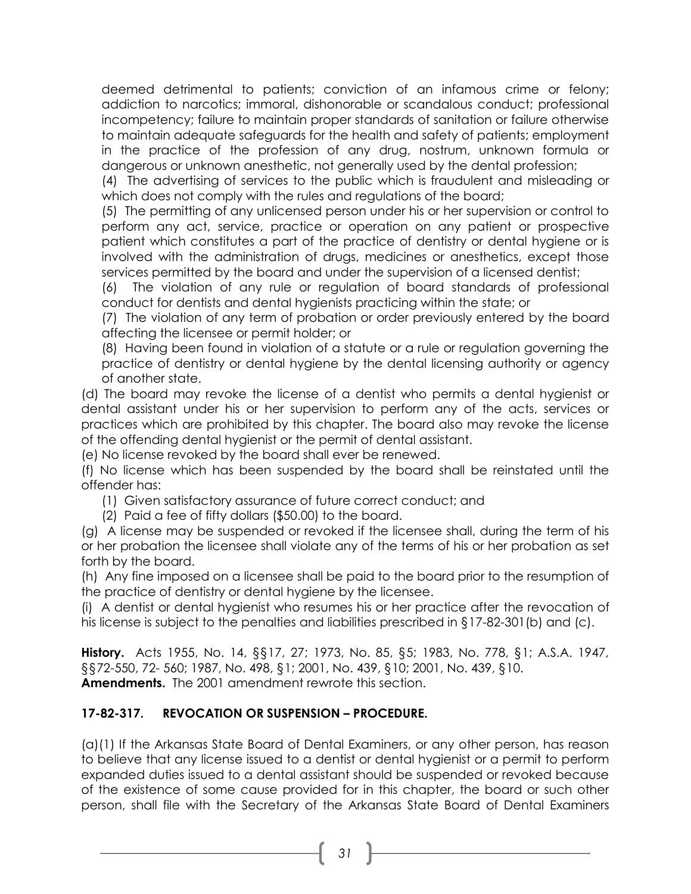deemed detrimental to patients; conviction of an infamous crime or felony; addiction to narcotics; immoral, dishonorable or scandalous conduct; professional incompetency; failure to maintain proper standards of sanitation or failure otherwise to maintain adequate safeguards for the health and safety of patients; employment in the practice of the profession of any drug, nostrum, unknown formula or dangerous or unknown anesthetic, not generally used by the dental profession;

(4) The advertising of services to the public which is fraudulent and misleading or which does not comply with the rules and regulations of the board;

(5) The permitting of any unlicensed person under his or her supervision or control to perform any act, service, practice or operation on any patient or prospective patient which constitutes a part of the practice of dentistry or dental hygiene or is involved with the administration of drugs, medicines or anesthetics, except those services permitted by the board and under the supervision of a licensed dentist;

(6) The violation of any rule or regulation of board standards of professional conduct for dentists and dental hygienists practicing within the state; or

(7) The violation of any term of probation or order previously entered by the board affecting the licensee or permit holder; or

(8) Having been found in violation of a statute or a rule or regulation governing the practice of dentistry or dental hygiene by the dental licensing authority or agency of another state.

(d) The board may revoke the license of a dentist who permits a dental hygienist or dental assistant under his or her supervision to perform any of the acts, services or practices which are prohibited by this chapter. The board also may revoke the license of the offending dental hygienist or the permit of dental assistant.

(e) No license revoked by the board shall ever be renewed.

(f) No license which has been suspended by the board shall be reinstated until the offender has:

(1) Given satisfactory assurance of future correct conduct; and

(2) Paid a fee of fifty dollars ($50.00) to the board.

(g) A license may be suspended or revoked if the licensee shall, during the term of his or her probation the licensee shall violate any of the terms of his or her probation as set forth by the board.

(h) Any fine imposed on a licensee shall be paid to the board prior to the resumption of the practice of dentistry or dental hygiene by the licensee.

(i) A dentist or dental hygienist who resumes his or her practice after the revocation of his license is subject to the penalties and liabilities prescribed in §17-82-301(b) and (c).

**History.** Acts 1955, No. 14, §§17, 27; 1973, No. 85, §5; 1983, No. 778, §1; A.S.A. 1947, §§72-550, 72- 560; 1987, No. 498, §1; 2001, No. 439, §10; 2001, No. 439, §10.
**Amendments.** The 2001 amendment rewrote this section.

## 17-82-317. REVOCATION OR SUSPENSION – PROCEDURE.

(a)(1) If the Arkansas State Board of Dental Examiners, or any other person, has reason to believe that any license issued to a dentist or dental hygienist or a permit to perform expanded duties issued to a dental assistant should be suspended or revoked because of the existence of some cause provided for in this chapter, the board or such other person, shall file with the Secretary of the Arkansas State Board of Dental Examiners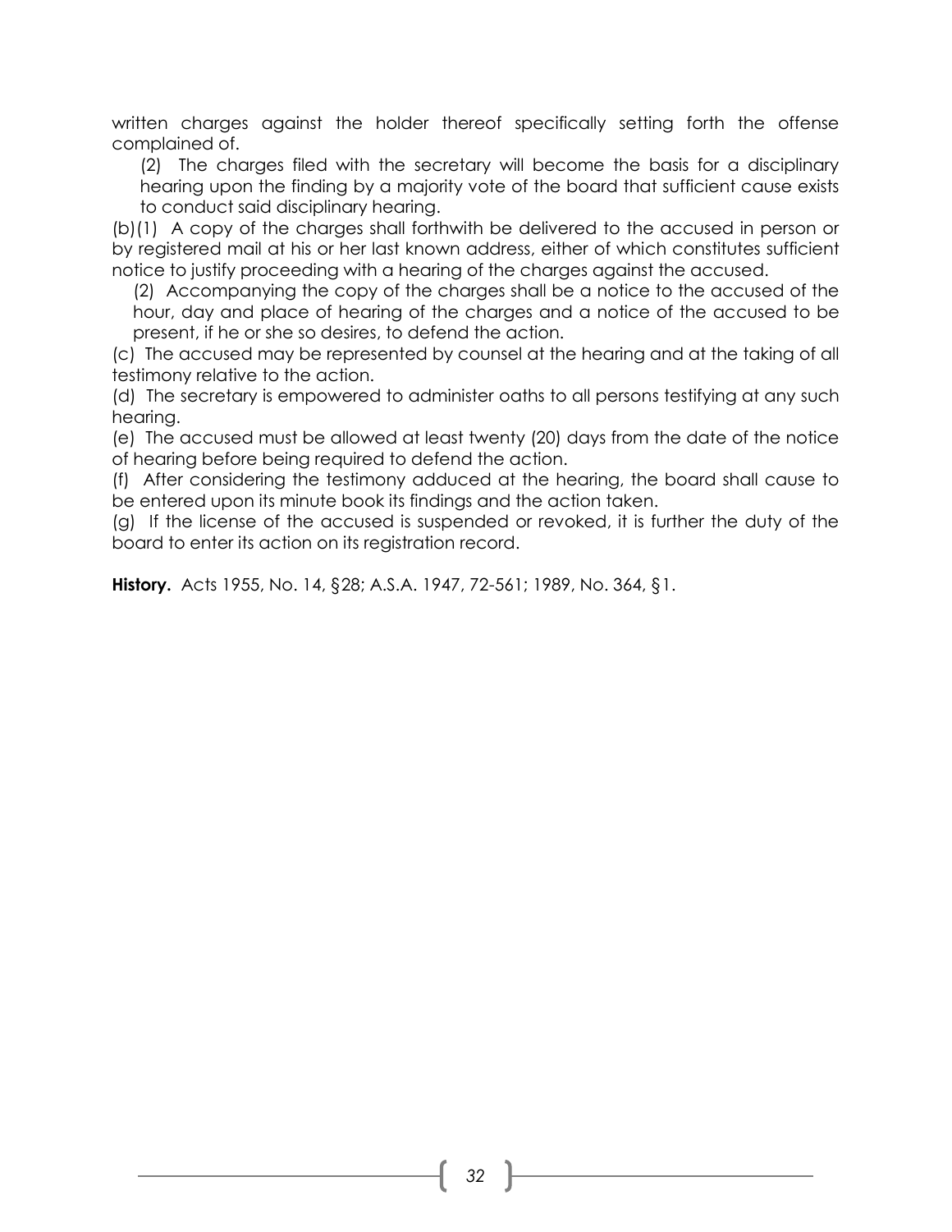written charges against the holder thereof specifically setting forth the offense complained of.

(2) The charges filed with the secretary will become the basis for a disciplinary hearing upon the finding by a majority vote of the board that sufficient cause exists to conduct said disciplinary hearing.

(b)(1) A copy of the charges shall forthwith be delivered to the accused in person or by registered mail at his or her last known address, either of which constitutes sufficient notice to justify proceeding with a hearing of the charges against the accused.

(2) Accompanying the copy of the charges shall be a notice to the accused of the hour, day and place of hearing of the charges and a notice of the accused to be present, if he or she so desires, to defend the action.

(c) The accused may be represented by counsel at the hearing and at the taking of all testimony relative to the action.

(d) The secretary is empowered to administer oaths to all persons testifying at any such hearing.

(e) The accused must be allowed at least twenty (20) days from the date of the notice of hearing before being required to defend the action.

(f) After considering the testimony adduced at the hearing, the board shall cause to be entered upon its minute book its findings and the action taken.

(g) If the license of the accused is suspended or revoked, it is further the duty of the board to enter its action on its registration record.

**History.** Acts 1955, No. 14, §28; A.S.A. 1947, 72-561; 1989, No. 364, §1.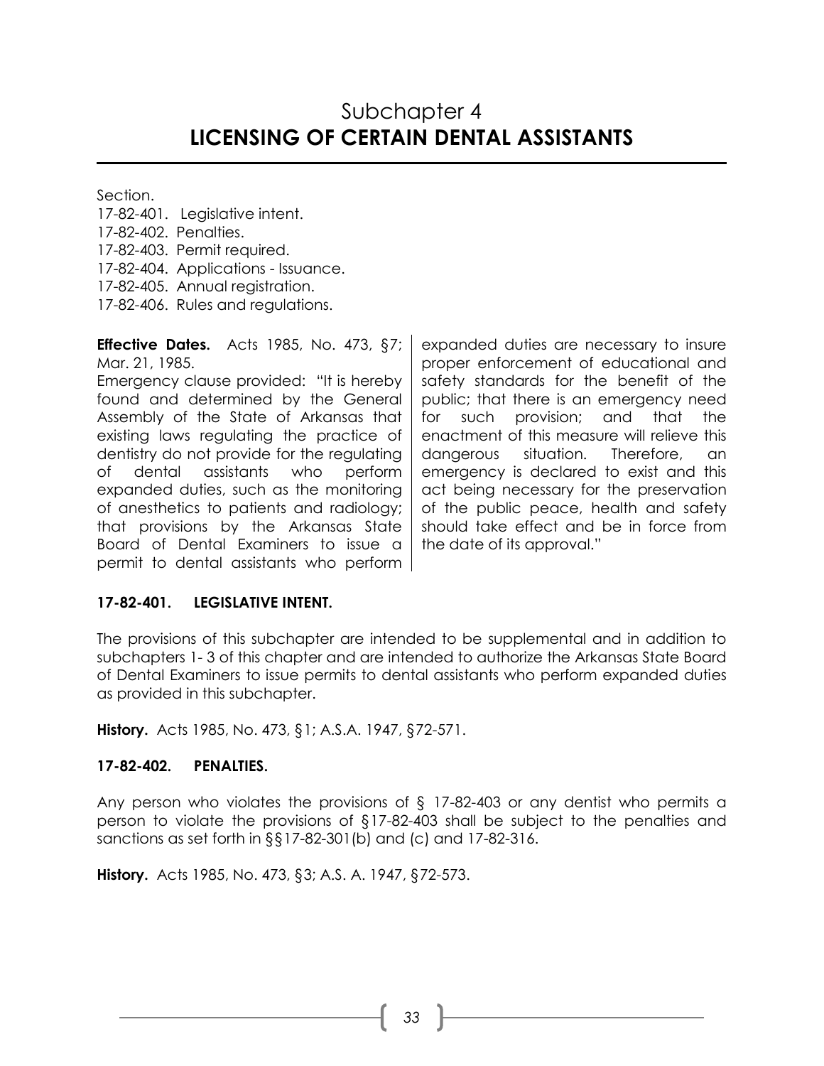# Subchapter 4
# **LICENSING OF CERTAIN DENTAL ASSISTANTS**

Section.
17-82-401. Legislative intent.
17-82-402. Penalties.
17-82-403. Permit required.
17-82-404. Applications - Issuance.
17-82-405. Annual registration.
17-82-406. Rules and regulations.

**Effective Dates.** Acts 1985, No. 473, §7; Mar. 21, 1985.
Emergency clause provided: "It is hereby found and determined by the General Assembly of the State of Arkansas that existing laws regulating the practice of dentistry do not provide for the regulating of dental assistants who perform expanded duties, such as the monitoring of anesthetics to patients and radiology; that provisions by the Arkansas State Board of Dental Examiners to issue a permit to dental assistants who perform expanded duties are necessary to insure proper enforcement of educational and safety standards for the benefit of the public; that there is an emergency need for such provision; and that the enactment of this measure will relieve this dangerous situation. Therefore, an emergency is declared to exist and this act being necessary for the preservation of the public peace, health and safety should take effect and be in force from the date of its approval."

**17-82-401. LEGISLATIVE INTENT.**

The provisions of this subchapter are intended to be supplemental and in addition to subchapters 1- 3 of this chapter and are intended to authorize the Arkansas State Board of Dental Examiners to issue permits to dental assistants who perform expanded duties as provided in this subchapter.

**History.** Acts 1985, No. 473, §1; A.S.A. 1947, §72-571.

**17-82-402. PENALTIES.**

Any person who violates the provisions of § 17-82-403 or any dentist who permits a person to violate the provisions of §17-82-403 shall be subject to the penalties and sanctions as set forth in §§17-82-301(b) and (c) and 17-82-316.

**History.** Acts 1985, No. 473, §3; A.S. A. 1947, §72-573.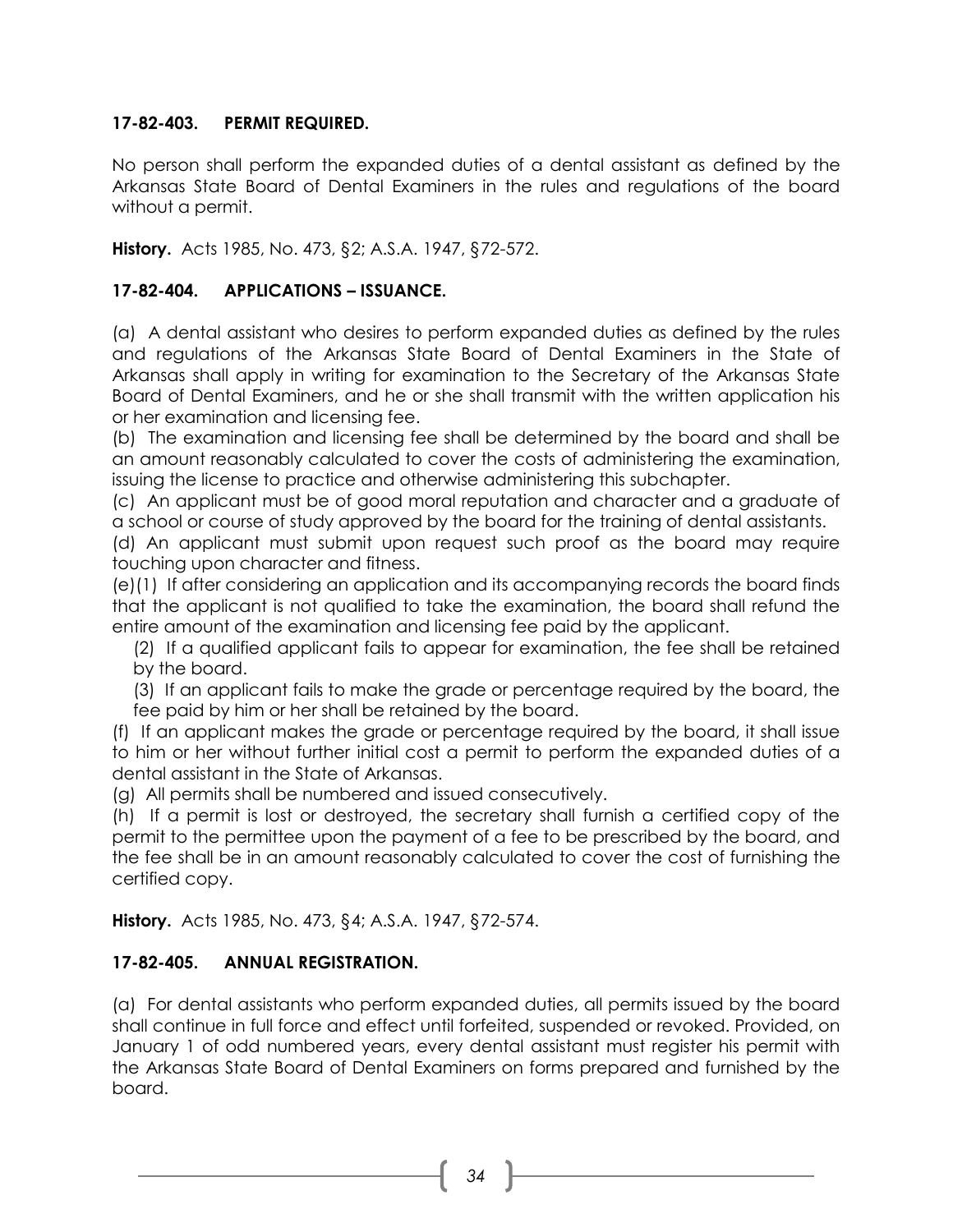**17-82-403. PERMIT REQUIRED.**

No person shall perform the expanded duties of a dental assistant as defined by the Arkansas State Board of Dental Examiners in the rules and regulations of the board without a permit.

**History.** Acts 1985, No. 473, §2; A.S.A. 1947, §72-572.

**17-82-404. APPLICATIONS – ISSUANCE.**

(a) A dental assistant who desires to perform expanded duties as defined by the rules and regulations of the Arkansas State Board of Dental Examiners in the State of Arkansas shall apply in writing for examination to the Secretary of the Arkansas State Board of Dental Examiners, and he or she shall transmit with the written application his or her examination and licensing fee.

(b) The examination and licensing fee shall be determined by the board and shall be an amount reasonably calculated to cover the costs of administering the examination, issuing the license to practice and otherwise administering this subchapter.

(c) An applicant must be of good moral reputation and character and a graduate of a school or course of study approved by the board for the training of dental assistants.

(d) An applicant must submit upon request such proof as the board may require touching upon character and fitness.

(e)(1) If after considering an application and its accompanying records the board finds that the applicant is not qualified to take the examination, the board shall refund the entire amount of the examination and licensing fee paid by the applicant.

(2) If a qualified applicant fails to appear for examination, the fee shall be retained by the board.

(3) If an applicant fails to make the grade or percentage required by the board, the fee paid by him or her shall be retained by the board.

(f) If an applicant makes the grade or percentage required by the board, it shall issue to him or her without further initial cost a permit to perform the expanded duties of a dental assistant in the State of Arkansas.

(g) All permits shall be numbered and issued consecutively.

(h) If a permit is lost or destroyed, the secretary shall furnish a certified copy of the permit to the permittee upon the payment of a fee to be prescribed by the board, and the fee shall be in an amount reasonably calculated to cover the cost of furnishing the certified copy.

**History.** Acts 1985, No. 473, §4; A.S.A. 1947, §72-574.

**17-82-405. ANNUAL REGISTRATION.**

(a) For dental assistants who perform expanded duties, all permits issued by the board shall continue in full force and effect until forfeited, suspended or revoked. Provided, on January 1 of odd numbered years, every dental assistant must register his permit with the Arkansas State Board of Dental Examiners on forms prepared and furnished by the board.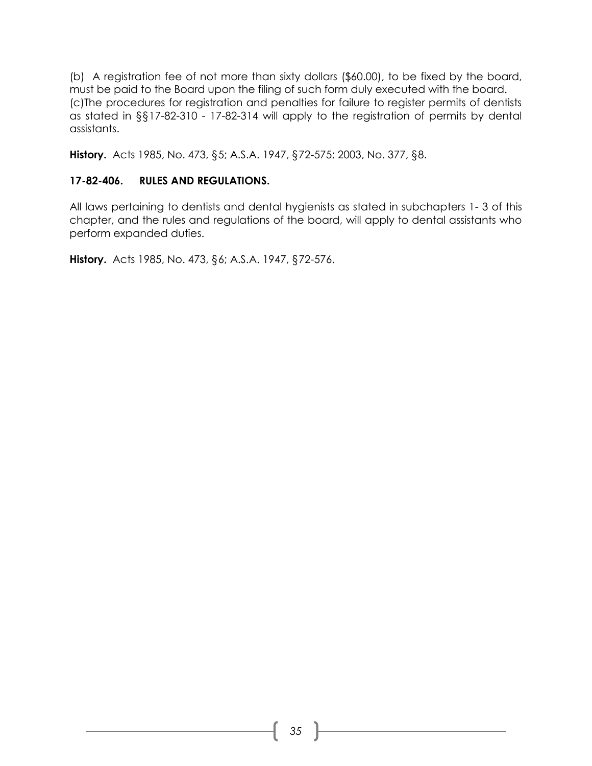(b) A registration fee of not more than sixty dollars ($60.00), to be fixed by the board, must be paid to the Board upon the filing of such form duly executed with the board.
(c)The procedures for registration and penalties for failure to register permits of dentists as stated in §§17-82-310 - 17-82-314 will apply to the registration of permits by dental assistants.

**History.** Acts 1985, No. 473, §5; A.S.A. 1947, §72-575; 2003, No. 377, §8.

### 17-82-406. RULES AND REGULATIONS.

All laws pertaining to dentists and dental hygienists as stated in subchapters 1- 3 of this chapter, and the rules and regulations of the board, will apply to dental assistants who perform expanded duties.

**History.** Acts 1985, No. 473, §6; A.S.A. 1947, §72-576.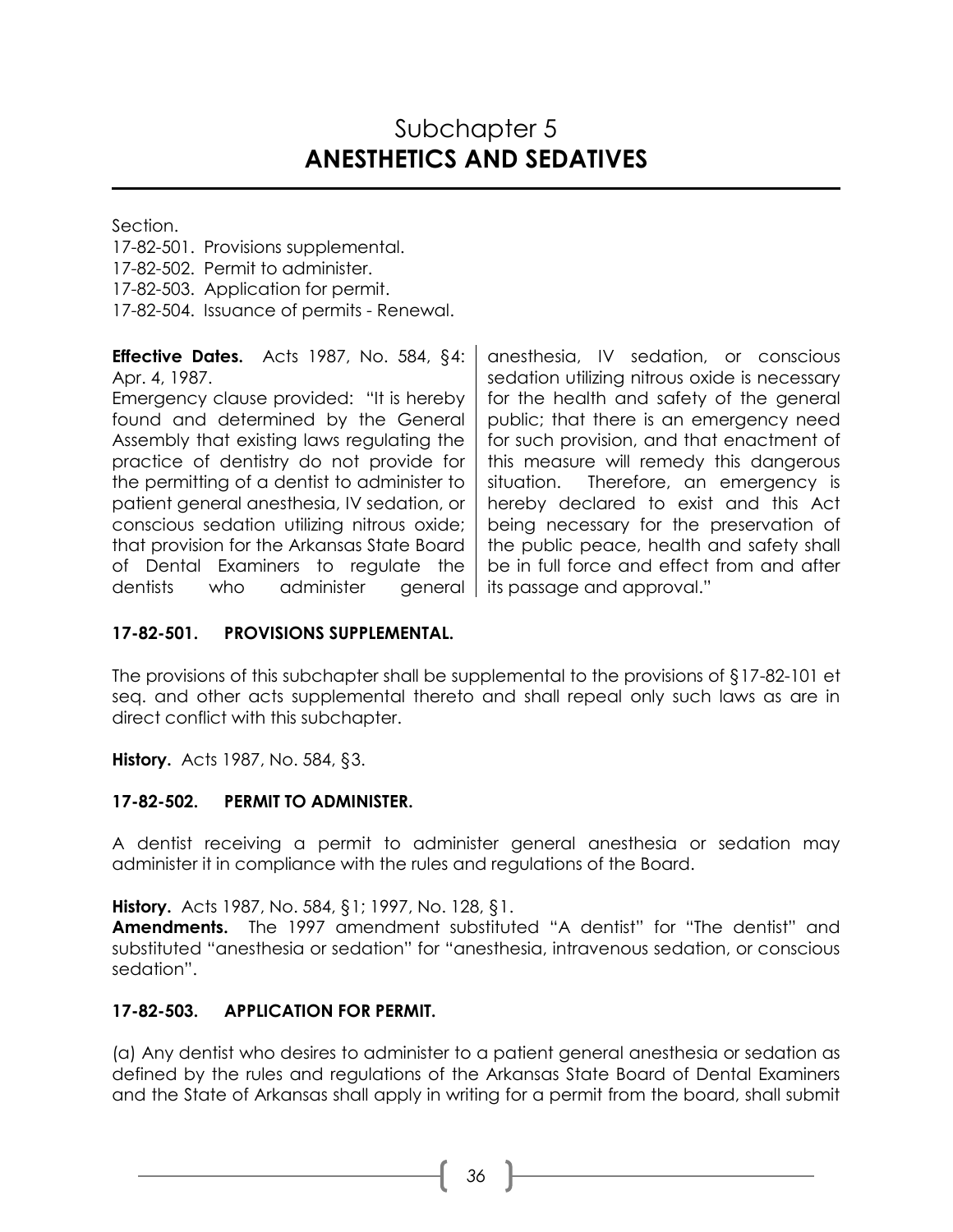# Subchapter 5
# ANESTHETICS AND SEDATIVES

Section.

17-82-501. Provisions supplemental.
17-82-502. Permit to administer.
17-82-503. Application for permit.
17-82-504. Issuance of permits - Renewal.

**Effective Dates.** Acts 1987, No. 584, §4: Apr. 4, 1987.
Emergency clause provided: "It is hereby found and determined by the General Assembly that existing laws regulating the practice of dentistry do not provide for the permitting of a dentist to administer to patient general anesthesia, IV sedation, or conscious sedation utilizing nitrous oxide; that provision for the Arkansas State Board of Dental Examiners to regulate the dentists who administer general anesthesia, IV sedation, or conscious sedation utilizing nitrous oxide is necessary for the health and safety of the general public; that there is an emergency need for such provision, and that enactment of this measure will remedy this dangerous situation. Therefore, an emergency is hereby declared to exist and this Act being necessary for the preservation of the public peace, health and safety shall be in full force and effect from and after its passage and approval."

### 17-82-501. PROVISIONS SUPPLEMENTAL.

The provisions of this subchapter shall be supplemental to the provisions of §17-82-101 et seq. and other acts supplemental thereto and shall repeal only such laws as are in direct conflict with this subchapter.

**History.** Acts 1987, No. 584, §3.

### 17-82-502. PERMIT TO ADMINISTER.

A dentist receiving a permit to administer general anesthesia or sedation may administer it in compliance with the rules and regulations of the Board.

**History.** Acts 1987, No. 584, §1; 1997, No. 128, §1.
**Amendments.** The 1997 amendment substituted "A dentist" for "The dentist" and substituted "anesthesia or sedation" for "anesthesia, intravenous sedation, or conscious sedation".

### 17-82-503. APPLICATION FOR PERMIT.

(a) Any dentist who desires to administer to a patient general anesthesia or sedation as defined by the rules and regulations of the Arkansas State Board of Dental Examiners and the State of Arkansas shall apply in writing for a permit from the board, shall submit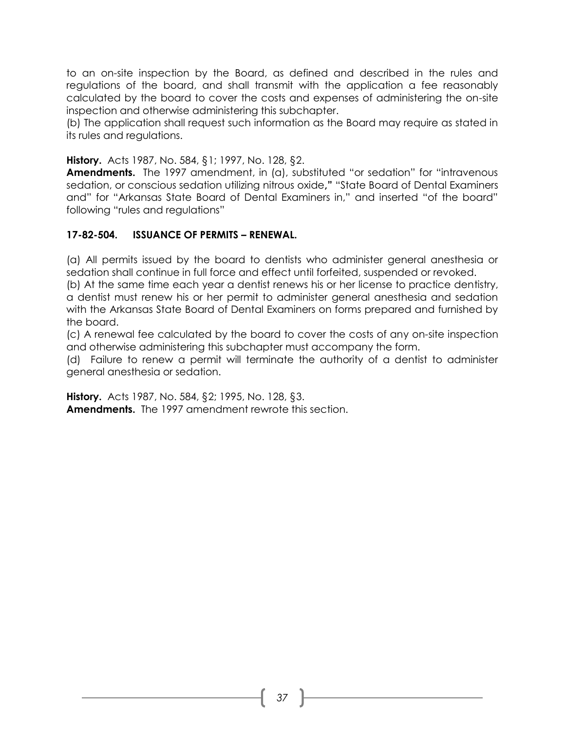to an on-site inspection by the Board, as defined and described in the rules and regulations of the board, and shall transmit with the application a fee reasonably calculated by the board to cover the costs and expenses of administering the on-site inspection and otherwise administering this subchapter.

(b) The application shall request such information as the Board may require as stated in its rules and regulations.

**History.** Acts 1987, No. 584, §1; 1997, No. 128, §2.

**Amendments.** The 1997 amendment, in (a), substituted "or sedation" for "intravenous sedation, or conscious sedation utilizing nitrous oxide**,"** "State Board of Dental Examiners and" for "Arkansas State Board of Dental Examiners in," and inserted "of the board" following "rules and regulations"

### 17-82-504. ISSUANCE OF PERMITS – RENEWAL.

(a) All permits issued by the board to dentists who administer general anesthesia or sedation shall continue in full force and effect until forfeited, suspended or revoked.

(b) At the same time each year a dentist renews his or her license to practice dentistry, a dentist must renew his or her permit to administer general anesthesia and sedation with the Arkansas State Board of Dental Examiners on forms prepared and furnished by the board.

(c) A renewal fee calculated by the board to cover the costs of any on-site inspection and otherwise administering this subchapter must accompany the form.

(d) Failure to renew a permit will terminate the authority of a dentist to administer general anesthesia or sedation.

**History.** Acts 1987, No. 584, §2; 1995, No. 128, §3.

**Amendments.** The 1997 amendment rewrote this section.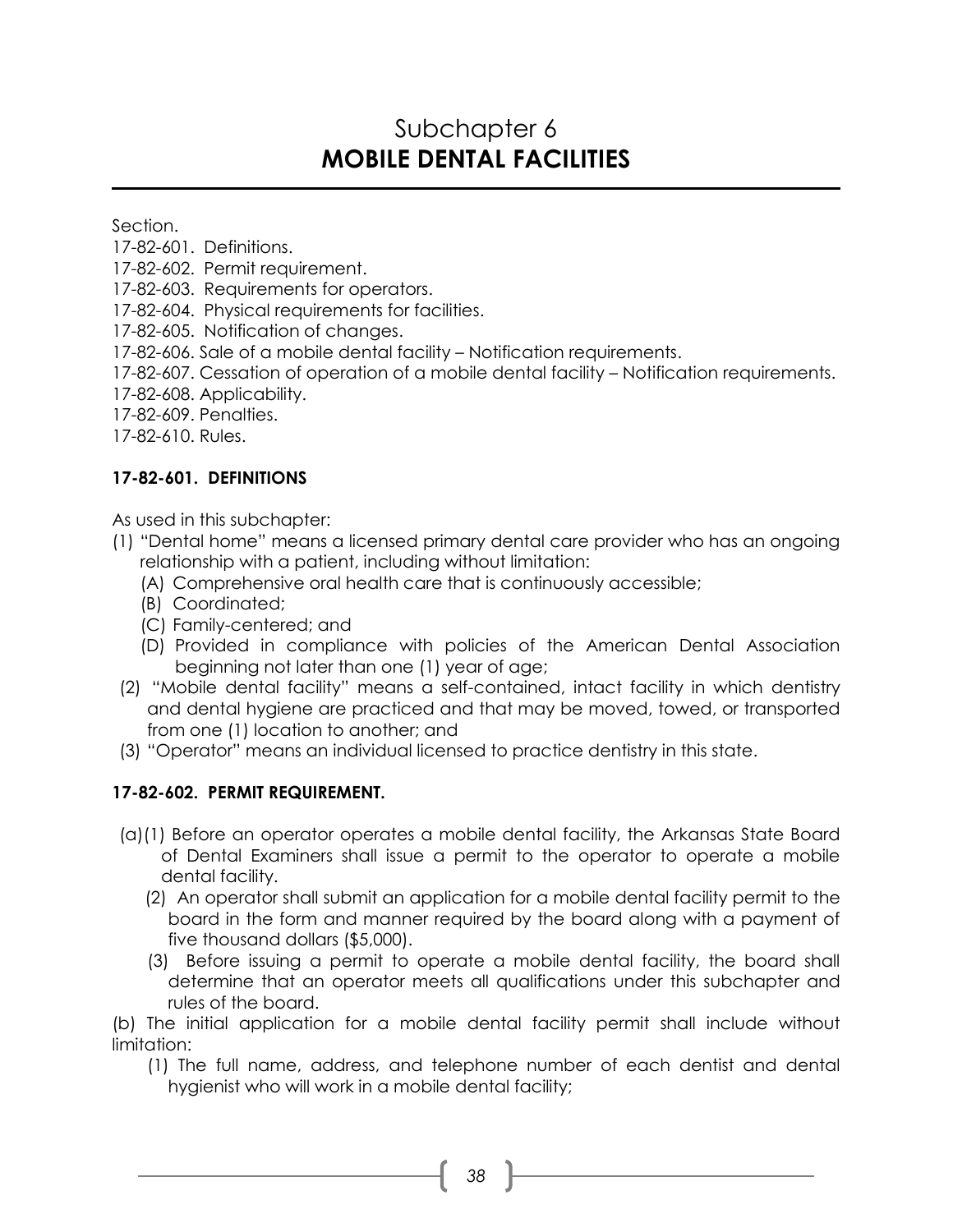# Subchapter 6
# MOBILE DENTAL FACILITIES

Section.
17-82-601. Definitions.
17-82-602. Permit requirement.
17-82-603. Requirements for operators.
17-82-604. Physical requirements for facilities.
17-82-605. Notification of changes.
17-82-606. Sale of a mobile dental facility – Notification requirements.
17-82-607. Cessation of operation of a mobile dental facility – Notification requirements.
17-82-608. Applicability.
17-82-609. Penalties.
17-82-610. Rules.

**17-82-601. DEFINITIONS**

As used in this subchapter:

(1) "Dental home" means a licensed primary dental care provider who has an ongoing relationship with a patient, including without limitation:
   (A) Comprehensive oral health care that is continuously accessible;
   (B) Coordinated;
   (C) Family-centered; and
   (D) Provided in compliance with policies of the American Dental Association beginning not later than one (1) year of age;

(2) "Mobile dental facility" means a self-contained, intact facility in which dentistry and dental hygiene are practiced and that may be moved, towed, or transported from one (1) location to another; and

(3) "Operator" means an individual licensed to practice dentistry in this state.

**17-82-602. PERMIT REQUIREMENT.**

(a)(1) Before an operator operates a mobile dental facility, the Arkansas State Board of Dental Examiners shall issue a permit to the operator to operate a mobile dental facility.
   (2) An operator shall submit an application for a mobile dental facility permit to the board in the form and manner required by the board along with a payment of five thousand dollars ($5,000).
   (3) Before issuing a permit to operate a mobile dental facility, the board shall determine that an operator meets all qualifications under this subchapter and rules of the board.

(b) The initial application for a mobile dental facility permit shall include without limitation:
   (1) The full name, address, and telephone number of each dentist and dental hygienist who will work in a mobile dental facility;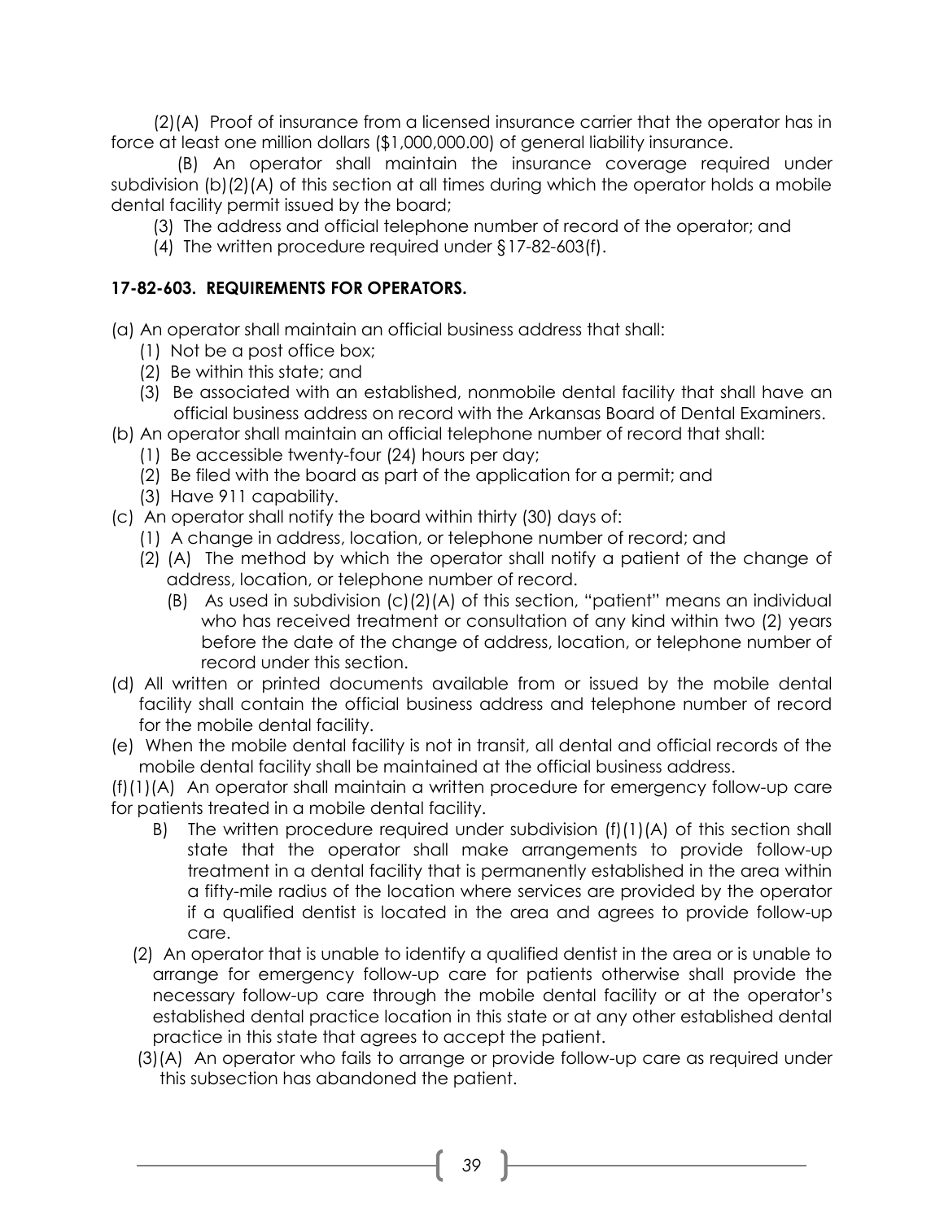(2)(A) Proof of insurance from a licensed insurance carrier that the operator has in force at least one million dollars ($1,000,000.00) of general liability insurance.

(B) An operator shall maintain the insurance coverage required under subdivision (b)(2)(A) of this section at all times during which the operator holds a mobile dental facility permit issued by the board;

(3) The address and official telephone number of record of the operator; and

(4) The written procedure required under §17-82-603(f).

**17-82-603. REQUIREMENTS FOR OPERATORS.**

(a) An operator shall maintain an official business address that shall:

(1) Not be a post office box;

(2) Be within this state; and

(3) Be associated with an established, nonmobile dental facility that shall have an official business address on record with the Arkansas Board of Dental Examiners.

(b) An operator shall maintain an official telephone number of record that shall:

(1) Be accessible twenty-four (24) hours per day;

(2) Be filed with the board as part of the application for a permit; and

(3) Have 911 capability.

(c) An operator shall notify the board within thirty (30) days of:

(1) A change in address, location, or telephone number of record; and

(2) (A) The method by which the operator shall notify a patient of the change of address, location, or telephone number of record.

(B) As used in subdivision (c)(2)(A) of this section, "patient" means an individual who has received treatment or consultation of any kind within two (2) years before the date of the change of address, location, or telephone number of record under this section.

(d) All written or printed documents available from or issued by the mobile dental facility shall contain the official business address and telephone number of record for the mobile dental facility.

(e) When the mobile dental facility is not in transit, all dental and official records of the mobile dental facility shall be maintained at the official business address.

(f)(1)(A) An operator shall maintain a written procedure for emergency follow-up care for patients treated in a mobile dental facility.

B) The written procedure required under subdivision (f)(1)(A) of this section shall state that the operator shall make arrangements to provide follow-up treatment in a dental facility that is permanently established in the area within a fifty-mile radius of the location where services are provided by the operator if a qualified dentist is located in the area and agrees to provide follow-up care.

(2) An operator that is unable to identify a qualified dentist in the area or is unable to arrange for emergency follow-up care for patients otherwise shall provide the necessary follow-up care through the mobile dental facility or at the operator's established dental practice location in this state or at any other established dental practice in this state that agrees to accept the patient.

(3)(A) An operator who fails to arrange or provide follow-up care as required under this subsection has abandoned the patient.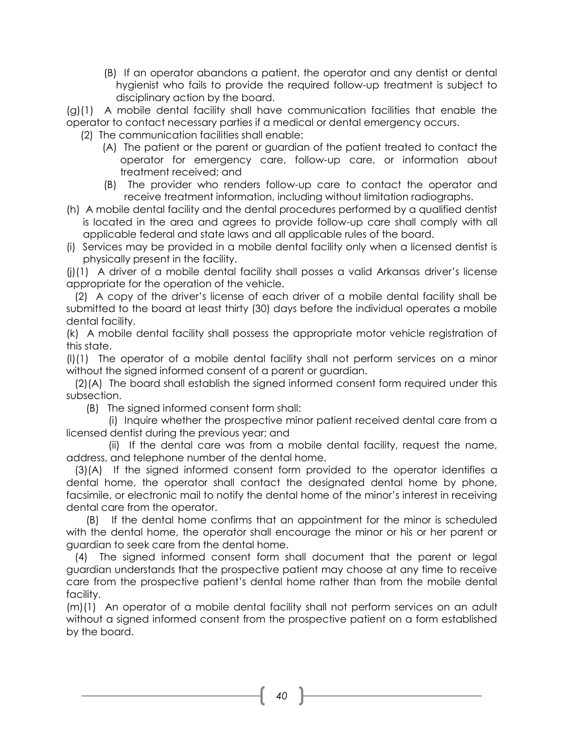(B) If an operator abandons a patient, the operator and any dentist or dental hygienist who fails to provide the required follow-up treatment is subject to disciplinary action by the board.

(g)(1) A mobile dental facility shall have communication facilities that enable the operator to contact necessary parties if a medical or dental emergency occurs.

(2) The communication facilities shall enable:

(A) The patient or the parent or guardian of the patient treated to contact the operator for emergency care, follow-up care, or information about treatment received; and

(B) The provider who renders follow-up care to contact the operator and receive treatment information, including without limitation radiographs.

(h) A mobile dental facility and the dental procedures performed by a qualified dentist is located in the area and agrees to provide follow-up care shall comply with all applicable federal and state laws and all applicable rules of the board.

(i) Services may be provided in a mobile dental facility only when a licensed dentist is physically present in the facility.

(j)(1) A driver of a mobile dental facility shall posses a valid Arkansas driver's license appropriate for the operation of the vehicle.

(2) A copy of the driver's license of each driver of a mobile dental facility shall be submitted to the board at least thirty (30) days before the individual operates a mobile dental facility.

(k) A mobile dental facility shall possess the appropriate motor vehicle registration of this state.

(l)(1) The operator of a mobile dental facility shall not perform services on a minor without the signed informed consent of a parent or guardian.

(2)(A) The board shall establish the signed informed consent form required under this subsection.

(B) The signed informed consent form shall:

(i) Inquire whether the prospective minor patient received dental care from a licensed dentist during the previous year; and

(ii) If the dental care was from a mobile dental facility, request the name, address, and telephone number of the dental home.

(3)(A) If the signed informed consent form provided to the operator identifies a dental home, the operator shall contact the designated dental home by phone, facsimile, or electronic mail to notify the dental home of the minor's interest in receiving dental care from the operator.

(B) If the dental home confirms that an appointment for the minor is scheduled with the dental home, the operator shall encourage the minor or his or her parent or guardian to seek care from the dental home.

(4) The signed informed consent form shall document that the parent or legal guardian understands that the prospective patient may choose at any time to receive care from the prospective patient's dental home rather than from the mobile dental facility.

(m)(1) An operator of a mobile dental facility shall not perform services on an adult without a signed informed consent from the prospective patient on a form established by the board.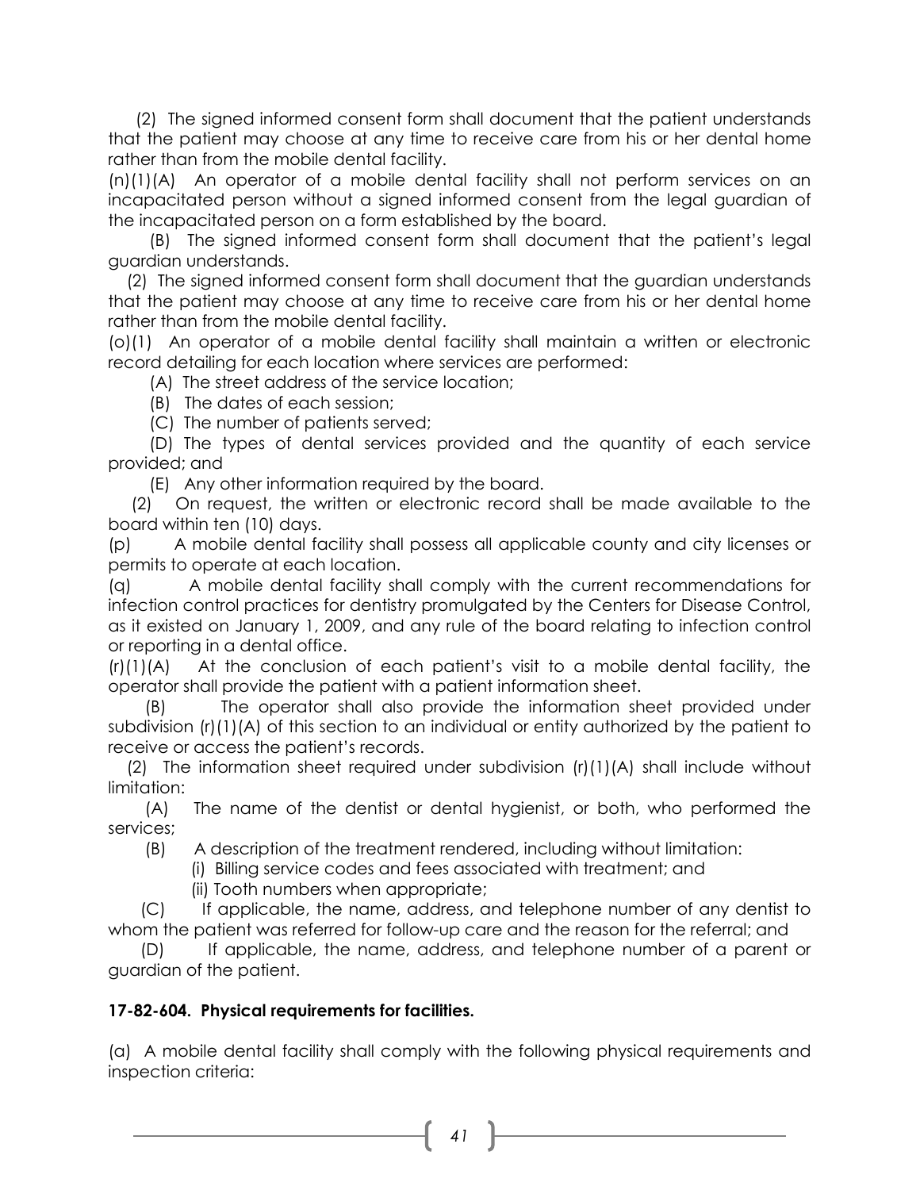(2) The signed informed consent form shall document that the patient understands that the patient may choose at any time to receive care from his or her dental home rather than from the mobile dental facility.

(n)(1)(A) An operator of a mobile dental facility shall not perform services on an incapacitated person without a signed informed consent from the legal guardian of the incapacitated person on a form established by the board.

(B) The signed informed consent form shall document that the patient's legal guardian understands.

(2) The signed informed consent form shall document that the guardian understands that the patient may choose at any time to receive care from his or her dental home rather than from the mobile dental facility.

(o)(1) An operator of a mobile dental facility shall maintain a written or electronic record detailing for each location where services are performed:

(A) The street address of the service location;

(B) The dates of each session;

(C) The number of patients served;

(D) The types of dental services provided and the quantity of each service provided; and

(E) Any other information required by the board.

(2) On request, the written or electronic record shall be made available to the board within ten (10) days.

(p) A mobile dental facility shall possess all applicable county and city licenses or permits to operate at each location.

(q) A mobile dental facility shall comply with the current recommendations for infection control practices for dentistry promulgated by the Centers for Disease Control, as it existed on January 1, 2009, and any rule of the board relating to infection control or reporting in a dental office.

(r)(1)(A) At the conclusion of each patient's visit to a mobile dental facility, the operator shall provide the patient with a patient information sheet.

(B) The operator shall also provide the information sheet provided under subdivision (r)(1)(A) of this section to an individual or entity authorized by the patient to receive or access the patient's records.

(2) The information sheet required under subdivision (r)(1)(A) shall include without limitation:

(A) The name of the dentist or dental hygienist, or both, who performed the services;

(B) A description of the treatment rendered, including without limitation:

(i) Billing service codes and fees associated with treatment; and

(ii) Tooth numbers when appropriate;

(C) If applicable, the name, address, and telephone number of any dentist to whom the patient was referred for follow-up care and the reason for the referral; and

(D) If applicable, the name, address, and telephone number of a parent or guardian of the patient.

**17-82-604. Physical requirements for facilities.**

(a) A mobile dental facility shall comply with the following physical requirements and inspection criteria: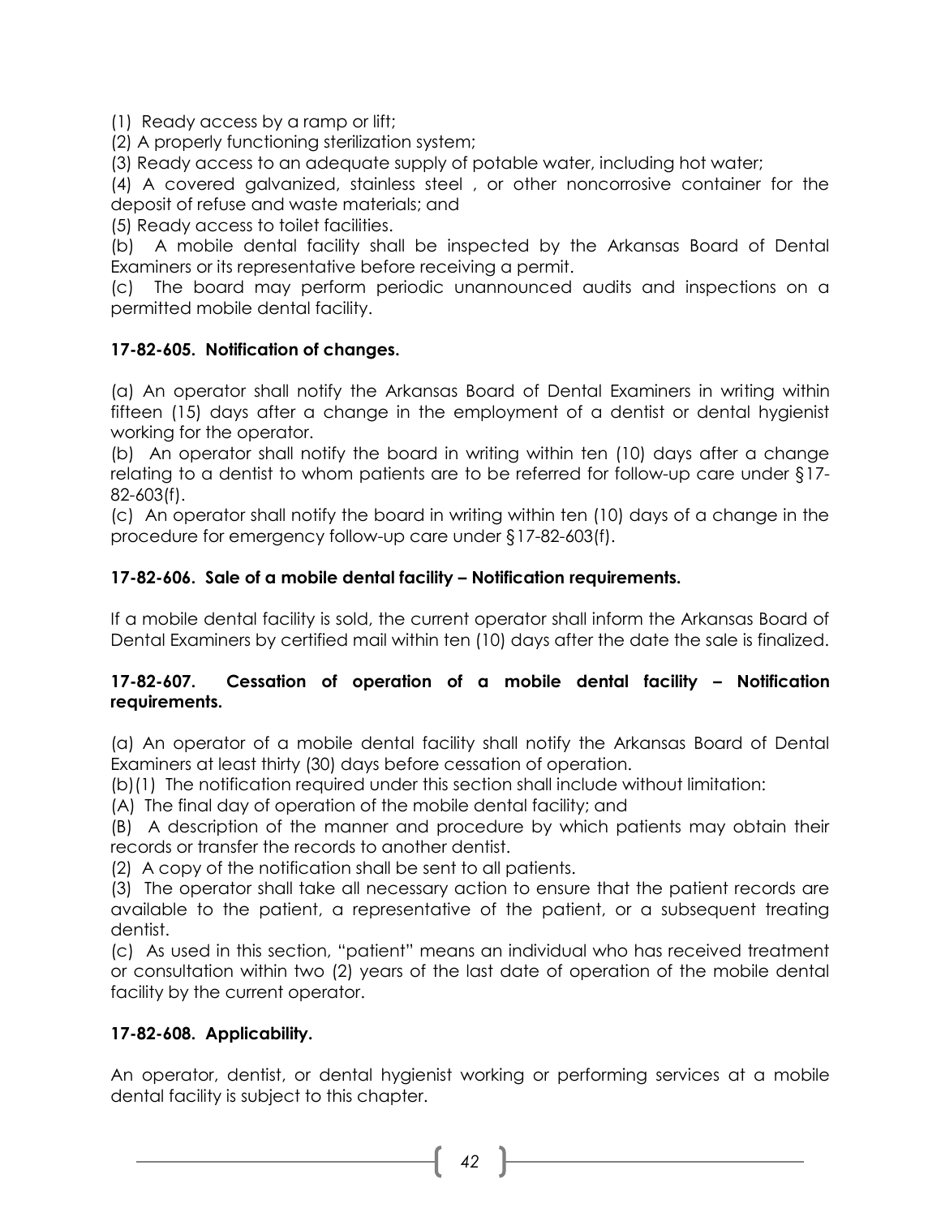(1) Ready access by a ramp or lift;

(2) A properly functioning sterilization system;

(3) Ready access to an adequate supply of potable water, including hot water;

(4) A covered galvanized, stainless steel , or other noncorrosive container for the deposit of refuse and waste materials; and

(5) Ready access to toilet facilities.

(b) A mobile dental facility shall be inspected by the Arkansas Board of Dental Examiners or its representative before receiving a permit.

(c) The board may perform periodic unannounced audits and inspections on a permitted mobile dental facility.

**17-82-605. Notification of changes.**

(a) An operator shall notify the Arkansas Board of Dental Examiners in writing within fifteen (15) days after a change in the employment of a dentist or dental hygienist working for the operator.

(b) An operator shall notify the board in writing within ten (10) days after a change relating to a dentist to whom patients are to be referred for follow-up care under §17-82-603(f).

(c) An operator shall notify the board in writing within ten (10) days of a change in the procedure for emergency follow-up care under §17-82-603(f).

**17-82-606. Sale of a mobile dental facility – Notification requirements.**

If a mobile dental facility is sold, the current operator shall inform the Arkansas Board of Dental Examiners by certified mail within ten (10) days after the date the sale is finalized.

**17-82-607. Cessation of operation of a mobile dental facility – Notification requirements.**

(a) An operator of a mobile dental facility shall notify the Arkansas Board of Dental Examiners at least thirty (30) days before cessation of operation.

(b)(1) The notification required under this section shall include without limitation:

(A) The final day of operation of the mobile dental facility; and

(B) A description of the manner and procedure by which patients may obtain their records or transfer the records to another dentist.

(2) A copy of the notification shall be sent to all patients.

(3) The operator shall take all necessary action to ensure that the patient records are available to the patient, a representative of the patient, or a subsequent treating dentist.

(c) As used in this section, "patient" means an individual who has received treatment or consultation within two (2) years of the last date of operation of the mobile dental facility by the current operator.

**17-82-608. Applicability.**

An operator, dentist, or dental hygienist working or performing services at a mobile dental facility is subject to this chapter.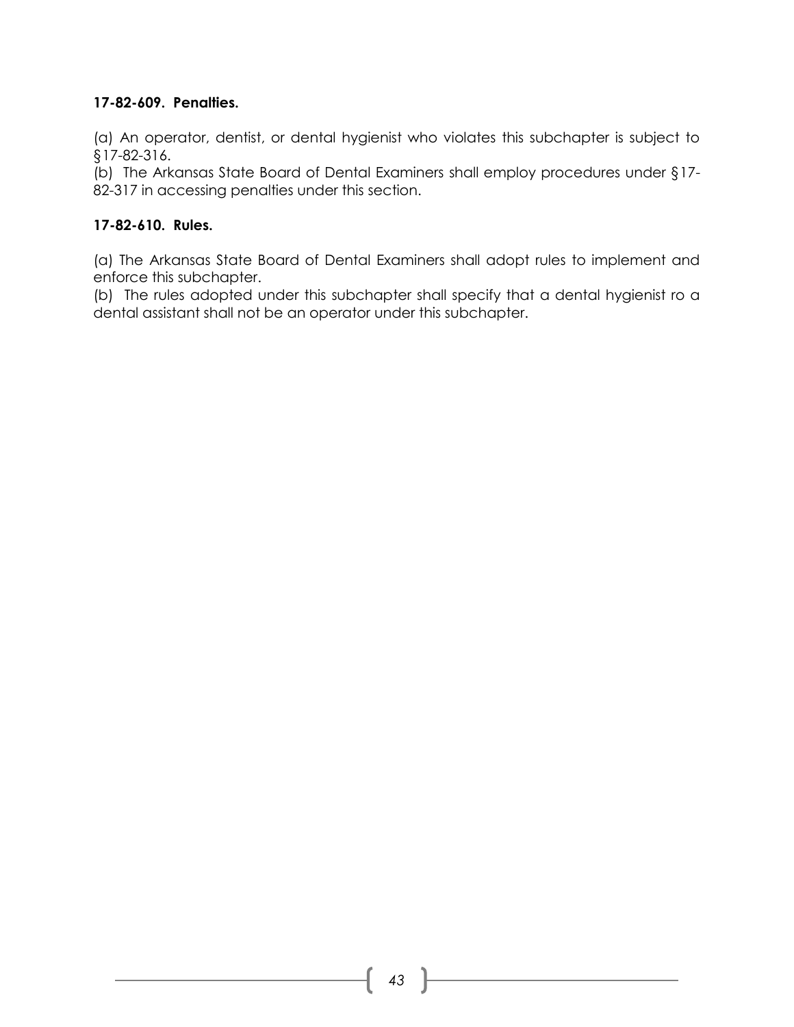**17-82-609. Penalties.**

(a) An operator, dentist, or dental hygienist who violates this subchapter is subject to §17-82-316.
(b) The Arkansas State Board of Dental Examiners shall employ procedures under §17-82-317 in accessing penalties under this section.

**17-82-610. Rules.**

(a) The Arkansas State Board of Dental Examiners shall adopt rules to implement and enforce this subchapter.
(b) The rules adopted under this subchapter shall specify that a dental hygienist ro a dental assistant shall not be an operator under this subchapter.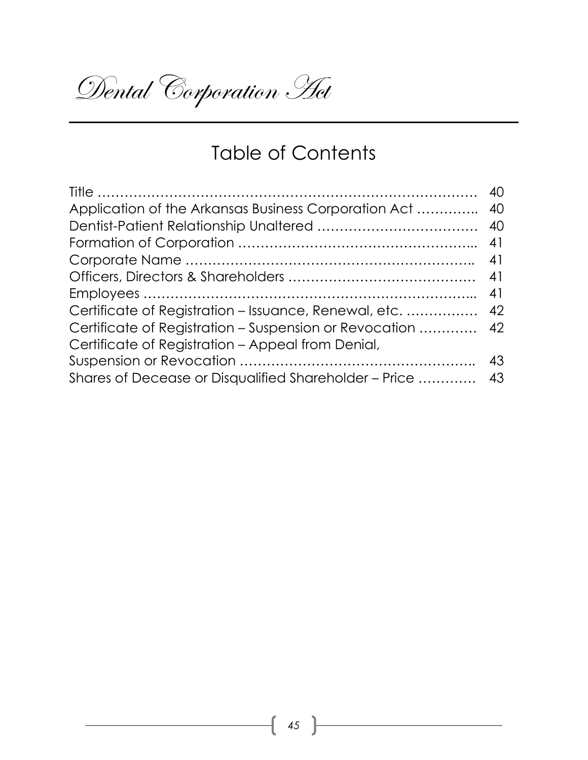# Dental Corporation Act

## Table of Contents

| | |
|---|---|
| Title ………………………………………………………………………… | 40 |
| Application of the Arkansas Business Corporation Act ………….. | 40 |
| Dentist-Patient Relationship Unaltered ……………………………… | 40 |
| Formation of Corporation ……………………………………………... | 41 |
| Corporate Name ……………………………………………………….. | 41 |
| Officers, Directors & Shareholders …………………………………… | 41 |
| Employees ………………………………………………………………... | 41 |
| Certificate of Registration – Issuance, Renewal, etc. ……………. | 42 |
| Certificate of Registration – Suspension or Revocation ………… | 42 |
| Certificate of Registration – Appeal from Denial, Suspension or Revocation ……………………………………………. | 43 |
| Shares of Decease or Disqualified Shareholder – Price ………… | 43 |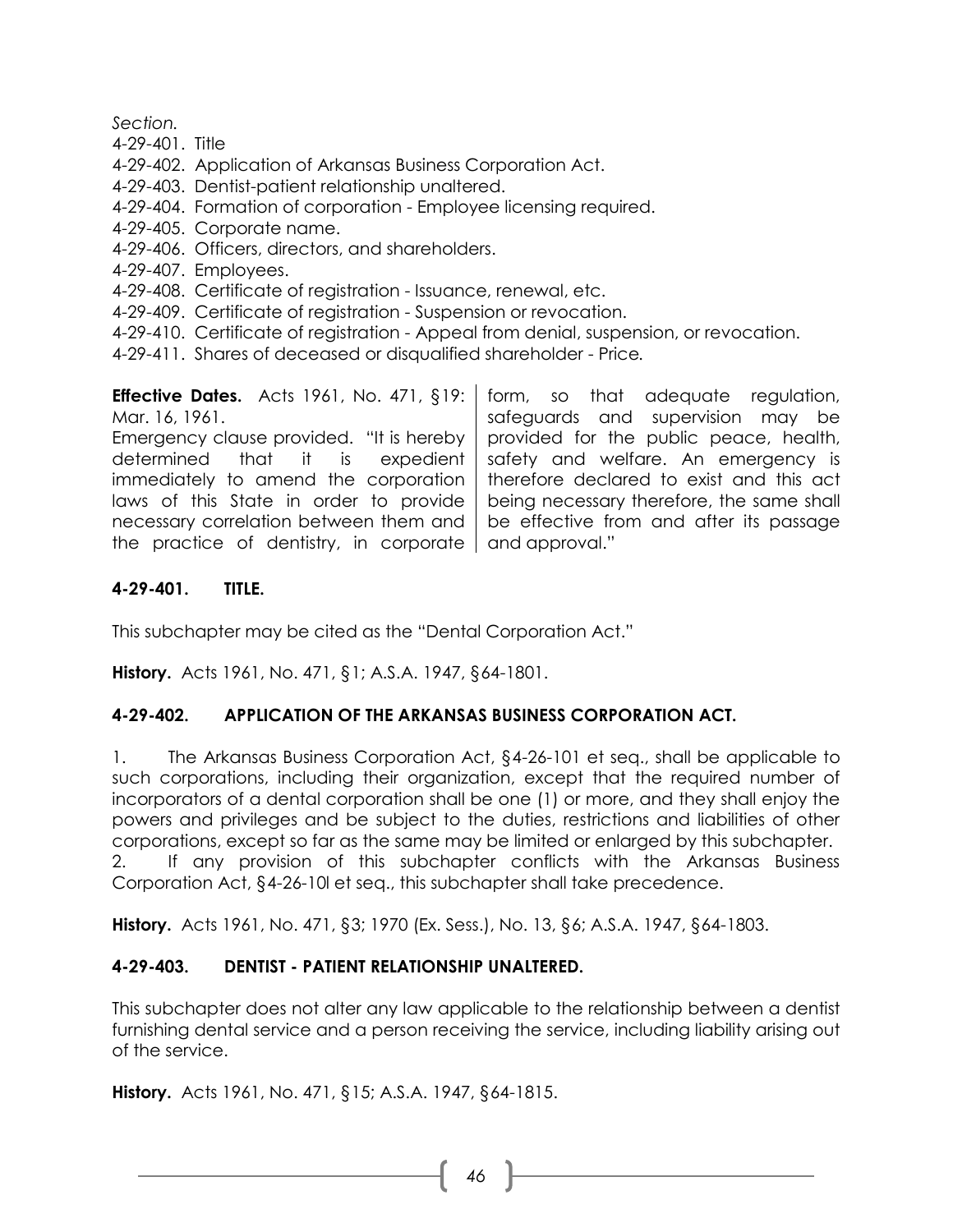*Section.*

4-29-401. Title
4-29-402. Application of Arkansas Business Corporation Act.
4-29-403. Dentist-patient relationship unaltered.
4-29-404. Formation of corporation - Employee licensing required.
4-29-405. Corporate name.
4-29-406. Officers, directors, and shareholders.
4-29-407. Employees.
4-29-408. Certificate of registration - Issuance, renewal, etc.
4-29-409. Certificate of registration - Suspension or revocation.
4-29-410. Certificate of registration - Appeal from denial, suspension, or revocation.
4-29-411. Shares of deceased or disqualified shareholder - Price.

**Effective Dates.** Acts 1961, No. 471, §19: Mar. 16, 1961.
Emergency clause provided. "It is hereby determined that it is expedient immediately to amend the corporation laws of this State in order to provide necessary correlation between them and the practice of dentistry, in corporate form, so that adequate regulation, safeguards and supervision may be provided for the public peace, health, safety and welfare. An emergency is therefore declared to exist and this act being necessary therefore, the same shall be effective from and after its passage and approval."

### 4-29-401. TITLE.

This subchapter may be cited as the "Dental Corporation Act."

**History.** Acts 1961, No. 471, §1; A.S.A. 1947, §64-1801.

### 4-29-402. APPLICATION OF THE ARKANSAS BUSINESS CORPORATION ACT.

1. The Arkansas Business Corporation Act, §4-26-101 et seq., shall be applicable to such corporations, including their organization, except that the required number of incorporators of a dental corporation shall be one (1) or more, and they shall enjoy the powers and privileges and be subject to the duties, restrictions and liabilities of other corporations, except so far as the same may be limited or enlarged by this subchapter.
2. If any provision of this subchapter conflicts with the Arkansas Business Corporation Act, §4-26-10l et seq., this subchapter shall take precedence.

**History.** Acts 1961, No. 471, §3; 1970 (Ex. Sess.), No. 13, §6; A.S.A. 1947, §64-1803.

### 4-29-403. DENTIST - PATIENT RELATIONSHIP UNALTERED.

This subchapter does not alter any law applicable to the relationship between a dentist furnishing dental service and a person receiving the service, including liability arising out of the service.

**History.** Acts 1961, No. 471, §15; A.S.A. 1947, §64-1815.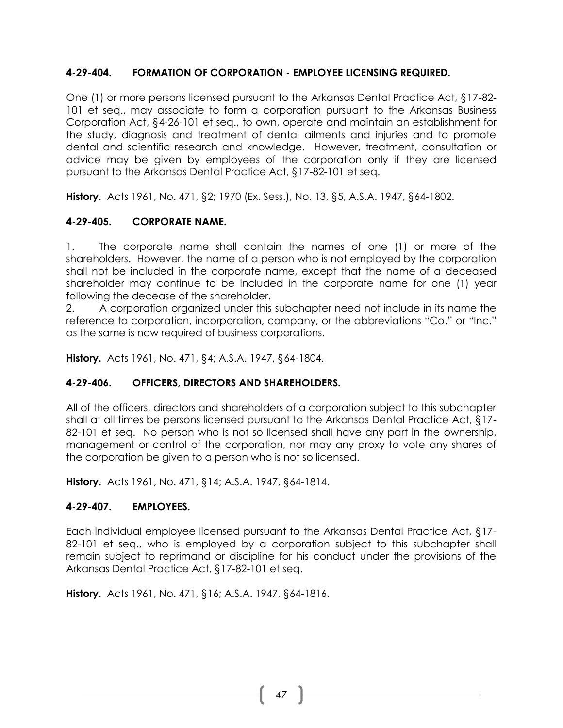### 4-29-404. FORMATION OF CORPORATION - EMPLOYEE LICENSING REQUIRED.

One (1) or more persons licensed pursuant to the Arkansas Dental Practice Act, §17-82-101 et seq., may associate to form a corporation pursuant to the Arkansas Business Corporation Act, §4-26-101 et seq., to own, operate and maintain an establishment for the study, diagnosis and treatment of dental ailments and injuries and to promote dental and scientific research and knowledge. However, treatment, consultation or advice may be given by employees of the corporation only if they are licensed pursuant to the Arkansas Dental Practice Act, §17-82-101 et seq.

**History.** Acts 1961, No. 471, §2; 1970 (Ex. Sess.), No. 13, §5, A.S.A. 1947, §64-1802.

### 4-29-405. CORPORATE NAME.

1. The corporate name shall contain the names of one (1) or more of the shareholders. However, the name of a person who is not employed by the corporation shall not be included in the corporate name, except that the name of a deceased shareholder may continue to be included in the corporate name for one (1) year following the decease of the shareholder.
2. A corporation organized under this subchapter need not include in its name the reference to corporation, incorporation, company, or the abbreviations "Co." or "Inc." as the same is now required of business corporations.

**History.** Acts 1961, No. 471, §4; A.S.A. 1947, §64-1804.

### 4-29-406. OFFICERS, DIRECTORS AND SHAREHOLDERS.

All of the officers, directors and shareholders of a corporation subject to this subchapter shall at all times be persons licensed pursuant to the Arkansas Dental Practice Act, §17-82-101 et seq. No person who is not so licensed shall have any part in the ownership, management or control of the corporation, nor may any proxy to vote any shares of the corporation be given to a person who is not so licensed.

**History.** Acts 1961, No. 471, §14; A.S.A. 1947, §64-1814.

### 4-29-407. EMPLOYEES.

Each individual employee licensed pursuant to the Arkansas Dental Practice Act, §17-82-101 et seq., who is employed by a corporation subject to this subchapter shall remain subject to reprimand or discipline for his conduct under the provisions of the Arkansas Dental Practice Act, §17-82-101 et seq.

**History.** Acts 1961, No. 471, §16; A.S.A. 1947, §64-1816.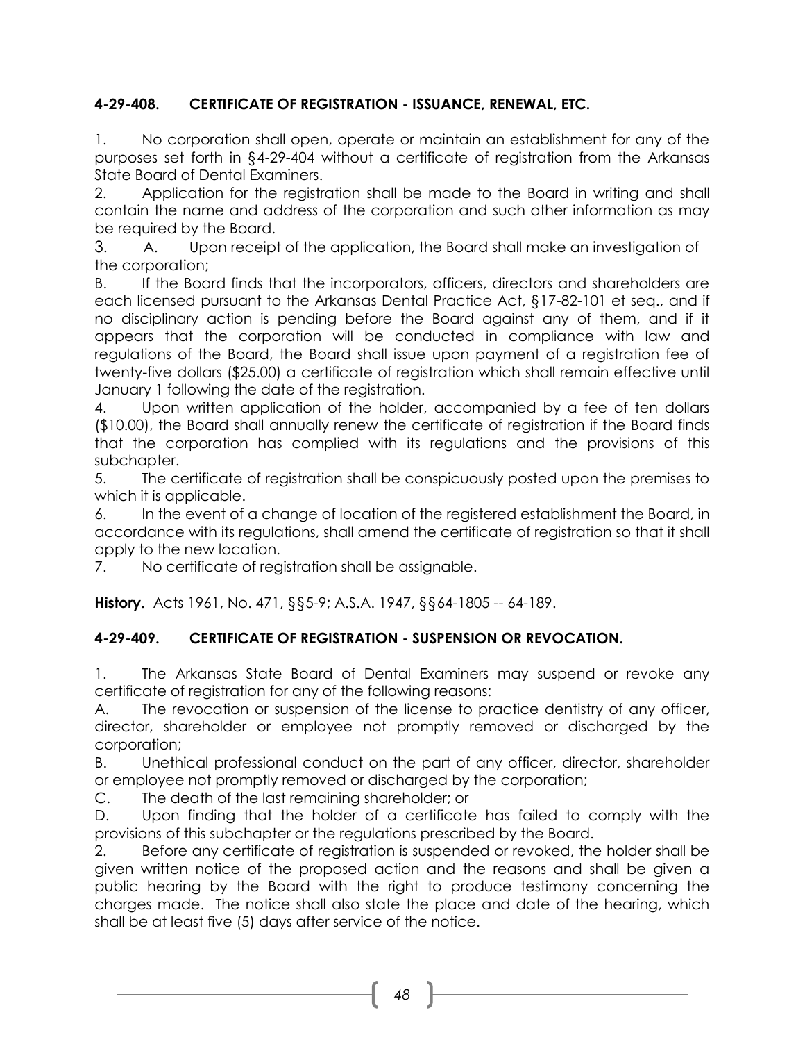### 4-29-408. CERTIFICATE OF REGISTRATION - ISSUANCE, RENEWAL, ETC.

1. No corporation shall open, operate or maintain an establishment for any of the purposes set forth in §4-29-404 without a certificate of registration from the Arkansas State Board of Dental Examiners.
2. Application for the registration shall be made to the Board in writing and shall contain the name and address of the corporation and such other information as may be required by the Board.
3. A. Upon receipt of the application, the Board shall make an investigation of the corporation;
B. If the Board finds that the incorporators, officers, directors and shareholders are each licensed pursuant to the Arkansas Dental Practice Act, §17-82-101 et seq., and if no disciplinary action is pending before the Board against any of them, and if it appears that the corporation will be conducted in compliance with law and regulations of the Board, the Board shall issue upon payment of a registration fee of twenty-five dollars ($25.00) a certificate of registration which shall remain effective until January 1 following the date of the registration.
4. Upon written application of the holder, accompanied by a fee of ten dollars ($10.00), the Board shall annually renew the certificate of registration if the Board finds that the corporation has complied with its regulations and the provisions of this subchapter.
5. The certificate of registration shall be conspicuously posted upon the premises to which it is applicable.
6. In the event of a change of location of the registered establishment the Board, in accordance with its regulations, shall amend the certificate of registration so that it shall apply to the new location.
7. No certificate of registration shall be assignable.

**History.** Acts 1961, No. 471, §§5-9; A.S.A. 1947, §§64-1805 -- 64-189.

### 4-29-409. CERTIFICATE OF REGISTRATION - SUSPENSION OR REVOCATION.

1. The Arkansas State Board of Dental Examiners may suspend or revoke any certificate of registration for any of the following reasons:
A. The revocation or suspension of the license to practice dentistry of any officer, director, shareholder or employee not promptly removed or discharged by the corporation;
B. Unethical professional conduct on the part of any officer, director, shareholder or employee not promptly removed or discharged by the corporation;
C. The death of the last remaining shareholder; or
D. Upon finding that the holder of a certificate has failed to comply with the provisions of this subchapter or the regulations prescribed by the Board.
2. Before any certificate of registration is suspended or revoked, the holder shall be given written notice of the proposed action and the reasons and shall be given a public hearing by the Board with the right to produce testimony concerning the charges made. The notice shall also state the place and date of the hearing, which shall be at least five (5) days after service of the notice.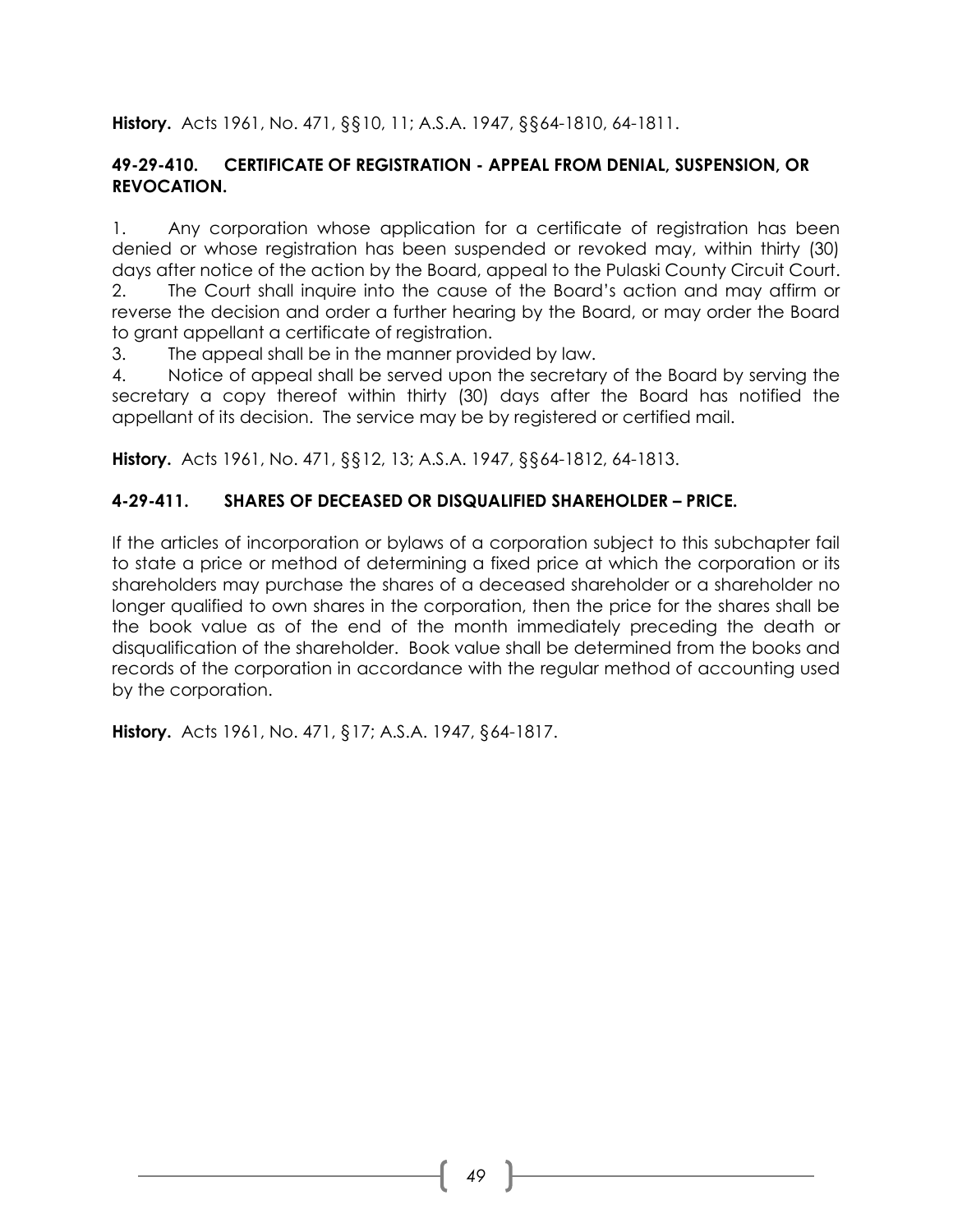**History.** Acts 1961, No. 471, §§10, 11; A.S.A. 1947, §§64-1810, 64-1811.

### 49-29-410. CERTIFICATE OF REGISTRATION - APPEAL FROM DENIAL, SUSPENSION, OR REVOCATION.

1. Any corporation whose application for a certificate of registration has been denied or whose registration has been suspended or revoked may, within thirty (30) days after notice of the action by the Board, appeal to the Pulaski County Circuit Court.
2. The Court shall inquire into the cause of the Board's action and may affirm or reverse the decision and order a further hearing by the Board, or may order the Board to grant appellant a certificate of registration.
3. The appeal shall be in the manner provided by law.
4. Notice of appeal shall be served upon the secretary of the Board by serving the secretary a copy thereof within thirty (30) days after the Board has notified the appellant of its decision. The service may be by registered or certified mail.

**History.** Acts 1961, No. 471, §§12, 13; A.S.A. 1947, §§64-1812, 64-1813.

### 4-29-411. SHARES OF DECEASED OR DISQUALIFIED SHAREHOLDER – PRICE.

If the articles of incorporation or bylaws of a corporation subject to this subchapter fail to state a price or method of determining a fixed price at which the corporation or its shareholders may purchase the shares of a deceased shareholder or a shareholder no longer qualified to own shares in the corporation, then the price for the shares shall be the book value as of the end of the month immediately preceding the death or disqualification of the shareholder. Book value shall be determined from the books and records of the corporation in accordance with the regular method of accounting used by the corporation.

**History.** Acts 1961, No. 471, §17; A.S.A. 1947, §64-1817.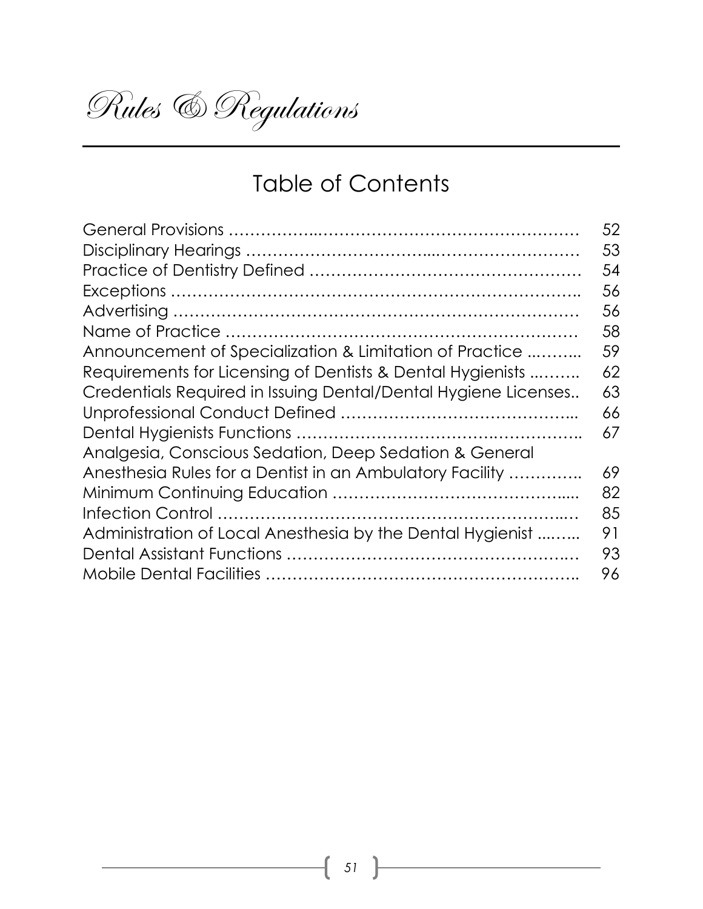# Rules & Regulations

## Table of Contents

| | |
|---|---|
| General Provisions | 52 |
| Disciplinary Hearings | 53 |
| Practice of Dentistry Defined | 54 |
| Exceptions | 56 |
| Advertising | 56 |
| Name of Practice | 58 |
| Announcement of Specialization & Limitation of Practice | 59 |
| Requirements for Licensing of Dentists & Dental Hygienists | 62 |
| Credentials Required in Issuing Dental/Dental Hygiene Licenses | 63 |
| Unprofessional Conduct Defined | 66 |
| Dental Hygienists Functions | 67 |
| Analgesia, Conscious Sedation, Deep Sedation & General Anesthesia Rules for a Dentist in an Ambulatory Facility | 69 |
| Minimum Continuing Education | 82 |
| Infection Control | 85 |
| Administration of Local Anesthesia by the Dental Hygienist | 91 |
| Dental Assistant Functions | 93 |
| Mobile Dental Facilities | 96 |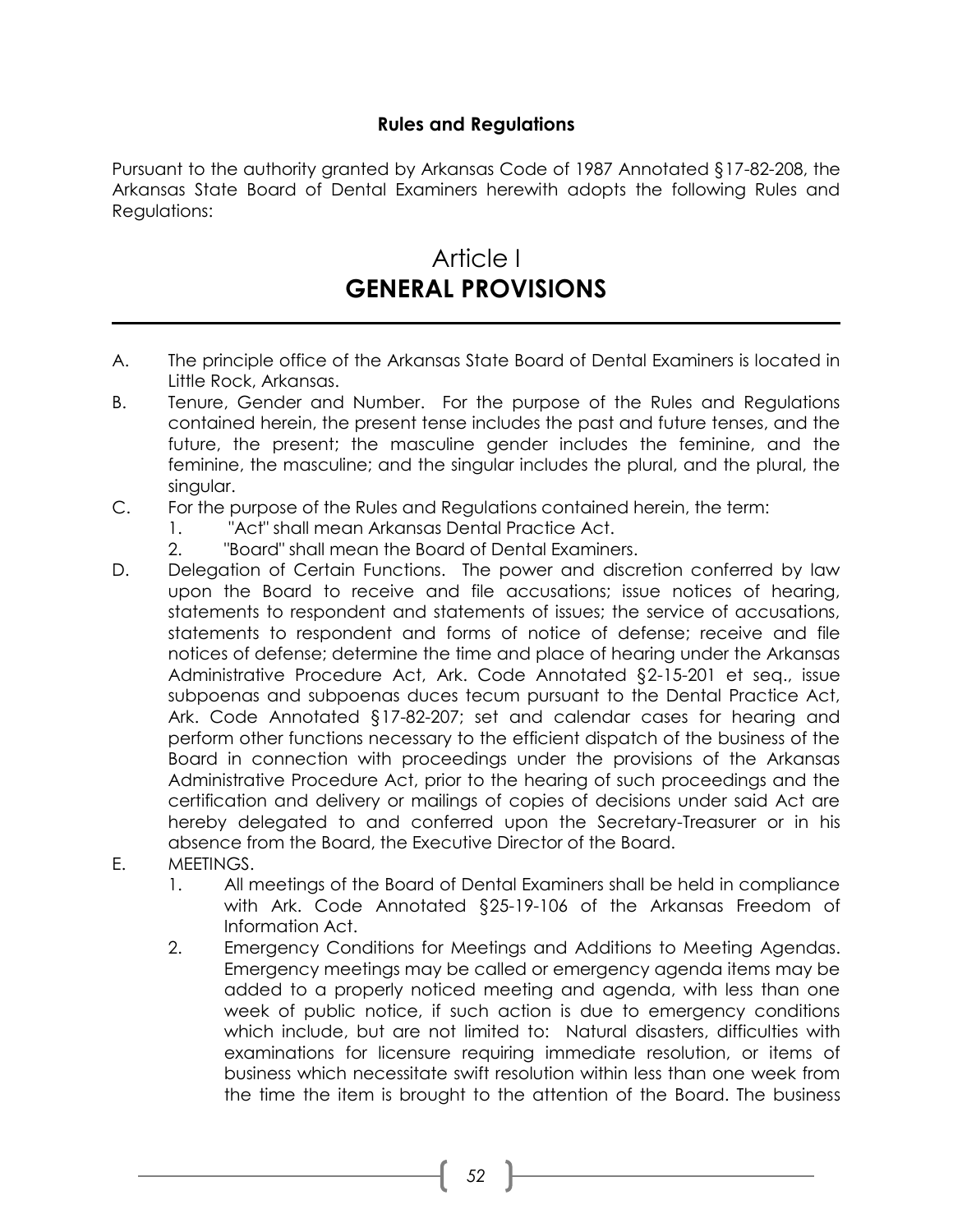## Rules and Regulations

Pursuant to the authority granted by Arkansas Code of 1987 Annotated §17-82-208, the Arkansas State Board of Dental Examiners herewith adopts the following Rules and Regulations:

# Article I
# GENERAL PROVISIONS

A. The principle office of the Arkansas State Board of Dental Examiners is located in Little Rock, Arkansas.

B. Tenure, Gender and Number. For the purpose of the Rules and Regulations contained herein, the present tense includes the past and future tenses, and the future, the present; the masculine gender includes the feminine, and the feminine, the masculine; and the singular includes the plural, and the plural, the singular.

C. For the purpose of the Rules and Regulations contained herein, the term:
   1. "Act" shall mean Arkansas Dental Practice Act.
   2. "Board" shall mean the Board of Dental Examiners.

D. Delegation of Certain Functions. The power and discretion conferred by law upon the Board to receive and file accusations; issue notices of hearing, statements to respondent and statements of issues; the service of accusations, statements to respondent and forms of notice of defense; receive and file notices of defense; determine the time and place of hearing under the Arkansas Administrative Procedure Act, Ark. Code Annotated §2-15-201 et seq., issue subpoenas and subpoenas duces tecum pursuant to the Dental Practice Act, Ark. Code Annotated §17-82-207; set and calendar cases for hearing and perform other functions necessary to the efficient dispatch of the business of the Board in connection with proceedings under the provisions of the Arkansas Administrative Procedure Act, prior to the hearing of such proceedings and the certification and delivery or mailings of copies of decisions under said Act are hereby delegated to and conferred upon the Secretary-Treasurer or in his absence from the Board, the Executive Director of the Board.

E. MEETINGS.
   1. All meetings of the Board of Dental Examiners shall be held in compliance with Ark. Code Annotated §25-19-106 of the Arkansas Freedom of Information Act.
   2. Emergency Conditions for Meetings and Additions to Meeting Agendas. Emergency meetings may be called or emergency agenda items may be added to a properly noticed meeting and agenda, with less than one week of public notice, if such action is due to emergency conditions which include, but are not limited to: Natural disasters, difficulties with examinations for licensure requiring immediate resolution, or items of business which necessitate swift resolution within less than one week from the time the item is brought to the attention of the Board. The business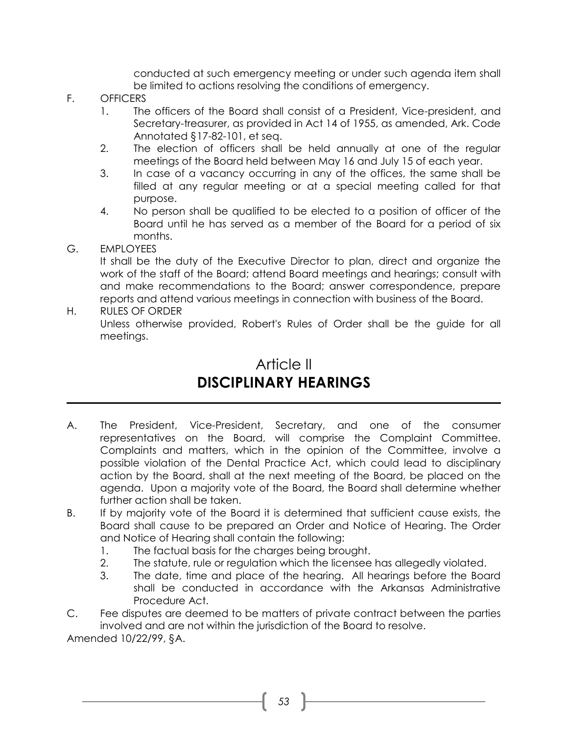conducted at such emergency meeting or under such agenda item shall be limited to actions resolving the conditions of emergency.

F. OFFICERS

1. The officers of the Board shall consist of a President, Vice-president, and Secretary-treasurer, as provided in Act 14 of 1955, as amended, Ark. Code Annotated §17-82-101, et seq.
2. The election of officers shall be held annually at one of the regular meetings of the Board held between May 16 and July 15 of each year.
3. In case of a vacancy occurring in any of the offices, the same shall be filled at any regular meeting or at a special meeting called for that purpose.
4. No person shall be qualified to be elected to a position of officer of the Board until he has served as a member of the Board for a period of six months.

G. EMPLOYEES

It shall be the duty of the Executive Director to plan, direct and organize the work of the staff of the Board; attend Board meetings and hearings; consult with and make recommendations to the Board; answer correspondence, prepare reports and attend various meetings in connection with business of the Board.

H. RULES OF ORDER

Unless otherwise provided, Robert's Rules of Order shall be the guide for all meetings.

## Article II
## DISCIPLINARY HEARINGS

A. The President, Vice-President, Secretary, and one of the consumer representatives on the Board, will comprise the Complaint Committee. Complaints and matters, which in the opinion of the Committee, involve a possible violation of the Dental Practice Act, which could lead to disciplinary action by the Board, shall at the next meeting of the Board, be placed on the agenda. Upon a majority vote of the Board, the Board shall determine whether further action shall be taken.

B. If by majority vote of the Board it is determined that sufficient cause exists, the Board shall cause to be prepared an Order and Notice of Hearing. The Order and Notice of Hearing shall contain the following:

1. The factual basis for the charges being brought.
2. The statute, rule or regulation which the licensee has allegedly violated.
3. The date, time and place of the hearing. All hearings before the Board shall be conducted in accordance with the Arkansas Administrative Procedure Act.

C. Fee disputes are deemed to be matters of private contract between the parties involved and are not within the jurisdiction of the Board to resolve.

Amended 10/22/99, §A.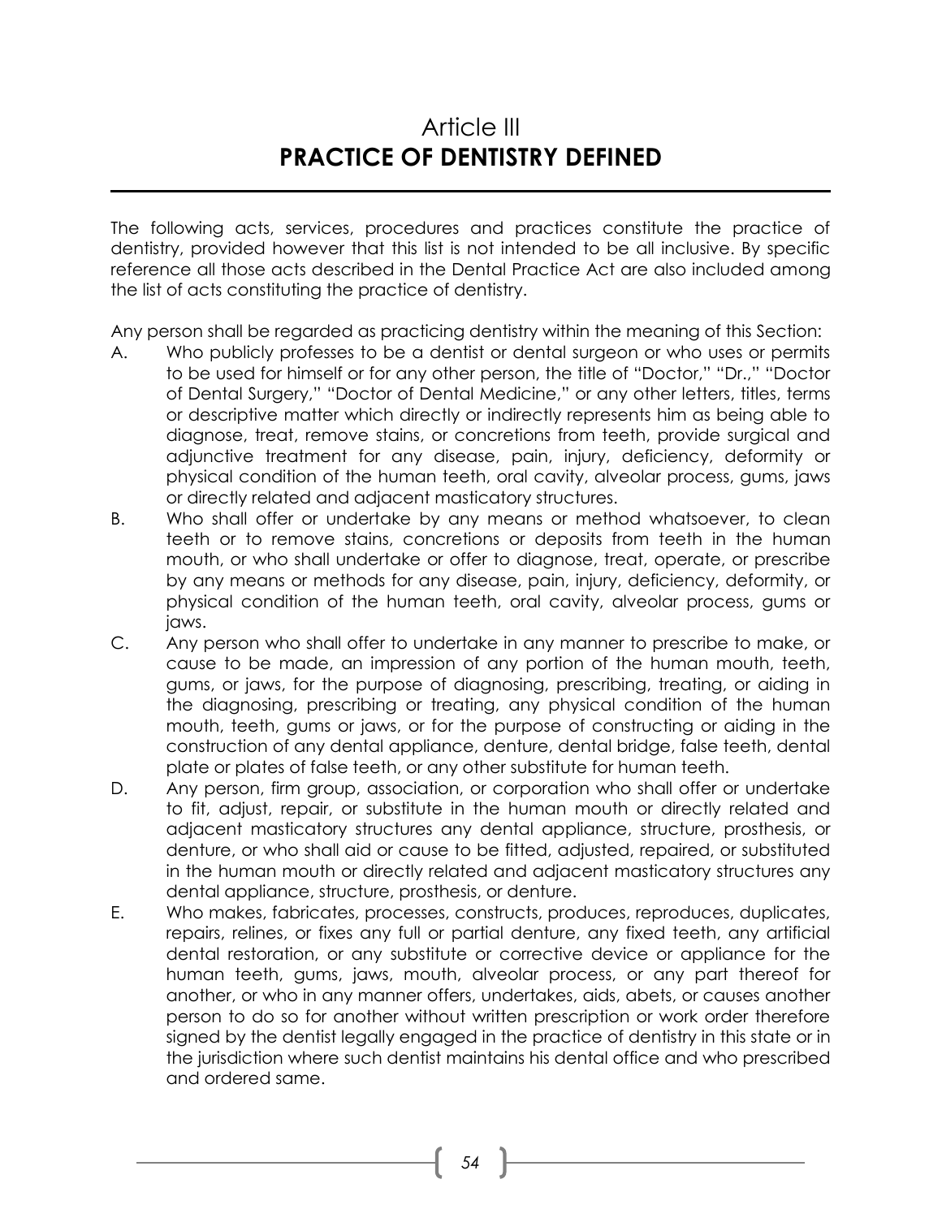# Article III
# **PRACTICE OF DENTISTRY DEFINED**

The following acts, services, procedures and practices constitute the practice of dentistry, provided however that this list is not intended to be all inclusive. By specific reference all those acts described in the Dental Practice Act are also included among the list of acts constituting the practice of dentistry.

Any person shall be regarded as practicing dentistry within the meaning of this Section:

A. Who publicly professes to be a dentist or dental surgeon or who uses or permits to be used for himself or for any other person, the title of "Doctor," "Dr.," "Doctor of Dental Surgery," "Doctor of Dental Medicine," or any other letters, titles, terms or descriptive matter which directly or indirectly represents him as being able to diagnose, treat, remove stains, or concretions from teeth, provide surgical and adjunctive treatment for any disease, pain, injury, deficiency, deformity or physical condition of the human teeth, oral cavity, alveolar process, gums, jaws or directly related and adjacent masticatory structures.

B. Who shall offer or undertake by any means or method whatsoever, to clean teeth or to remove stains, concretions or deposits from teeth in the human mouth, or who shall undertake or offer to diagnose, treat, operate, or prescribe by any means or methods for any disease, pain, injury, deficiency, deformity, or physical condition of the human teeth, oral cavity, alveolar process, gums or jaws.

C. Any person who shall offer to undertake in any manner to prescribe to make, or cause to be made, an impression of any portion of the human mouth, teeth, gums, or jaws, for the purpose of diagnosing, prescribing, treating, or aiding in the diagnosing, prescribing or treating, any physical condition of the human mouth, teeth, gums or jaws, or for the purpose of constructing or aiding in the construction of any dental appliance, denture, dental bridge, false teeth, dental plate or plates of false teeth, or any other substitute for human teeth.

D. Any person, firm group, association, or corporation who shall offer or undertake to fit, adjust, repair, or substitute in the human mouth or directly related and adjacent masticatory structures any dental appliance, structure, prosthesis, or denture, or who shall aid or cause to be fitted, adjusted, repaired, or substituted in the human mouth or directly related and adjacent masticatory structures any dental appliance, structure, prosthesis, or denture.

E. Who makes, fabricates, processes, constructs, produces, reproduces, duplicates, repairs, relines, or fixes any full or partial denture, any fixed teeth, any artificial dental restoration, or any substitute or corrective device or appliance for the human teeth, gums, jaws, mouth, alveolar process, or any part thereof for another, or who in any manner offers, undertakes, aids, abets, or causes another person to do so for another without written prescription or work order therefore signed by the dentist legally engaged in the practice of dentistry in this state or in the jurisdiction where such dentist maintains his dental office and who prescribed and ordered same.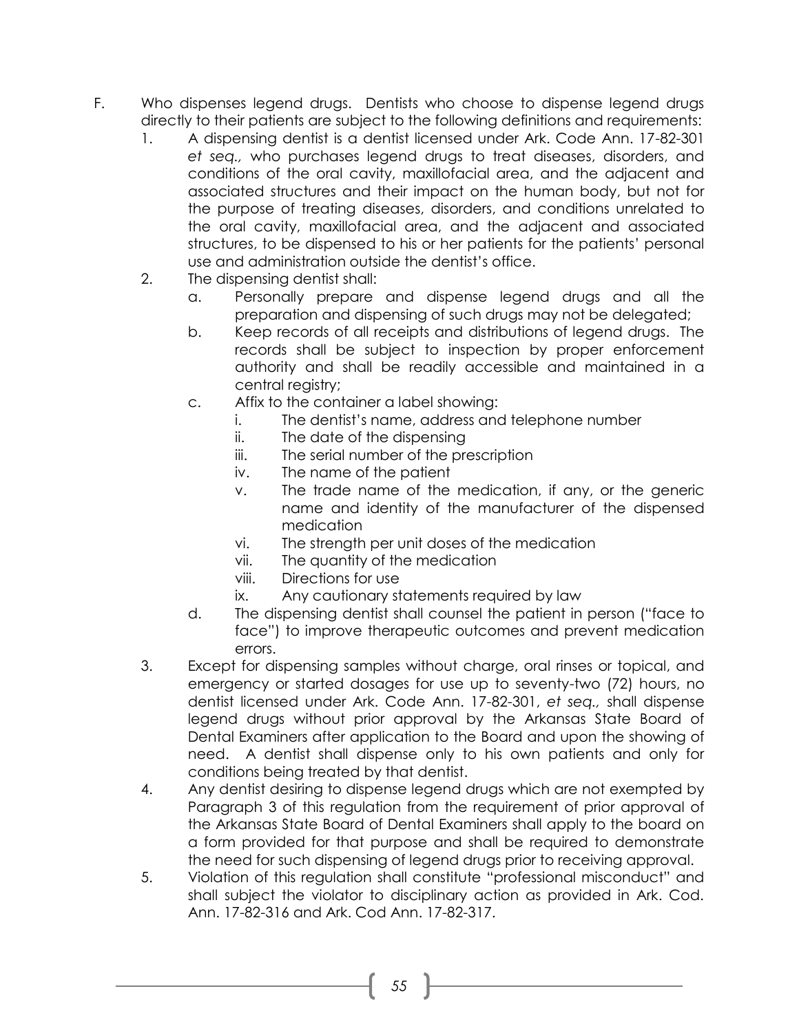F. Who dispenses legend drugs. Dentists who choose to dispense legend drugs directly to their patients are subject to the following definitions and requirements:

1. A dispensing dentist is a dentist licensed under Ark. Code Ann. 17-82-301 *et seq.,* who purchases legend drugs to treat diseases, disorders, and conditions of the oral cavity, maxillofacial area, and the adjacent and associated structures and their impact on the human body, but not for the purpose of treating diseases, disorders, and conditions unrelated to the oral cavity, maxillofacial area, and the adjacent and associated structures, to be dispensed to his or her patients for the patients' personal use and administration outside the dentist's office.
2. The dispensing dentist shall:
   a. Personally prepare and dispense legend drugs and all the preparation and dispensing of such drugs may not be delegated;
   b. Keep records of all receipts and distributions of legend drugs. The records shall be subject to inspection by proper enforcement authority and shall be readily accessible and maintained in a central registry;
   c. Affix to the container a label showing:
      i. The dentist's name, address and telephone number
      ii. The date of the dispensing
      iii. The serial number of the prescription
      iv. The name of the patient
      v. The trade name of the medication, if any, or the generic name and identity of the manufacturer of the dispensed medication
      vi. The strength per unit doses of the medication
      vii. The quantity of the medication
      viii. Directions for use
      ix. Any cautionary statements required by law
   d. The dispensing dentist shall counsel the patient in person ("face to face") to improve therapeutic outcomes and prevent medication errors.
3. Except for dispensing samples without charge, oral rinses or topical, and emergency or started dosages for use up to seventy-two (72) hours, no dentist licensed under Ark. Code Ann. 17-82-301, *et seq.,* shall dispense legend drugs without prior approval by the Arkansas State Board of Dental Examiners after application to the Board and upon the showing of need. A dentist shall dispense only to his own patients and only for conditions being treated by that dentist.
4. Any dentist desiring to dispense legend drugs which are not exempted by Paragraph 3 of this regulation from the requirement of prior approval of the Arkansas State Board of Dental Examiners shall apply to the board on a form provided for that purpose and shall be required to demonstrate the need for such dispensing of legend drugs prior to receiving approval.
5. Violation of this regulation shall constitute "professional misconduct" and shall subject the violator to disciplinary action as provided in Ark. Cod. Ann. 17-82-316 and Ark. Cod Ann. 17-82-317.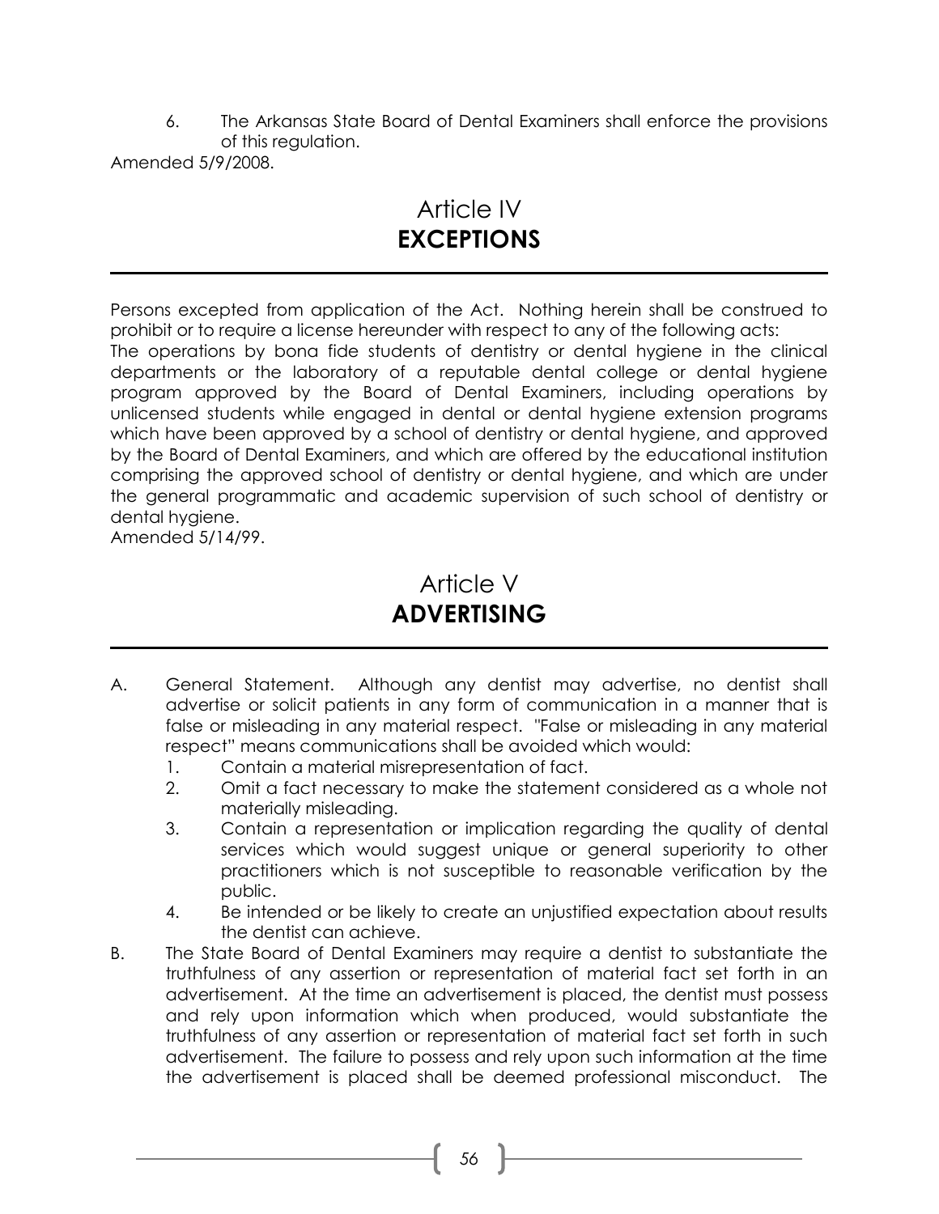6. The Arkansas State Board of Dental Examiners shall enforce the provisions of this regulation.

Amended 5/9/2008.

# Article IV
# EXCEPTIONS

Persons excepted from application of the Act. Nothing herein shall be construed to prohibit or to require a license hereunder with respect to any of the following acts:

The operations by bona fide students of dentistry or dental hygiene in the clinical departments or the laboratory of a reputable dental college or dental hygiene program approved by the Board of Dental Examiners, including operations by unlicensed students while engaged in dental or dental hygiene extension programs which have been approved by a school of dentistry or dental hygiene, and approved by the Board of Dental Examiners, and which are offered by the educational institution comprising the approved school of dentistry or dental hygiene, and which are under the general programmatic and academic supervision of such school of dentistry or dental hygiene.

Amended 5/14/99.

# Article V
# ADVERTISING

A. General Statement. Although any dentist may advertise, no dentist shall advertise or solicit patients in any form of communication in a manner that is false or misleading in any material respect. "False or misleading in any material respect" means communications shall be avoided which would:
   1. Contain a material misrepresentation of fact.
   2. Omit a fact necessary to make the statement considered as a whole not materially misleading.
   3. Contain a representation or implication regarding the quality of dental services which would suggest unique or general superiority to other practitioners which is not susceptible to reasonable verification by the public.
   4. Be intended or be likely to create an unjustified expectation about results the dentist can achieve.

B. The State Board of Dental Examiners may require a dentist to substantiate the truthfulness of any assertion or representation of material fact set forth in an advertisement. At the time an advertisement is placed, the dentist must possess and rely upon information which when produced, would substantiate the truthfulness of any assertion or representation of material fact set forth in such advertisement. The failure to possess and rely upon such information at the time the advertisement is placed shall be deemed professional misconduct. The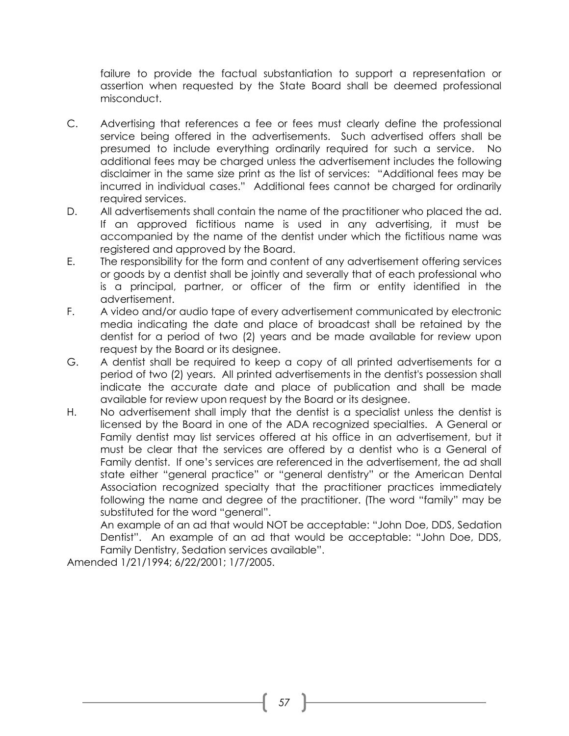failure to provide the factual substantiation to support a representation or assertion when requested by the State Board shall be deemed professional misconduct.

C. Advertising that references a fee or fees must clearly define the professional service being offered in the advertisements. Such advertised offers shall be presumed to include everything ordinarily required for such a service. No additional fees may be charged unless the advertisement includes the following disclaimer in the same size print as the list of services: "Additional fees may be incurred in individual cases." Additional fees cannot be charged for ordinarily required services.

D. All advertisements shall contain the name of the practitioner who placed the ad. If an approved fictitious name is used in any advertising, it must be accompanied by the name of the dentist under which the fictitious name was registered and approved by the Board.

E. The responsibility for the form and content of any advertisement offering services or goods by a dentist shall be jointly and severally that of each professional who is a principal, partner, or officer of the firm or entity identified in the advertisement.

F. A video and/or audio tape of every advertisement communicated by electronic media indicating the date and place of broadcast shall be retained by the dentist for a period of two (2) years and be made available for review upon request by the Board or its designee.

G. A dentist shall be required to keep a copy of all printed advertisements for a period of two (2) years. All printed advertisements in the dentist's possession shall indicate the accurate date and place of publication and shall be made available for review upon request by the Board or its designee.

H. No advertisement shall imply that the dentist is a specialist unless the dentist is licensed by the Board in one of the ADA recognized specialties. A General or Family dentist may list services offered at his office in an advertisement, but it must be clear that the services are offered by a dentist who is a General of Family dentist. If one's services are referenced in the advertisement, the ad shall state either "general practice" or "general dentistry" or the American Dental Association recognized specialty that the practitioner practices immediately following the name and degree of the practitioner. (The word "family" may be substituted for the word "general".

An example of an ad that would NOT be acceptable: "John Doe, DDS, Sedation Dentist". An example of an ad that would be acceptable: "John Doe, DDS, Family Dentistry, Sedation services available".

Amended 1/21/1994; 6/22/2001; 1/7/2005.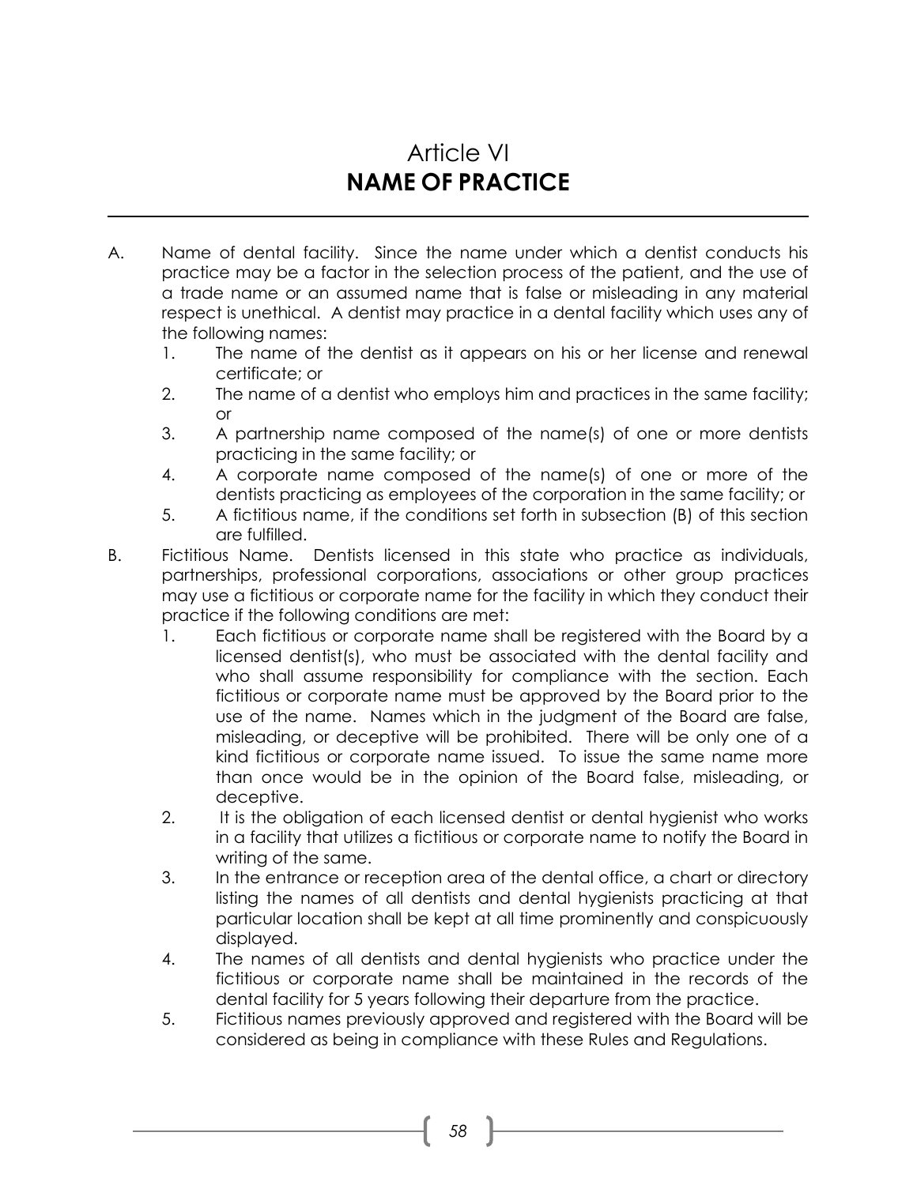# Article VI
## NAME OF PRACTICE

A. Name of dental facility. Since the name under which a dentist conducts his practice may be a factor in the selection process of the patient, and the use of a trade name or an assumed name that is false or misleading in any material respect is unethical. A dentist may practice in a dental facility which uses any of the following names:
   1. The name of the dentist as it appears on his or her license and renewal certificate; or
   2. The name of a dentist who employs him and practices in the same facility; or
   3. A partnership name composed of the name(s) of one or more dentists practicing in the same facility; or
   4. A corporate name composed of the name(s) of one or more of the dentists practicing as employees of the corporation in the same facility; or
   5. A fictitious name, if the conditions set forth in subsection (B) of this section are fulfilled.

B. Fictitious Name. Dentists licensed in this state who practice as individuals, partnerships, professional corporations, associations or other group practices may use a fictitious or corporate name for the facility in which they conduct their practice if the following conditions are met:
   1. Each fictitious or corporate name shall be registered with the Board by a licensed dentist(s), who must be associated with the dental facility and who shall assume responsibility for compliance with the section. Each fictitious or corporate name must be approved by the Board prior to the use of the name. Names which in the judgment of the Board are false, misleading, or deceptive will be prohibited. There will be only one of a kind fictitious or corporate name issued. To issue the same name more than once would be in the opinion of the Board false, misleading, or deceptive.
   2. It is the obligation of each licensed dentist or dental hygienist who works in a facility that utilizes a fictitious or corporate name to notify the Board in writing of the same.
   3. In the entrance or reception area of the dental office, a chart or directory listing the names of all dentists and dental hygienists practicing at that particular location shall be kept at all time prominently and conspicuously displayed.
   4. The names of all dentists and dental hygienists who practice under the fictitious or corporate name shall be maintained in the records of the dental facility for 5 years following their departure from the practice.
   5. Fictitious names previously approved and registered with the Board will be considered as being in compliance with these Rules and Regulations.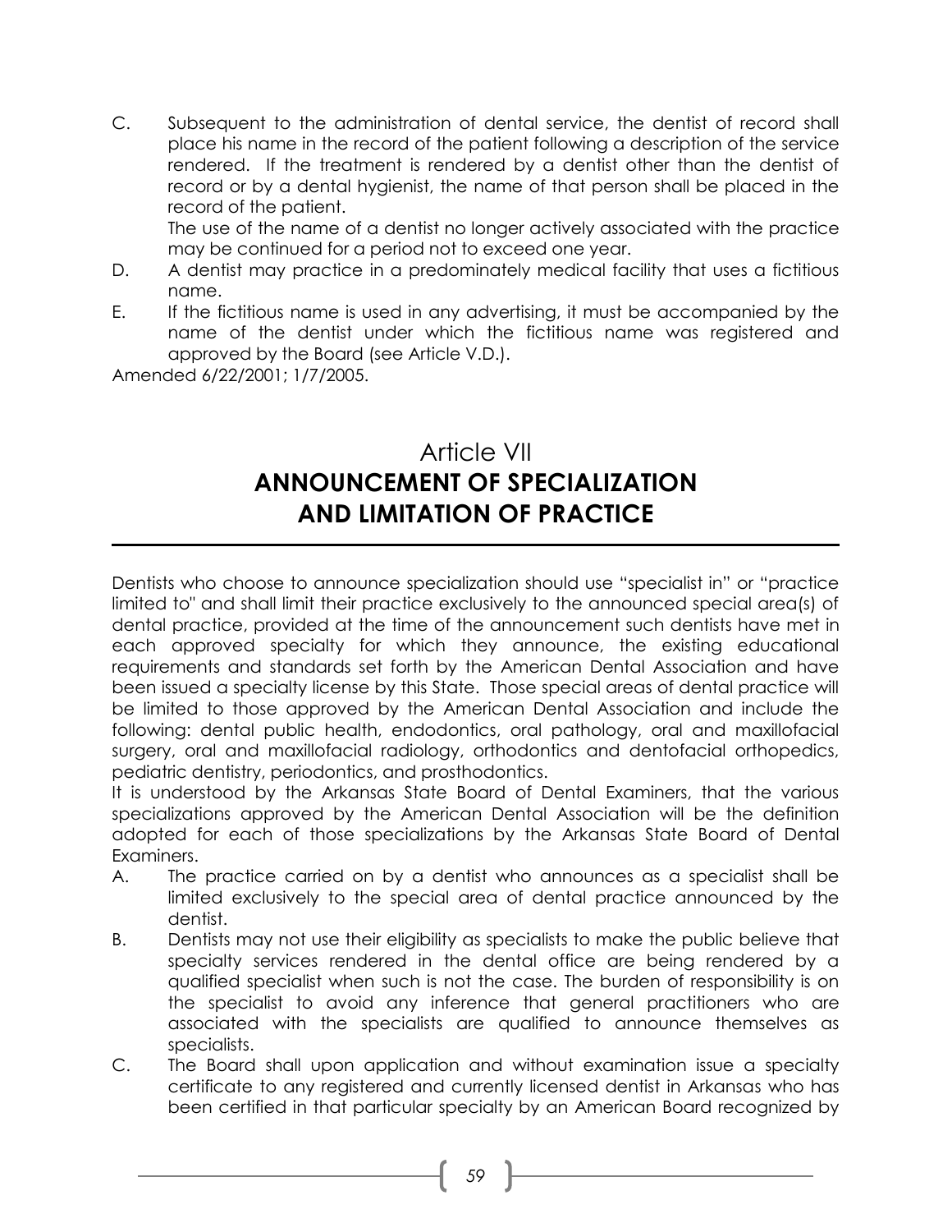C. Subsequent to the administration of dental service, the dentist of record shall place his name in the record of the patient following a description of the service rendered. If the treatment is rendered by a dentist other than the dentist of record or by a dental hygienist, the name of that person shall be placed in the record of the patient.

   The use of the name of a dentist no longer actively associated with the practice may be continued for a period not to exceed one year.

D. A dentist may practice in a predominately medical facility that uses a fictitious name.

E. If the fictitious name is used in any advertising, it must be accompanied by the name of the dentist under which the fictitious name was registered and approved by the Board (see Article V.D.).

Amended 6/22/2001; 1/7/2005.

# Article VII
# ANNOUNCEMENT OF SPECIALIZATION AND LIMITATION OF PRACTICE

---

Dentists who choose to announce specialization should use "specialist in" or "practice limited to" and shall limit their practice exclusively to the announced special area(s) of dental practice, provided at the time of the announcement such dentists have met in each approved specialty for which they announce, the existing educational requirements and standards set forth by the American Dental Association and have been issued a specialty license by this State. Those special areas of dental practice will be limited to those approved by the American Dental Association and include the following: dental public health, endodontics, oral pathology, oral and maxillofacial surgery, oral and maxillofacial radiology, orthodontics and dentofacial orthopedics, pediatric dentistry, periodontics, and prosthodontics.

It is understood by the Arkansas State Board of Dental Examiners, that the various specializations approved by the American Dental Association will be the definition adopted for each of those specializations by the Arkansas State Board of Dental Examiners.

A. The practice carried on by a dentist who announces as a specialist shall be limited exclusively to the special area of dental practice announced by the dentist.

B. Dentists may not use their eligibility as specialists to make the public believe that specialty services rendered in the dental office are being rendered by a qualified specialist when such is not the case. The burden of responsibility is on the specialist to avoid any inference that general practitioners who are associated with the specialists are qualified to announce themselves as specialists.

C. The Board shall upon application and without examination issue a specialty certificate to any registered and currently licensed dentist in Arkansas who has been certified in that particular specialty by an American Board recognized by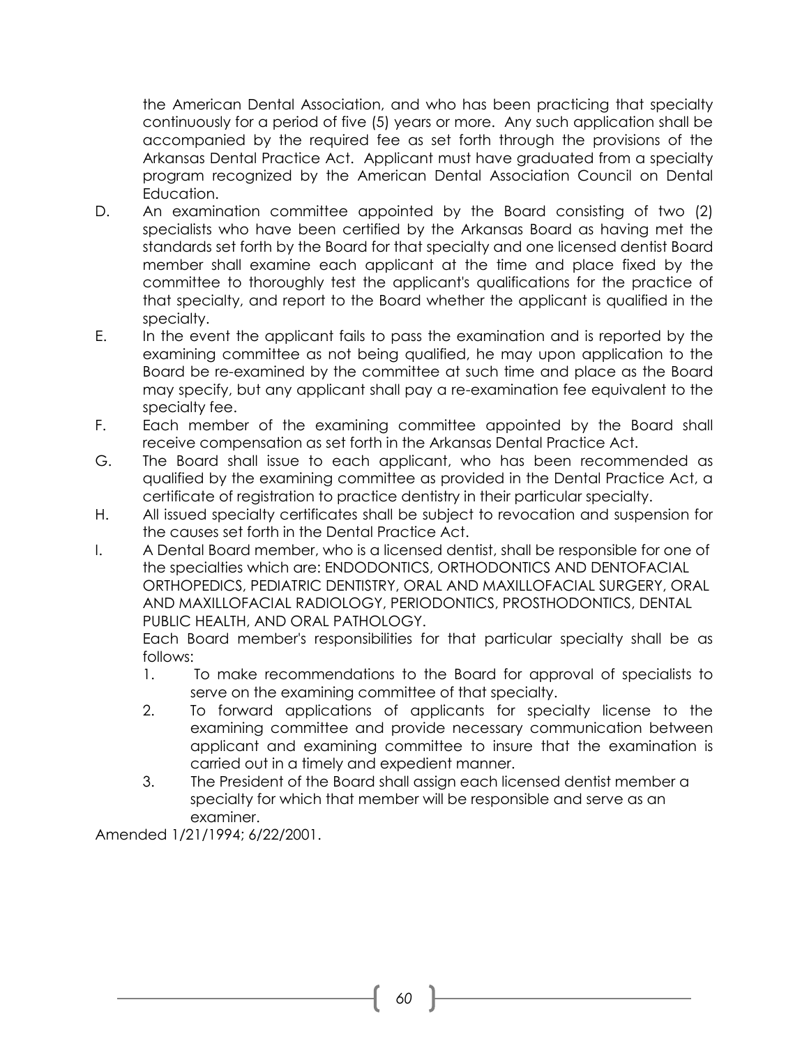the American Dental Association, and who has been practicing that specialty continuously for a period of five (5) years or more. Any such application shall be accompanied by the required fee as set forth through the provisions of the Arkansas Dental Practice Act. Applicant must have graduated from a specialty program recognized by the American Dental Association Council on Dental Education.

D. An examination committee appointed by the Board consisting of two (2) specialists who have been certified by the Arkansas Board as having met the standards set forth by the Board for that specialty and one licensed dentist Board member shall examine each applicant at the time and place fixed by the committee to thoroughly test the applicant's qualifications for the practice of that specialty, and report to the Board whether the applicant is qualified in the specialty.

E. In the event the applicant fails to pass the examination and is reported by the examining committee as not being qualified, he may upon application to the Board be re-examined by the committee at such time and place as the Board may specify, but any applicant shall pay a re-examination fee equivalent to the specialty fee.

F. Each member of the examining committee appointed by the Board shall receive compensation as set forth in the Arkansas Dental Practice Act.

G. The Board shall issue to each applicant, who has been recommended as qualified by the examining committee as provided in the Dental Practice Act, a certificate of registration to practice dentistry in their particular specialty.

H. All issued specialty certificates shall be subject to revocation and suspension for the causes set forth in the Dental Practice Act.

I. A Dental Board member, who is a licensed dentist, shall be responsible for one of the specialties which are: ENDODONTICS, ORTHODONTICS AND DENTOFACIAL ORTHOPEDICS, PEDIATRIC DENTISTRY, ORAL AND MAXILLOFACIAL SURGERY, ORAL AND MAXILLOFACIAL RADIOLOGY, PERIODONTICS, PROSTHODONTICS, DENTAL PUBLIC HEALTH, AND ORAL PATHOLOGY.

   Each Board member's responsibilities for that particular specialty shall be as follows:

   1. To make recommendations to the Board for approval of specialists to serve on the examining committee of that specialty.
   2. To forward applications of applicants for specialty license to the examining committee and provide necessary communication between applicant and examining committee to insure that the examination is carried out in a timely and expedient manner.
   3. The President of the Board shall assign each licensed dentist member a specialty for which that member will be responsible and serve as an examiner.

Amended 1/21/1994; 6/22/2001.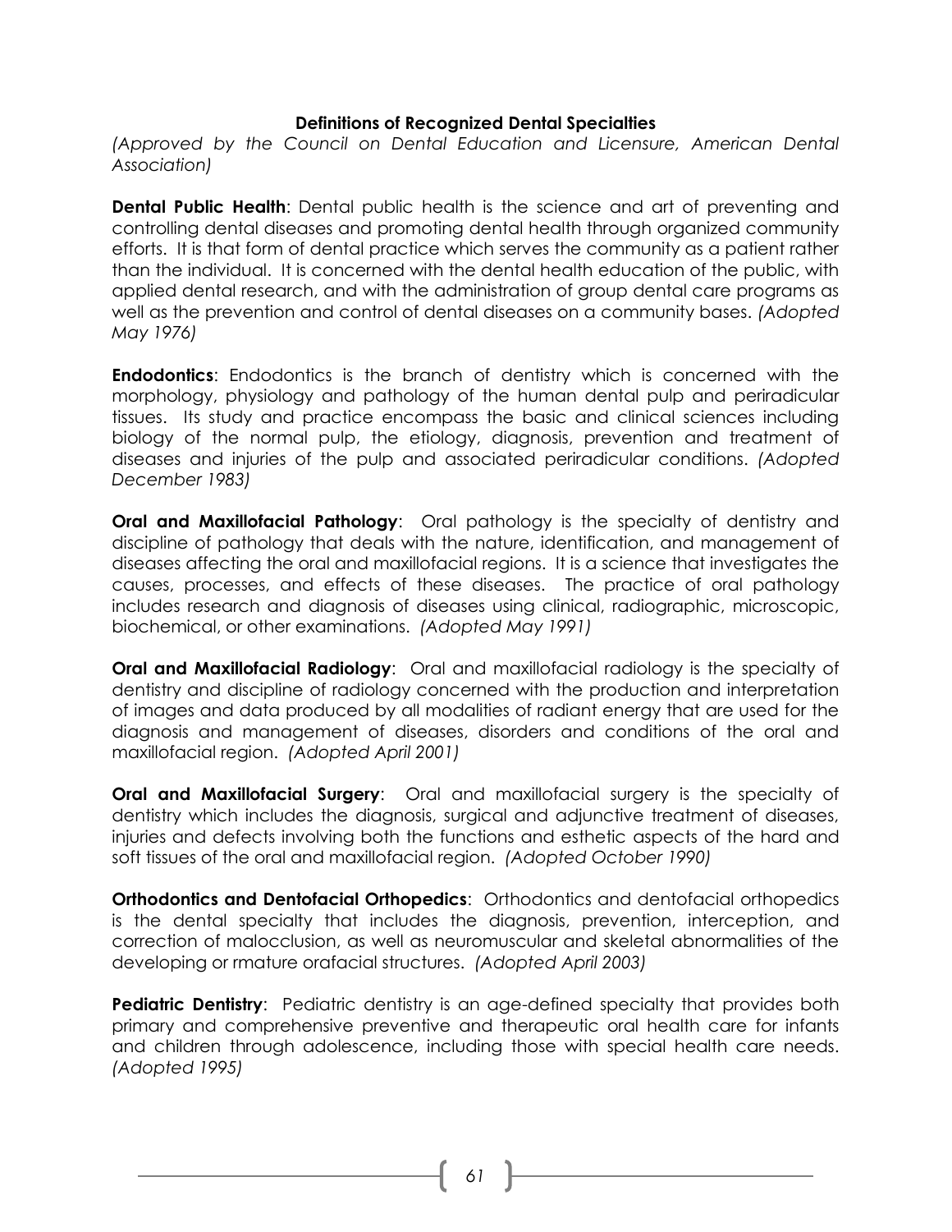**Definitions of Recognized Dental Specialties**

*(Approved by the Council on Dental Education and Licensure, American Dental Association)*

**Dental Public Health**: Dental public health is the science and art of preventing and controlling dental diseases and promoting dental health through organized community efforts. It is that form of dental practice which serves the community as a patient rather than the individual. It is concerned with the dental health education of the public, with applied dental research, and with the administration of group dental care programs as well as the prevention and control of dental diseases on a community bases. *(Adopted May 1976)*

**Endodontics**: Endodontics is the branch of dentistry which is concerned with the morphology, physiology and pathology of the human dental pulp and periradicular tissues. Its study and practice encompass the basic and clinical sciences including biology of the normal pulp, the etiology, diagnosis, prevention and treatment of diseases and injuries of the pulp and associated periradicular conditions. *(Adopted December 1983)*

**Oral and Maxillofacial Pathology**: Oral pathology is the specialty of dentistry and discipline of pathology that deals with the nature, identification, and management of diseases affecting the oral and maxillofacial regions. It is a science that investigates the causes, processes, and effects of these diseases. The practice of oral pathology includes research and diagnosis of diseases using clinical, radiographic, microscopic, biochemical, or other examinations. *(Adopted May 1991)*

**Oral and Maxillofacial Radiology**: Oral and maxillofacial radiology is the specialty of dentistry and discipline of radiology concerned with the production and interpretation of images and data produced by all modalities of radiant energy that are used for the diagnosis and management of diseases, disorders and conditions of the oral and maxillofacial region. *(Adopted April 2001)*

**Oral and Maxillofacial Surgery**: Oral and maxillofacial surgery is the specialty of dentistry which includes the diagnosis, surgical and adjunctive treatment of diseases, injuries and defects involving both the functions and esthetic aspects of the hard and soft tissues of the oral and maxillofacial region. *(Adopted October 1990)*

**Orthodontics and Dentofacial Orthopedics**: Orthodontics and dentofacial orthopedics is the dental specialty that includes the diagnosis, prevention, interception, and correction of malocclusion, as well as neuromuscular and skeletal abnormalities of the developing or rmature orafacial structures. *(Adopted April 2003)*

**Pediatric Dentistry**: Pediatric dentistry is an age-defined specialty that provides both primary and comprehensive preventive and therapeutic oral health care for infants and children through adolescence, including those with special health care needs. *(Adopted 1995)*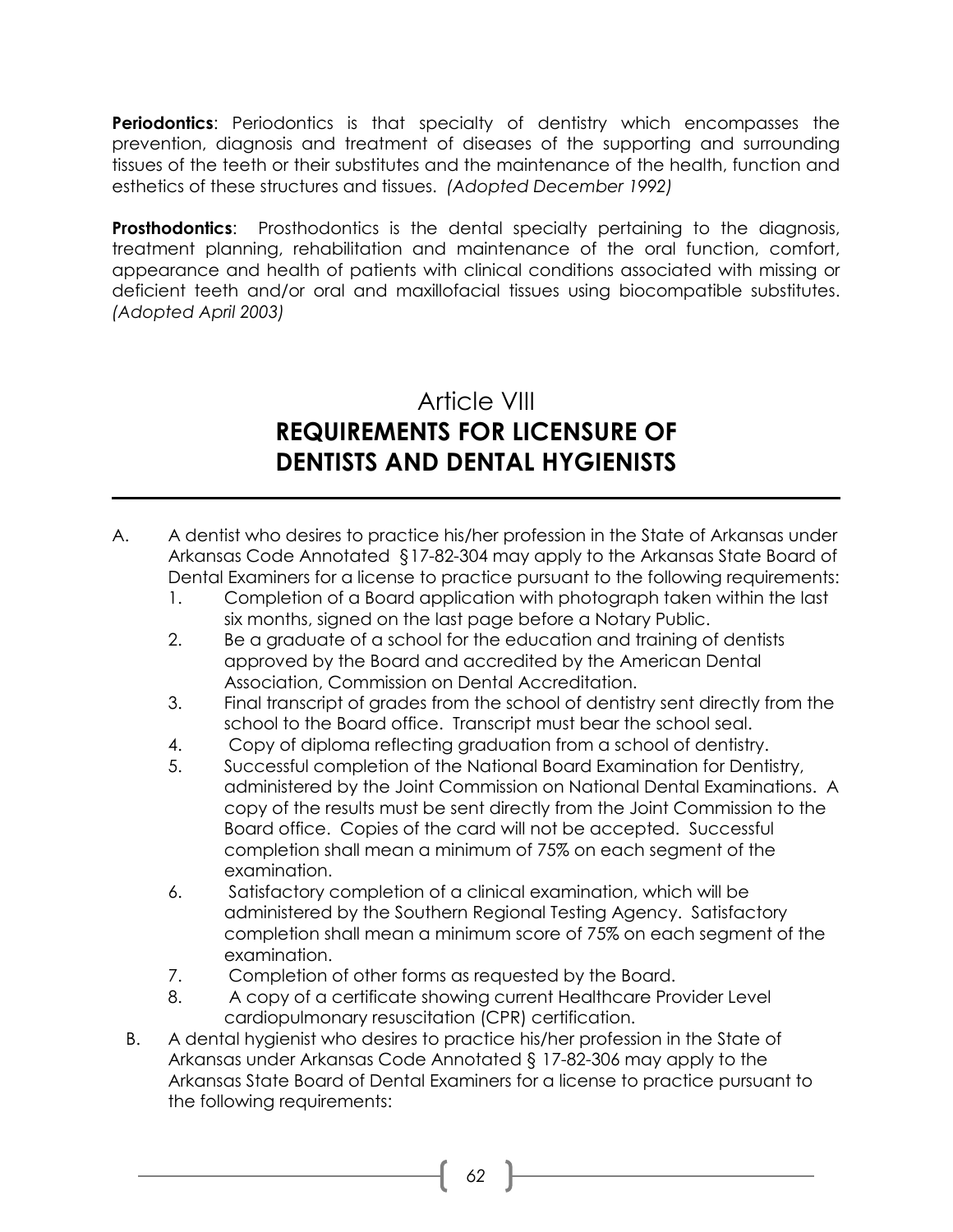**Periodontics**: Periodontics is that specialty of dentistry which encompasses the prevention, diagnosis and treatment of diseases of the supporting and surrounding tissues of the teeth or their substitutes and the maintenance of the health, function and esthetics of these structures and tissues. *(Adopted December 1992)*

**Prosthodontics**: Prosthodontics is the dental specialty pertaining to the diagnosis, treatment planning, rehabilitation and maintenance of the oral function, comfort, appearance and health of patients with clinical conditions associated with missing or deficient teeth and/or oral and maxillofacial tissues using biocompatible substitutes. *(Adopted April 2003)*

## Article VIII
## REQUIREMENTS FOR LICENSURE OF DENTISTS AND DENTAL HYGIENISTS

---

A. A dentist who desires to practice his/her profession in the State of Arkansas under Arkansas Code Annotated §17-82-304 may apply to the Arkansas State Board of Dental Examiners for a license to practice pursuant to the following requirements:
   1. Completion of a Board application with photograph taken within the last six months, signed on the last page before a Notary Public.
   2. Be a graduate of a school for the education and training of dentists approved by the Board and accredited by the American Dental Association, Commission on Dental Accreditation.
   3. Final transcript of grades from the school of dentistry sent directly from the school to the Board office. Transcript must bear the school seal.
   4. Copy of diploma reflecting graduation from a school of dentistry.
   5. Successful completion of the National Board Examination for Dentistry, administered by the Joint Commission on National Dental Examinations. A copy of the results must be sent directly from the Joint Commission to the Board office. Copies of the card will not be accepted. Successful completion shall mean a minimum of 75% on each segment of the examination.
   6. Satisfactory completion of a clinical examination, which will be administered by the Southern Regional Testing Agency. Satisfactory completion shall mean a minimum score of 75% on each segment of the examination.
   7. Completion of other forms as requested by the Board.
   8. A copy of a certificate showing current Healthcare Provider Level cardiopulmonary resuscitation (CPR) certification.

B. A dental hygienist who desires to practice his/her profession in the State of Arkansas under Arkansas Code Annotated § 17-82-306 may apply to the Arkansas State Board of Dental Examiners for a license to practice pursuant to the following requirements: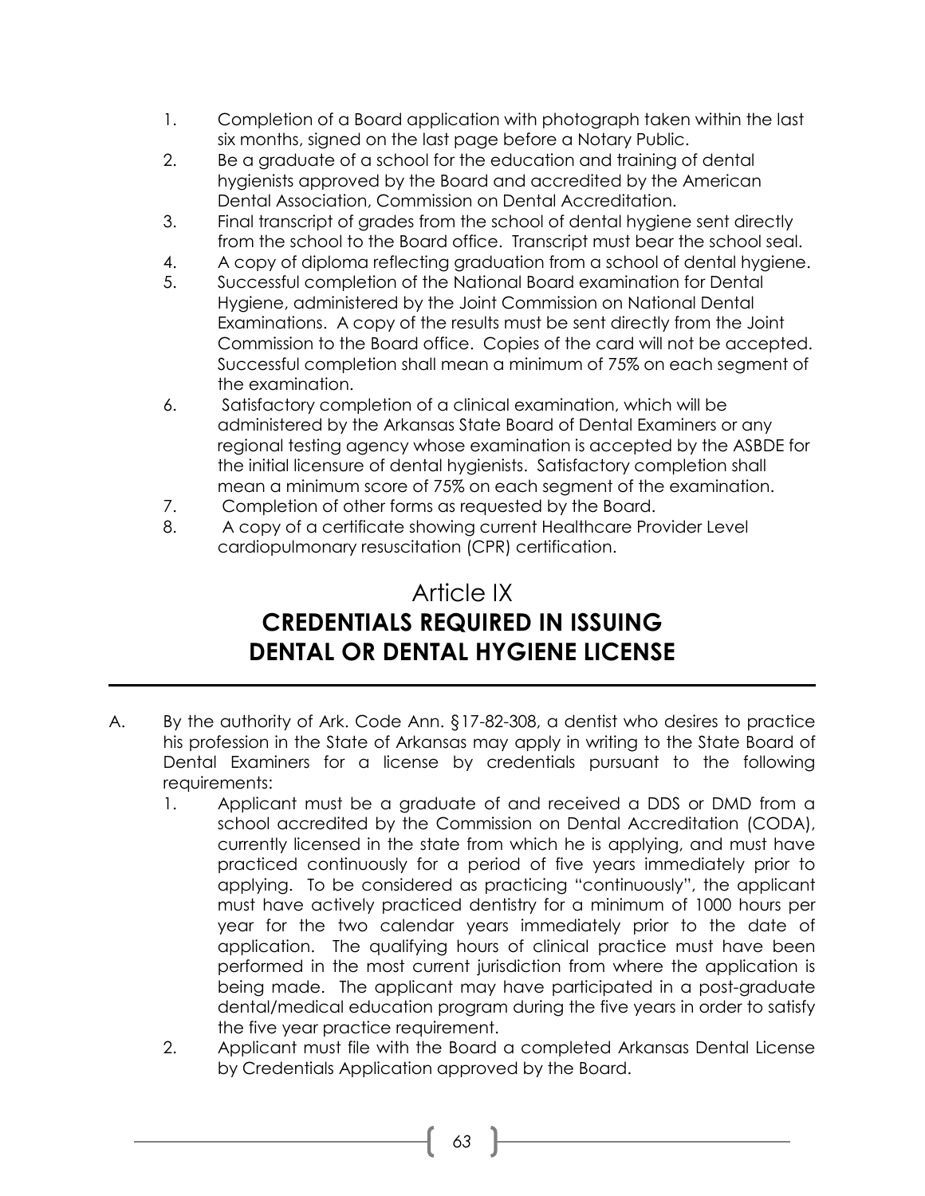1. Completion of a Board application with photograph taken within the last six months, signed on the last page before a Notary Public.
2. Be a graduate of a school for the education and training of dental hygienists approved by the Board and accredited by the American Dental Association, Commission on Dental Accreditation.
3. Final transcript of grades from the school of dental hygiene sent directly from the school to the Board office. Transcript must bear the school seal.
4. A copy of diploma reflecting graduation from a school of dental hygiene.
5. Successful completion of the National Board examination for Dental Hygiene, administered by the Joint Commission on National Dental Examinations. A copy of the results must be sent directly from the Joint Commission to the Board office. Copies of the card will not be accepted. Successful completion shall mean a minimum of 75% on each segment of the examination.
6. Satisfactory completion of a clinical examination, which will be administered by the Arkansas State Board of Dental Examiners or any regional testing agency whose examination is accepted by the ASBDE for the initial licensure of dental hygienists. Satisfactory completion shall mean a minimum score of 75% on each segment of the examination.
7. Completion of other forms as requested by the Board.
8. A copy of a certificate showing current Healthcare Provider Level cardiopulmonary resuscitation (CPR) certification.

# Article IX
# CREDENTIALS REQUIRED IN ISSUING DENTAL OR DENTAL HYGIENE LICENSE

A. By the authority of Ark. Code Ann. §17-82-308, a dentist who desires to practice his profession in the State of Arkansas may apply in writing to the State Board of Dental Examiners for a license by credentials pursuant to the following requirements:
   1. Applicant must be a graduate of and received a DDS or DMD from a school accredited by the Commission on Dental Accreditation (CODA), currently licensed in the state from which he is applying, and must have practiced continuously for a period of five years immediately prior to applying. To be considered as practicing "continuously", the applicant must have actively practiced dentistry for a minimum of 1000 hours per year for the two calendar years immediately prior to the date of application. The qualifying hours of clinical practice must have been performed in the most current jurisdiction from where the application is being made. The applicant may have participated in a post-graduate dental/medical education program during the five years in order to satisfy the five year practice requirement.
   2. Applicant must file with the Board a completed Arkansas Dental License by Credentials Application approved by the Board.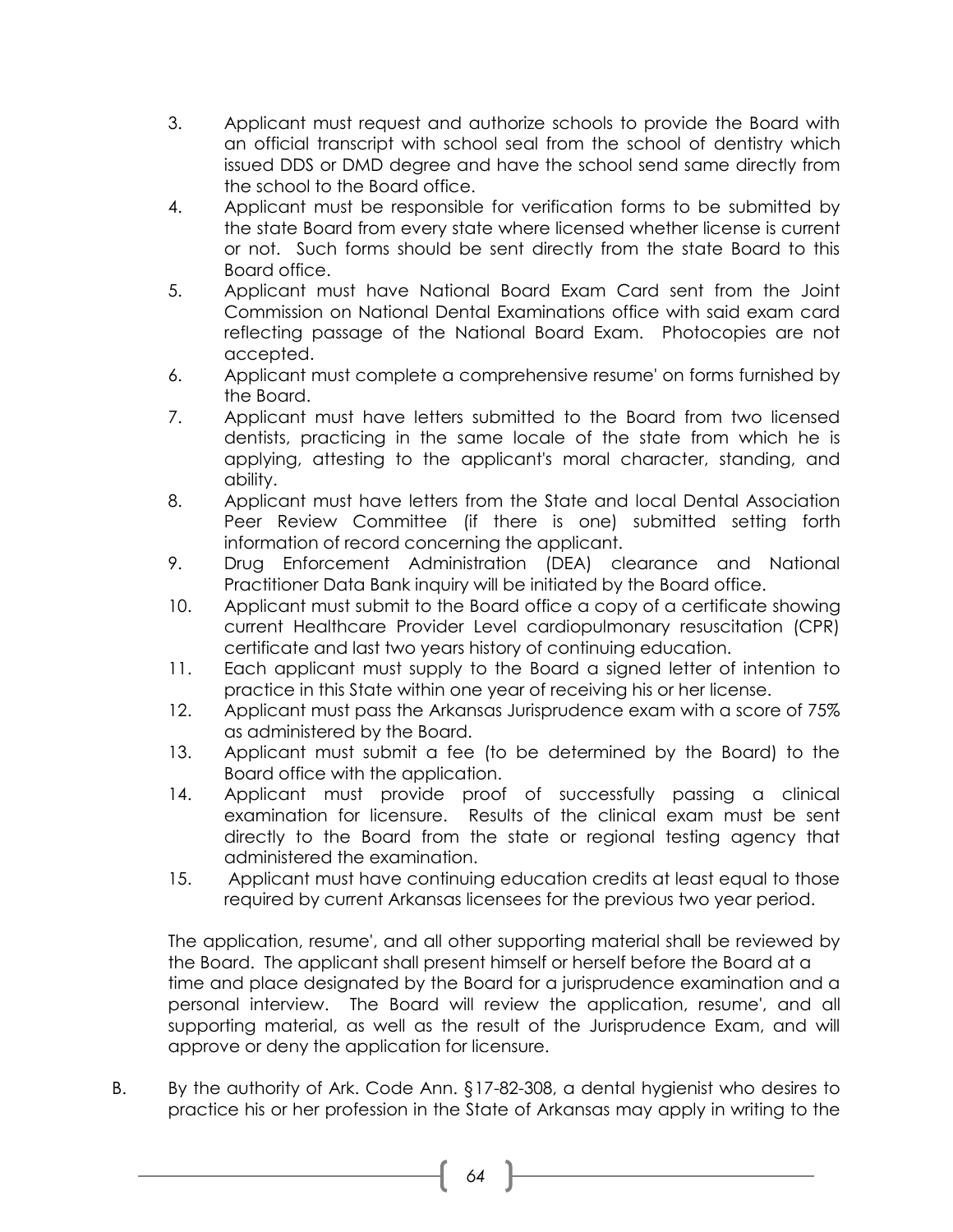3. Applicant must request and authorize schools to provide the Board with an official transcript with school seal from the school of dentistry which issued DDS or DMD degree and have the school send same directly from the school to the Board office.
4. Applicant must be responsible for verification forms to be submitted by the state Board from every state where licensed whether license is current or not. Such forms should be sent directly from the state Board to this Board office.
5. Applicant must have National Board Exam Card sent from the Joint Commission on National Dental Examinations office with said exam card reflecting passage of the National Board Exam. Photocopies are not accepted.
6. Applicant must complete a comprehensive resume' on forms furnished by the Board.
7. Applicant must have letters submitted to the Board from two licensed dentists, practicing in the same locale of the state from which he is applying, attesting to the applicant's moral character, standing, and ability.
8. Applicant must have letters from the State and local Dental Association Peer Review Committee (if there is one) submitted setting forth information of record concerning the applicant.
9. Drug Enforcement Administration (DEA) clearance and National Practitioner Data Bank inquiry will be initiated by the Board office.
10. Applicant must submit to the Board office a copy of a certificate showing current Healthcare Provider Level cardiopulmonary resuscitation (CPR) certificate and last two years history of continuing education.
11. Each applicant must supply to the Board a signed letter of intention to practice in this State within one year of receiving his or her license.
12. Applicant must pass the Arkansas Jurisprudence exam with a score of 75% as administered by the Board.
13. Applicant must submit a fee (to be determined by the Board) to the Board office with the application.
14. Applicant must provide proof of successfully passing a clinical examination for licensure. Results of the clinical exam must be sent directly to the Board from the state or regional testing agency that administered the examination.
15. Applicant must have continuing education credits at least equal to those required by current Arkansas licensees for the previous two year period.

The application, resume', and all other supporting material shall be reviewed by the Board. The applicant shall present himself or herself before the Board at a time and place designated by the Board for a jurisprudence examination and a personal interview. The Board will review the application, resume', and all supporting material, as well as the result of the Jurisprudence Exam, and will approve or deny the application for licensure.

B. By the authority of Ark. Code Ann. §17-82-308, a dental hygienist who desires to practice his or her profession in the State of Arkansas may apply in writing to the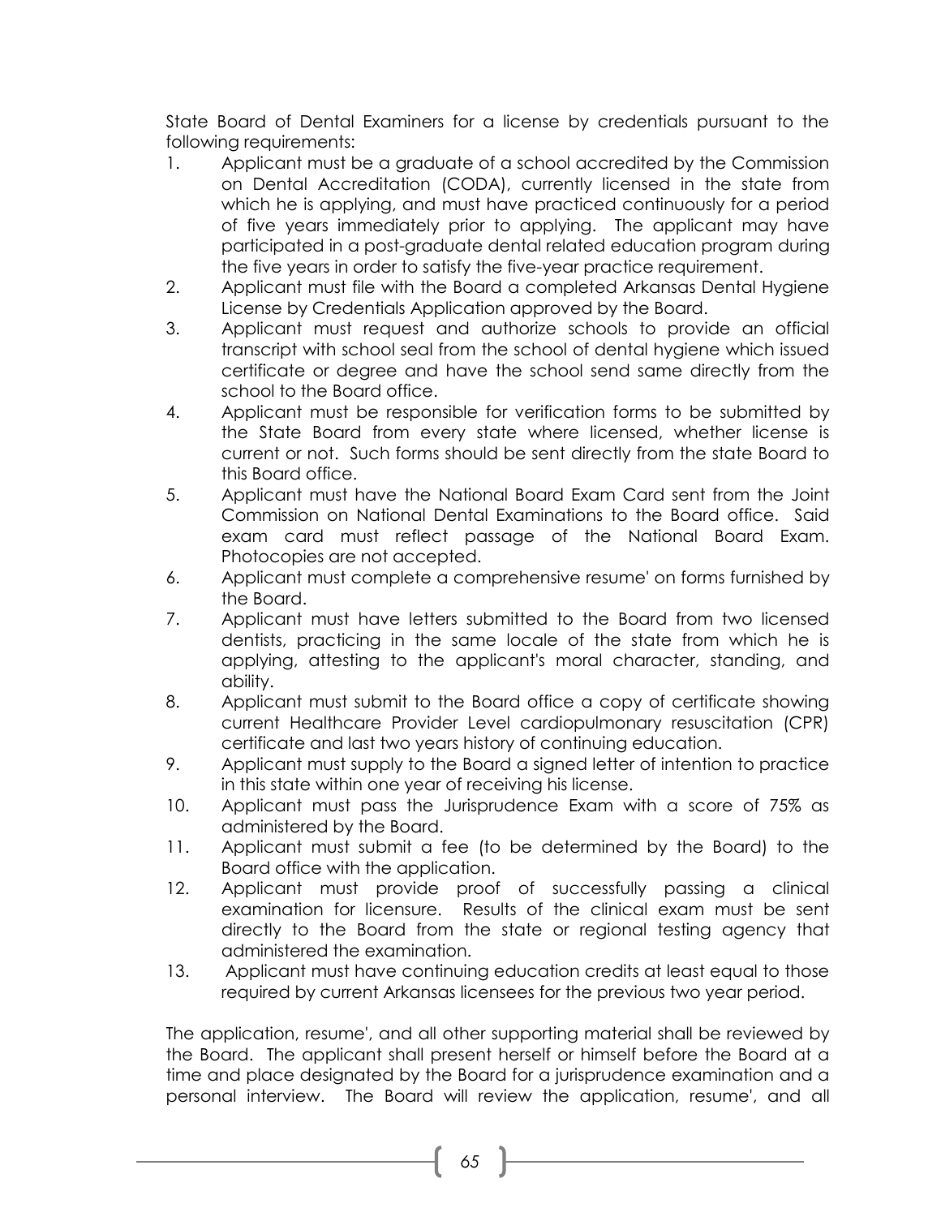State Board of Dental Examiners for a license by credentials pursuant to the following requirements:

1. Applicant must be a graduate of a school accredited by the Commission on Dental Accreditation (CODA), currently licensed in the state from which he is applying, and must have practiced continuously for a period of five years immediately prior to applying. The applicant may have participated in a post-graduate dental related education program during the five years in order to satisfy the five-year practice requirement.
2. Applicant must file with the Board a completed Arkansas Dental Hygiene License by Credentials Application approved by the Board.
3. Applicant must request and authorize schools to provide an official transcript with school seal from the school of dental hygiene which issued certificate or degree and have the school send same directly from the school to the Board office.
4. Applicant must be responsible for verification forms to be submitted by the State Board from every state where licensed, whether license is current or not. Such forms should be sent directly from the state Board to this Board office.
5. Applicant must have the National Board Exam Card sent from the Joint Commission on National Dental Examinations to the Board office. Said exam card must reflect passage of the National Board Exam. Photocopies are not accepted.
6. Applicant must complete a comprehensive resume' on forms furnished by the Board.
7. Applicant must have letters submitted to the Board from two licensed dentists, practicing in the same locale of the state from which he is applying, attesting to the applicant's moral character, standing, and ability.
8. Applicant must submit to the Board office a copy of certificate showing current Healthcare Provider Level cardiopulmonary resuscitation (CPR) certificate and last two years history of continuing education.
9. Applicant must supply to the Board a signed letter of intention to practice in this state within one year of receiving his license.
10. Applicant must pass the Jurisprudence Exam with a score of 75% as administered by the Board.
11. Applicant must submit a fee (to be determined by the Board) to the Board office with the application.
12. Applicant must provide proof of successfully passing a clinical examination for licensure. Results of the clinical exam must be sent directly to the Board from the state or regional testing agency that administered the examination.
13. Applicant must have continuing education credits at least equal to those required by current Arkansas licensees for the previous two year period.

The application, resume', and all other supporting material shall be reviewed by the Board. The applicant shall present herself or himself before the Board at a time and place designated by the Board for a jurisprudence examination and a personal interview. The Board will review the application, resume', and all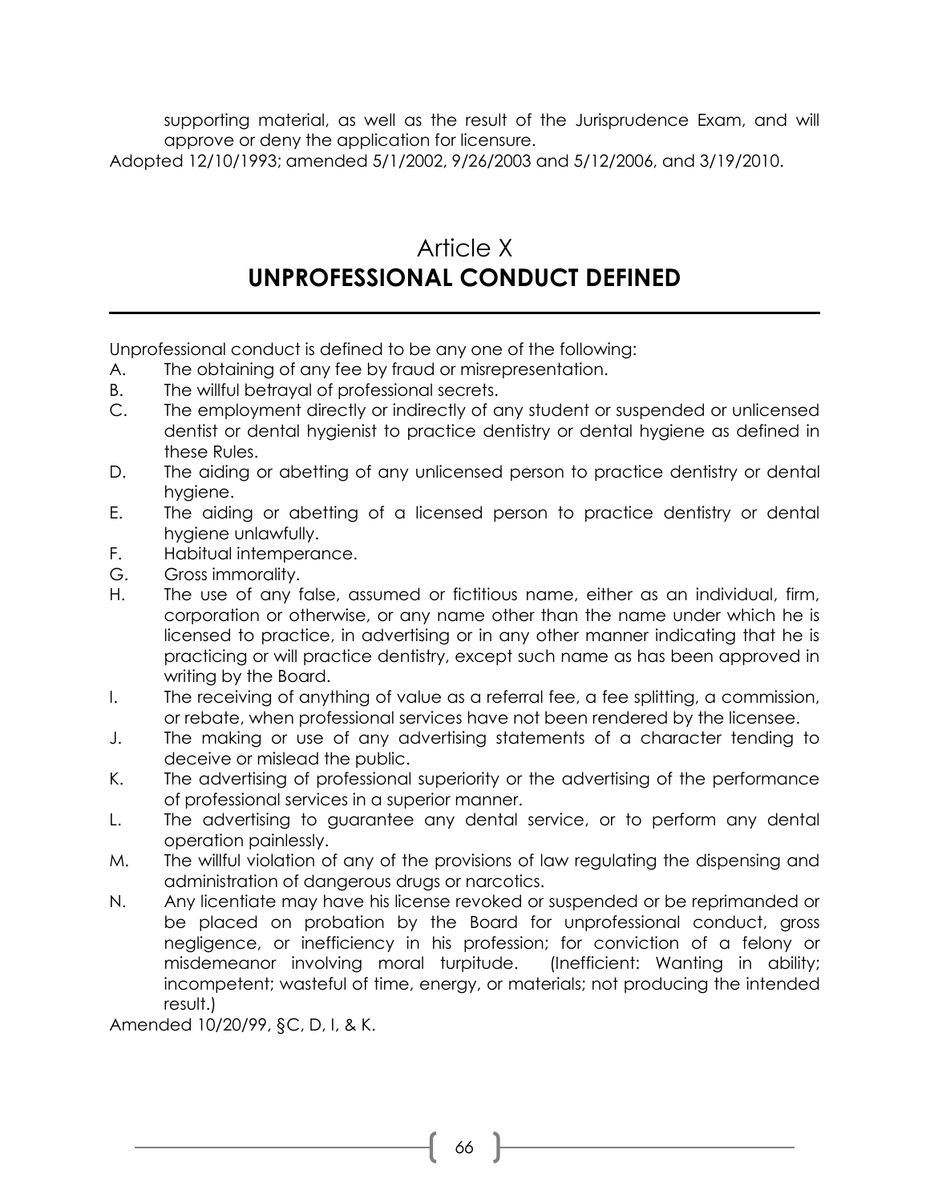supporting material, as well as the result of the Jurisprudence Exam, and will approve or deny the application for licensure.

Adopted 12/10/1993; amended 5/1/2002, 9/26/2003 and 5/12/2006, and 3/19/2010.

# Article X
# UNPROFESSIONAL CONDUCT DEFINED

Unprofessional conduct is defined to be any one of the following:

A. The obtaining of any fee by fraud or misrepresentation.

B. The willful betrayal of professional secrets.

C. The employment directly or indirectly of any student or suspended or unlicensed dentist or dental hygienist to practice dentistry or dental hygiene as defined in these Rules.

D. The aiding or abetting of any unlicensed person to practice dentistry or dental hygiene.

E. The aiding or abetting of a licensed person to practice dentistry or dental hygiene unlawfully.

F. Habitual intemperance.

G. Gross immorality.

H. The use of any false, assumed or fictitious name, either as an individual, firm, corporation or otherwise, or any name other than the name under which he is licensed to practice, in advertising or in any other manner indicating that he is practicing or will practice dentistry, except such name as has been approved in writing by the Board.

I. The receiving of anything of value as a referral fee, a fee splitting, a commission, or rebate, when professional services have not been rendered by the licensee.

J. The making or use of any advertising statements of a character tending to deceive or mislead the public.

K. The advertising of professional superiority or the advertising of the performance of professional services in a superior manner.

L. The advertising to guarantee any dental service, or to perform any dental operation painlessly.

M. The willful violation of any of the provisions of law regulating the dispensing and administration of dangerous drugs or narcotics.

N. Any licentiate may have his license revoked or suspended or be reprimanded or be placed on probation by the Board for unprofessional conduct, gross negligence, or inefficiency in his profession; for conviction of a felony or misdemeanor involving moral turpitude. (Inefficient: Wanting in ability; incompetent; wasteful of time, energy, or materials; not producing the intended result.)

Amended 10/20/99, §C, D, I, & K.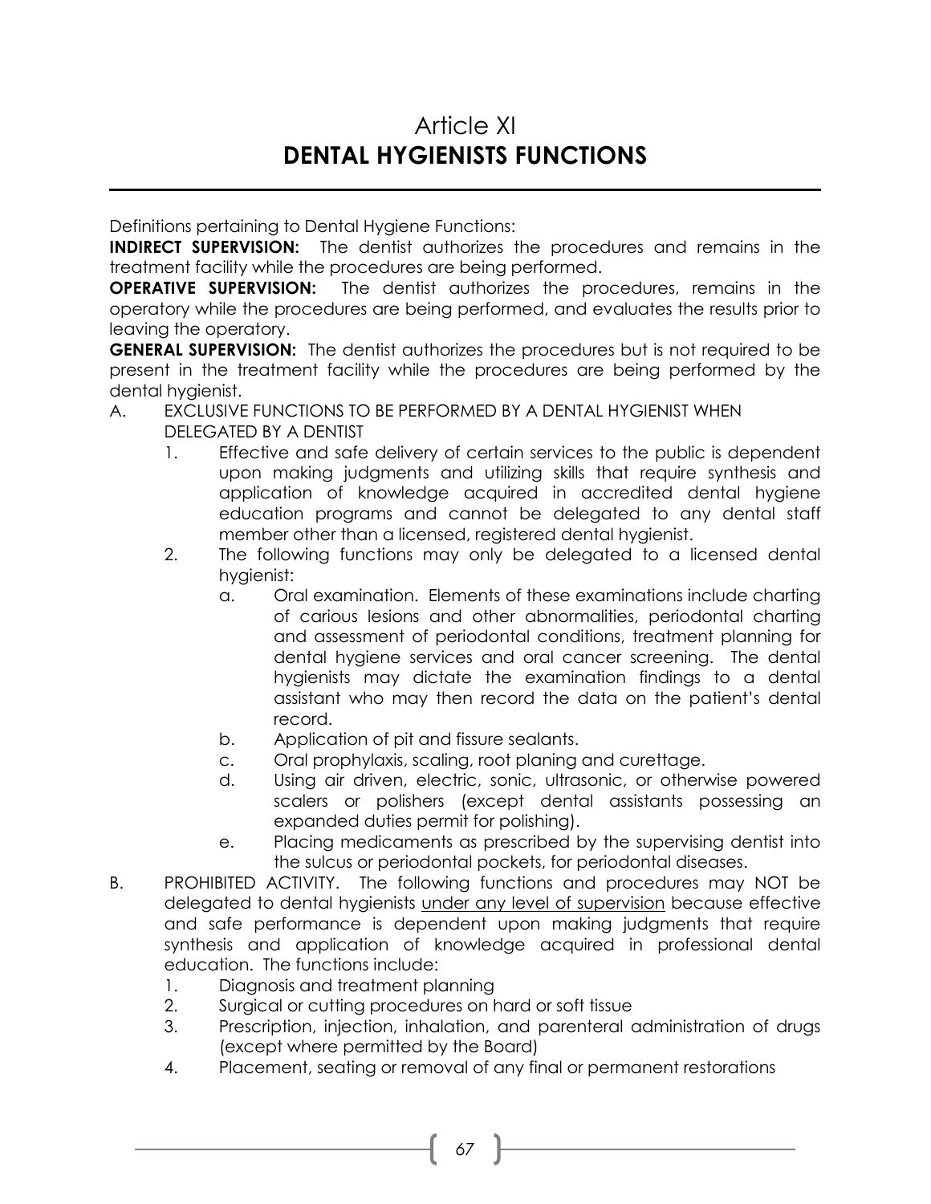# Article XI
# DENTAL HYGIENISTS FUNCTIONS

Definitions pertaining to Dental Hygiene Functions:

**INDIRECT SUPERVISION:** The dentist authorizes the procedures and remains in the treatment facility while the procedures are being performed.

**OPERATIVE SUPERVISION:** The dentist authorizes the procedures, remains in the operatory while the procedures are being performed, and evaluates the results prior to leaving the operatory.

**GENERAL SUPERVISION:** The dentist authorizes the procedures but is not required to be present in the treatment facility while the procedures are being performed by the dental hygienist.

A. EXCLUSIVE FUNCTIONS TO BE PERFORMED BY A DENTAL HYGIENIST WHEN DELEGATED BY A DENTIST

1. Effective and safe delivery of certain services to the public is dependent upon making judgments and utilizing skills that require synthesis and application of knowledge acquired in accredited dental hygiene education programs and cannot be delegated to any dental staff member other than a licensed, registered dental hygienist.
2. The following functions may only be delegated to a licensed dental hygienist:
   a. Oral examination. Elements of these examinations include charting of carious lesions and other abnormalities, periodontal charting and assessment of periodontal conditions, treatment planning for dental hygiene services and oral cancer screening. The dental hygienists may dictate the examination findings to a dental assistant who may then record the data on the patient's dental record.
   b. Application of pit and fissure sealants.
   c. Oral prophylaxis, scaling, root planing and curettage.
   d. Using air driven, electric, sonic, ultrasonic, or otherwise powered scalers or polishers (except dental assistants possessing an expanded duties permit for polishing).
   e. Placing medicaments as prescribed by the supervising dentist into the sulcus or periodontal pockets, for periodontal diseases.

B. PROHIBITED ACTIVITY. The following functions and procedures may NOT be delegated to dental hygienists <u>under any level of supervision</u> because effective and safe performance is dependent upon making judgments that require synthesis and application of knowledge acquired in professional dental education. The functions include:

1. Diagnosis and treatment planning
2. Surgical or cutting procedures on hard or soft tissue
3. Prescription, injection, inhalation, and parenteral administration of drugs (except where permitted by the Board)
4. Placement, seating or removal of any final or permanent restorations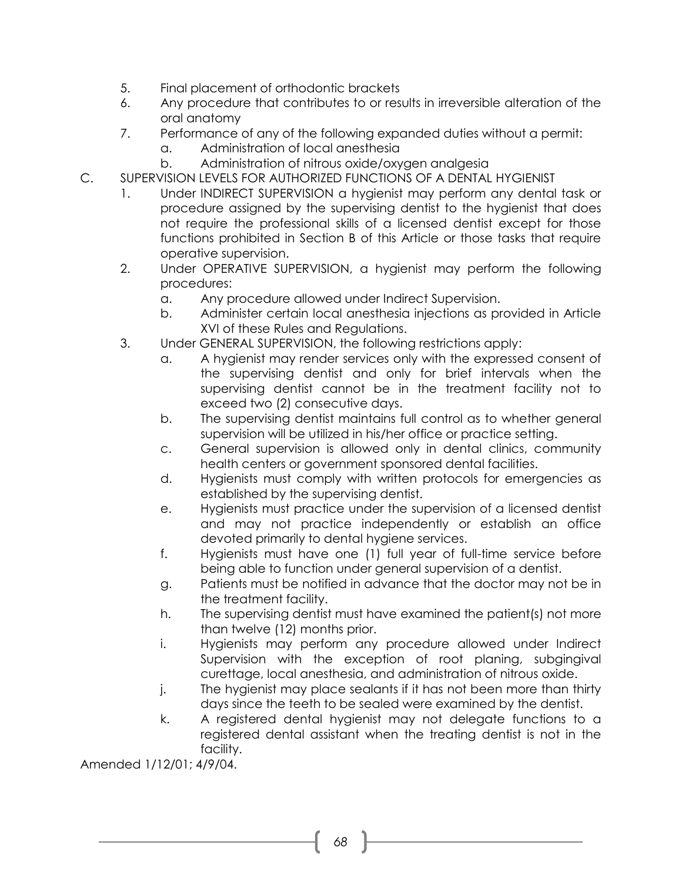5. Final placement of orthodontic brackets
6. Any procedure that contributes to or results in irreversible alteration of the oral anatomy
7. Performance of any of the following expanded duties without a permit:
   a. Administration of local anesthesia
   b. Administration of nitrous oxide/oxygen analgesia

C. SUPERVISION LEVELS FOR AUTHORIZED FUNCTIONS OF A DENTAL HYGIENIST

1. Under INDIRECT SUPERVISION a hygienist may perform any dental task or procedure assigned by the supervising dentist to the hygienist that does not require the professional skills of a licensed dentist except for those functions prohibited in Section B of this Article or those tasks that require operative supervision.
2. Under OPERATIVE SUPERVISION, a hygienist may perform the following procedures:
   a. Any procedure allowed under Indirect Supervision.
   b. Administer certain local anesthesia injections as provided in Article XVI of these Rules and Regulations.
3. Under GENERAL SUPERVISION, the following restrictions apply:
   a. A hygienist may render services only with the expressed consent of the supervising dentist and only for brief intervals when the supervising dentist cannot be in the treatment facility not to exceed two (2) consecutive days.
   b. The supervising dentist maintains full control as to whether general supervision will be utilized in his/her office or practice setting.
   c. General supervision is allowed only in dental clinics, community health centers or government sponsored dental facilities.
   d. Hygienists must comply with written protocols for emergencies as established by the supervising dentist.
   e. Hygienists must practice under the supervision of a licensed dentist and may not practice independently or establish an office devoted primarily to dental hygiene services.
   f. Hygienists must have one (1) full year of full-time service before being able to function under general supervision of a dentist.
   g. Patients must be notified in advance that the doctor may not be in the treatment facility.
   h. The supervising dentist must have examined the patient(s) not more than twelve (12) months prior.
   i. Hygienists may perform any procedure allowed under Indirect Supervision with the exception of root planing, subgingival curettage, local anesthesia, and administration of nitrous oxide.
   j. The hygienist may place sealants if it has not been more than thirty days since the teeth to be sealed were examined by the dentist.
   k. A registered dental hygienist may not delegate functions to a registered dental assistant when the treating dentist is not in the facility.

Amended 1/12/01; 4/9/04.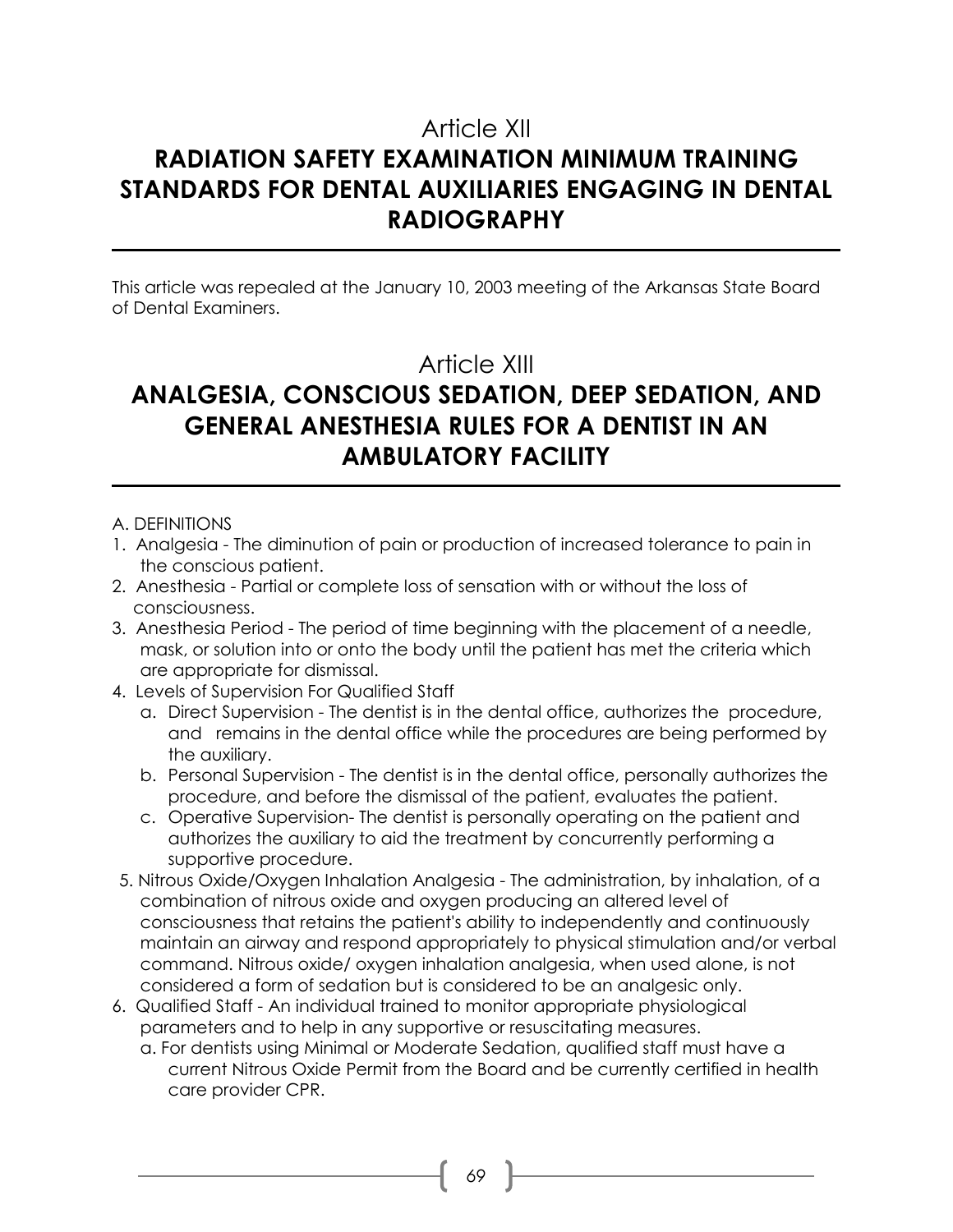# Article XII

## RADIATION SAFETY EXAMINATION MINIMUM TRAINING STANDARDS FOR DENTAL AUXILIARIES ENGAGING IN DENTAL RADIOGRAPHY

This article was repealed at the January 10, 2003 meeting of the Arkansas State Board of Dental Examiners.

# Article XIII

## ANALGESIA, CONSCIOUS SEDATION, DEEP SEDATION, AND GENERAL ANESTHESIA RULES FOR A DENTIST IN AN AMBULATORY FACILITY

A. DEFINITIONS

1. Analgesia - The diminution of pain or production of increased tolerance to pain in the conscious patient.
2. Anesthesia - Partial or complete loss of sensation with or without the loss of consciousness.
3. Anesthesia Period - The period of time beginning with the placement of a needle, mask, or solution into or onto the body until the patient has met the criteria which are appropriate for dismissal.
4. Levels of Supervision For Qualified Staff
   a. Direct Supervision - The dentist is in the dental office, authorizes the procedure, and remains in the dental office while the procedures are being performed by the auxiliary.
   b. Personal Supervision - The dentist is in the dental office, personally authorizes the procedure, and before the dismissal of the patient, evaluates the patient.
   c. Operative Supervision- The dentist is personally operating on the patient and authorizes the auxiliary to aid the treatment by concurrently performing a supportive procedure.
5. Nitrous Oxide/Oxygen Inhalation Analgesia - The administration, by inhalation, of a combination of nitrous oxide and oxygen producing an altered level of consciousness that retains the patient's ability to independently and continuously maintain an airway and respond appropriately to physical stimulation and/or verbal command. Nitrous oxide/ oxygen inhalation analgesia, when used alone, is not considered a form of sedation but is considered to be an analgesic only.
6. Qualified Staff - An individual trained to monitor appropriate physiological parameters and to help in any supportive or resuscitating measures.
   a. For dentists using Minimal or Moderate Sedation, qualified staff must have a current Nitrous Oxide Permit from the Board and be currently certified in health care provider CPR.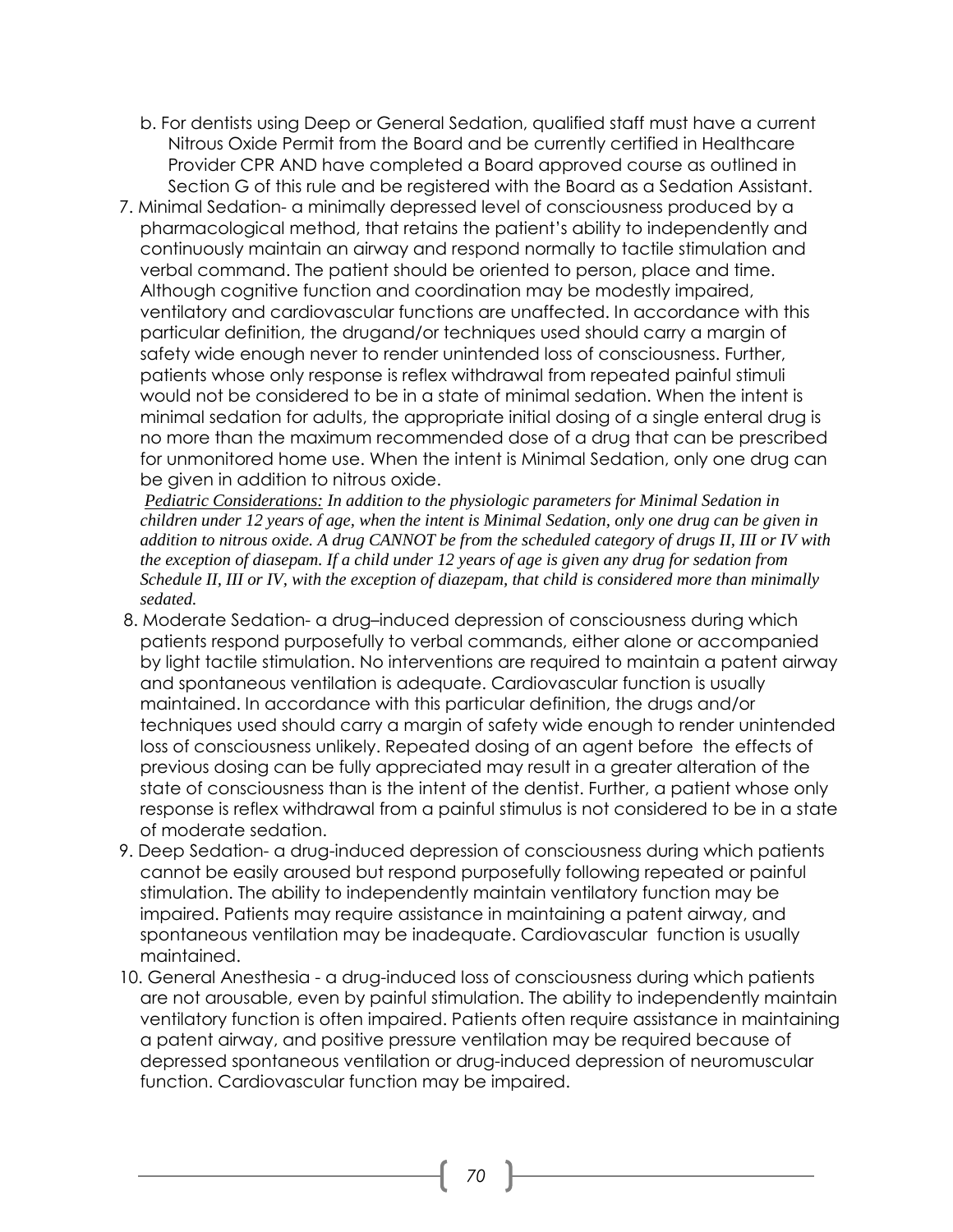b. For dentists using Deep or General Sedation, qualified staff must have a current Nitrous Oxide Permit from the Board and be currently certified in Healthcare Provider CPR AND have completed a Board approved course as outlined in Section G of this rule and be registered with the Board as a Sedation Assistant.

7. Minimal Sedation- a minimally depressed level of consciousness produced by a pharmacological method, that retains the patient's ability to independently and continuously maintain an airway and respond normally to tactile stimulation and verbal command. The patient should be oriented to person, place and time. Although cognitive function and coordination may be modestly impaired, ventilatory and cardiovascular functions are unaffected. In accordance with this particular definition, the drugand/or techniques used should carry a margin of safety wide enough never to render unintended loss of consciousness. Further, patients whose only response is reflex withdrawal from repeated painful stimuli would not be considered to be in a state of minimal sedation. When the intent is minimal sedation for adults, the appropriate initial dosing of a single enteral drug is no more than the maximum recommended dose of a drug that can be prescribed for unmonitored home use. When the intent is Minimal Sedation, only one drug can be given in addition to nitrous oxide.

   *Pediatric Considerations: In addition to the physiologic parameters for Minimal Sedation in children under 12 years of age, when the intent is Minimal Sedation, only one drug can be given in addition to nitrous oxide. A drug CANNOT be from the scheduled category of drugs II, III or IV with the exception of diasepam. If a child under 12 years of age is given any drug for sedation from Schedule II, III or IV, with the exception of diazepam, that child is considered more than minimally sedated.*

8. Moderate Sedation- a drug–induced depression of consciousness during which patients respond purposefully to verbal commands, either alone or accompanied by light tactile stimulation. No interventions are required to maintain a patent airway and spontaneous ventilation is adequate. Cardiovascular function is usually maintained. In accordance with this particular definition, the drugs and/or techniques used should carry a margin of safety wide enough to render unintended loss of consciousness unlikely. Repeated dosing of an agent before the effects of previous dosing can be fully appreciated may result in a greater alteration of the state of consciousness than is the intent of the dentist. Further, a patient whose only response is reflex withdrawal from a painful stimulus is not considered to be in a state of moderate sedation.

9. Deep Sedation- a drug-induced depression of consciousness during which patients cannot be easily aroused but respond purposefully following repeated or painful stimulation. The ability to independently maintain ventilatory function may be impaired. Patients may require assistance in maintaining a patent airway, and spontaneous ventilation may be inadequate. Cardiovascular function is usually maintained.

10. General Anesthesia - a drug-induced loss of consciousness during which patients are not arousable, even by painful stimulation. The ability to independently maintain ventilatory function is often impaired. Patients often require assistance in maintaining a patent airway, and positive pressure ventilation may be required because of depressed spontaneous ventilation or drug-induced depression of neuromuscular function. Cardiovascular function may be impaired.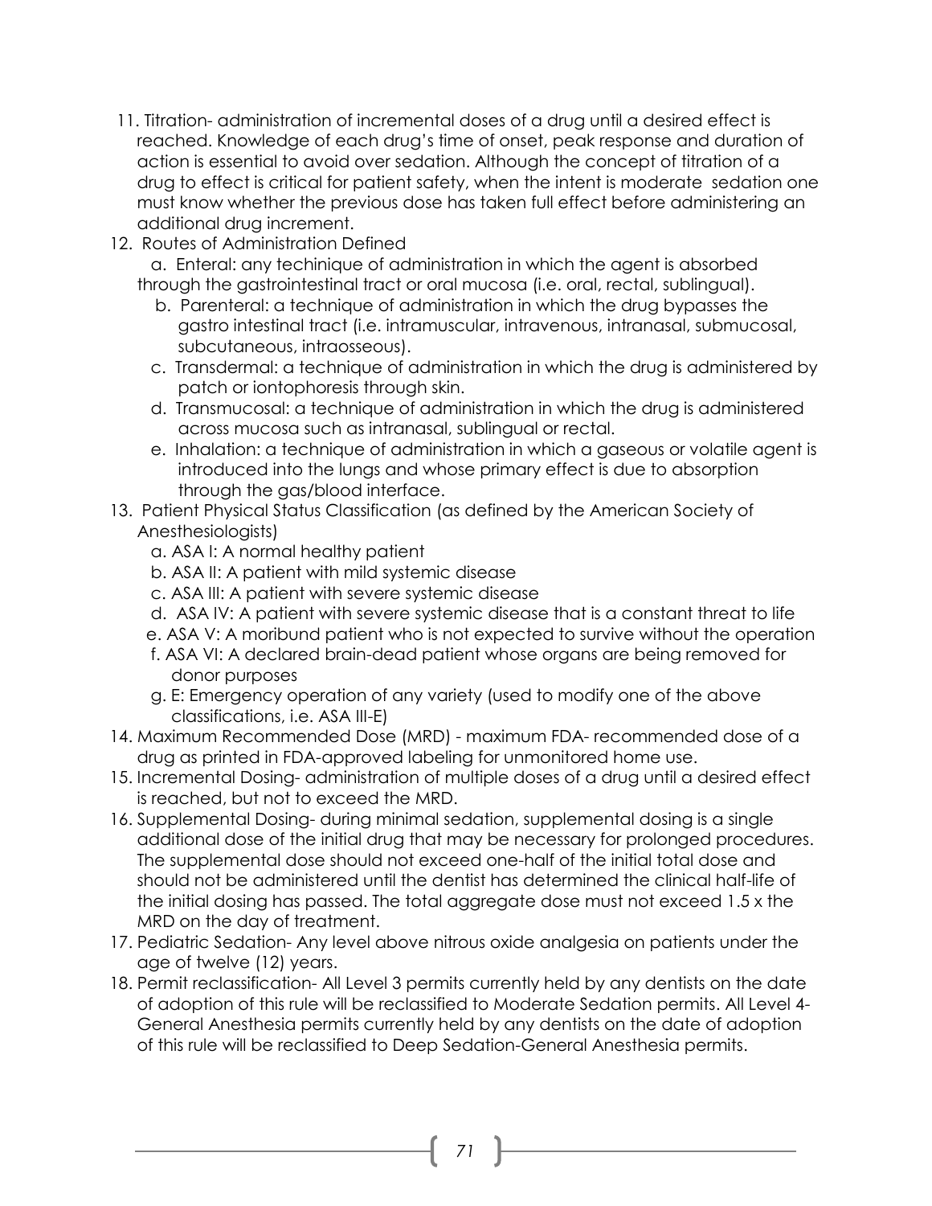11. Titration- administration of incremental doses of a drug until a desired effect is reached. Knowledge of each drug's time of onset, peak response and duration of action is essential to avoid over sedation. Although the concept of titration of a drug to effect is critical for patient safety, when the intent is moderate sedation one must know whether the previous dose has taken full effect before administering an additional drug increment.
12. Routes of Administration Defined
    a. Enteral: any techinique of administration in which the agent is absorbed through the gastrointestinal tract or oral mucosa (i.e. oral, rectal, sublingual).
    b. Parenteral: a technique of administration in which the drug bypasses the gastro intestinal tract (i.e. intramuscular, intravenous, intranasal, submucosal, subcutaneous, intraosseous).
    c. Transdermal: a technique of administration in which the drug is administered by patch or iontophoresis through skin.
    d. Transmucosal: a technique of administration in which the drug is administered across mucosa such as intranasal, sublingual or rectal.
    e. Inhalation: a technique of administration in which a gaseous or volatile agent is introduced into the lungs and whose primary effect is due to absorption through the gas/blood interface.
13. Patient Physical Status Classification (as defined by the American Society of Anesthesiologists)
    a. ASA I: A normal healthy patient
    b. ASA II: A patient with mild systemic disease
    c. ASA III: A patient with severe systemic disease
    d. ASA IV: A patient with severe systemic disease that is a constant threat to life
    e. ASA V: A moribund patient who is not expected to survive without the operation
    f. ASA VI: A declared brain-dead patient whose organs are being removed for donor purposes
    g. E: Emergency operation of any variety (used to modify one of the above classifications, i.e. ASA III-E)
14. Maximum Recommended Dose (MRD) - maximum FDA- recommended dose of a drug as printed in FDA-approved labeling for unmonitored home use.
15. Incremental Dosing- administration of multiple doses of a drug until a desired effect is reached, but not to exceed the MRD.
16. Supplemental Dosing- during minimal sedation, supplemental dosing is a single additional dose of the initial drug that may be necessary for prolonged procedures. The supplemental dose should not exceed one-half of the initial total dose and should not be administered until the dentist has determined the clinical half-life of the initial dosing has passed. The total aggregate dose must not exceed 1.5 x the MRD on the day of treatment.
17. Pediatric Sedation- Any level above nitrous oxide analgesia on patients under the age of twelve (12) years.
18. Permit reclassification- All Level 3 permits currently held by any dentists on the date of adoption of this rule will be reclassified to Moderate Sedation permits. All Level 4- General Anesthesia permits currently held by any dentists on the date of adoption of this rule will be reclassified to Deep Sedation-General Anesthesia permits.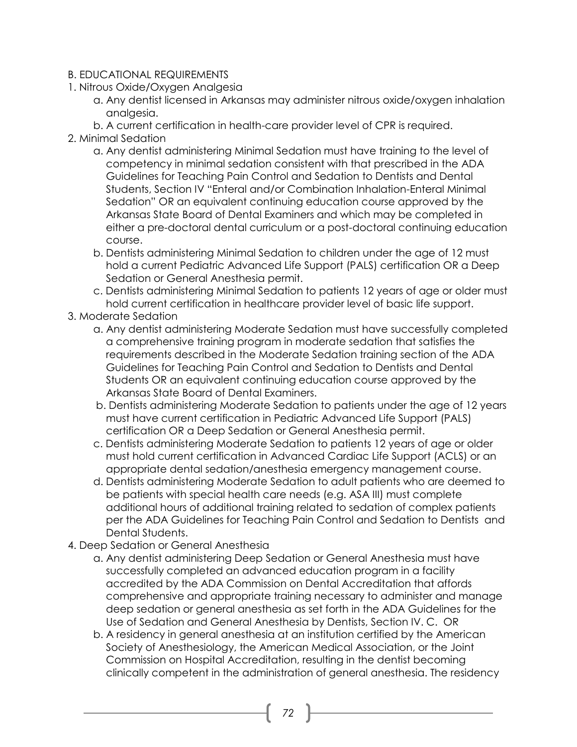B. EDUCATIONAL REQUIREMENTS

1. Nitrous Oxide/Oxygen Analgesia
   a. Any dentist licensed in Arkansas may administer nitrous oxide/oxygen inhalation analgesia.
   b. A current certification in health-care provider level of CPR is required.
2. Minimal Sedation
   a. Any dentist administering Minimal Sedation must have training to the level of competency in minimal sedation consistent with that prescribed in the ADA Guidelines for Teaching Pain Control and Sedation to Dentists and Dental Students, Section IV "Enteral and/or Combination Inhalation-Enteral Minimal Sedation" OR an equivalent continuing education course approved by the Arkansas State Board of Dental Examiners and which may be completed in either a pre-doctoral dental curriculum or a post-doctoral continuing education course.
   b. Dentists administering Minimal Sedation to children under the age of 12 must hold a current Pediatric Advanced Life Support (PALS) certification OR a Deep Sedation or General Anesthesia permit.
   c. Dentists administering Minimal Sedation to patients 12 years of age or older must hold current certification in healthcare provider level of basic life support.
3. Moderate Sedation
   a. Any dentist administering Moderate Sedation must have successfully completed a comprehensive training program in moderate sedation that satisfies the requirements described in the Moderate Sedation training section of the ADA Guidelines for Teaching Pain Control and Sedation to Dentists and Dental Students OR an equivalent continuing education course approved by the Arkansas State Board of Dental Examiners.
   b. Dentists administering Moderate Sedation to patients under the age of 12 years must have current certification in Pediatric Advanced Life Support (PALS) certification OR a Deep Sedation or General Anesthesia permit.
   c. Dentists administering Moderate Sedation to patients 12 years of age or older must hold current certification in Advanced Cardiac Life Support (ACLS) or an appropriate dental sedation/anesthesia emergency management course.
   d. Dentists administering Moderate Sedation to adult patients who are deemed to be patients with special health care needs (e.g. ASA III) must complete additional hours of additional training related to sedation of complex patients per the ADA Guidelines for Teaching Pain Control and Sedation to Dentists and Dental Students.
4. Deep Sedation or General Anesthesia
   a. Any dentist administering Deep Sedation or General Anesthesia must have successfully completed an advanced education program in a facility accredited by the ADA Commission on Dental Accreditation that affords comprehensive and appropriate training necessary to administer and manage deep sedation or general anesthesia as set forth in the ADA Guidelines for the Use of Sedation and General Anesthesia by Dentists, Section IV. C. OR
   b. A residency in general anesthesia at an institution certified by the American Society of Anesthesiology, the American Medical Association, or the Joint Commission on Hospital Accreditation, resulting in the dentist becoming clinically competent in the administration of general anesthesia. The residency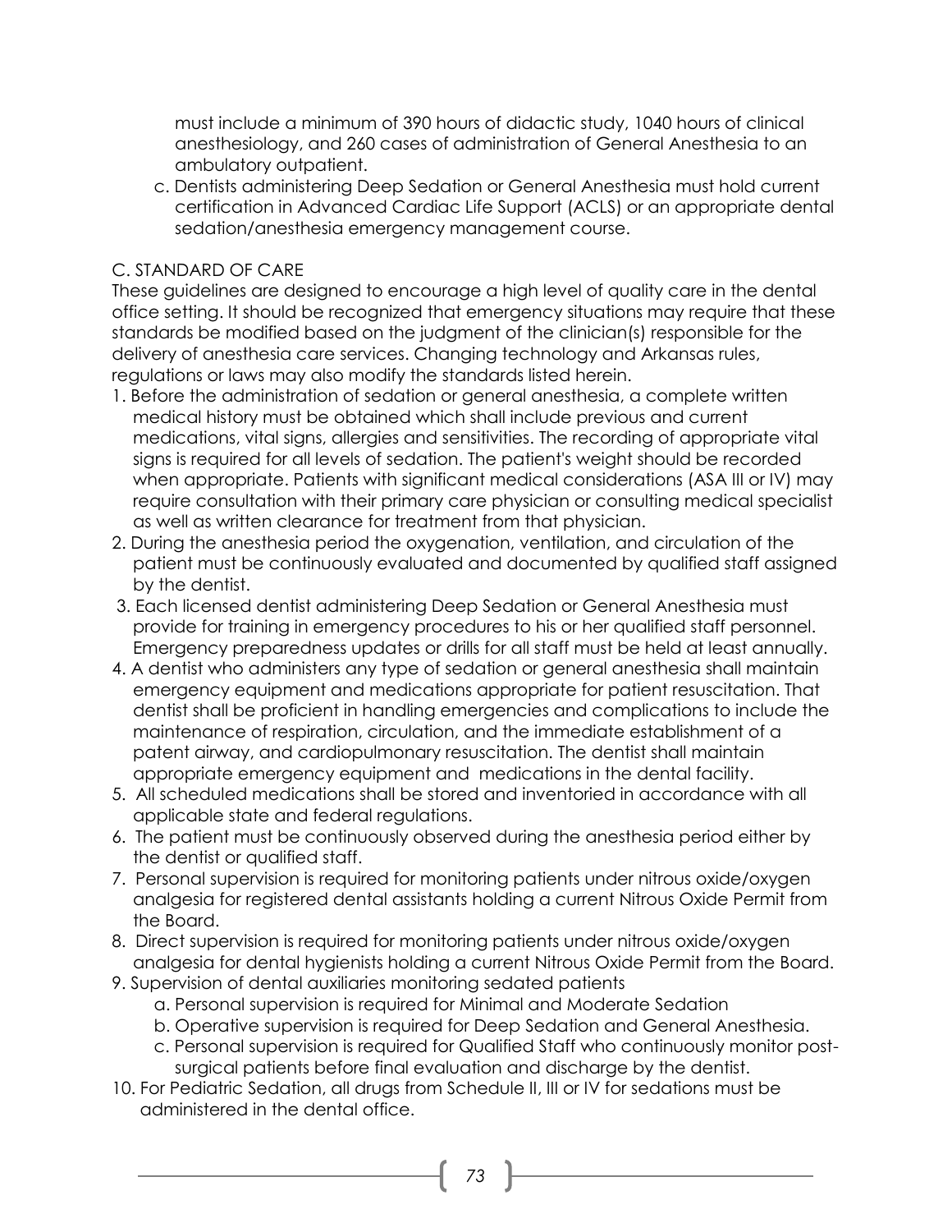must include a minimum of 390 hours of didactic study, 1040 hours of clinical anesthesiology, and 260 cases of administration of General Anesthesia to an ambulatory outpatient.

c. Dentists administering Deep Sedation or General Anesthesia must hold current certification in Advanced Cardiac Life Support (ACLS) or an appropriate dental sedation/anesthesia emergency management course.

C. STANDARD OF CARE

These guidelines are designed to encourage a high level of quality care in the dental office setting. It should be recognized that emergency situations may require that these standards be modified based on the judgment of the clinician(s) responsible for the delivery of anesthesia care services. Changing technology and Arkansas rules, regulations or laws may also modify the standards listed herein.

1. Before the administration of sedation or general anesthesia, a complete written medical history must be obtained which shall include previous and current medications, vital signs, allergies and sensitivities. The recording of appropriate vital signs is required for all levels of sedation. The patient's weight should be recorded when appropriate. Patients with significant medical considerations (ASA III or IV) may require consultation with their primary care physician or consulting medical specialist as well as written clearance for treatment from that physician.
2. During the anesthesia period the oxygenation, ventilation, and circulation of the patient must be continuously evaluated and documented by qualified staff assigned by the dentist.
3. Each licensed dentist administering Deep Sedation or General Anesthesia must provide for training in emergency procedures to his or her qualified staff personnel. Emergency preparedness updates or drills for all staff must be held at least annually.
4. A dentist who administers any type of sedation or general anesthesia shall maintain emergency equipment and medications appropriate for patient resuscitation. That dentist shall be proficient in handling emergencies and complications to include the maintenance of respiration, circulation, and the immediate establishment of a patent airway, and cardiopulmonary resuscitation. The dentist shall maintain appropriate emergency equipment and medications in the dental facility.
5. All scheduled medications shall be stored and inventoried in accordance with all applicable state and federal regulations.
6. The patient must be continuously observed during the anesthesia period either by the dentist or qualified staff.
7. Personal supervision is required for monitoring patients under nitrous oxide/oxygen analgesia for registered dental assistants holding a current Nitrous Oxide Permit from the Board.
8. Direct supervision is required for monitoring patients under nitrous oxide/oxygen analgesia for dental hygienists holding a current Nitrous Oxide Permit from the Board.
9. Supervision of dental auxiliaries monitoring sedated patients
   a. Personal supervision is required for Minimal and Moderate Sedation
   b. Operative supervision is required for Deep Sedation and General Anesthesia.
   c. Personal supervision is required for Qualified Staff who continuously monitor post-surgical patients before final evaluation and discharge by the dentist.
10. For Pediatric Sedation, all drugs from Schedule II, III or IV for sedations must be administered in the dental office.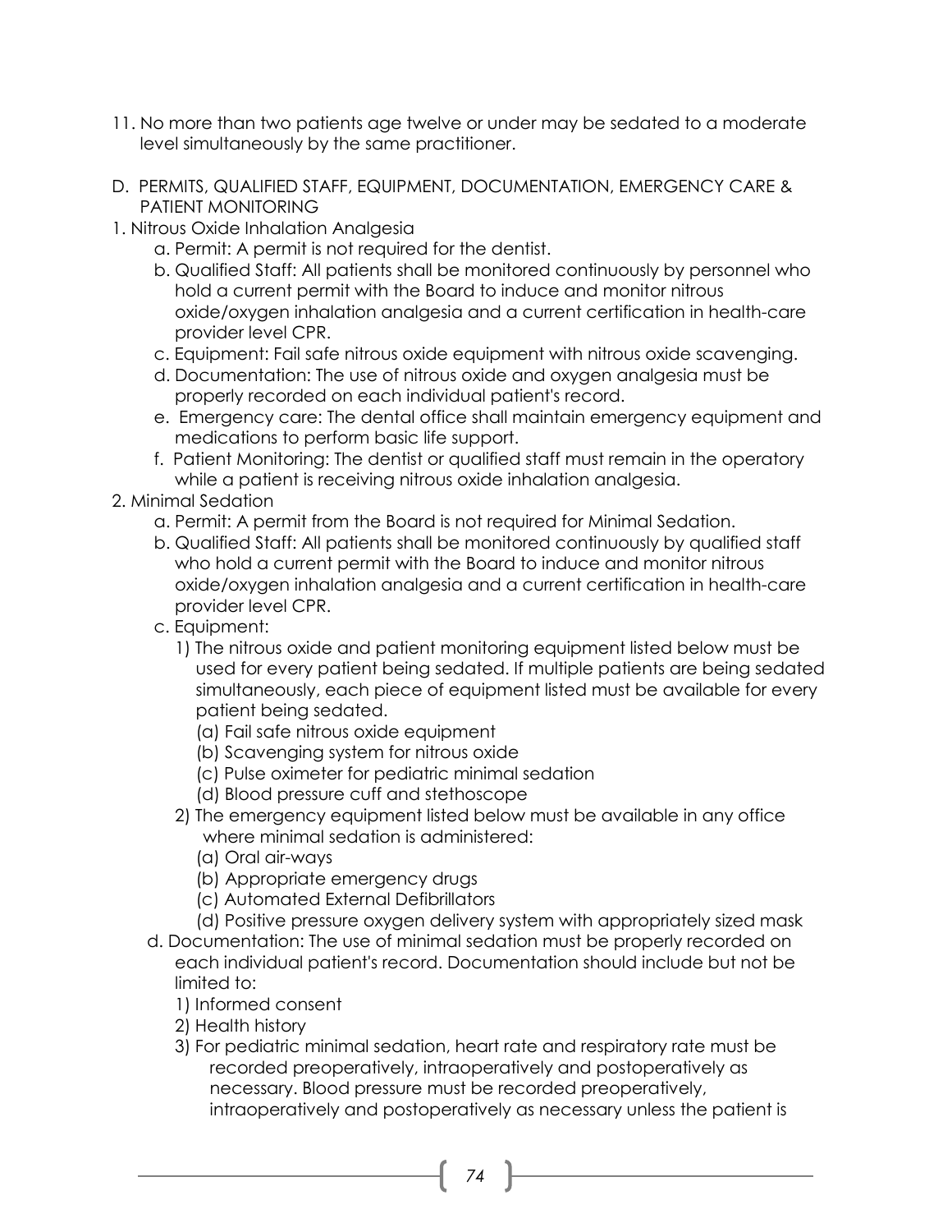11. No more than two patients age twelve or under may be sedated to a moderate level simultaneously by the same practitioner.

D. PERMITS, QUALIFIED STAFF, EQUIPMENT, DOCUMENTATION, EMERGENCY CARE & PATIENT MONITORING

1. Nitrous Oxide Inhalation Analgesia
   a. Permit: A permit is not required for the dentist.
   b. Qualified Staff: All patients shall be monitored continuously by personnel who hold a current permit with the Board to induce and monitor nitrous oxide/oxygen inhalation analgesia and a current certification in health-care provider level CPR.
   c. Equipment: Fail safe nitrous oxide equipment with nitrous oxide scavenging.
   d. Documentation: The use of nitrous oxide and oxygen analgesia must be properly recorded on each individual patient's record.
   e. Emergency care: The dental office shall maintain emergency equipment and medications to perform basic life support.
   f. Patient Monitoring: The dentist or qualified staff must remain in the operatory while a patient is receiving nitrous oxide inhalation analgesia.
2. Minimal Sedation
   a. Permit: A permit from the Board is not required for Minimal Sedation.
   b. Qualified Staff: All patients shall be monitored continuously by qualified staff who hold a current permit with the Board to induce and monitor nitrous oxide/oxygen inhalation analgesia and a current certification in health-care provider level CPR.
   c. Equipment:
      1) The nitrous oxide and patient monitoring equipment listed below must be used for every patient being sedated. If multiple patients are being sedated simultaneously, each piece of equipment listed must be available for every patient being sedated.
         (a) Fail safe nitrous oxide equipment
         (b) Scavenging system for nitrous oxide
         (c) Pulse oximeter for pediatric minimal sedation
         (d) Blood pressure cuff and stethoscope
      2) The emergency equipment listed below must be available in any office where minimal sedation is administered:
         (a) Oral air-ways
         (b) Appropriate emergency drugs
         (c) Automated External Defibrillators
         (d) Positive pressure oxygen delivery system with appropriately sized mask
   d. Documentation: The use of minimal sedation must be properly recorded on each individual patient's record. Documentation should include but not be limited to:
      1) Informed consent
      2) Health history
      3) For pediatric minimal sedation, heart rate and respiratory rate must be recorded preoperatively, intraoperatively and postoperatively as necessary. Blood pressure must be recorded preoperatively, intraoperatively and postoperatively as necessary unless the patient is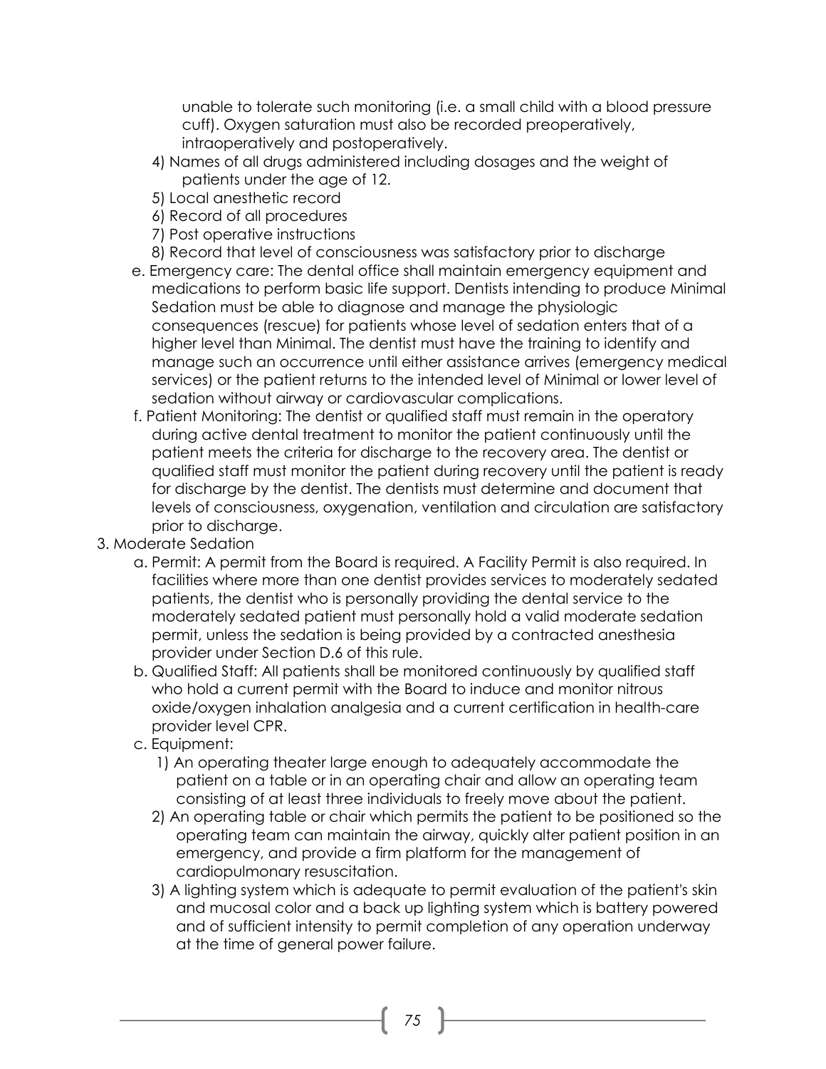unable to tolerate such monitoring (i.e. a small child with a blood pressure cuff). Oxygen saturation must also be recorded preoperatively, intraoperatively and postoperatively.

   4) Names of all drugs administered including dosages and the weight of patients under the age of 12.
   5) Local anesthetic record
   6) Record of all procedures
   7) Post operative instructions
   8) Record that level of consciousness was satisfactory prior to discharge

e. Emergency care: The dental office shall maintain emergency equipment and medications to perform basic life support. Dentists intending to produce Minimal Sedation must be able to diagnose and manage the physiologic consequences (rescue) for patients whose level of sedation enters that of a higher level than Minimal. The dentist must have the training to identify and manage such an occurrence until either assistance arrives (emergency medical services) or the patient returns to the intended level of Minimal or lower level of sedation without airway or cardiovascular complications.

f. Patient Monitoring: The dentist or qualified staff must remain in the operatory during active dental treatment to monitor the patient continuously until the patient meets the criteria for discharge to the recovery area. The dentist or qualified staff must monitor the patient during recovery until the patient is ready for discharge by the dentist. The dentists must determine and document that levels of consciousness, oxygenation, ventilation and circulation are satisfactory prior to discharge.

3. Moderate Sedation

   a. Permit: A permit from the Board is required. A Facility Permit is also required. In facilities where more than one dentist provides services to moderately sedated patients, the dentist who is personally providing the dental service to the moderately sedated patient must personally hold a valid moderate sedation permit, unless the sedation is being provided by a contracted anesthesia provider under Section D.6 of this rule.

   b. Qualified Staff: All patients shall be monitored continuously by qualified staff who hold a current permit with the Board to induce and monitor nitrous oxide/oxygen inhalation analgesia and a current certification in health-care provider level CPR.

   c. Equipment:

      1) An operating theater large enough to adequately accommodate the patient on a table or in an operating chair and allow an operating team consisting of at least three individuals to freely move about the patient.
      2) An operating table or chair which permits the patient to be positioned so the operating team can maintain the airway, quickly alter patient position in an emergency, and provide a firm platform for the management of cardiopulmonary resuscitation.
      3) A lighting system which is adequate to permit evaluation of the patient's skin and mucosal color and a back up lighting system which is battery powered and of sufficient intensity to permit completion of any operation underway at the time of general power failure.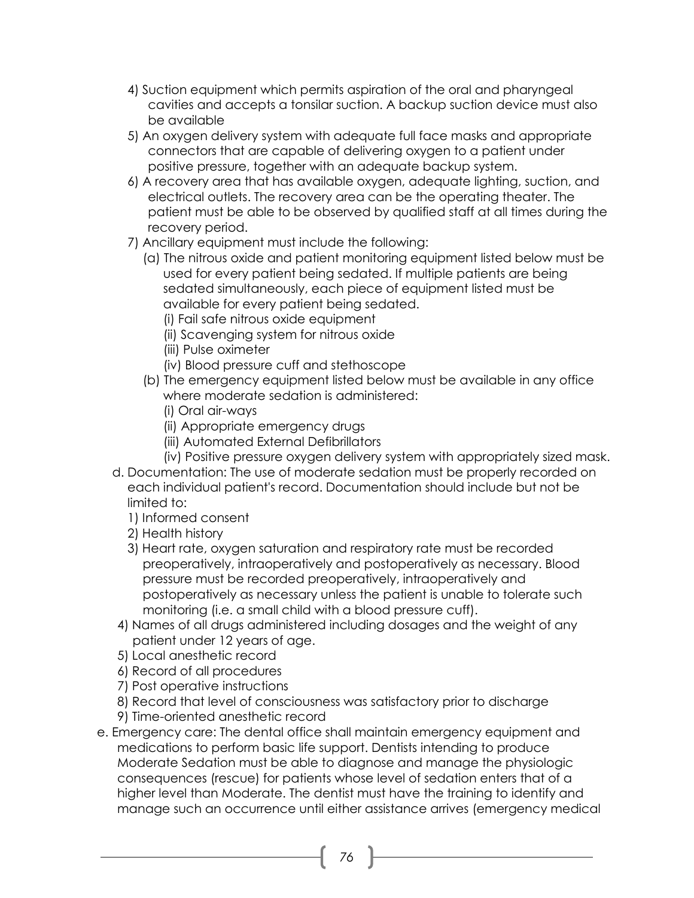4) Suction equipment which permits aspiration of the oral and pharyngeal cavities and accepts a tonsilar suction. A backup suction device must also be available
5) An oxygen delivery system with adequate full face masks and appropriate connectors that are capable of delivering oxygen to a patient under positive pressure, together with an adequate backup system.
6) A recovery area that has available oxygen, adequate lighting, suction, and electrical outlets. The recovery area can be the operating theater. The patient must be able to be observed by qualified staff at all times during the recovery period.
7) Ancillary equipment must include the following:
   - (a) The nitrous oxide and patient monitoring equipment listed below must be used for every patient being sedated. If multiple patients are being sedated simultaneously, each piece of equipment listed must be available for every patient being sedated.
     - (i) Fail safe nitrous oxide equipment
     - (ii) Scavenging system for nitrous oxide
     - (iii) Pulse oximeter
     - (iv) Blood pressure cuff and stethoscope
   - (b) The emergency equipment listed below must be available in any office where moderate sedation is administered:
     - (i) Oral air-ways
     - (ii) Appropriate emergency drugs
     - (iii) Automated External Defibrillators
     - (iv) Positive pressure oxygen delivery system with appropriately sized mask.

d. Documentation: The use of moderate sedation must be properly recorded on each individual patient's record. Documentation should include but not be limited to:

1) Informed consent
2) Health history
3) Heart rate, oxygen saturation and respiratory rate must be recorded preoperatively, intraoperatively and postoperatively as necessary. Blood pressure must be recorded preoperatively, intraoperatively and postoperatively as necessary unless the patient is unable to tolerate such monitoring (i.e. a small child with a blood pressure cuff).
4) Names of all drugs administered including dosages and the weight of any patient under 12 years of age.
5) Local anesthetic record
6) Record of all procedures
7) Post operative instructions
8) Record that level of consciousness was satisfactory prior to discharge
9) Time-oriented anesthetic record

e. Emergency care: The dental office shall maintain emergency equipment and medications to perform basic life support. Dentists intending to produce Moderate Sedation must be able to diagnose and manage the physiologic consequences (rescue) for patients whose level of sedation enters that of a higher level than Moderate. The dentist must have the training to identify and manage such an occurrence until either assistance arrives (emergency medical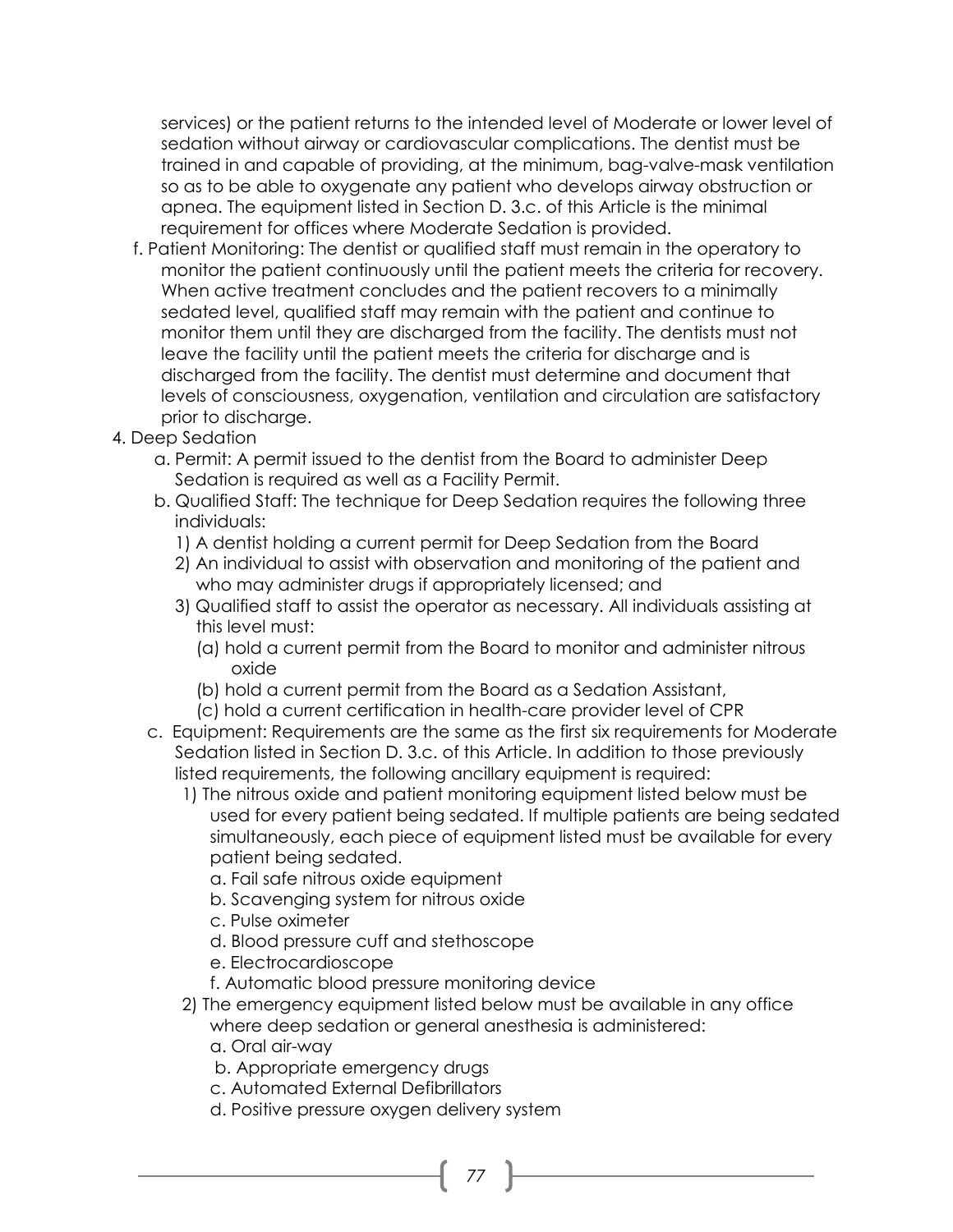services) or the patient returns to the intended level of Moderate or lower level of sedation without airway or cardiovascular complications. The dentist must be trained in and capable of providing, at the minimum, bag-valve-mask ventilation so as to be able to oxygenate any patient who develops airway obstruction or apnea. The equipment listed in Section D. 3.c. of this Article is the minimal requirement for offices where Moderate Sedation is provided.

f. Patient Monitoring: The dentist or qualified staff must remain in the operatory to monitor the patient continuously until the patient meets the criteria for recovery. When active treatment concludes and the patient recovers to a minimally sedated level, qualified staff may remain with the patient and continue to monitor them until they are discharged from the facility. The dentists must not leave the facility until the patient meets the criteria for discharge and is discharged from the facility. The dentist must determine and document that levels of consciousness, oxygenation, ventilation and circulation are satisfactory prior to discharge.

4. Deep Sedation
   - a. Permit: A permit issued to the dentist from the Board to administer Deep Sedation is required as well as a Facility Permit.
   - b. Qualified Staff: The technique for Deep Sedation requires the following three individuals:
     - 1) A dentist holding a current permit for Deep Sedation from the Board
     - 2) An individual to assist with observation and monitoring of the patient and who may administer drugs if appropriately licensed; and
     - 3) Qualified staff to assist the operator as necessary. All individuals assisting at this level must:
       - (a) hold a current permit from the Board to monitor and administer nitrous oxide
       - (b) hold a current permit from the Board as a Sedation Assistant,
       - (c) hold a current certification in health-care provider level of CPR
   - c. Equipment: Requirements are the same as the first six requirements for Moderate Sedation listed in Section D. 3.c. of this Article. In addition to those previously listed requirements, the following ancillary equipment is required:
     - 1) The nitrous oxide and patient monitoring equipment listed below must be used for every patient being sedated. If multiple patients are being sedated simultaneously, each piece of equipment listed must be available for every patient being sedated.
       - a. Fail safe nitrous oxide equipment
       - b. Scavenging system for nitrous oxide
       - c. Pulse oximeter
       - d. Blood pressure cuff and stethoscope
       - e. Electrocardioscope
       - f. Automatic blood pressure monitoring device
     - 2) The emergency equipment listed below must be available in any office where deep sedation or general anesthesia is administered:
       - a. Oral air-way
       - b. Appropriate emergency drugs
       - c. Automated External Defibrillators
       - d. Positive pressure oxygen delivery system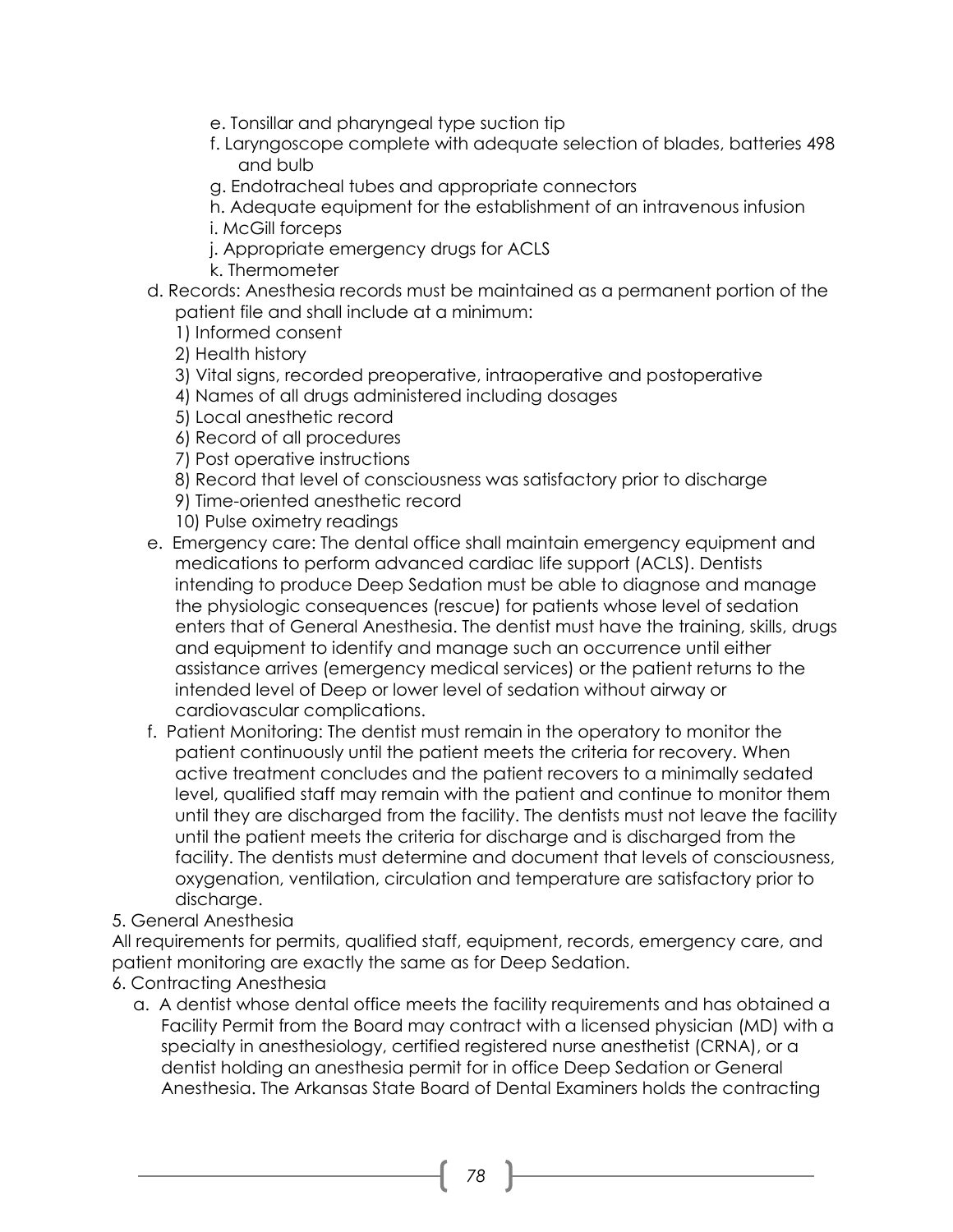e. Tonsillar and pharyngeal type suction tip
  f. Laryngoscope complete with adequate selection of blades, batteries 498 and bulb
  g. Endotracheal tubes and appropriate connectors
  h. Adequate equipment for the establishment of an intravenous infusion
  i. McGill forceps
  j. Appropriate emergency drugs for ACLS
  k. Thermometer

d. Records: Anesthesia records must be maintained as a permanent portion of the patient file and shall include at a minimum:
  1) Informed consent
  2) Health history
  3) Vital signs, recorded preoperative, intraoperative and postoperative
  4) Names of all drugs administered including dosages
  5) Local anesthetic record
  6) Record of all procedures
  7) Post operative instructions
  8) Record that level of consciousness was satisfactory prior to discharge
  9) Time-oriented anesthetic record
  10) Pulse oximetry readings

e. Emergency care: The dental office shall maintain emergency equipment and medications to perform advanced cardiac life support (ACLS). Dentists intending to produce Deep Sedation must be able to diagnose and manage the physiologic consequences (rescue) for patients whose level of sedation enters that of General Anesthesia. The dentist must have the training, skills, drugs and equipment to identify and manage such an occurrence until either assistance arrives (emergency medical services) or the patient returns to the intended level of Deep or lower level of sedation without airway or cardiovascular complications.

f. Patient Monitoring: The dentist must remain in the operatory to monitor the patient continuously until the patient meets the criteria for recovery. When active treatment concludes and the patient recovers to a minimally sedated level, qualified staff may remain with the patient and continue to monitor them until they are discharged from the facility. The dentists must not leave the facility until the patient meets the criteria for discharge and is discharged from the facility. The dentists must determine and document that levels of consciousness, oxygenation, ventilation, circulation and temperature are satisfactory prior to discharge.

5. General Anesthesia

All requirements for permits, qualified staff, equipment, records, emergency care, and patient monitoring are exactly the same as for Deep Sedation.

6. Contracting Anesthesia

  a. A dentist whose dental office meets the facility requirements and has obtained a Facility Permit from the Board may contract with a licensed physician (MD) with a specialty in anesthesiology, certified registered nurse anesthetist (CRNA), or a dentist holding an anesthesia permit for in office Deep Sedation or General Anesthesia. The Arkansas State Board of Dental Examiners holds the contracting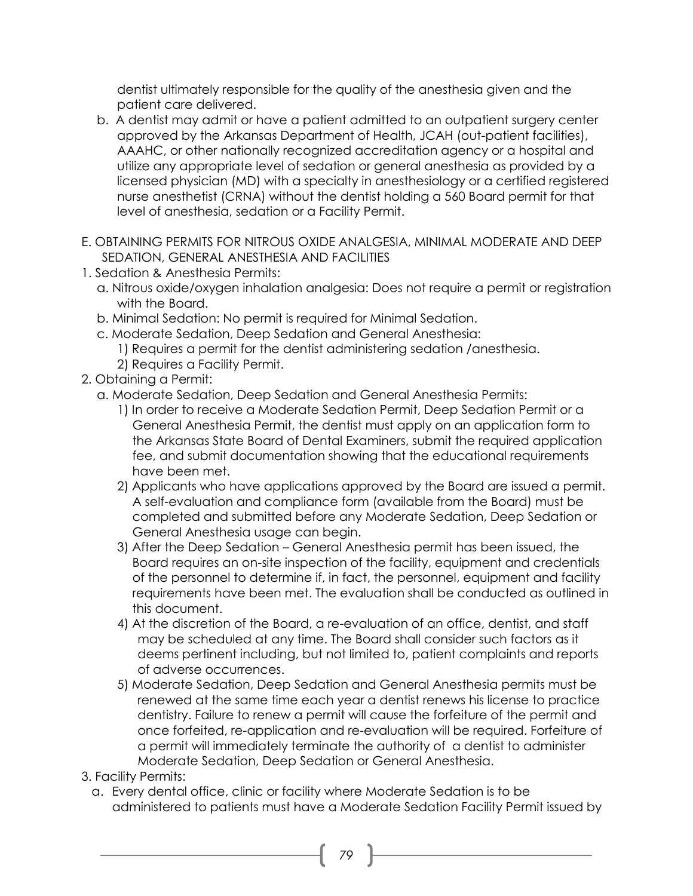dentist ultimately responsible for the quality of the anesthesia given and the patient care delivered.

b. A dentist may admit or have a patient admitted to an outpatient surgery center approved by the Arkansas Department of Health, JCAH (out-patient facilities), AAAHC, or other nationally recognized accreditation agency or a hospital and utilize any appropriate level of sedation or general anesthesia as provided by a licensed physician (MD) with a specialty in anesthesiology or a certified registered nurse anesthetist (CRNA) without the dentist holding a 560 Board permit for that level of anesthesia, sedation or a Facility Permit.

E. OBTAINING PERMITS FOR NITROUS OXIDE ANALGESIA, MINIMAL MODERATE AND DEEP SEDATION, GENERAL ANESTHESIA AND FACILITIES

1. Sedation & Anesthesia Permits:
   a. Nitrous oxide/oxygen inhalation analgesia: Does not require a permit or registration with the Board.
   b. Minimal Sedation: No permit is required for Minimal Sedation.
   c. Moderate Sedation, Deep Sedation and General Anesthesia:
      1) Requires a permit for the dentist administering sedation /anesthesia.
      2) Requires a Facility Permit.
2. Obtaining a Permit:
   a. Moderate Sedation, Deep Sedation and General Anesthesia Permits:
      1) In order to receive a Moderate Sedation Permit, Deep Sedation Permit or a General Anesthesia Permit, the dentist must apply on an application form to the Arkansas State Board of Dental Examiners, submit the required application fee, and submit documentation showing that the educational requirements have been met.
      2) Applicants who have applications approved by the Board are issued a permit. A self-evaluation and compliance form (available from the Board) must be completed and submitted before any Moderate Sedation, Deep Sedation or General Anesthesia usage can begin.
      3) After the Deep Sedation – General Anesthesia permit has been issued, the Board requires an on-site inspection of the facility, equipment and credentials of the personnel to determine if, in fact, the personnel, equipment and facility requirements have been met. The evaluation shall be conducted as outlined in this document.
      4) At the discretion of the Board, a re-evaluation of an office, dentist, and staff may be scheduled at any time. The Board shall consider such factors as it deems pertinent including, but not limited to, patient complaints and reports of adverse occurrences.
      5) Moderate Sedation, Deep Sedation and General Anesthesia permits must be renewed at the same time each year a dentist renews his license to practice dentistry. Failure to renew a permit will cause the forfeiture of the permit and once forfeited, re-application and re-evaluation will be required. Forfeiture of a permit will immediately terminate the authority of a dentist to administer Moderate Sedation, Deep Sedation or General Anesthesia.
3. Facility Permits:
   a. Every dental office, clinic or facility where Moderate Sedation is to be administered to patients must have a Moderate Sedation Facility Permit issued by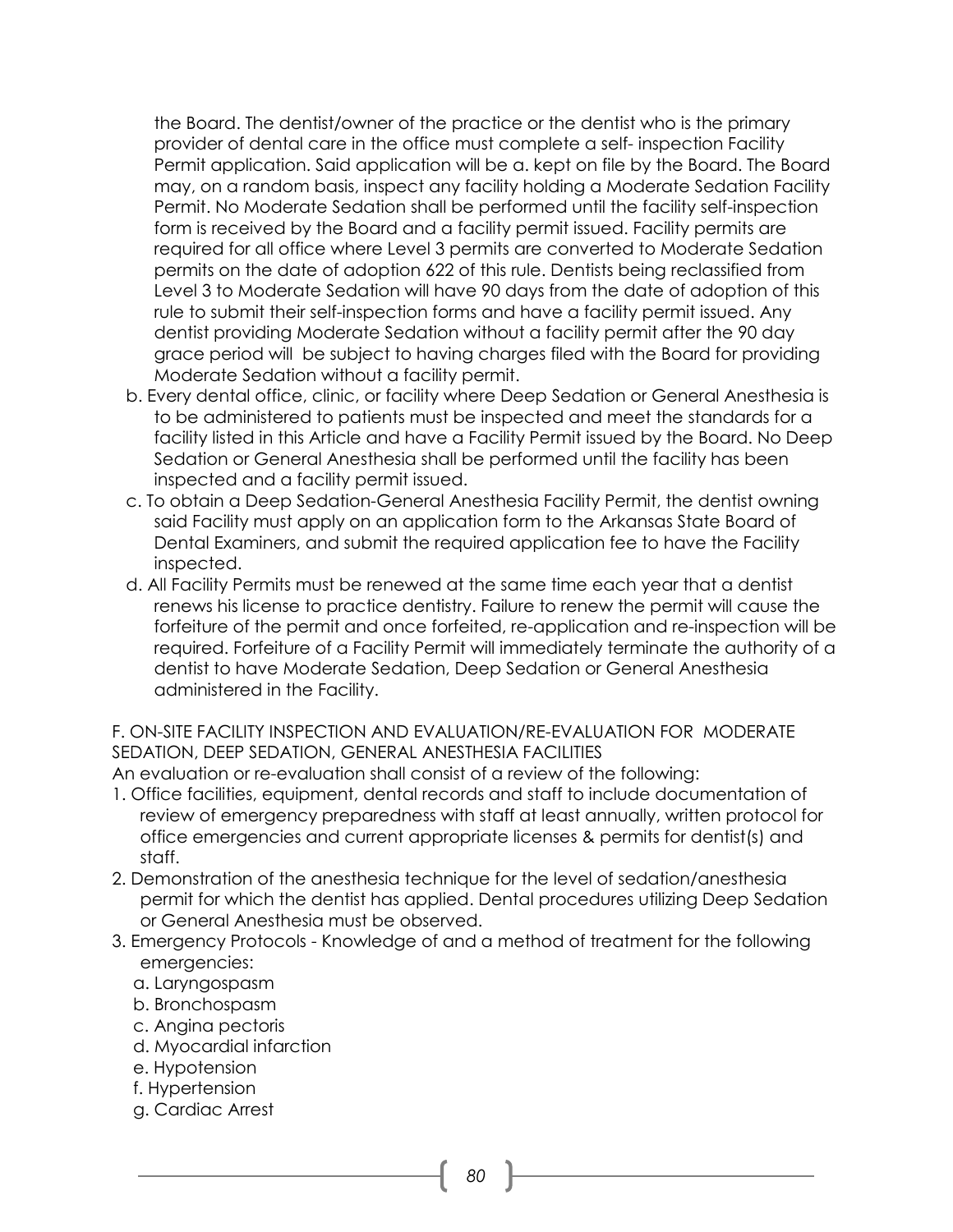the Board. The dentist/owner of the practice or the dentist who is the primary provider of dental care in the office must complete a self- inspection Facility Permit application. Said application will be a. kept on file by the Board. The Board may, on a random basis, inspect any facility holding a Moderate Sedation Facility Permit. No Moderate Sedation shall be performed until the facility self-inspection form is received by the Board and a facility permit issued. Facility permits are required for all office where Level 3 permits are converted to Moderate Sedation permits on the date of adoption 622 of this rule. Dentists being reclassified from Level 3 to Moderate Sedation will have 90 days from the date of adoption of this rule to submit their self-inspection forms and have a facility permit issued. Any dentist providing Moderate Sedation without a facility permit after the 90 day grace period will be subject to having charges filed with the Board for providing Moderate Sedation without a facility permit.

b. Every dental office, clinic, or facility where Deep Sedation or General Anesthesia is to be administered to patients must be inspected and meet the standards for a facility listed in this Article and have a Facility Permit issued by the Board. No Deep Sedation or General Anesthesia shall be performed until the facility has been inspected and a facility permit issued.

c. To obtain a Deep Sedation-General Anesthesia Facility Permit, the dentist owning said Facility must apply on an application form to the Arkansas State Board of Dental Examiners, and submit the required application fee to have the Facility inspected.

d. All Facility Permits must be renewed at the same time each year that a dentist renews his license to practice dentistry. Failure to renew the permit will cause the forfeiture of the permit and once forfeited, re-application and re-inspection will be required. Forfeiture of a Facility Permit will immediately terminate the authority of a dentist to have Moderate Sedation, Deep Sedation or General Anesthesia administered in the Facility.

F. ON-SITE FACILITY INSPECTION AND EVALUATION/RE-EVALUATION FOR MODERATE SEDATION, DEEP SEDATION, GENERAL ANESTHESIA FACILITIES

An evaluation or re-evaluation shall consist of a review of the following:

1. Office facilities, equipment, dental records and staff to include documentation of review of emergency preparedness with staff at least annually, written protocol for office emergencies and current appropriate licenses & permits for dentist(s) and staff.
2. Demonstration of the anesthesia technique for the level of sedation/anesthesia permit for which the dentist has applied. Dental procedures utilizing Deep Sedation or General Anesthesia must be observed.
3. Emergency Protocols - Knowledge of and a method of treatment for the following emergencies:
   a. Laryngospasm
   b. Bronchospasm
   c. Angina pectoris
   d. Myocardial infarction
   e. Hypotension
   f. Hypertension
   g. Cardiac Arrest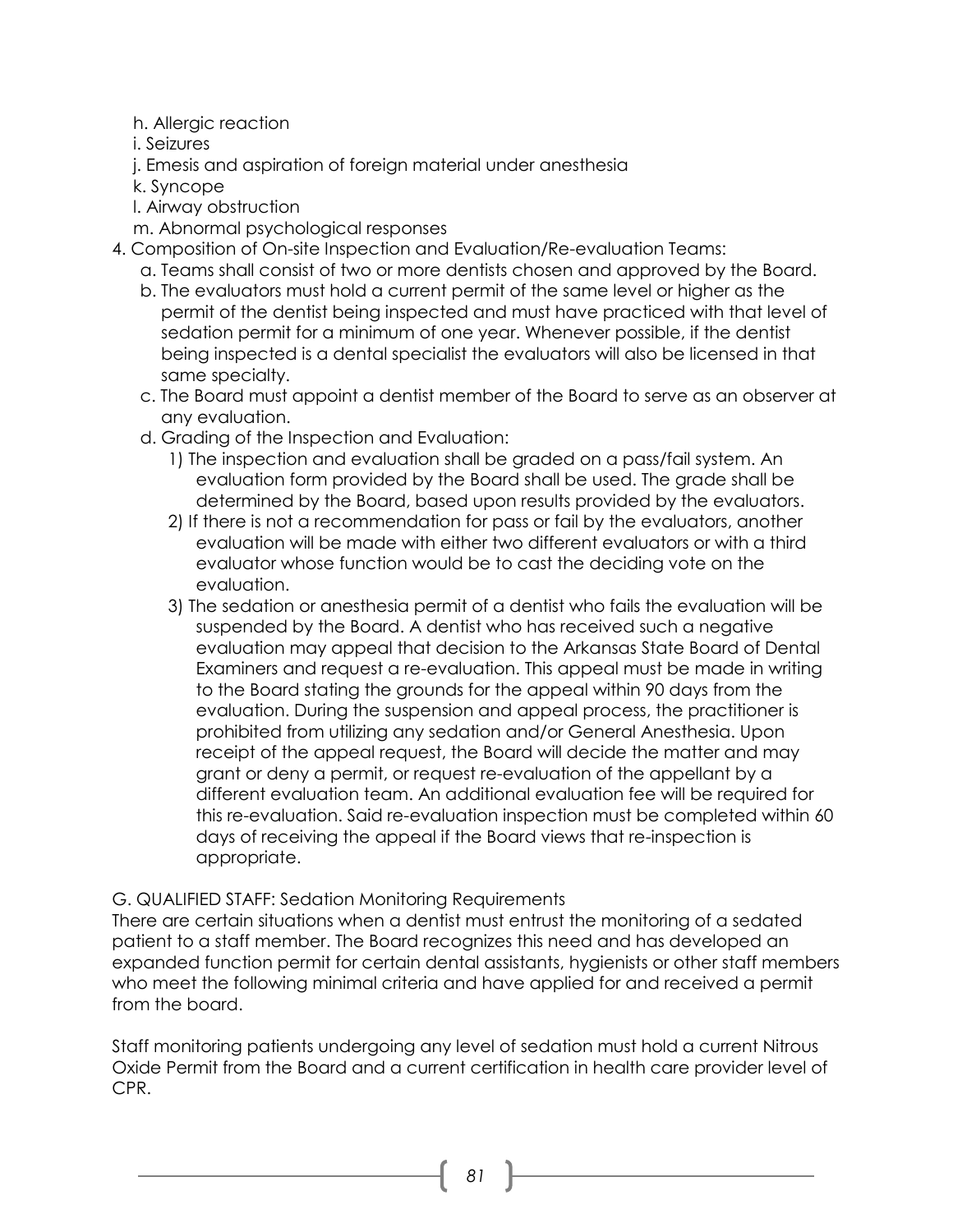h. Allergic reaction
i. Seizures
j. Emesis and aspiration of foreign material under anesthesia
k. Syncope
l. Airway obstruction
m. Abnormal psychological responses

4. Composition of On-site Inspection and Evaluation/Re-evaluation Teams:
   a. Teams shall consist of two or more dentists chosen and approved by the Board.
   b. The evaluators must hold a current permit of the same level or higher as the permit of the dentist being inspected and must have practiced with that level of sedation permit for a minimum of one year. Whenever possible, if the dentist being inspected is a dental specialist the evaluators will also be licensed in that same specialty.
   c. The Board must appoint a dentist member of the Board to serve as an observer at any evaluation.
   d. Grading of the Inspection and Evaluation:
      1) The inspection and evaluation shall be graded on a pass/fail system. An evaluation form provided by the Board shall be used. The grade shall be determined by the Board, based upon results provided by the evaluators.
      2) If there is not a recommendation for pass or fail by the evaluators, another evaluation will be made with either two different evaluators or with a third evaluator whose function would be to cast the deciding vote on the evaluation.
      3) The sedation or anesthesia permit of a dentist who fails the evaluation will be suspended by the Board. A dentist who has received such a negative evaluation may appeal that decision to the Arkansas State Board of Dental Examiners and request a re-evaluation. This appeal must be made in writing to the Board stating the grounds for the appeal within 90 days from the evaluation. During the suspension and appeal process, the practitioner is prohibited from utilizing any sedation and/or General Anesthesia. Upon receipt of the appeal request, the Board will decide the matter and may grant or deny a permit, or request re-evaluation of the appellant by a different evaluation team. An additional evaluation fee will be required for this re-evaluation. Said re-evaluation inspection must be completed within 60 days of receiving the appeal if the Board views that re-inspection is appropriate.

G. QUALIFIED STAFF: Sedation Monitoring Requirements

There are certain situations when a dentist must entrust the monitoring of a sedated patient to a staff member. The Board recognizes this need and has developed an expanded function permit for certain dental assistants, hygienists or other staff members who meet the following minimal criteria and have applied for and received a permit from the board.

Staff monitoring patients undergoing any level of sedation must hold a current Nitrous Oxide Permit from the Board and a current certification in health care provider level of CPR.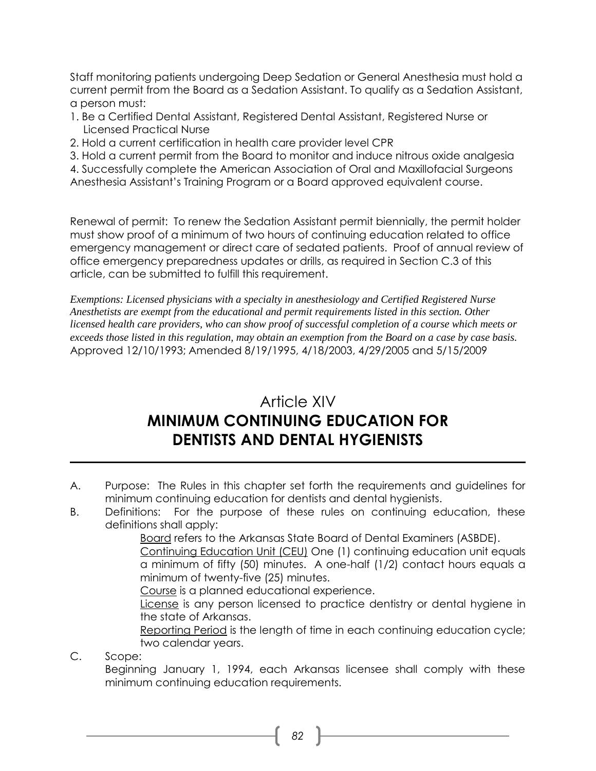Staff monitoring patients undergoing Deep Sedation or General Anesthesia must hold a current permit from the Board as a Sedation Assistant. To qualify as a Sedation Assistant, a person must:

1. Be a Certified Dental Assistant, Registered Dental Assistant, Registered Nurse or Licensed Practical Nurse
2. Hold a current certification in health care provider level CPR
3. Hold a current permit from the Board to monitor and induce nitrous oxide analgesia
4. Successfully complete the American Association of Oral and Maxillofacial Surgeons Anesthesia Assistant's Training Program or a Board approved equivalent course.

Renewal of permit: To renew the Sedation Assistant permit biennially, the permit holder must show proof of a minimum of two hours of continuing education related to office emergency management or direct care of sedated patients. Proof of annual review of office emergency preparedness updates or drills, as required in Section C.3 of this article, can be submitted to fulfill this requirement.

*Exemptions: Licensed physicians with a specialty in anesthesiology and Certified Registered Nurse Anesthetists are exempt from the educational and permit requirements listed in this section. Other licensed health care providers, who can show proof of successful completion of a course which meets or exceeds those listed in this regulation, may obtain an exemption from the Board on a case by case basis.*
Approved 12/10/1993; Amended 8/19/1995, 4/18/2003, 4/29/2005 and 5/15/2009

# Article XIV
# MINIMUM CONTINUING EDUCATION FOR DENTISTS AND DENTAL HYGIENISTS

A. Purpose: The Rules in this chapter set forth the requirements and guidelines for minimum continuing education for dentists and dental hygienists.

B. Definitions: For the purpose of these rules on continuing education, these definitions shall apply:

   Board refers to the Arkansas State Board of Dental Examiners (ASBDE).

   Continuing Education Unit (CEU) One (1) continuing education unit equals a minimum of fifty (50) minutes. A one-half (1/2) contact hours equals a minimum of twenty-five (25) minutes.

   Course is a planned educational experience.

   License is any person licensed to practice dentistry or dental hygiene in the state of Arkansas.

   Reporting Period is the length of time in each continuing education cycle; two calendar years.

C. Scope:

   Beginning January 1, 1994, each Arkansas licensee shall comply with these minimum continuing education requirements.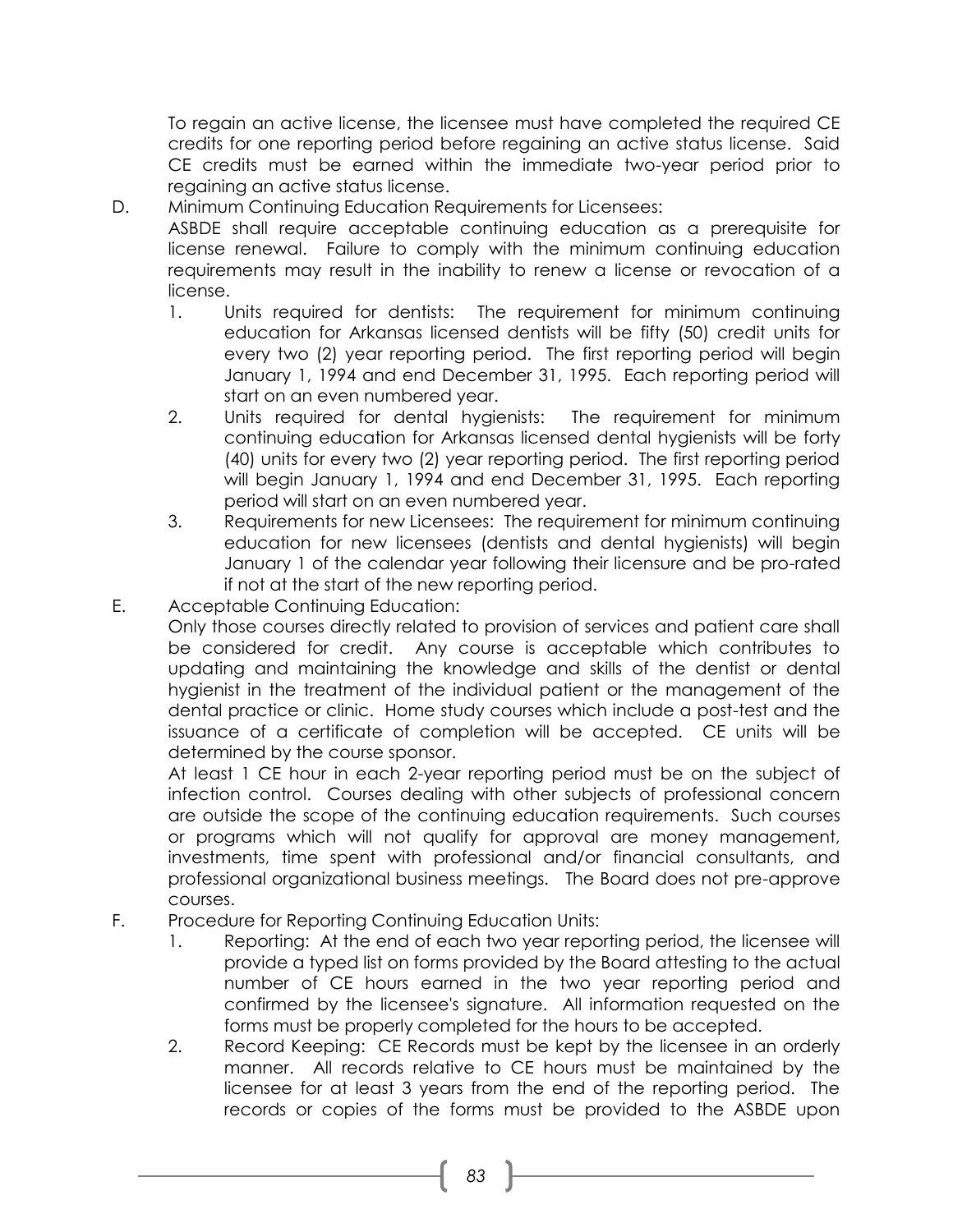To regain an active license, the licensee must have completed the required CE credits for one reporting period before regaining an active status license. Said CE credits must be earned within the immediate two-year period prior to regaining an active status license.

D. Minimum Continuing Education Requirements for Licensees:

ASBDE shall require acceptable continuing education as a prerequisite for license renewal. Failure to comply with the minimum continuing education requirements may result in the inability to renew a license or revocation of a license.

1. Units required for dentists: The requirement for minimum continuing education for Arkansas licensed dentists will be fifty (50) credit units for every two (2) year reporting period. The first reporting period will begin January 1, 1994 and end December 31, 1995. Each reporting period will start on an even numbered year.
2. Units required for dental hygienists: The requirement for minimum continuing education for Arkansas licensed dental hygienists will be forty (40) units for every two (2) year reporting period. The first reporting period will begin January 1, 1994 and end December 31, 1995. Each reporting period will start on an even numbered year.
3. Requirements for new Licensees: The requirement for minimum continuing education for new licensees (dentists and dental hygienists) will begin January 1 of the calendar year following their licensure and be pro-rated if not at the start of the new reporting period.

E. Acceptable Continuing Education:

Only those courses directly related to provision of services and patient care shall be considered for credit. Any course is acceptable which contributes to updating and maintaining the knowledge and skills of the dentist or dental hygienist in the treatment of the individual patient or the management of the dental practice or clinic. Home study courses which include a post-test and the issuance of a certificate of completion will be accepted. CE units will be determined by the course sponsor.

At least 1 CE hour in each 2-year reporting period must be on the subject of infection control. Courses dealing with other subjects of professional concern are outside the scope of the continuing education requirements. Such courses or programs which will not qualify for approval are money management, investments, time spent with professional and/or financial consultants, and professional organizational business meetings. The Board does not pre-approve courses.

F. Procedure for Reporting Continuing Education Units:

1. Reporting: At the end of each two year reporting period, the licensee will provide a typed list on forms provided by the Board attesting to the actual number of CE hours earned in the two year reporting period and confirmed by the licensee's signature. All information requested on the forms must be properly completed for the hours to be accepted.
2. Record Keeping: CE Records must be kept by the licensee in an orderly manner. All records relative to CE hours must be maintained by the licensee for at least 3 years from the end of the reporting period. The records or copies of the forms must be provided to the ASBDE upon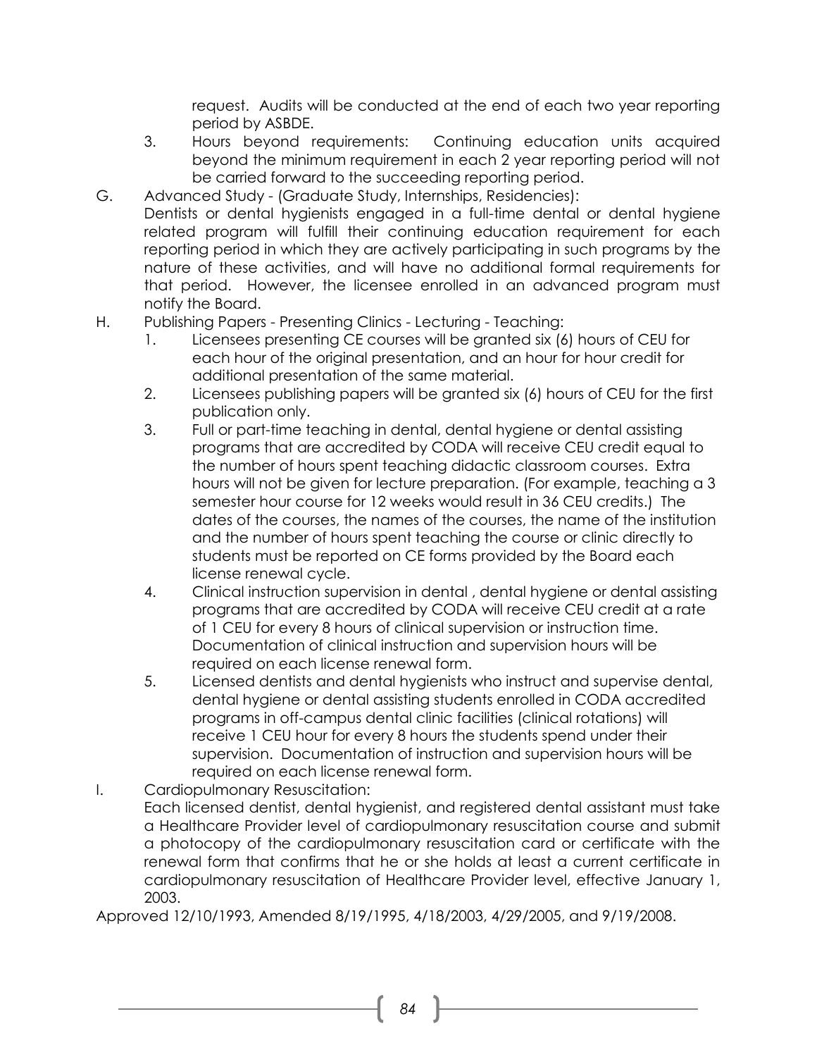request. Audits will be conducted at the end of each two year reporting period by ASBDE.

3. Hours beyond requirements: Continuing education units acquired beyond the minimum requirement in each 2 year reporting period will not be carried forward to the succeeding reporting period.

G. Advanced Study - (Graduate Study, Internships, Residencies):
Dentists or dental hygienists engaged in a full-time dental or dental hygiene related program will fulfill their continuing education requirement for each reporting period in which they are actively participating in such programs by the nature of these activities, and will have no additional formal requirements for that period. However, the licensee enrolled in an advanced program must notify the Board.

H. Publishing Papers - Presenting Clinics - Lecturing - Teaching:
1. Licensees presenting CE courses will be granted six (6) hours of CEU for each hour of the original presentation, and an hour for hour credit for additional presentation of the same material.
2. Licensees publishing papers will be granted six (6) hours of CEU for the first publication only.
3. Full or part-time teaching in dental, dental hygiene or dental assisting programs that are accredited by CODA will receive CEU credit equal to the number of hours spent teaching didactic classroom courses. Extra hours will not be given for lecture preparation. (For example, teaching a 3 semester hour course for 12 weeks would result in 36 CEU credits.) The dates of the courses, the names of the courses, the name of the institution and the number of hours spent teaching the course or clinic directly to students must be reported on CE forms provided by the Board each license renewal cycle.
4. Clinical instruction supervision in dental , dental hygiene or dental assisting programs that are accredited by CODA will receive CEU credit at a rate of 1 CEU for every 8 hours of clinical supervision or instruction time. Documentation of clinical instruction and supervision hours will be required on each license renewal form.
5. Licensed dentists and dental hygienists who instruct and supervise dental, dental hygiene or dental assisting students enrolled in CODA accredited programs in off-campus dental clinic facilities (clinical rotations) will receive 1 CEU hour for every 8 hours the students spend under their supervision. Documentation of instruction and supervision hours will be required on each license renewal form.

I. Cardiopulmonary Resuscitation:
Each licensed dentist, dental hygienist, and registered dental assistant must take a Healthcare Provider level of cardiopulmonary resuscitation course and submit a photocopy of the cardiopulmonary resuscitation card or certificate with the renewal form that confirms that he or she holds at least a current certificate in cardiopulmonary resuscitation of Healthcare Provider level, effective January 1, 2003.

Approved 12/10/1993, Amended 8/19/1995, 4/18/2003, 4/29/2005, and 9/19/2008.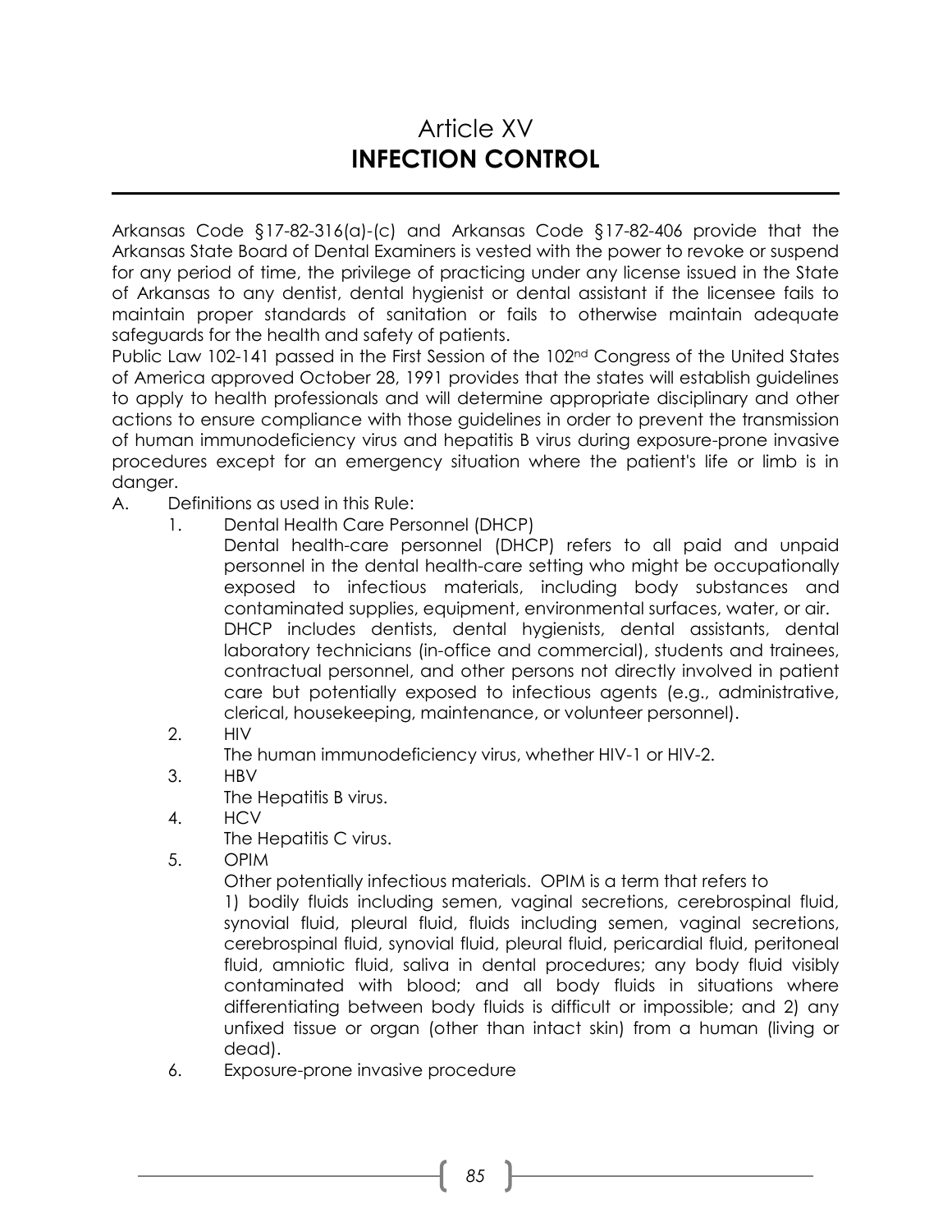# Article XV
# **INFECTION CONTROL**

Arkansas Code §17-82-316(a)-(c) and Arkansas Code §17-82-406 provide that the Arkansas State Board of Dental Examiners is vested with the power to revoke or suspend for any period of time, the privilege of practicing under any license issued in the State of Arkansas to any dentist, dental hygienist or dental assistant if the licensee fails to maintain proper standards of sanitation or fails to otherwise maintain adequate safeguards for the health and safety of patients.

Public Law 102-141 passed in the First Session of the 102nd Congress of the United States of America approved October 28, 1991 provides that the states will establish guidelines to apply to health professionals and will determine appropriate disciplinary and other actions to ensure compliance with those guidelines in order to prevent the transmission of human immunodeficiency virus and hepatitis B virus during exposure-prone invasive procedures except for an emergency situation where the patient's life or limb is in danger.

A. Definitions as used in this Rule:

1. Dental Health Care Personnel (DHCP)

   Dental health-care personnel (DHCP) refers to all paid and unpaid personnel in the dental health-care setting who might be occupationally exposed to infectious materials, including body substances and contaminated supplies, equipment, environmental surfaces, water, or air. DHCP includes dentists, dental hygienists, dental assistants, dental laboratory technicians (in-office and commercial), students and trainees, contractual personnel, and other persons not directly involved in patient care but potentially exposed to infectious agents (e.g., administrative, clerical, housekeeping, maintenance, or volunteer personnel).

2. HIV

   The human immunodeficiency virus, whether HIV-1 or HIV-2.

3. HBV

   The Hepatitis B virus.

4. HCV

   The Hepatitis C virus.

5. OPIM

   Other potentially infectious materials. OPIM is a term that refers to 1) bodily fluids including semen, vaginal secretions, cerebrospinal fluid, synovial fluid, pleural fluid, fluids including semen, vaginal secretions, cerebrospinal fluid, synovial fluid, pleural fluid, pericardial fluid, peritoneal fluid, amniotic fluid, saliva in dental procedures; any body fluid visibly contaminated with blood; and all body fluids in situations where differentiating between body fluids is difficult or impossible; and 2) any unfixed tissue or organ (other than intact skin) from a human (living or dead).

6. Exposure-prone invasive procedure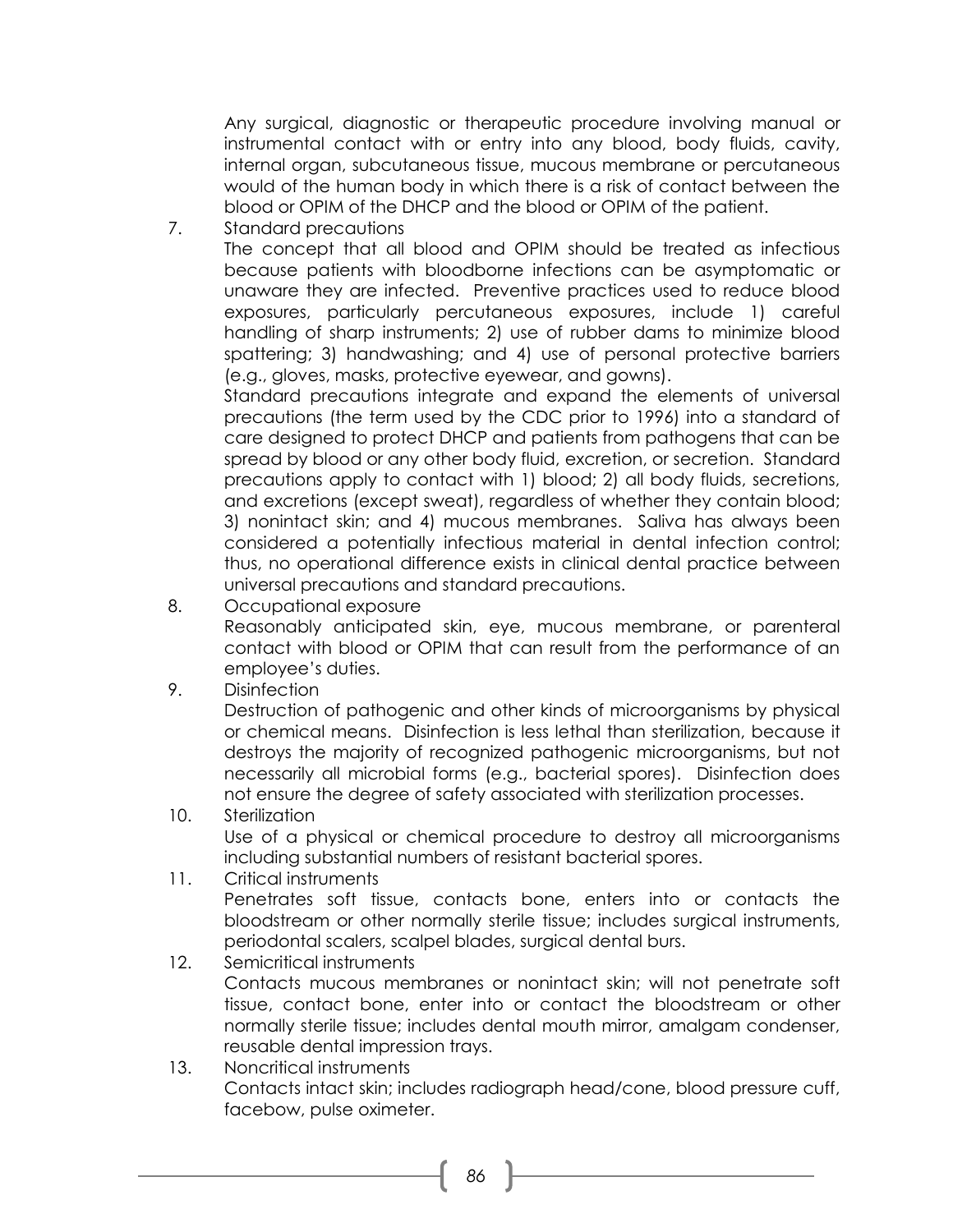Any surgical, diagnostic or therapeutic procedure involving manual or instrumental contact with or entry into any blood, body fluids, cavity, internal organ, subcutaneous tissue, mucous membrane or percutaneous would of the human body in which there is a risk of contact between the blood or OPIM of the DHCP and the blood or OPIM of the patient.

7. Standard precautions

   The concept that all blood and OPIM should be treated as infectious because patients with bloodborne infections can be asymptomatic or unaware they are infected. Preventive practices used to reduce blood exposures, particularly percutaneous exposures, include 1) careful handling of sharp instruments; 2) use of rubber dams to minimize blood spattering; 3) handwashing; and 4) use of personal protective barriers (e.g., gloves, masks, protective eyewear, and gowns).

   Standard precautions integrate and expand the elements of universal precautions (the term used by the CDC prior to 1996) into a standard of care designed to protect DHCP and patients from pathogens that can be spread by blood or any other body fluid, excretion, or secretion. Standard precautions apply to contact with 1) blood; 2) all body fluids, secretions, and excretions (except sweat), regardless of whether they contain blood; 3) nonintact skin; and 4) mucous membranes. Saliva has always been considered a potentially infectious material in dental infection control; thus, no operational difference exists in clinical dental practice between universal precautions and standard precautions.

8. Occupational exposure

   Reasonably anticipated skin, eye, mucous membrane, or parenteral contact with blood or OPIM that can result from the performance of an employee's duties.

9. Disinfection

   Destruction of pathogenic and other kinds of microorganisms by physical or chemical means. Disinfection is less lethal than sterilization, because it destroys the majority of recognized pathogenic microorganisms, but not necessarily all microbial forms (e.g., bacterial spores). Disinfection does not ensure the degree of safety associated with sterilization processes.

10. Sterilization

    Use of a physical or chemical procedure to destroy all microorganisms including substantial numbers of resistant bacterial spores.

11. Critical instruments

    Penetrates soft tissue, contacts bone, enters into or contacts the bloodstream or other normally sterile tissue; includes surgical instruments, periodontal scalers, scalpel blades, surgical dental burs.

12. Semicritical instruments

    Contacts mucous membranes or nonintact skin; will not penetrate soft tissue, contact bone, enter into or contact the bloodstream or other normally sterile tissue; includes dental mouth mirror, amalgam condenser, reusable dental impression trays.

13. Noncritical instruments

    Contacts intact skin; includes radiograph head/cone, blood pressure cuff, facebow, pulse oximeter.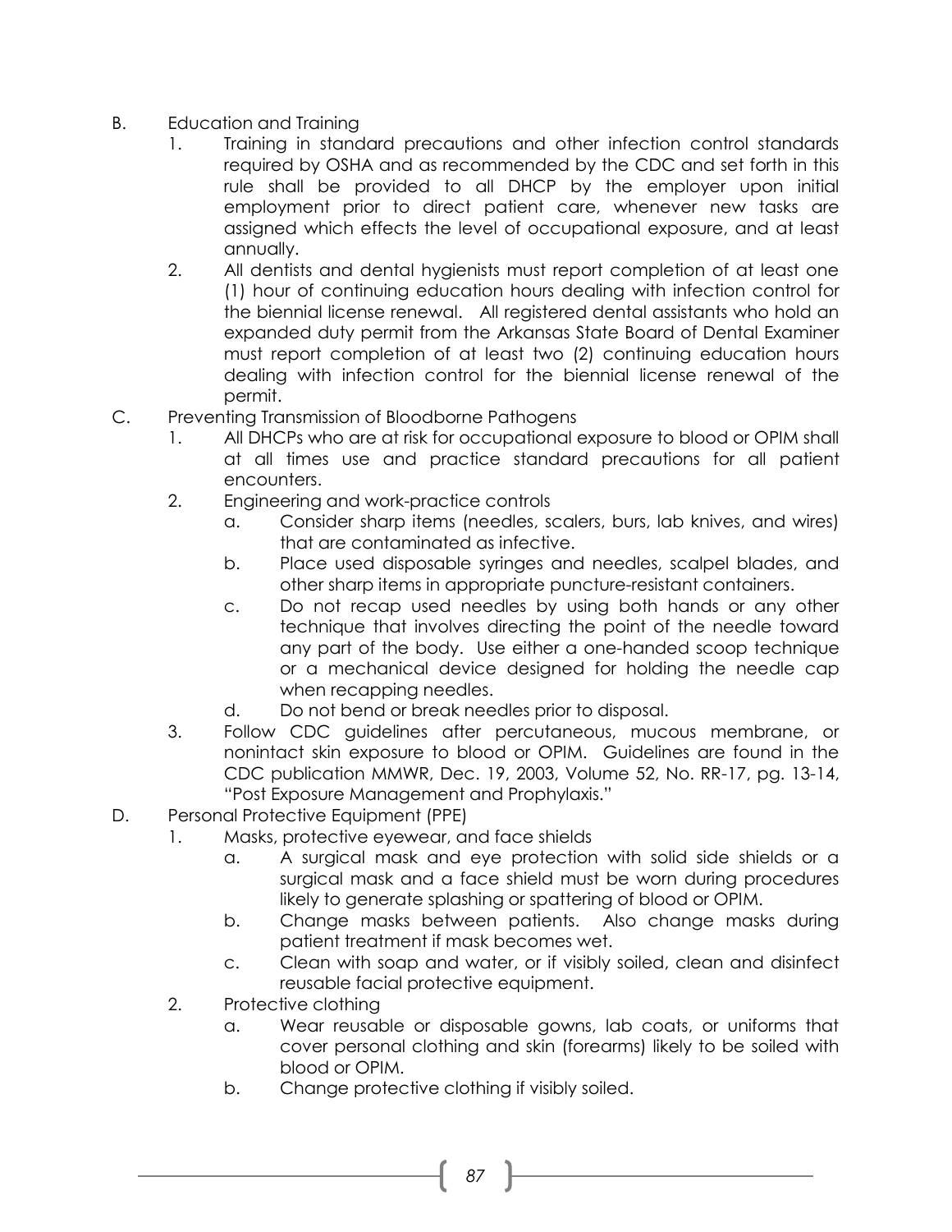B. Education and Training

1. Training in standard precautions and other infection control standards required by OSHA and as recommended by the CDC and set forth in this rule shall be provided to all DHCP by the employer upon initial employment prior to direct patient care, whenever new tasks are assigned which effects the level of occupational exposure, and at least annually.
2. All dentists and dental hygienists must report completion of at least one (1) hour of continuing education hours dealing with infection control for the biennial license renewal. All registered dental assistants who hold an expanded duty permit from the Arkansas State Board of Dental Examiner must report completion of at least two (2) continuing education hours dealing with infection control for the biennial license renewal of the permit.

C. Preventing Transmission of Bloodborne Pathogens

1. All DHCPs who are at risk for occupational exposure to blood or OPIM shall at all times use and practice standard precautions for all patient encounters.
2. Engineering and work-practice controls
   a. Consider sharp items (needles, scalers, burs, lab knives, and wires) that are contaminated as infective.
   b. Place used disposable syringes and needles, scalpel blades, and other sharp items in appropriate puncture-resistant containers.
   c. Do not recap used needles by using both hands or any other technique that involves directing the point of the needle toward any part of the body. Use either a one-handed scoop technique or a mechanical device designed for holding the needle cap when recapping needles.
   d. Do not bend or break needles prior to disposal.
3. Follow CDC guidelines after percutaneous, mucous membrane, or nonintact skin exposure to blood or OPIM. Guidelines are found in the CDC publication MMWR, Dec. 19, 2003, Volume 52, No. RR-17, pg. 13-14, "Post Exposure Management and Prophylaxis."

D. Personal Protective Equipment (PPE)

1. Masks, protective eyewear, and face shields
   a. A surgical mask and eye protection with solid side shields or a surgical mask and a face shield must be worn during procedures likely to generate splashing or spattering of blood or OPIM.
   b. Change masks between patients. Also change masks during patient treatment if mask becomes wet.
   c. Clean with soap and water, or if visibly soiled, clean and disinfect reusable facial protective equipment.
2. Protective clothing
   a. Wear reusable or disposable gowns, lab coats, or uniforms that cover personal clothing and skin (forearms) likely to be soiled with blood or OPIM.
   b. Change protective clothing if visibly soiled.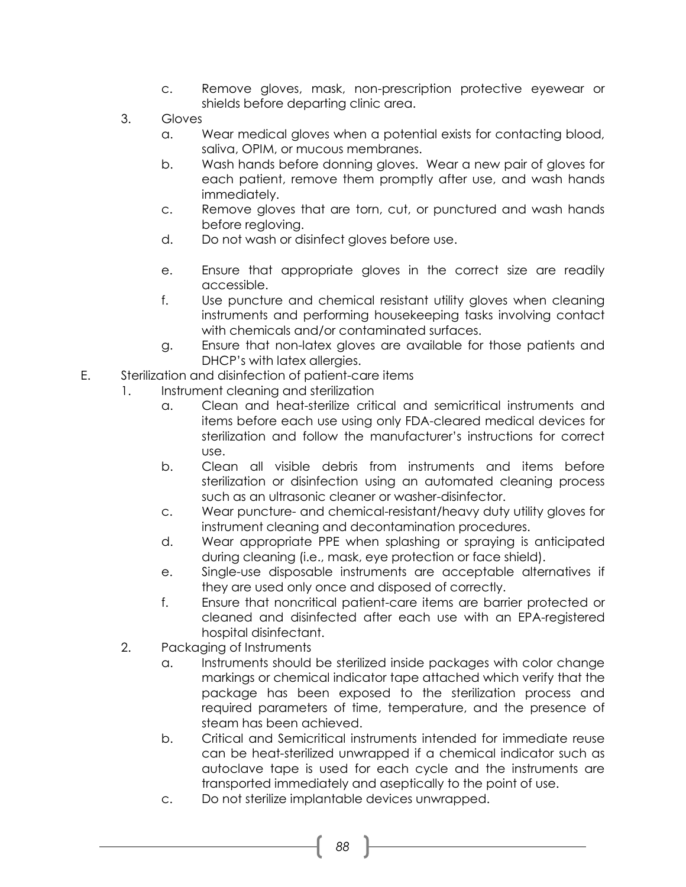c. Remove gloves, mask, non-prescription protective eyewear or shields before departing clinic area.

3. Gloves
   a. Wear medical gloves when a potential exists for contacting blood, saliva, OPIM, or mucous membranes.
   b. Wash hands before donning gloves. Wear a new pair of gloves for each patient, remove them promptly after use, and wash hands immediately.
   c. Remove gloves that are torn, cut, or punctured and wash hands before regloving.
   d. Do not wash or disinfect gloves before use.
   e. Ensure that appropriate gloves in the correct size are readily accessible.
   f. Use puncture and chemical resistant utility gloves when cleaning instruments and performing housekeeping tasks involving contact with chemicals and/or contaminated surfaces.
   g. Ensure that non-latex gloves are available for those patients and DHCP's with latex allergies.

E. Sterilization and disinfection of patient-care items

1. Instrument cleaning and sterilization
   a. Clean and heat-sterilize critical and semicritical instruments and items before each use using only FDA-cleared medical devices for sterilization and follow the manufacturer's instructions for correct use.
   b. Clean all visible debris from instruments and items before sterilization or disinfection using an automated cleaning process such as an ultrasonic cleaner or washer-disinfector.
   c. Wear puncture- and chemical-resistant/heavy duty utility gloves for instrument cleaning and decontamination procedures.
   d. Wear appropriate PPE when splashing or spraying is anticipated during cleaning (i.e., mask, eye protection or face shield).
   e. Single-use disposable instruments are acceptable alternatives if they are used only once and disposed of correctly.
   f. Ensure that noncritical patient-care items are barrier protected or cleaned and disinfected after each use with an EPA-registered hospital disinfectant.

2. Packaging of Instruments
   a. Instruments should be sterilized inside packages with color change markings or chemical indicator tape attached which verify that the package has been exposed to the sterilization process and required parameters of time, temperature, and the presence of steam has been achieved.
   b. Critical and Semicritical instruments intended for immediate reuse can be heat-sterilized unwrapped if a chemical indicator such as autoclave tape is used for each cycle and the instruments are transported immediately and aseptically to the point of use.
   c. Do not sterilize implantable devices unwrapped.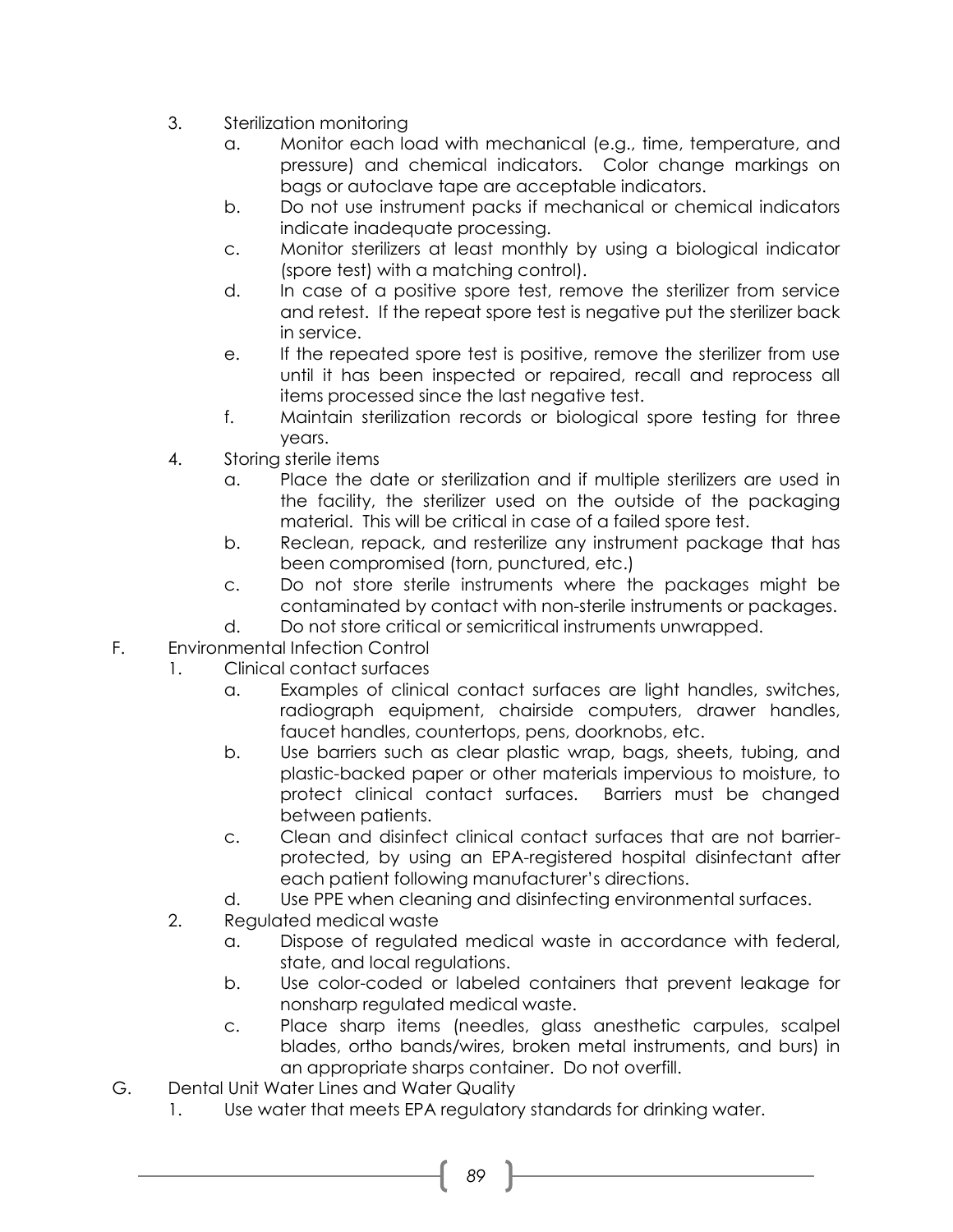3. Sterilization monitoring
    a. Monitor each load with mechanical (e.g., time, temperature, and pressure) and chemical indicators. Color change markings on bags or autoclave tape are acceptable indicators.
    b. Do not use instrument packs if mechanical or chemical indicators indicate inadequate processing.
    c. Monitor sterilizers at least monthly by using a biological indicator (spore test) with a matching control).
    d. In case of a positive spore test, remove the sterilizer from service and retest. If the repeat spore test is negative put the sterilizer back in service.
    e. If the repeated spore test is positive, remove the sterilizer from use until it has been inspected or repaired, recall and reprocess all items processed since the last negative test.
    f. Maintain sterilization records or biological spore testing for three years.
4. Storing sterile items
    a. Place the date or sterilization and if multiple sterilizers are used in the facility, the sterilizer used on the outside of the packaging material. This will be critical in case of a failed spore test.
    b. Reclean, repack, and resterilize any instrument package that has been compromised (torn, punctured, etc.)
    c. Do not store sterile instruments where the packages might be contaminated by contact with non-sterile instruments or packages.
    d. Do not store critical or semicritical instruments unwrapped.

F. Environmental Infection Control
1. Clinical contact surfaces
    a. Examples of clinical contact surfaces are light handles, switches, radiograph equipment, chairside computers, drawer handles, faucet handles, countertops, pens, doorknobs, etc.
    b. Use barriers such as clear plastic wrap, bags, sheets, tubing, and plastic-backed paper or other materials impervious to moisture, to protect clinical contact surfaces. Barriers must be changed between patients.
    c. Clean and disinfect clinical contact surfaces that are not barrier-protected, by using an EPA-registered hospital disinfectant after each patient following manufacturer's directions.
    d. Use PPE when cleaning and disinfecting environmental surfaces.
2. Regulated medical waste
    a. Dispose of regulated medical waste in accordance with federal, state, and local regulations.
    b. Use color-coded or labeled containers that prevent leakage for nonsharp regulated medical waste.
    c. Place sharp items (needles, glass anesthetic carpules, scalpel blades, ortho bands/wires, broken metal instruments, and burs) in an appropriate sharps container. Do not overfill.

G. Dental Unit Water Lines and Water Quality
1. Use water that meets EPA regulatory standards for drinking water.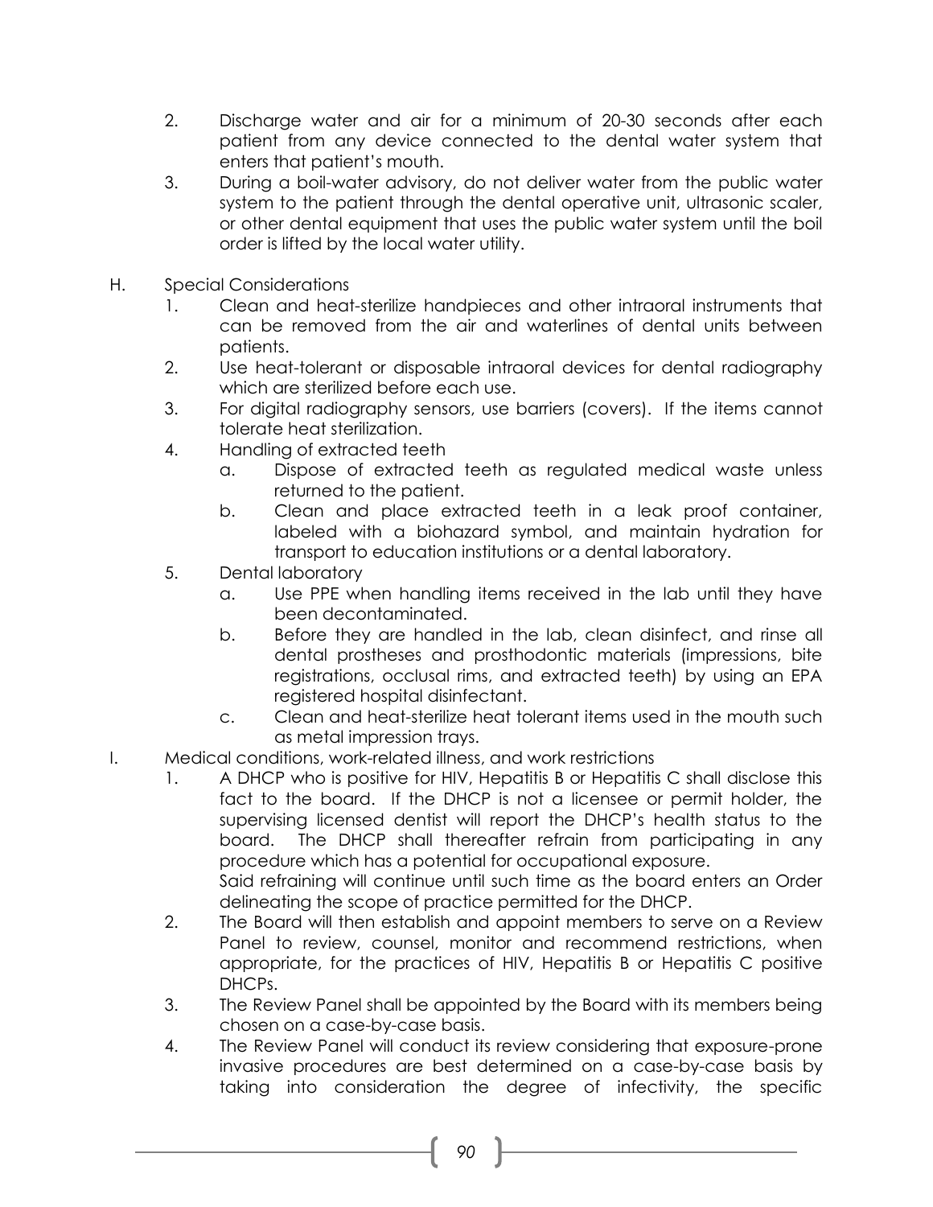2. Discharge water and air for a minimum of 20-30 seconds after each patient from any device connected to the dental water system that enters that patient's mouth.
3. During a boil-water advisory, do not deliver water from the public water system to the patient through the dental operative unit, ultrasonic scaler, or other dental equipment that uses the public water system until the boil order is lifted by the local water utility.

H. Special Considerations
   1. Clean and heat-sterilize handpieces and other intraoral instruments that can be removed from the air and waterlines of dental units between patients.
   2. Use heat-tolerant or disposable intraoral devices for dental radiography which are sterilized before each use.
   3. For digital radiography sensors, use barriers (covers). If the items cannot tolerate heat sterilization.
   4. Handling of extracted teeth
      a. Dispose of extracted teeth as regulated medical waste unless returned to the patient.
      b. Clean and place extracted teeth in a leak proof container, labeled with a biohazard symbol, and maintain hydration for transport to education institutions or a dental laboratory.
   5. Dental laboratory
      a. Use PPE when handling items received in the lab until they have been decontaminated.
      b. Before they are handled in the lab, clean disinfect, and rinse all dental prostheses and prosthodontic materials (impressions, bite registrations, occlusal rims, and extracted teeth) by using an EPA registered hospital disinfectant.
      c. Clean and heat-sterilize heat tolerant items used in the mouth such as metal impression trays.

I. Medical conditions, work-related illness, and work restrictions
   1. A DHCP who is positive for HIV, Hepatitis B or Hepatitis C shall disclose this fact to the board. If the DHCP is not a licensee or permit holder, the supervising licensed dentist will report the DHCP's health status to the board. The DHCP shall thereafter refrain from participating in any procedure which has a potential for occupational exposure.
      Said refraining will continue until such time as the board enters an Order delineating the scope of practice permitted for the DHCP.
   2. The Board will then establish and appoint members to serve on a Review Panel to review, counsel, monitor and recommend restrictions, when appropriate, for the practices of HIV, Hepatitis B or Hepatitis C positive DHCPs.
   3. The Review Panel shall be appointed by the Board with its members being chosen on a case-by-case basis.
   4. The Review Panel will conduct its review considering that exposure-prone invasive procedures are best determined on a case-by-case basis by taking into consideration the degree of infectivity, the specific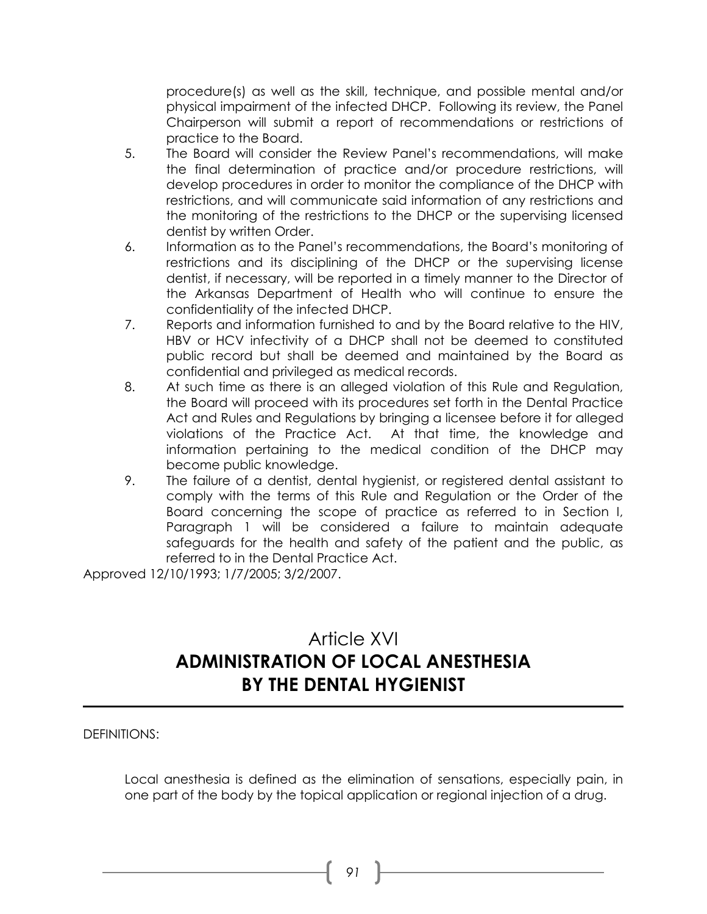procedure(s) as well as the skill, technique, and possible mental and/or physical impairment of the infected DHCP. Following its review, the Panel Chairperson will submit a report of recommendations or restrictions of practice to the Board.

5. The Board will consider the Review Panel's recommendations, will make the final determination of practice and/or procedure restrictions, will develop procedures in order to monitor the compliance of the DHCP with restrictions, and will communicate said information of any restrictions and the monitoring of the restrictions to the DHCP or the supervising licensed dentist by written Order.
6. Information as to the Panel's recommendations, the Board's monitoring of restrictions and its disciplining of the DHCP or the supervising license dentist, if necessary, will be reported in a timely manner to the Director of the Arkansas Department of Health who will continue to ensure the confidentiality of the infected DHCP.
7. Reports and information furnished to and by the Board relative to the HIV, HBV or HCV infectivity of a DHCP shall not be deemed to constituted public record but shall be deemed and maintained by the Board as confidential and privileged as medical records.
8. At such time as there is an alleged violation of this Rule and Regulation, the Board will proceed with its procedures set forth in the Dental Practice Act and Rules and Regulations by bringing a licensee before it for alleged violations of the Practice Act. At that time, the knowledge and information pertaining to the medical condition of the DHCP may become public knowledge.
9. The failure of a dentist, dental hygienist, or registered dental assistant to comply with the terms of this Rule and Regulation or the Order of the Board concerning the scope of practice as referred to in Section I, Paragraph 1 will be considered a failure to maintain adequate safeguards for the health and safety of the patient and the public, as referred to in the Dental Practice Act.

Approved 12/10/1993; 1/7/2005; 3/2/2007.

# Article XVI
# ADMINISTRATION OF LOCAL ANESTHESIA BY THE DENTAL HYGIENIST

DEFINITIONS:

Local anesthesia is defined as the elimination of sensations, especially pain, in one part of the body by the topical application or regional injection of a drug.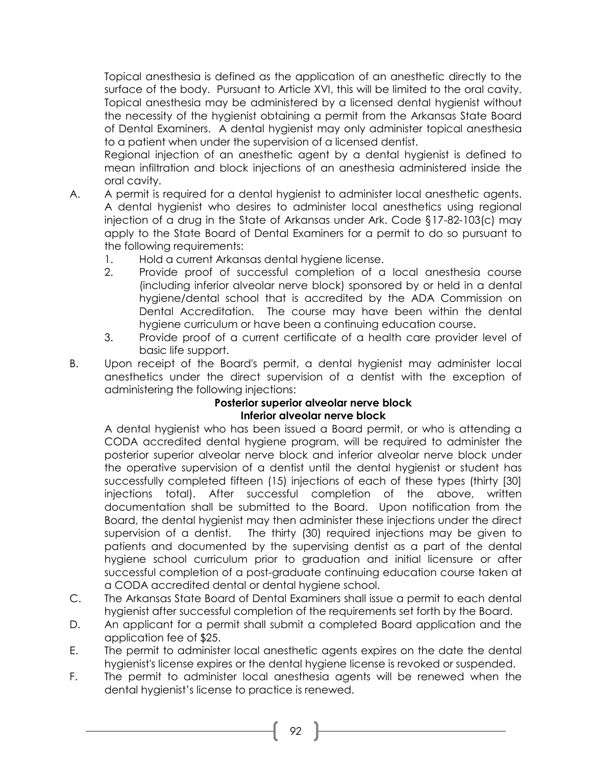Topical anesthesia is defined as the application of an anesthetic directly to the surface of the body. Pursuant to Article XVI, this will be limited to the oral cavity. Topical anesthesia may be administered by a licensed dental hygienist without the necessity of the hygienist obtaining a permit from the Arkansas State Board of Dental Examiners. A dental hygienist may only administer topical anesthesia to a patient when under the supervision of a licensed dentist.

Regional injection of an anesthetic agent by a dental hygienist is defined to mean infiltration and block injections of an anesthesia administered inside the oral cavity.

A. A permit is required for a dental hygienist to administer local anesthetic agents. A dental hygienist who desires to administer local anesthetics using regional injection of a drug in the State of Arkansas under Ark. Code §17-82-103(c) may apply to the State Board of Dental Examiners for a permit to do so pursuant to the following requirements:
   1. Hold a current Arkansas dental hygiene license.
   2. Provide proof of successful completion of a local anesthesia course (including inferior alveolar nerve block) sponsored by or held in a dental hygiene/dental school that is accredited by the ADA Commission on Dental Accreditation. The course may have been within the dental hygiene curriculum or have been a continuing education course.
   3. Provide proof of a current certificate of a health care provider level of basic life support.

B. Upon receipt of the Board's permit, a dental hygienist may administer local anesthetics under the direct supervision of a dentist with the exception of administering the following injections:

   **Posterior superior alveolar nerve block**
   **Inferior alveolar nerve block**

   A dental hygienist who has been issued a Board permit, or who is attending a CODA accredited dental hygiene program, will be required to administer the posterior superior alveolar nerve block and inferior alveolar nerve block under the operative supervision of a dentist until the dental hygienist or student has successfully completed fifteen (15) injections of each of these types (thirty [30] injections total). After successful completion of the above, written documentation shall be submitted to the Board. Upon notification from the Board, the dental hygienist may then administer these injections under the direct supervision of a dentist. The thirty (30) required injections may be given to patients and documented by the supervising dentist as a part of the dental hygiene school curriculum prior to graduation and initial licensure or after successful completion of a post-graduate continuing education course taken at a CODA accredited dental or dental hygiene school.

C. The Arkansas State Board of Dental Examiners shall issue a permit to each dental hygienist after successful completion of the requirements set forth by the Board.

D. An applicant for a permit shall submit a completed Board application and the application fee of $25.

E. The permit to administer local anesthetic agents expires on the date the dental hygienist's license expires or the dental hygiene license is revoked or suspended.

F. The permit to administer local anesthesia agents will be renewed when the dental hygienist's license to practice is renewed.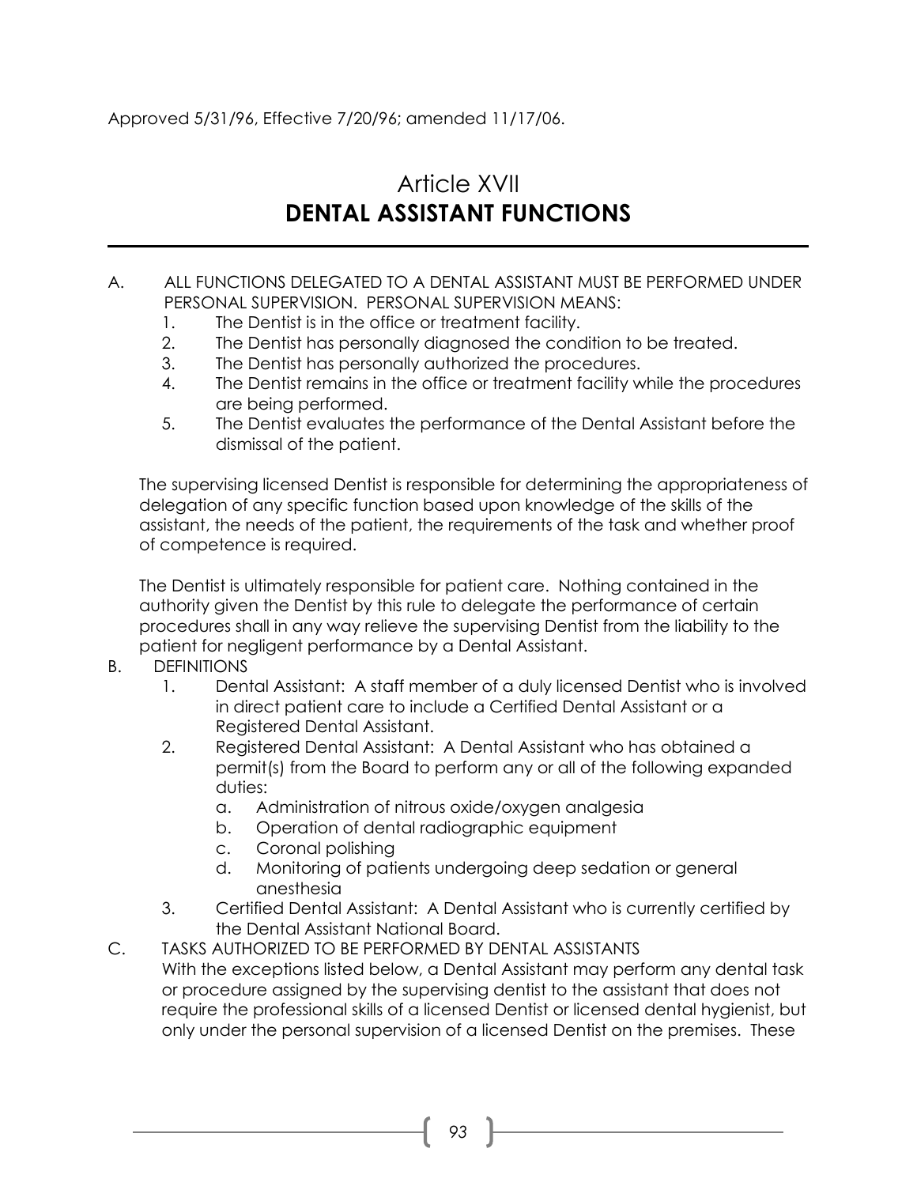Approved 5/31/96, Effective 7/20/96; amended 11/17/06.

# Article XVII
# DENTAL ASSISTANT FUNCTIONS

A. ALL FUNCTIONS DELEGATED TO A DENTAL ASSISTANT MUST BE PERFORMED UNDER PERSONAL SUPERVISION. PERSONAL SUPERVISION MEANS:

1. The Dentist is in the office or treatment facility.
2. The Dentist has personally diagnosed the condition to be treated.
3. The Dentist has personally authorized the procedures.
4. The Dentist remains in the office or treatment facility while the procedures are being performed.
5. The Dentist evaluates the performance of the Dental Assistant before the dismissal of the patient.

The supervising licensed Dentist is responsible for determining the appropriateness of delegation of any specific function based upon knowledge of the skills of the assistant, the needs of the patient, the requirements of the task and whether proof of competence is required.

The Dentist is ultimately responsible for patient care. Nothing contained in the authority given the Dentist by this rule to delegate the performance of certain procedures shall in any way relieve the supervising Dentist from the liability to the patient for negligent performance by a Dental Assistant.

B. DEFINITIONS

1. Dental Assistant: A staff member of a duly licensed Dentist who is involved in direct patient care to include a Certified Dental Assistant or a Registered Dental Assistant.
2. Registered Dental Assistant: A Dental Assistant who has obtained a permit(s) from the Board to perform any or all of the following expanded duties:
   a. Administration of nitrous oxide/oxygen analgesia
   b. Operation of dental radiographic equipment
   c. Coronal polishing
   d. Monitoring of patients undergoing deep sedation or general anesthesia
3. Certified Dental Assistant: A Dental Assistant who is currently certified by the Dental Assistant National Board.

C. TASKS AUTHORIZED TO BE PERFORMED BY DENTAL ASSISTANTS

With the exceptions listed below, a Dental Assistant may perform any dental task or procedure assigned by the supervising dentist to the assistant that does not require the professional skills of a licensed Dentist or licensed dental hygienist, but only under the personal supervision of a licensed Dentist on the premises. These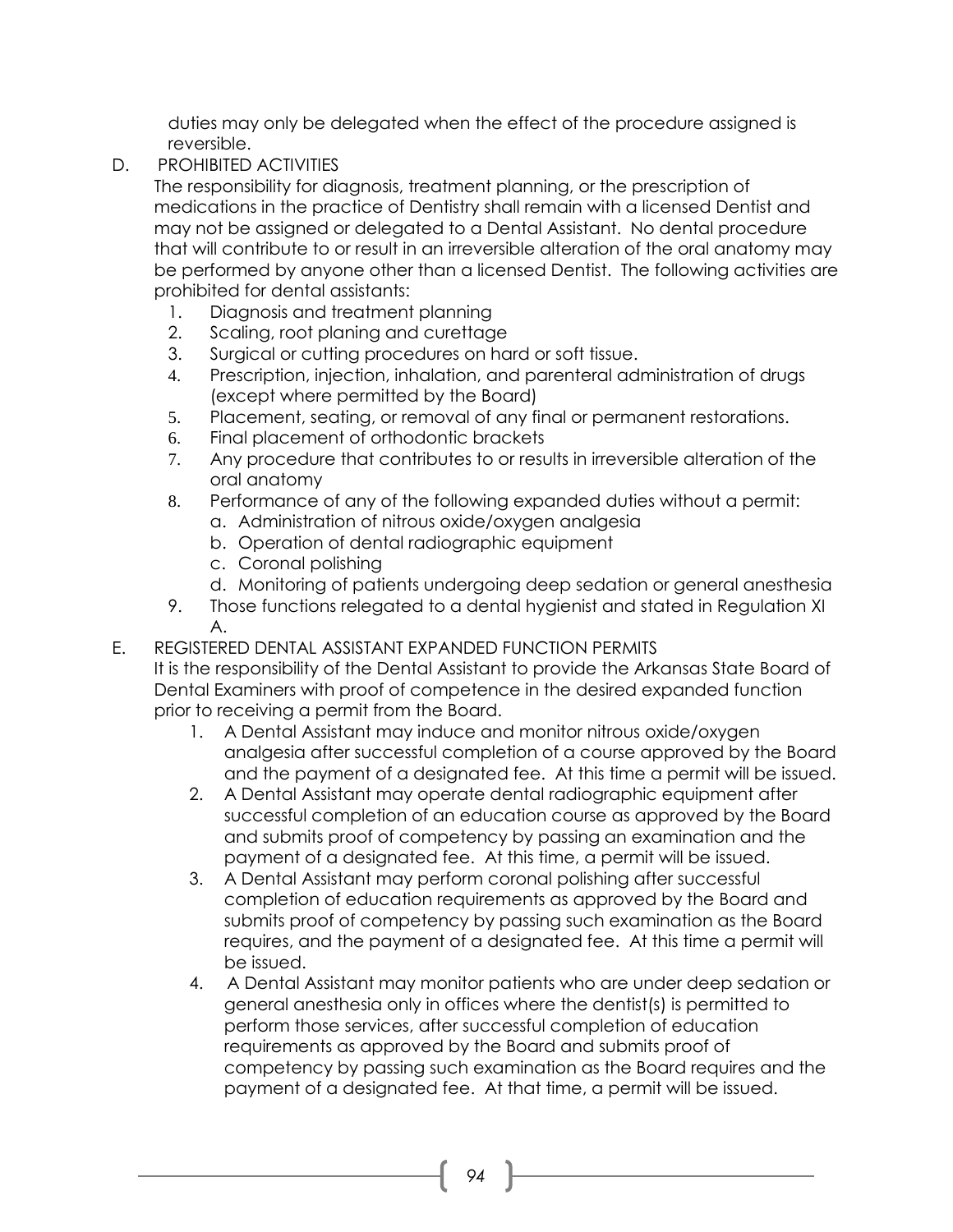duties may only be delegated when the effect of the procedure assigned is reversible.

D. PROHIBITED ACTIVITIES

The responsibility for diagnosis, treatment planning, or the prescription of medications in the practice of Dentistry shall remain with a licensed Dentist and may not be assigned or delegated to a Dental Assistant. No dental procedure that will contribute to or result in an irreversible alteration of the oral anatomy may be performed by anyone other than a licensed Dentist. The following activities are prohibited for dental assistants:

1. Diagnosis and treatment planning
2. Scaling, root planing and curettage
3. Surgical or cutting procedures on hard or soft tissue.
4. Prescription, injection, inhalation, and parenteral administration of drugs (except where permitted by the Board)
5. Placement, seating, or removal of any final or permanent restorations.
6. Final placement of orthodontic brackets
7. Any procedure that contributes to or results in irreversible alteration of the oral anatomy
8. Performance of any of the following expanded duties without a permit:
   a. Administration of nitrous oxide/oxygen analgesia
   b. Operation of dental radiographic equipment
   c. Coronal polishing
   d. Monitoring of patients undergoing deep sedation or general anesthesia
9. Those functions relegated to a dental hygienist and stated in Regulation XI A.

E. REGISTERED DENTAL ASSISTANT EXPANDED FUNCTION PERMITS

It is the responsibility of the Dental Assistant to provide the Arkansas State Board of Dental Examiners with proof of competence in the desired expanded function prior to receiving a permit from the Board.

1. A Dental Assistant may induce and monitor nitrous oxide/oxygen analgesia after successful completion of a course approved by the Board and the payment of a designated fee. At this time a permit will be issued.
2. A Dental Assistant may operate dental radiographic equipment after successful completion of an education course as approved by the Board and submits proof of competency by passing an examination and the payment of a designated fee. At this time, a permit will be issued.
3. A Dental Assistant may perform coronal polishing after successful completion of education requirements as approved by the Board and submits proof of competency by passing such examination as the Board requires, and the payment of a designated fee. At this time a permit will be issued.
4. A Dental Assistant may monitor patients who are under deep sedation or general anesthesia only in offices where the dentist(s) is permitted to perform those services, after successful completion of education requirements as approved by the Board and submits proof of competency by passing such examination as the Board requires and the payment of a designated fee. At that time, a permit will be issued.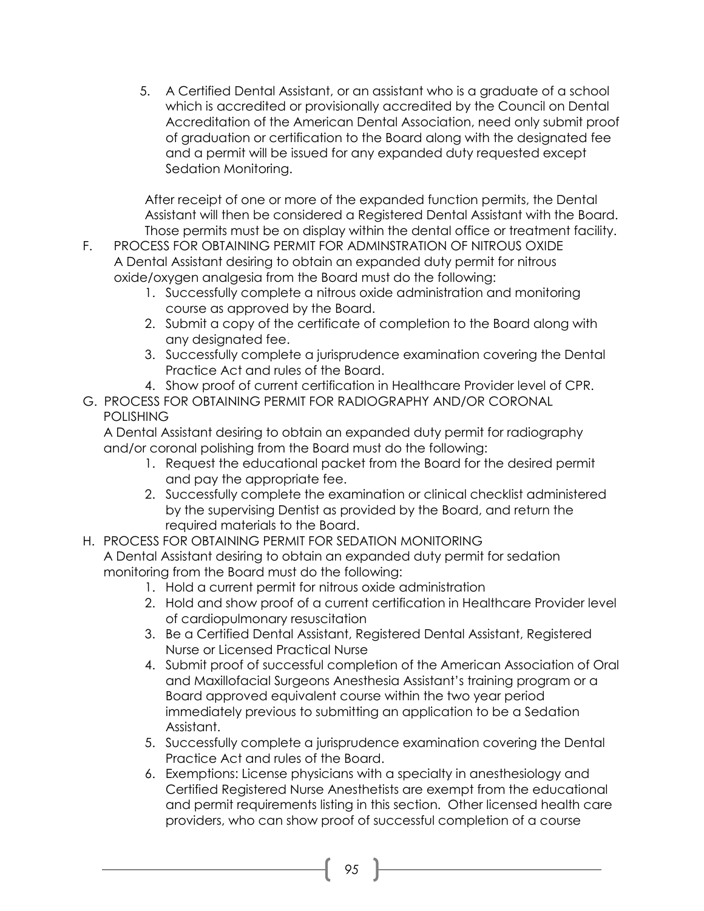5. A Certified Dental Assistant, or an assistant who is a graduate of a school which is accredited or provisionally accredited by the Council on Dental Accreditation of the American Dental Association, need only submit proof of graduation or certification to the Board along with the designated fee and a permit will be issued for any expanded duty requested except Sedation Monitoring.

   After receipt of one or more of the expanded function permits, the Dental Assistant will then be considered a Registered Dental Assistant with the Board. Those permits must be on display within the dental office or treatment facility.

F. PROCESS FOR OBTAINING PERMIT FOR ADMINSTRATION OF NITROUS OXIDE
   A Dental Assistant desiring to obtain an expanded duty permit for nitrous oxide/oxygen analgesia from the Board must do the following:
   1. Successfully complete a nitrous oxide administration and monitoring course as approved by the Board.
   2. Submit a copy of the certificate of completion to the Board along with any designated fee.
   3. Successfully complete a jurisprudence examination covering the Dental Practice Act and rules of the Board.
   4. Show proof of current certification in Healthcare Provider level of CPR.

G. PROCESS FOR OBTAINING PERMIT FOR RADIOGRAPHY AND/OR CORONAL POLISHING
   A Dental Assistant desiring to obtain an expanded duty permit for radiography and/or coronal polishing from the Board must do the following:
   1. Request the educational packet from the Board for the desired permit and pay the appropriate fee.
   2. Successfully complete the examination or clinical checklist administered by the supervising Dentist as provided by the Board, and return the required materials to the Board.

H. PROCESS FOR OBTAINING PERMIT FOR SEDATION MONITORING
   A Dental Assistant desiring to obtain an expanded duty permit for sedation monitoring from the Board must do the following:
   1. Hold a current permit for nitrous oxide administration
   2. Hold and show proof of a current certification in Healthcare Provider level of cardiopulmonary resuscitation
   3. Be a Certified Dental Assistant, Registered Dental Assistant, Registered Nurse or Licensed Practical Nurse
   4. Submit proof of successful completion of the American Association of Oral and Maxillofacial Surgeons Anesthesia Assistant's training program or a Board approved equivalent course within the two year period immediately previous to submitting an application to be a Sedation Assistant.
   5. Successfully complete a jurisprudence examination covering the Dental Practice Act and rules of the Board.
   6. Exemptions: License physicians with a specialty in anesthesiology and Certified Registered Nurse Anesthetists are exempt from the educational and permit requirements listing in this section. Other licensed health care providers, who can show proof of successful completion of a course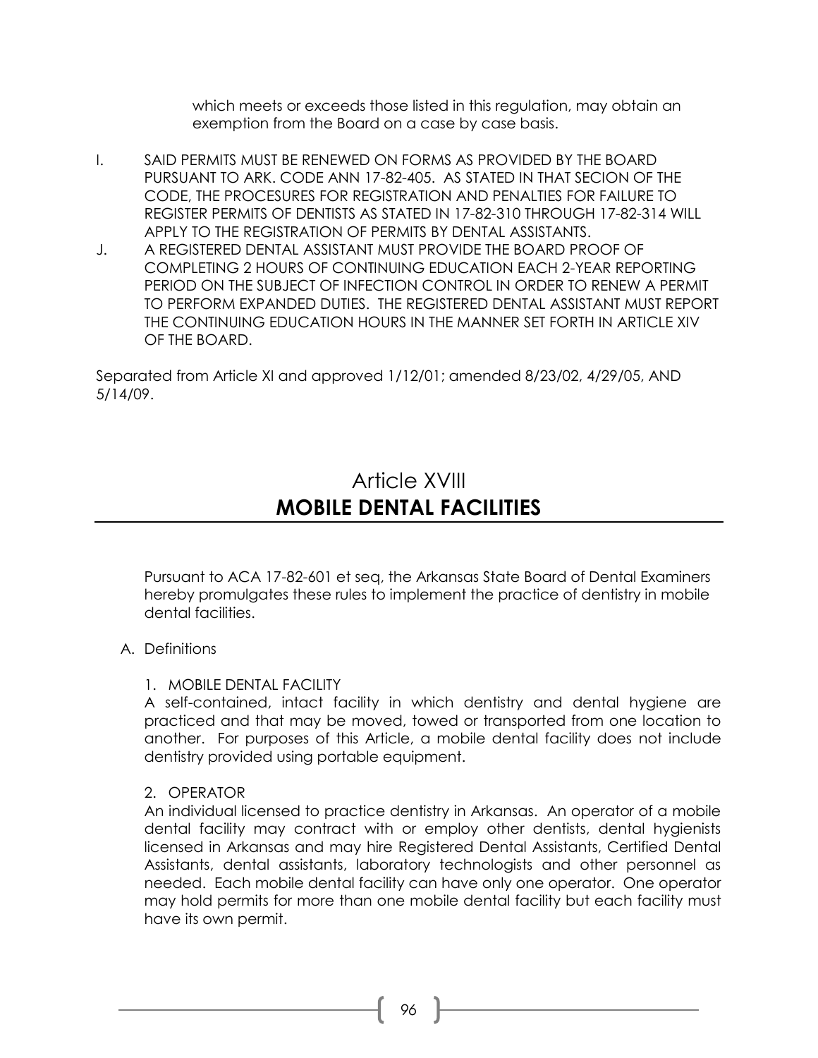which meets or exceeds those listed in this regulation, may obtain an exemption from the Board on a case by case basis.

I. SAID PERMITS MUST BE RENEWED ON FORMS AS PROVIDED BY THE BOARD PURSUANT TO ARK. CODE ANN 17-82-405. AS STATED IN THAT SECION OF THE CODE, THE PROCESURES FOR REGISTRATION AND PENALTIES FOR FAILURE TO REGISTER PERMITS OF DENTISTS AS STATED IN 17-82-310 THROUGH 17-82-314 WILL APPLY TO THE REGISTRATION OF PERMITS BY DENTAL ASSISTANTS.

J. A REGISTERED DENTAL ASSISTANT MUST PROVIDE THE BOARD PROOF OF COMPLETING 2 HOURS OF CONTINUING EDUCATION EACH 2-YEAR REPORTING PERIOD ON THE SUBJECT OF INFECTION CONTROL IN ORDER TO RENEW A PERMIT TO PERFORM EXPANDED DUTIES. THE REGISTERED DENTAL ASSISTANT MUST REPORT THE CONTINUING EDUCATION HOURS IN THE MANNER SET FORTH IN ARTICLE XIV OF THE BOARD.

Separated from Article XI and approved 1/12/01; amended 8/23/02, 4/29/05, AND 5/14/09.

# Article XVIII
# **MOBILE DENTAL FACILITIES**

Pursuant to ACA 17-82-601 et seq, the Arkansas State Board of Dental Examiners hereby promulgates these rules to implement the practice of dentistry in mobile dental facilities.

A. Definitions

1. MOBILE DENTAL FACILITY

A self-contained, intact facility in which dentistry and dental hygiene are practiced and that may be moved, towed or transported from one location to another. For purposes of this Article, a mobile dental facility does not include dentistry provided using portable equipment.

2. OPERATOR

An individual licensed to practice dentistry in Arkansas. An operator of a mobile dental facility may contract with or employ other dentists, dental hygienists licensed in Arkansas and may hire Registered Dental Assistants, Certified Dental Assistants, dental assistants, laboratory technologists and other personnel as needed. Each mobile dental facility can have only one operator. One operator may hold permits for more than one mobile dental facility but each facility must have its own permit.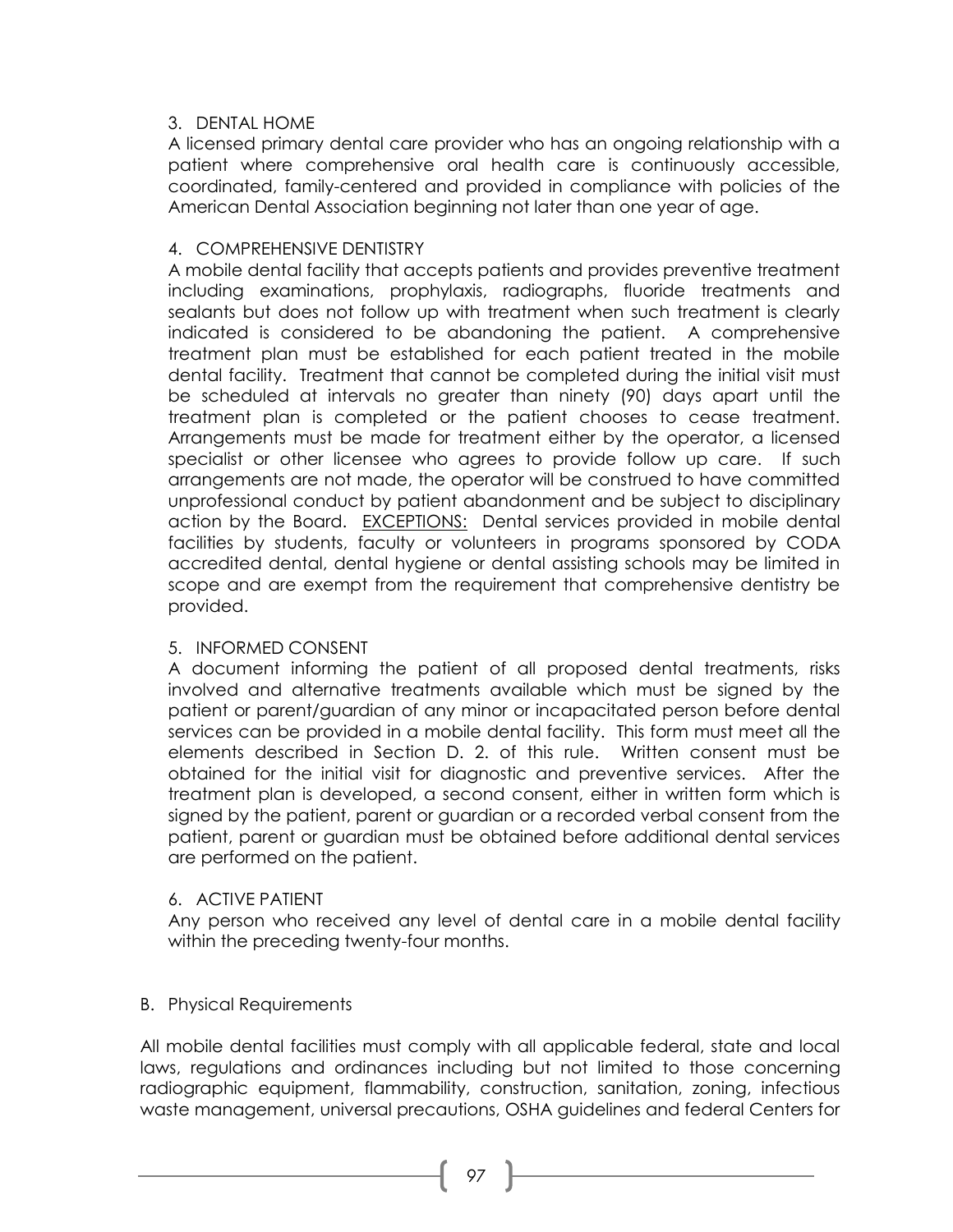3. DENTAL HOME

A licensed primary dental care provider who has an ongoing relationship with a patient where comprehensive oral health care is continuously accessible, coordinated, family-centered and provided in compliance with policies of the American Dental Association beginning not later than one year of age.

4. COMPREHENSIVE DENTISTRY

A mobile dental facility that accepts patients and provides preventive treatment including examinations, prophylaxis, radiographs, fluoride treatments and sealants but does not follow up with treatment when such treatment is clearly indicated is considered to be abandoning the patient. A comprehensive treatment plan must be established for each patient treated in the mobile dental facility. Treatment that cannot be completed during the initial visit must be scheduled at intervals no greater than ninety (90) days apart until the treatment plan is completed or the patient chooses to cease treatment. Arrangements must be made for treatment either by the operator, a licensed specialist or other licensee who agrees to provide follow up care. If such arrangements are not made, the operator will be construed to have committed unprofessional conduct by patient abandonment and be subject to disciplinary action by the Board. <u>EXCEPTIONS:</u> Dental services provided in mobile dental facilities by students, faculty or volunteers in programs sponsored by CODA accredited dental, dental hygiene or dental assisting schools may be limited in scope and are exempt from the requirement that comprehensive dentistry be provided.

5. INFORMED CONSENT

A document informing the patient of all proposed dental treatments, risks involved and alternative treatments available which must be signed by the patient or parent/guardian of any minor or incapacitated person before dental services can be provided in a mobile dental facility. This form must meet all the elements described in Section D. 2. of this rule. Written consent must be obtained for the initial visit for diagnostic and preventive services. After the treatment plan is developed, a second consent, either in written form which is signed by the patient, parent or guardian or a recorded verbal consent from the patient, parent or guardian must be obtained before additional dental services are performed on the patient.

6. ACTIVE PATIENT

Any person who received any level of dental care in a mobile dental facility within the preceding twenty-four months.

B. Physical Requirements

All mobile dental facilities must comply with all applicable federal, state and local laws, regulations and ordinances including but not limited to those concerning radiographic equipment, flammability, construction, sanitation, zoning, infectious waste management, universal precautions, OSHA guidelines and federal Centers for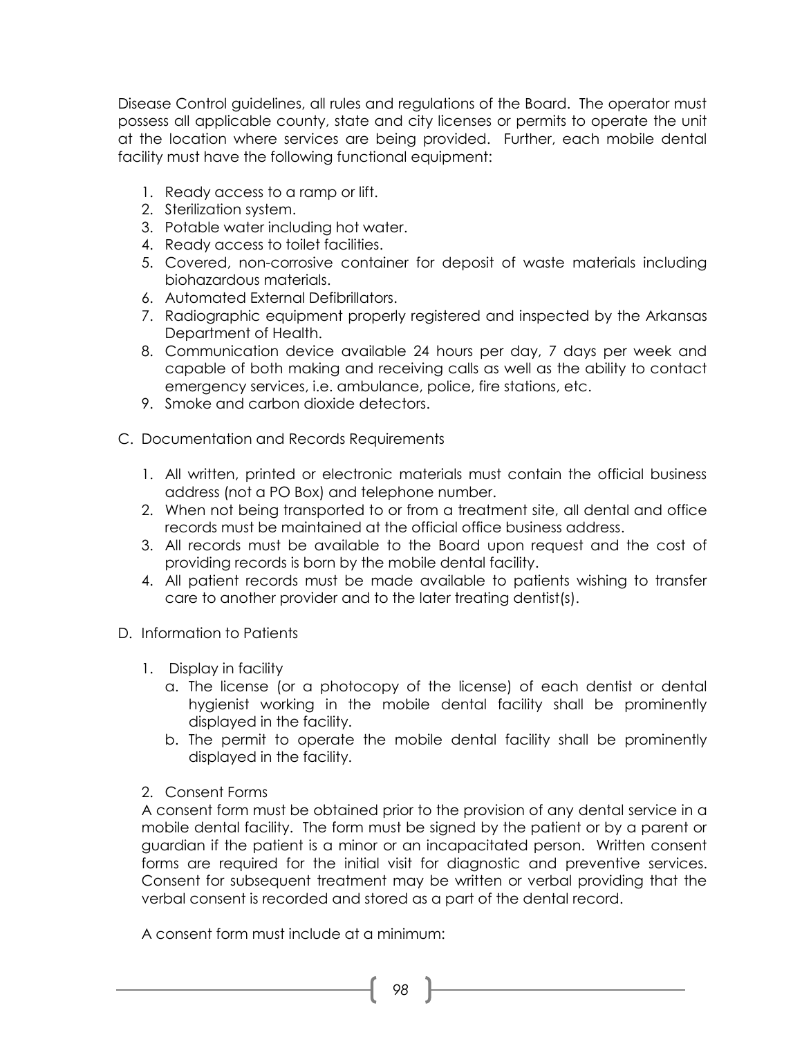Disease Control guidelines, all rules and regulations of the Board. The operator must possess all applicable county, state and city licenses or permits to operate the unit at the location where services are being provided. Further, each mobile dental facility must have the following functional equipment:

1. Ready access to a ramp or lift.
2. Sterilization system.
3. Potable water including hot water.
4. Ready access to toilet facilities.
5. Covered, non-corrosive container for deposit of waste materials including biohazardous materials.
6. Automated External Defibrillators.
7. Radiographic equipment properly registered and inspected by the Arkansas Department of Health.
8. Communication device available 24 hours per day, 7 days per week and capable of both making and receiving calls as well as the ability to contact emergency services, i.e. ambulance, police, fire stations, etc.
9. Smoke and carbon dioxide detectors.

C. Documentation and Records Requirements

1. All written, printed or electronic materials must contain the official business address (not a PO Box) and telephone number.
2. When not being transported to or from a treatment site, all dental and office records must be maintained at the official office business address.
3. All records must be available to the Board upon request and the cost of providing records is born by the mobile dental facility.
4. All patient records must be made available to patients wishing to transfer care to another provider and to the later treating dentist(s).

D. Information to Patients

1. Display in facility
   a. The license (or a photocopy of the license) of each dentist or dental hygienist working in the mobile dental facility shall be prominently displayed in the facility.
   b. The permit to operate the mobile dental facility shall be prominently displayed in the facility.

2. Consent Forms

A consent form must be obtained prior to the provision of any dental service in a mobile dental facility. The form must be signed by the patient or by a parent or guardian if the patient is a minor or an incapacitated person. Written consent forms are required for the initial visit for diagnostic and preventive services. Consent for subsequent treatment may be written or verbal providing that the verbal consent is recorded and stored as a part of the dental record.

A consent form must include at a minimum: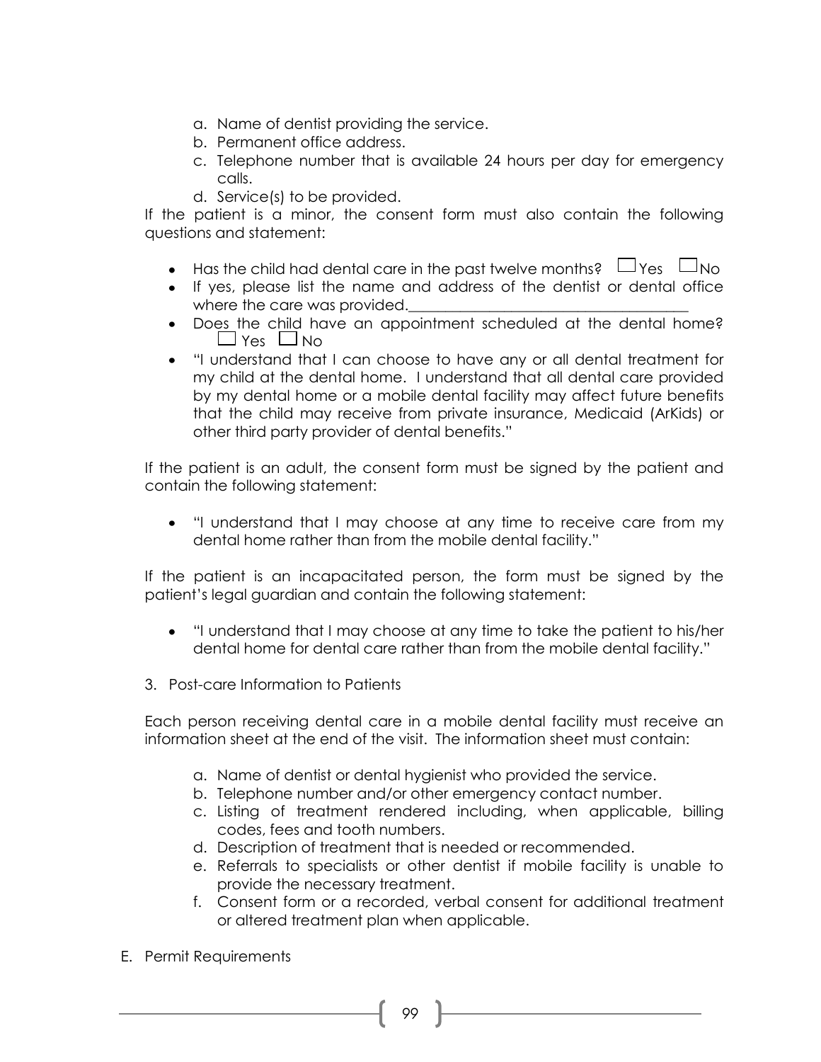a. Name of dentist providing the service.
b. Permanent office address.
c. Telephone number that is available 24 hours per day for emergency calls.
d. Service(s) to be provided.

If the patient is a minor, the consent form must also contain the following questions and statement:

- Has the child had dental care in the past twelve months? ☐ Yes ☐ No
- If yes, please list the name and address of the dentist or dental office where the care was provided.\_\_\_\_\_\_\_\_\_\_\_\_\_\_\_\_\_\_\_\_\_\_\_\_\_\_\_\_\_\_\_\_\_\_\_\_\_\_
- Does the child have an appointment scheduled at the dental home? ☐ Yes ☐ No
- "I understand that I can choose to have any or all dental treatment for my child at the dental home. I understand that all dental care provided by my dental home or a mobile dental facility may affect future benefits that the child may receive from private insurance, Medicaid (ArKids) or other third party provider of dental benefits."

If the patient is an adult, the consent form must be signed by the patient and contain the following statement:

- "I understand that I may choose at any time to receive care from my dental home rather than from the mobile dental facility."

If the patient is an incapacitated person, the form must be signed by the patient's legal guardian and contain the following statement:

- "I understand that I may choose at any time to take the patient to his/her dental home for dental care rather than from the mobile dental facility."

3. Post-care Information to Patients

Each person receiving dental care in a mobile dental facility must receive an information sheet at the end of the visit. The information sheet must contain:

a. Name of dentist or dental hygienist who provided the service.
b. Telephone number and/or other emergency contact number.
c. Listing of treatment rendered including, when applicable, billing codes, fees and tooth numbers.
d. Description of treatment that is needed or recommended.
e. Referrals to specialists or other dentist if mobile facility is unable to provide the necessary treatment.
f. Consent form or a recorded, verbal consent for additional treatment or altered treatment plan when applicable.

E. Permit Requirements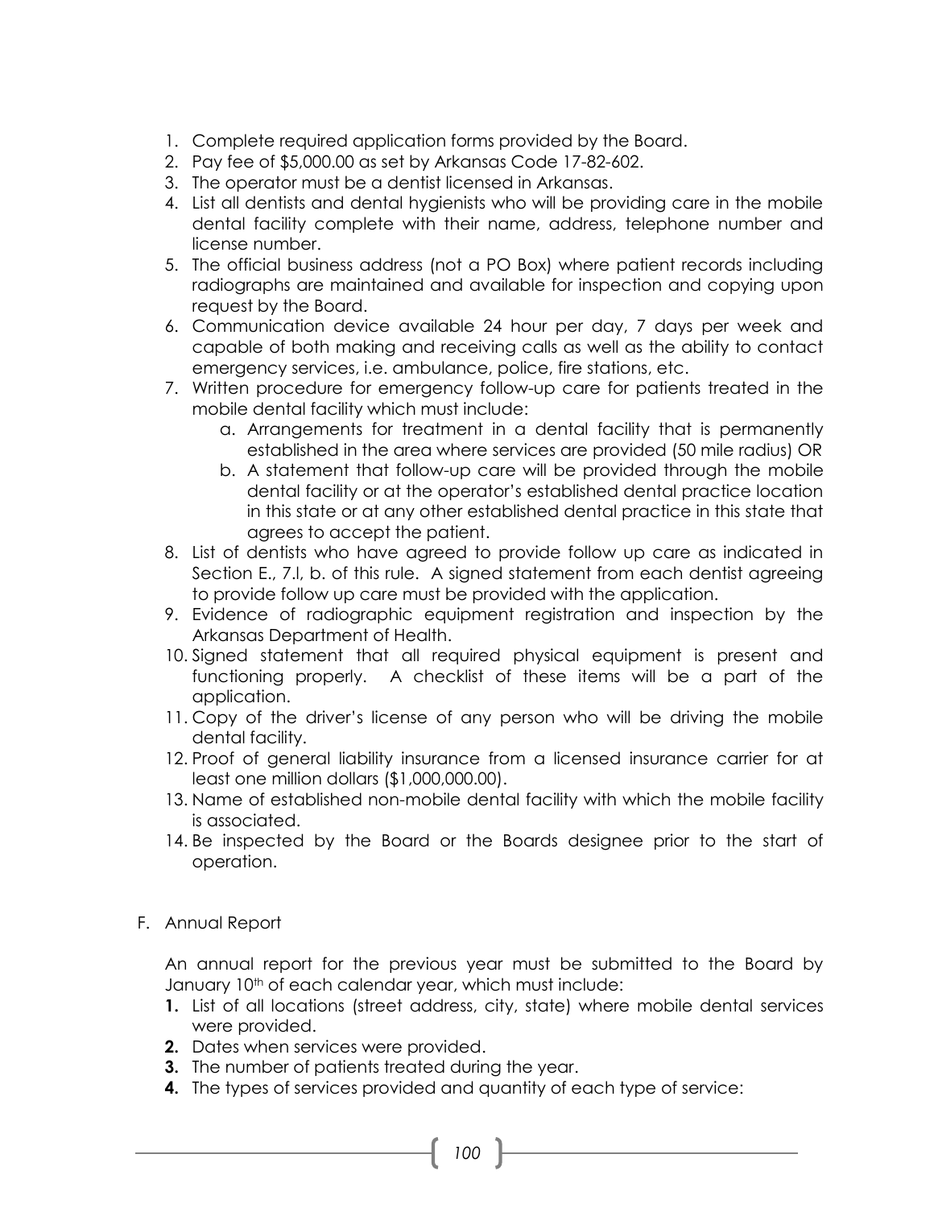1. Complete required application forms provided by the Board.
2. Pay fee of $5,000.00 as set by Arkansas Code 17-82-602.
3. The operator must be a dentist licensed in Arkansas.
4. List all dentists and dental hygienists who will be providing care in the mobile dental facility complete with their name, address, telephone number and license number.
5. The official business address (not a PO Box) where patient records including radiographs are maintained and available for inspection and copying upon request by the Board.
6. Communication device available 24 hour per day, 7 days per week and capable of both making and receiving calls as well as the ability to contact emergency services, i.e. ambulance, police, fire stations, etc.
7. Written procedure for emergency follow-up care for patients treated in the mobile dental facility which must include:
   a. Arrangements for treatment in a dental facility that is permanently established in the area where services are provided (50 mile radius) OR
   b. A statement that follow-up care will be provided through the mobile dental facility or at the operator's established dental practice location in this state or at any other established dental practice in this state that agrees to accept the patient.
8. List of dentists who have agreed to provide follow up care as indicated in Section E., 7.l, b. of this rule. A signed statement from each dentist agreeing to provide follow up care must be provided with the application.
9. Evidence of radiographic equipment registration and inspection by the Arkansas Department of Health.
10. Signed statement that all required physical equipment is present and functioning properly. A checklist of these items will be a part of the application.
11. Copy of the driver's license of any person who will be driving the mobile dental facility.
12. Proof of general liability insurance from a licensed insurance carrier for at least one million dollars ($1,000,000.00).
13. Name of established non-mobile dental facility with which the mobile facility is associated.
14. Be inspected by the Board or the Boards designee prior to the start of operation.

F. Annual Report

An annual report for the previous year must be submitted to the Board by January 10th of each calendar year, which must include:

1. List of all locations (street address, city, state) where mobile dental services were provided.
2. Dates when services were provided.
3. The number of patients treated during the year.
4. The types of services provided and quantity of each type of service: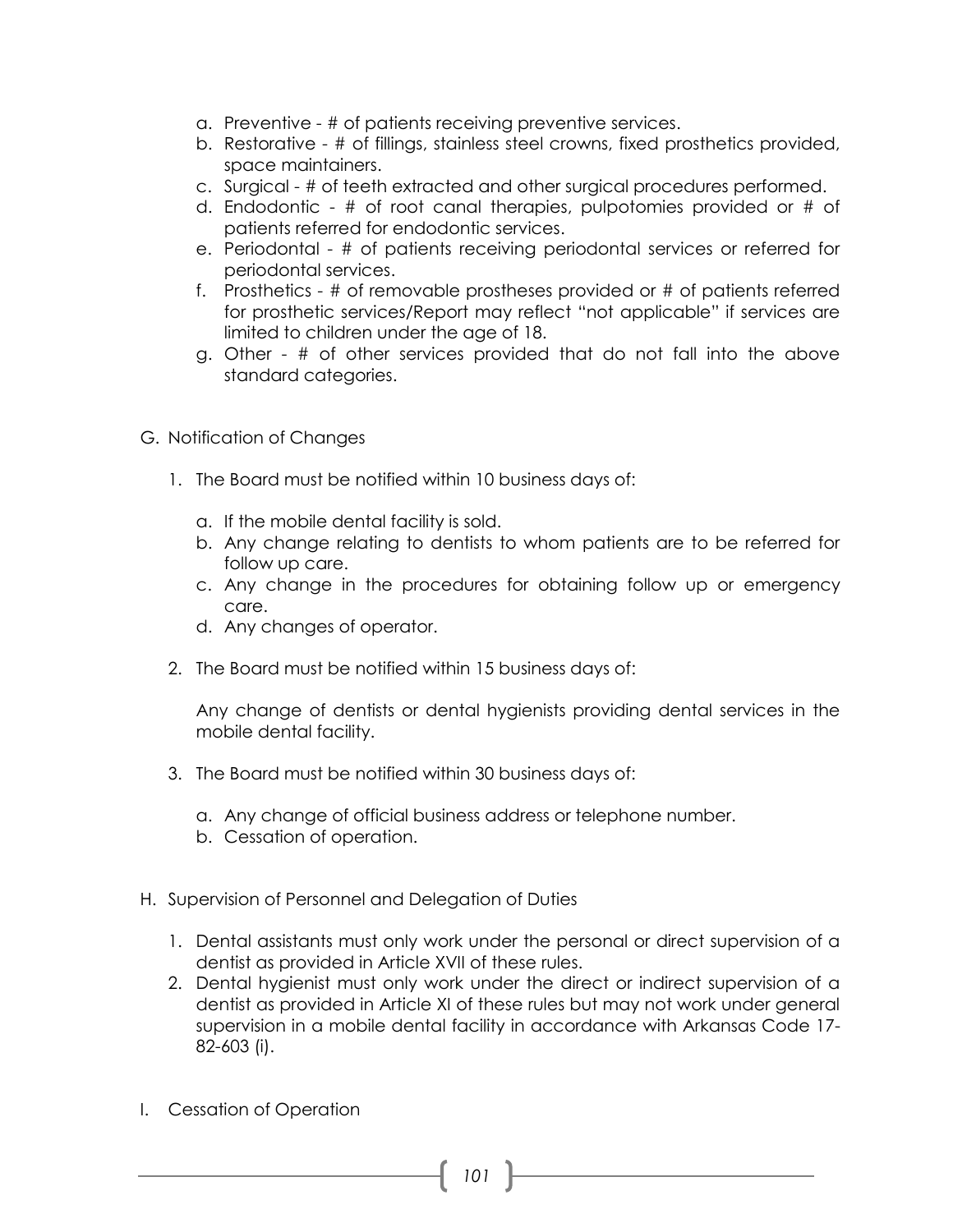a. Preventive - # of patients receiving preventive services.
b. Restorative - # of fillings, stainless steel crowns, fixed prosthetics provided, space maintainers.
c. Surgical - # of teeth extracted and other surgical procedures performed.
d. Endodontic - # of root canal therapies, pulpotomies provided or # of patients referred for endodontic services.
e. Periodontal - # of patients receiving periodontal services or referred for periodontal services.
f. Prosthetics - # of removable prostheses provided or # of patients referred for prosthetic services/Report may reflect "not applicable" if services are limited to children under the age of 18.
g. Other - # of other services provided that do not fall into the above standard categories.

G. Notification of Changes

1. The Board must be notified within 10 business days of:

   a. If the mobile dental facility is sold.
   b. Any change relating to dentists to whom patients are to be referred for follow up care.
   c. Any change in the procedures for obtaining follow up or emergency care.
   d. Any changes of operator.

2. The Board must be notified within 15 business days of:

   Any change of dentists or dental hygienists providing dental services in the mobile dental facility.

3. The Board must be notified within 30 business days of:

   a. Any change of official business address or telephone number.
   b. Cessation of operation.

H. Supervision of Personnel and Delegation of Duties

1. Dental assistants must only work under the personal or direct supervision of a dentist as provided in Article XVII of these rules.
2. Dental hygienist must only work under the direct or indirect supervision of a dentist as provided in Article XI of these rules but may not work under general supervision in a mobile dental facility in accordance with Arkansas Code 17-82-603 (i).

I. Cessation of Operation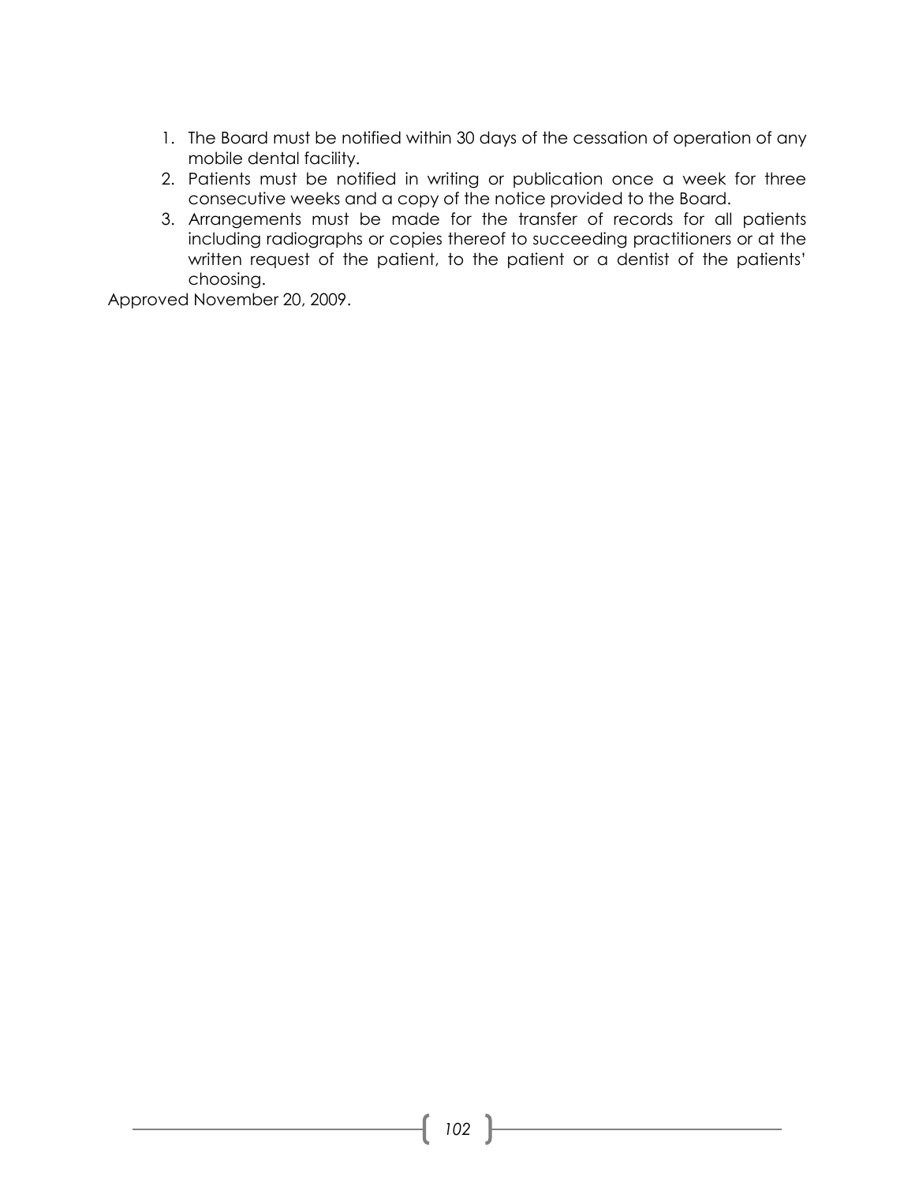1. The Board must be notified within 30 days of the cessation of operation of any mobile dental facility.
2. Patients must be notified in writing or publication once a week for three consecutive weeks and a copy of the notice provided to the Board.
3. Arrangements must be made for the transfer of records for all patients including radiographs or copies thereof to succeeding practitioners or at the written request of the patient, to the patient or a dentist of the patients' choosing.

Approved November 20, 2009.